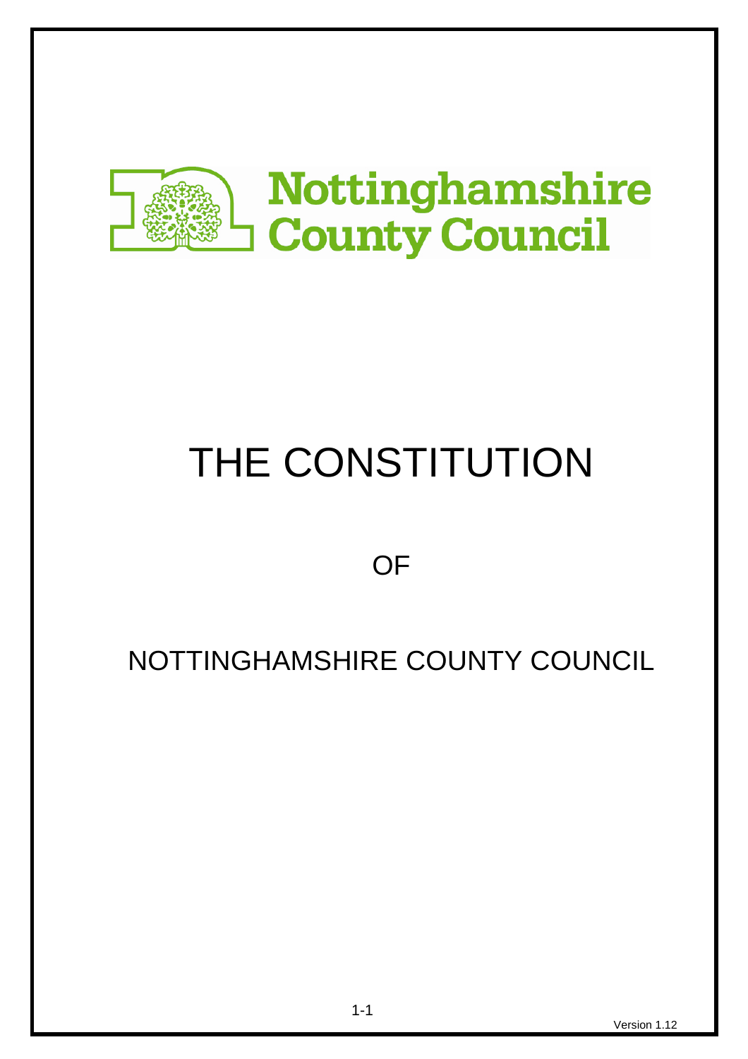Nottinghamshire County Council

# THE CONSTITUTION

OF

NOTTINGHAMSHIRE COUNTY COUNCIL

Version 1.12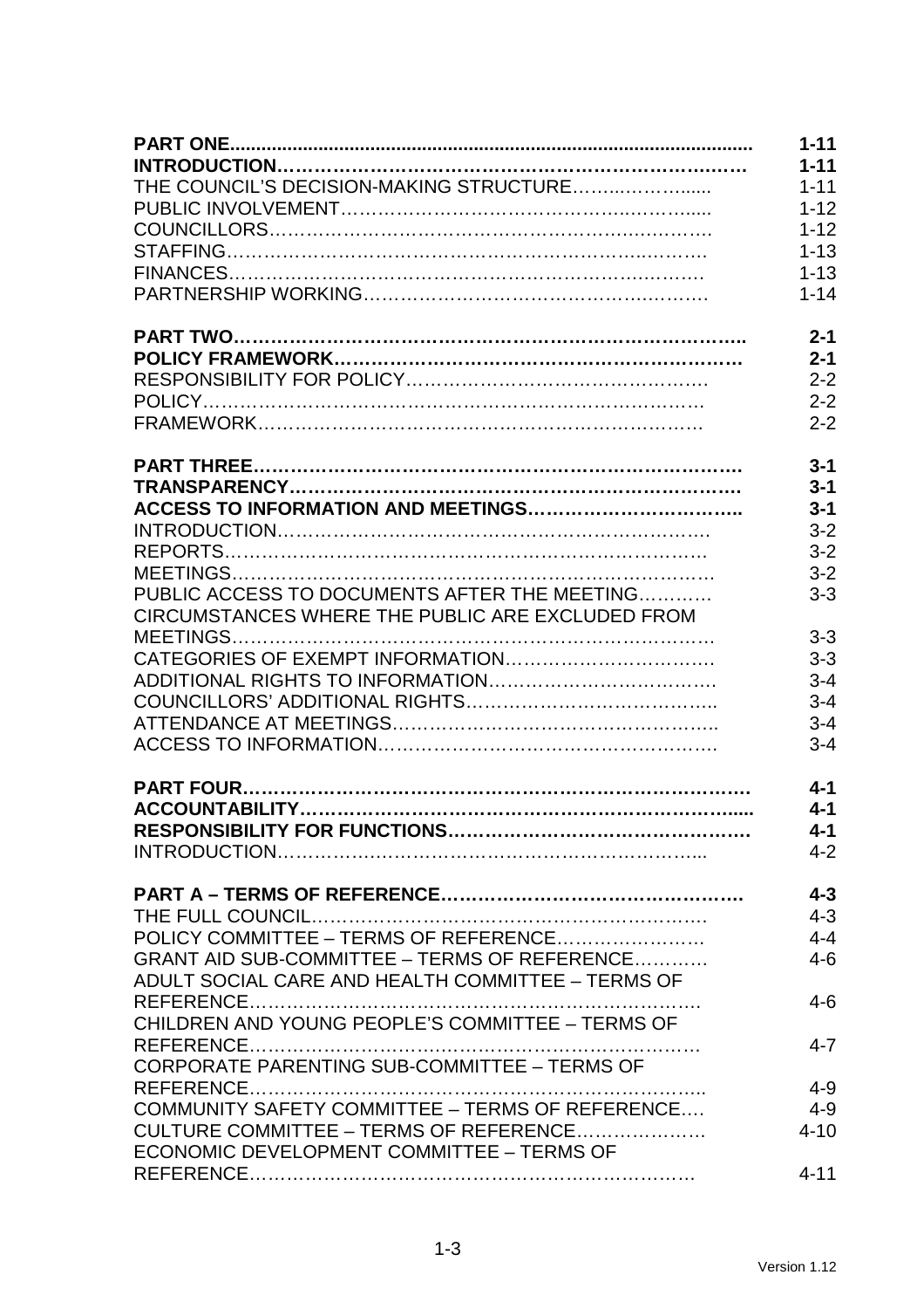| | |
|---|---|
| **PART ONE** | **1-11** |
| **INTRODUCTION** | **1-11** |
| THE COUNCIL'S DECISION-MAKING STRUCTURE | 1-11 |
| PUBLIC INVOLVEMENT | 1-12 |
| COUNCILLORS | 1-12 |
| STAFFING | 1-13 |
| FINANCES | 1-13 |
| PARTNERSHIP WORKING | 1-14 |
| | |
| **PART TWO** | **2-1** |
| **POLICY FRAMEWORK** | **2-1** |
| RESPONSIBILITY FOR POLICY | 2-2 |
| POLICY | 2-2 |
| FRAMEWORK | 2-2 |
| | |
| **PART THREE** | **3-1** |
| **TRANSPARENCY** | **3-1** |
| **ACCESS TO INFORMATION AND MEETINGS** | **3-1** |
| INTRODUCTION | 3-2 |
| REPORTS | 3-2 |
| MEETINGS | 3-2 |
| PUBLIC ACCESS TO DOCUMENTS AFTER THE MEETING | 3-3 |
| CIRCUMSTANCES WHERE THE PUBLIC ARE EXCLUDED FROM MEETINGS | 3-3 |
| CATEGORIES OF EXEMPT INFORMATION | 3-3 |
| ADDITIONAL RIGHTS TO INFORMATION | 3-4 |
| COUNCILLORS' ADDITIONAL RIGHTS | 3-4 |
| ATTENDANCE AT MEETINGS | 3-4 |
| ACCESS TO INFORMATION | 3-4 |
| | |
| **PART FOUR** | **4-1** |
| **ACCOUNTABILITY** | **4-1** |
| **RESPONSIBILITY FOR FUNCTIONS** | **4-1** |
| INTRODUCTION | 4-2 |
| | |
| **PART A – TERMS OF REFERENCE** | **4-3** |
| THE FULL COUNCIL | 4-3 |
| POLICY COMMITTEE – TERMS OF REFERENCE | 4-4 |
| GRANT AID SUB-COMMITTEE – TERMS OF REFERENCE | 4-6 |
| ADULT SOCIAL CARE AND HEALTH COMMITTEE – TERMS OF REFERENCE | 4-6 |
| CHILDREN AND YOUNG PEOPLE'S COMMITTEE – TERMS OF REFERENCE | 4-7 |
| CORPORATE PARENTING SUB-COMMITTEE – TERMS OF REFERENCE | 4-9 |
| COMMUNITY SAFETY COMMITTEE – TERMS OF REFERENCE | 4-9 |
| CULTURE COMMITTEE – TERMS OF REFERENCE | 4-10 |
| ECONOMIC DEVELOPMENT COMMITTEE – TERMS OF REFERENCE | 4-11 |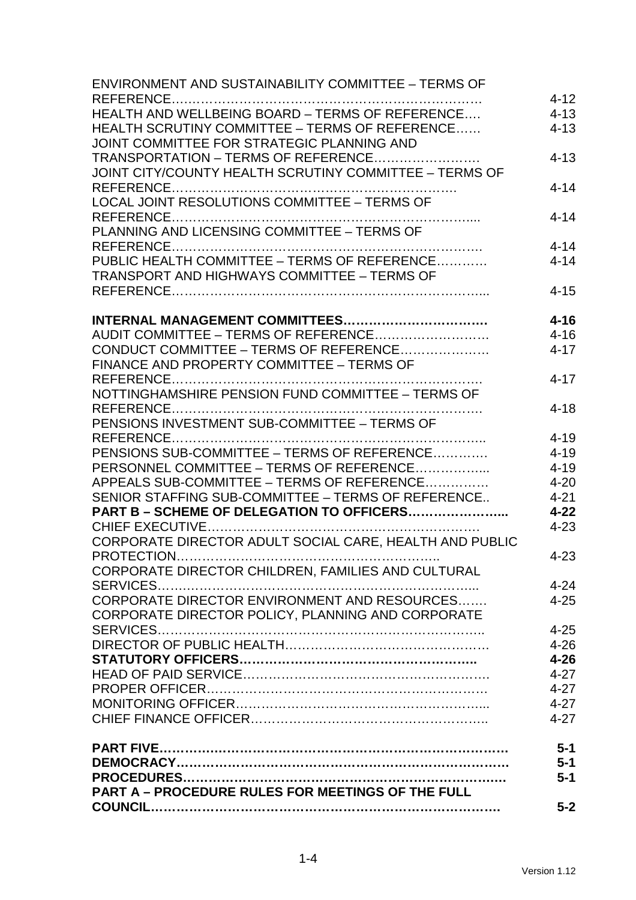| | |
|---|---|
| ENVIRONMENT AND SUSTAINABILITY COMMITTEE – TERMS OF REFERENCE………………………………………………………… | 4-12 |
| HEALTH AND WELLBEING BOARD – TERMS OF REFERENCE…. | 4-13 |
| HEALTH SCRUTINY COMMITTEE – TERMS OF REFERENCE…… | 4-13 |
| JOINT COMMITTEE FOR STRATEGIC PLANNING AND TRANSPORTATION – TERMS OF REFERENCE……………………. | 4-13 |
| JOINT CITY/COUNTY HEALTH SCRUTINY COMMITTEE – TERMS OF REFERENCE………………………………………………………. | 4-14 |
| LOCAL JOINT RESOLUTIONS COMMITTEE – TERMS OF REFERENCE…………………………………………………………... | 4-14 |
| PLANNING AND LICENSING COMMITTEE – TERMS OF REFERENCE…………………………………………………………. | 4-14 |
| PUBLIC HEALTH COMMITTEE – TERMS OF REFERENCE……….. | 4-14 |
| TRANSPORT AND HIGHWAYS COMMITTEE – TERMS OF REFERENCE……………………………………………………………... | 4-15 |
| | |
| **INTERNAL MANAGEMENT COMMITTEES……………………………** | **4-16** |
| AUDIT COMMITTEE – TERMS OF REFERENCE……………………… | 4-16 |
| CONDUCT COMMITTEE – TERMS OF REFERENCE………………… | 4-17 |
| FINANCE AND PROPERTY COMMITTEE – TERMS OF REFERENCE…………………………………………………………. | 4-17 |
| NOTTINGHAMSHIRE PENSION FUND COMMITTEE – TERMS OF REFERENCE…………………………………………………………. | 4-18 |
| PENSIONS INVESTMENT SUB-COMMITTEE – TERMS OF REFERENCE………………………………………………………….. | 4-19 |
| PENSIONS SUB-COMMITTEE – TERMS OF REFERENCE…………. | 4-19 |
| PERSONNEL COMMITTEE – TERMS OF REFERENCE……………... | 4-19 |
| APPEALS SUB-COMMITTEE – TERMS OF REFERENCE…………… | 4-20 |
| SENIOR STAFFING SUB-COMMITTEE – TERMS OF REFERENCE.. | 4-21 |
| **PART B – SCHEME OF DELEGATION TO OFFICERS…………………..** | **4-22** |
| CHIEF EXECUTIVE………………………………………………………. | 4-23 |
| CORPORATE DIRECTOR ADULT SOCIAL CARE, HEALTH AND PUBLIC PROTECTION……………………………………………………….. | 4-23 |
| CORPORATE DIRECTOR CHILDREN, FAMILIES AND CULTURAL SERVICES……………………………………………………………….... | 4-24 |
| CORPORATE DIRECTOR ENVIRONMENT AND RESOURCES……. | 4-25 |
| CORPORATE DIRECTOR POLICY, PLANNING AND CORPORATE SERVICES……………………………………………………………….. | 4-25 |
| DIRECTOR OF PUBLIC HEALTH………………………………………… | 4-26 |
| **STATUTORY OFFICERS……………………………………………….** | **4-26** |
| HEAD OF PAID SERVICE………………………………………………… | 4-27 |
| PROPER OFFICER……………………………………………………… | 4-27 |
| MONITORING OFFICER……………………………………………….... | 4-27 |
| CHIEF FINANCE OFFICER……………………………………………….. | 4-27 |
| | |
| **PART FIVE………………………………………………………………………** | **5-1** |
| **DEMOCRACY………………………………………………………………….** | **5-1** |
| **PROCEDURES……………………………………………………………….** | **5-1** |
| **PART A – PROCEDURE RULES FOR MEETINGS OF THE FULL COUNCIL…………………………………………………………………….** | **5-2** |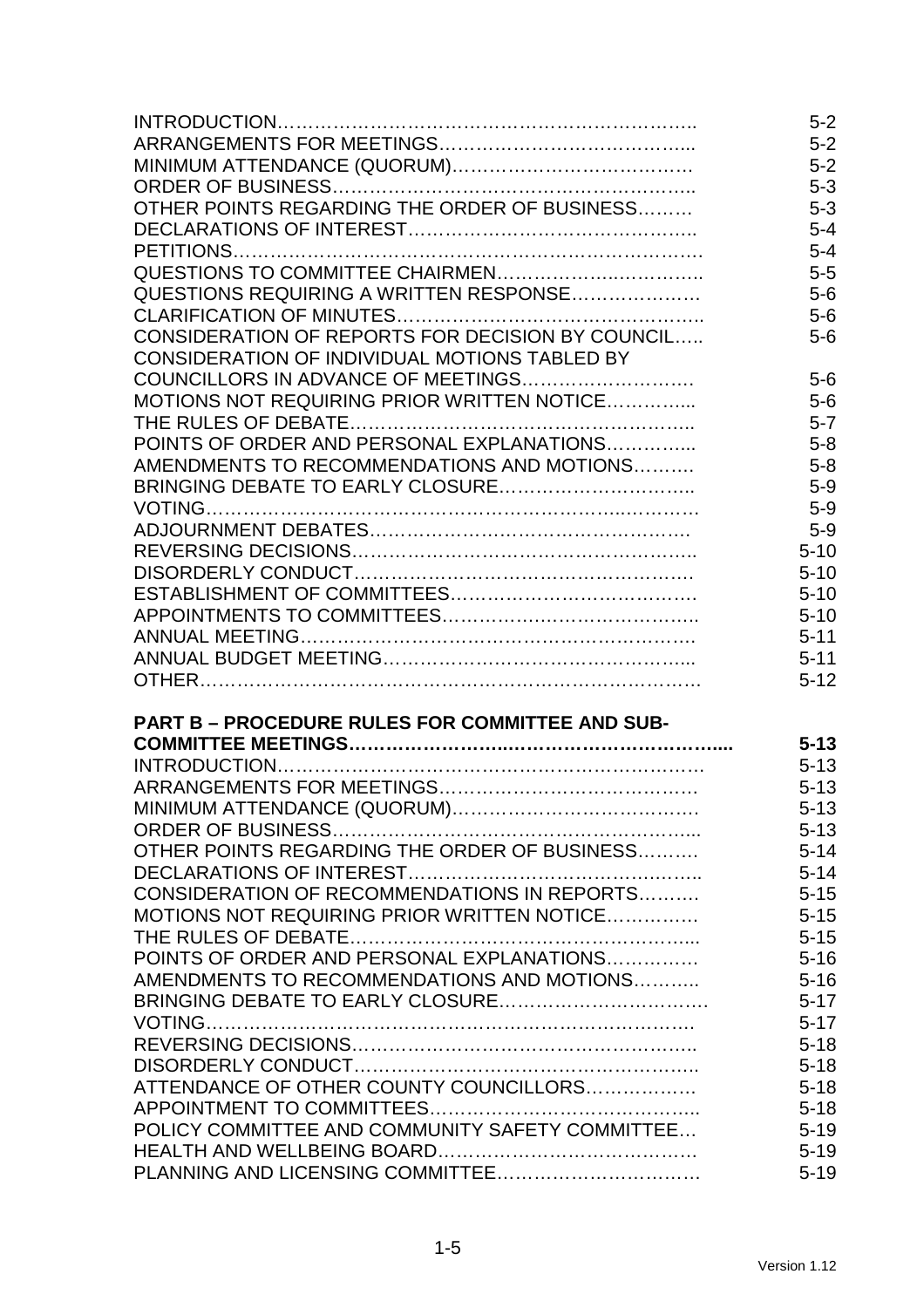| | |
|---|---|
| INTRODUCTION……………………………………………………….. | 5-2 |
| ARRANGEMENTS FOR MEETINGS………………………………….. | 5-2 |
| MINIMUM ATTENDANCE (QUORUM)……………………………… | 5-2 |
| ORDER OF BUSINESS……………………………………………….. | 5-3 |
| OTHER POINTS REGARDING THE ORDER OF BUSINESS……… | 5-3 |
| DECLARATIONS OF INTEREST……………………………………….. | 5-4 |
| PETITIONS………………………………………………………………. | 5-4 |
| QUESTIONS TO COMMITTEE CHAIRMEN……………………………. | 5-5 |
| QUESTIONS REQUIRING A WRITTEN RESPONSE………………… | 5-6 |
| CLARIFICATION OF MINUTES……………………………………….. | 5-6 |
| CONSIDERATION OF REPORTS FOR DECISION BY COUNCIL….. | 5-6 |
| CONSIDERATION OF INDIVIDUAL MOTIONS TABLED BY COUNCILLORS IN ADVANCE OF MEETINGS……………………… | 5-6 |
| MOTIONS NOT REQUIRING PRIOR WRITTEN NOTICE………….... | 5-6 |
| THE RULES OF DEBATE……………………………………………….. | 5-7 |
| POINTS OF ORDER AND PERSONAL EXPLANATIONS………….... | 5-8 |
| AMENDMENTS TO RECOMMENDATIONS AND MOTIONS……… | 5-8 |
| BRINGING DEBATE TO EARLY CLOSURE………………………….. | 5-9 |
| VOTING……………………………………………………………………. | 5-9 |
| ADJOURNMENT DEBATES……………………………………………. | 5-9 |
| REVERSING DECISIONS……………………………………………….. | 5-10 |
| DISORDERLY CONDUCT………………………………………………. | 5-10 |
| ESTABLISHMENT OF COMMITTEES………………………………. | 5-10 |
| APPOINTMENTS TO COMMITTEES……………………………….. | 5-10 |
| ANNUAL MEETING………………………………………………………. | 5-11 |
| ANNUAL BUDGET MEETING…………………………………………... | 5-11 |
| OTHER……………………………………………………………………. | 5-12 |
| **PART B – PROCEDURE RULES FOR COMMITTEE AND SUB-COMMITTEE MEETINGS……………………………………………....** | **5-13** |
| INTRODUCTION…………………………………………………………… | 5-13 |
| ARRANGEMENTS FOR MEETINGS…………………………………… | 5-13 |
| MINIMUM ATTENDANCE (QUORUM)………………………………… | 5-13 |
| ORDER OF BUSINESS…………………………………………………... | 5-13 |
| OTHER POINTS REGARDING THE ORDER OF BUSINESS………. | 5-14 |
| DECLARATIONS OF INTEREST……………………………………….. | 5-14 |
| CONSIDERATION OF RECOMMENDATIONS IN REPORTS………. | 5-15 |
| MOTIONS NOT REQUIRING PRIOR WRITTEN NOTICE…………… | 5-15 |
| THE RULES OF DEBATE………………………………………………... | 5-15 |
| POINTS OF ORDER AND PERSONAL EXPLANATIONS…………… | 5-16 |
| AMENDMENTS TO RECOMMENDATIONS AND MOTIONS……….. | 5-16 |
| BRINGING DEBATE TO EARLY CLOSURE……………………………. | 5-17 |
| VOTING…………………………………………………………………… | 5-17 |
| REVERSING DECISIONS……………………………………………….. | 5-18 |
| DISORDERLY CONDUCT……………………………………………….. | 5-18 |
| ATTENDANCE OF OTHER COUNTY COUNCILLORS……………… | 5-18 |
| APPOINTMENT TO COMMITTEES…………………………………….. | 5-18 |
| POLICY COMMITTEE AND COMMUNITY SAFETY COMMITTEE… | 5-19 |
| HEALTH AND WELLBEING BOARD…………………………………… | 5-19 |
| PLANNING AND LICENSING COMMITTEE…………………………… | 5-19 |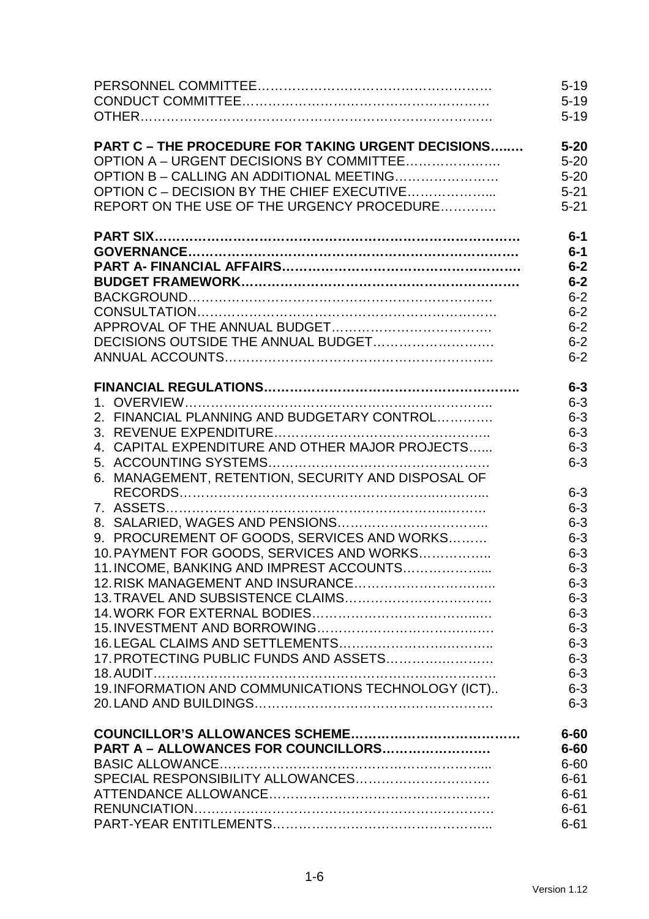| | |
|---|---|
| PERSONNEL COMMITTEE…………………………………………… | 5-19 |
| CONDUCT COMMITTEE……………………………………………… | 5-19 |
| OTHER……………………………………………………………… | 5-19 |
| | |
| **PART C – THE PROCEDURE FOR TAKING URGENT DECISIONS……..** | **5-20** |
| OPTION A – URGENT DECISIONS BY COMMITTEE…………………. | 5-20 |
| OPTION B – CALLING AN ADDITIONAL MEETING……………………. | 5-20 |
| OPTION C – DECISION BY THE CHIEF EXECUTIVE………………... | 5-21 |
| REPORT ON THE USE OF THE URGENCY PROCEDURE…………. | 5-21 |
| | |
| **PART SIX……………………………………………………………………….** | **6-1** |
| **GOVERNANCE……………………………………………………………….** | **6-1** |
| **PART A- FINANCIAL AFFAIRS…………………………………………….** | **6-2** |
| **BUDGET FRAMEWORK……………………………………………………** | **6-2** |
| BACKGROUND………………………………………………………………. | 6-2 |
| CONSULTATION……………………………………………………………… | 6-2 |
| APPROVAL OF THE ANNUAL BUDGET………………………………. | 6-2 |
| DECISIONS OUTSIDE THE ANNUAL BUDGET………………………. | 6-2 |
| ANNUAL ACCOUNTS……………………………………………………….. | 6-2 |
| | |
| **FINANCIAL REGULATIONS………………………………………………..** | **6-3** |
| 1. OVERVIEW……………………………………………………………….. | 6-3 |
| 2. FINANCIAL PLANNING AND BUDGETARY CONTROL…………. | 6-3 |
| 3. REVENUE EXPENDITURE……………………………………………….. | 6-3 |
| 4. CAPITAL EXPENDITURE AND OTHER MAJOR PROJECTS…... | 6-3 |
| 5. ACCOUNTING SYSTEMS………………………………………………. | 6-3 |
| 6. MANAGEMENT, RETENTION, SECURITY AND DISPOSAL OF RECORDS…………………………………………………………….. | 6-3 |
| 7. ASSETS……………………………………………………………………. | 6-3 |
| 8. SALARIED, WAGES AND PENSIONS…………………………….. | 6-3 |
| 9. PROCUREMENT OF GOODS, SERVICES AND WORKS……… | 6-3 |
| 10. PAYMENT FOR GOODS, SERVICES AND WORKS…………….. | 6-3 |
| 11. INCOME, BANKING AND IMPREST ACCOUNTS………………... | 6-3 |
| 12. RISK MANAGEMENT AND INSURANCE………………………….. | 6-3 |
| 13. TRAVEL AND SUBSISTENCE CLAIMS……………………………. | 6-3 |
| 14. WORK FOR EXTERNAL BODIES…………………………………… | 6-3 |
| 15. INVESTMENT AND BORROWING…………………………………. | 6-3 |
| 16. LEGAL CLAIMS AND SETTLEMENTS…………………………….. | 6-3 |
| 17. PROTECTING PUBLIC FUNDS AND ASSETS……………………. | 6-3 |
| 18. AUDIT……………………………………………………………………… | 6-3 |
| 19. INFORMATION AND COMMUNICATIONS TECHNOLOGY (ICT).. | 6-3 |
| 20. LAND AND BUILDINGS………………………………………………. | 6-3 |
| | |
| **COUNCILLOR'S ALLOWANCES SCHEME……………………………….** | **6-60** |
| **PART A – ALLOWANCES FOR COUNCILLORS…………………….** | **6-60** |
| BASIC ALLOWANCE……………………………………………………... | 6-60 |
| SPECIAL RESPONSIBILITY ALLOWANCES………………………. | 6-61 |
| ATTENDANCE ALLOWANCE……………………………………………. | 6-61 |
| RENUNCIATION……………………………………………………………. | 6-61 |
| PART-YEAR ENTITLEMENTS…………………………………………... | 6-61 |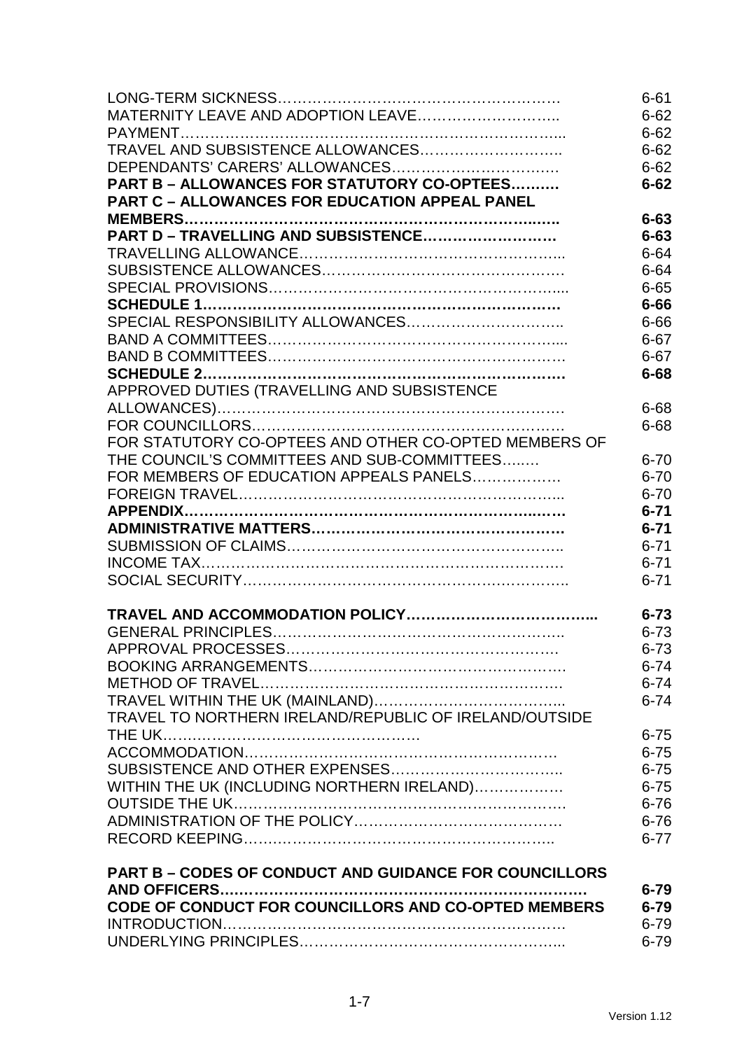| | |
|---|---|
| LONG-TERM SICKNESS………………………………………………… | 6-61 |
| MATERNITY LEAVE AND ADOPTION LEAVE……………………….. | 6-62 |
| PAYMENT……………………………………………………………….. | 6-62 |
| TRAVEL AND SUBSISTENCE ALLOWANCES……………………….. | 6-62 |
| DEPENDANTS' CARERS' ALLOWANCES……………………………. | 6-62 |
| **PART B – ALLOWANCES FOR STATUTORY CO-OPTEES………** | **6-62** |
| **PART C – ALLOWANCES FOR EDUCATION APPEAL PANEL MEMBERS……………………………………………………………..** | **6-63** |
| **PART D – TRAVELLING AND SUBSISTENCE………………………** | **6-63** |
| TRAVELLING ALLOWANCE…………………………………………….. | 6-64 |
| SUBSISTENCE ALLOWANCES………………………………………… | 6-64 |
| SPECIAL PROVISIONS…………………………………………………... | 6-65 |
| **SCHEDULE 1…………………………………………………………….** | **6-66** |
| SPECIAL RESPONSIBILITY ALLOWANCES……………………….. | 6-66 |
| BAND A COMMITTEES…………………………………………………... | 6-67 |
| BAND B COMMITTEES……………………………………………………. | 6-67 |
| **SCHEDULE 2…………………………………………………………….** | **6-68** |
| APPROVED DUTIES (TRAVELLING AND SUBSISTENCE ALLOWANCES)……………………………………………………………. | 6-68 |
| FOR COUNCILLORS……………………………………………………… | 6-68 |
| FOR STATUTORY CO-OPTEES AND OTHER CO-OPTED MEMBERS OF THE COUNCIL'S COMMITTEES AND SUB-COMMITTEES…..… | 6-70 |
| FOR MEMBERS OF EDUCATION APPEALS PANELS……………… | 6-70 |
| FOREIGN TRAVEL………………………………………………………... | 6-70 |
| **APPENDIX……………………………………………………………..….** | **6-71** |
| **ADMINISTRATIVE MATTERS……………………………………………** | **6-71** |
| SUBMISSION OF CLAIMS……………………………………………….. | 6-71 |
| INCOME TAX………………………………………………………………. | 6-71 |
| SOCIAL SECURITY………………………………………………………. | 6-71 |
| | |
| **TRAVEL AND ACCOMMODATION POLICY………………………………...** | **6-73** |
| GENERAL PRINCIPLES………………………………………………….. | 6-73 |
| APPROVAL PROCESSES………………………………………………. | 6-73 |
| BOOKING ARRANGEMENTS……………………………………………. | 6-74 |
| METHOD OF TRAVEL……………………………………………………. | 6-74 |
| TRAVEL WITHIN THE UK (MAINLAND)………………………………... | 6-74 |
| TRAVEL TO NORTHERN IRELAND/REPUBLIC OF IRELAND/OUTSIDE THE UK……………………………………………. | 6-75 |
| ACCOMMODATION………………………………………………………. | 6-75 |
| SUBSISTENCE AND OTHER EXPENSES…………………………….. | 6-75 |
| WITHIN THE UK (INCLUDING NORTHERN IRELAND)……………… | 6-75 |
| OUTSIDE THE UK…………………………………………………………. | 6-76 |
| ADMINISTRATION OF THE POLICY…………………………………… | 6-76 |
| RECORD KEEPING……………………………………………………….. | 6-77 |
| | |
| **PART B – CODES OF CONDUCT AND GUIDANCE FOR COUNCILLORS AND OFFICERS……………………………………………………………** | **6-79** |
| **CODE OF CONDUCT FOR COUNCILLORS AND CO-OPTED MEMBERS** | **6-79** |
| INTRODUCTION……………………………………………………………. | 6-79 |
| UNDERLYING PRINCIPLES……………………………………………... | 6-79 |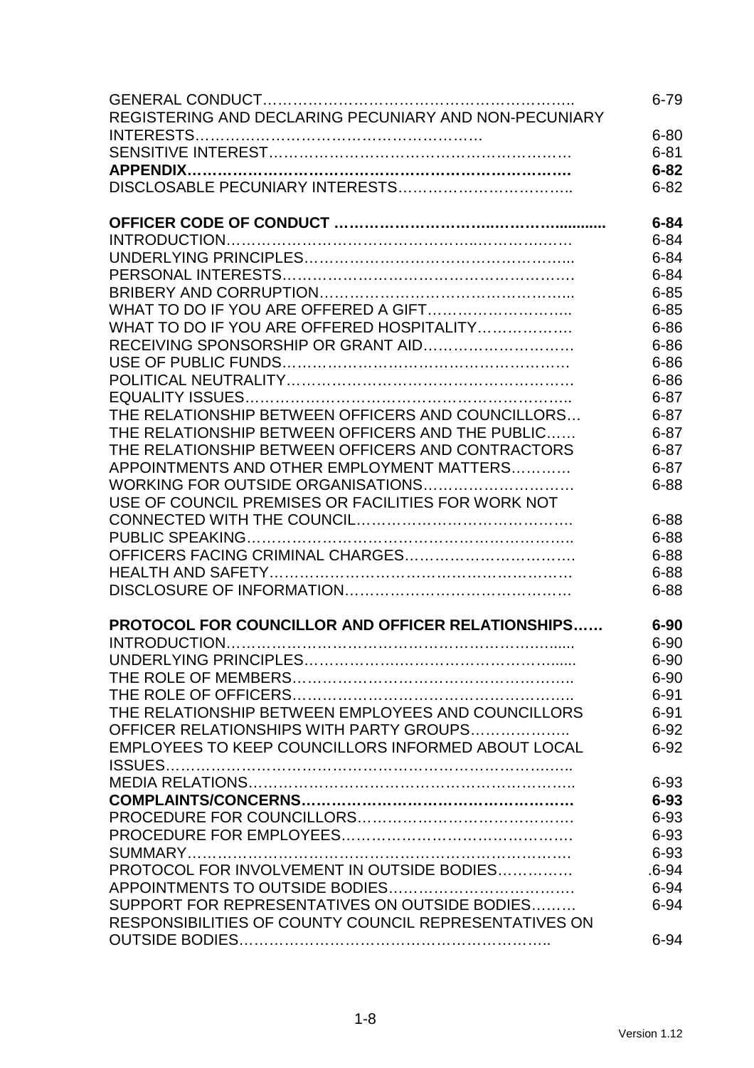| | |
|---|---|
| GENERAL CONDUCT………………………………………………………….. | 6-79 |
| REGISTERING AND DECLARING PECUNIARY AND NON-PECUNIARY INTERESTS………………………………………………… | 6-80 |
| SENSITIVE INTEREST………………………………………………………. | 6-81 |
| **APPENDIX…………………………………………………………………** | **6-82** |
| DISCLOSABLE PECUNIARY INTERESTS…………………………….. | 6-82 |
| | |
| **OFFICER CODE OF CONDUCT …………………………..………….............** | **6-84** |
| INTRODUCTION………………………………………..……………… | 6-84 |
| UNDERLYING PRINCIPLES…………………………………………….. | 6-84 |
| PERSONAL INTERESTS………………………………………………. | 6-84 |
| BRIBERY AND CORRUPTION…………………………………………... | 6-85 |
| WHAT TO DO IF YOU ARE OFFERED A GIFT……………………….. | 6-85 |
| WHAT TO DO IF YOU ARE OFFERED HOSPITALITY………………. | 6-86 |
| RECEIVING SPONSORSHIP OR GRANT AID……………………….. | 6-86 |
| USE OF PUBLIC FUNDS………………………………………………. | 6-86 |
| POLITICAL NEUTRALITY………………………………………………. | 6-86 |
| EQUALITY ISSUES…………………………………………………….. | 6-87 |
| THE RELATIONSHIP BETWEEN OFFICERS AND COUNCILLORS… | 6-87 |
| THE RELATIONSHIP BETWEEN OFFICERS AND THE PUBLIC…… | 6-87 |
| THE RELATIONSHIP BETWEEN OFFICERS AND CONTRACTORS | 6-87 |
| APPOINTMENTS AND OTHER EMPLOYMENT MATTERS………… | 6-87 |
| WORKING FOR OUTSIDE ORGANISATIONS………………………… | 6-88 |
| USE OF COUNCIL PREMISES OR FACILITIES FOR WORK NOT CONNECTED WITH THE COUNCIL……………………………………. | 6-88 |
| PUBLIC SPEAKING……………………………………………………….. | 6-88 |
| OFFICERS FACING CRIMINAL CHARGES……………………………. | 6-88 |
| HEALTH AND SAFETY…………………………………………………… | 6-88 |
| DISCLOSURE OF INFORMATION……………………………………… | 6-88 |
| | |
| **PROTOCOL FOR COUNCILLOR AND OFFICER RELATIONSHIPS……** | **6-90** |
| INTRODUCTION……………………………………………………...... | 6-90 |
| UNDERLYING PRINCIPLES……………………………………….......... | 6-90 |
| THE ROLE OF MEMBERS……………………………………………….. | 6-90 |
| THE ROLE OF OFFICERS……………………………………………….. | 6-91 |
| THE RELATIONSHIP BETWEEN EMPLOYEES AND COUNCILLORS | 6-91 |
| OFFICER RELATIONSHIPS WITH PARTY GROUPS……………….. | 6-92 |
| EMPLOYEES TO KEEP COUNCILLORS INFORMED ABOUT LOCAL ISSUES…………………………………………………………………….. | 6-92 |
| MEDIA RELATIONS……………………………………………………….. | 6-93 |
| **COMPLAINTS/CONCERNS……………………………………………….** | **6-93** |
| PROCEDURE FOR COUNCILLORS……………………………………. | 6-93 |
| PROCEDURE FOR EMPLOYEES………………………………………. | 6-93 |
| SUMMARY…………………………………………………………………. | 6-93 |
| PROTOCOL FOR INVOLVEMENT IN OUTSIDE BODIES………….. | .6-94 |
| APPOINTMENTS TO OUTSIDE BODIES………………………………. | 6-94 |
| SUPPORT FOR REPRESENTATIVES ON OUTSIDE BODIES……… | 6-94 |
| RESPONSIBILITIES OF COUNTY COUNCIL REPRESENTATIVES ON OUTSIDE BODIES…………………………………………………….. | 6-94 |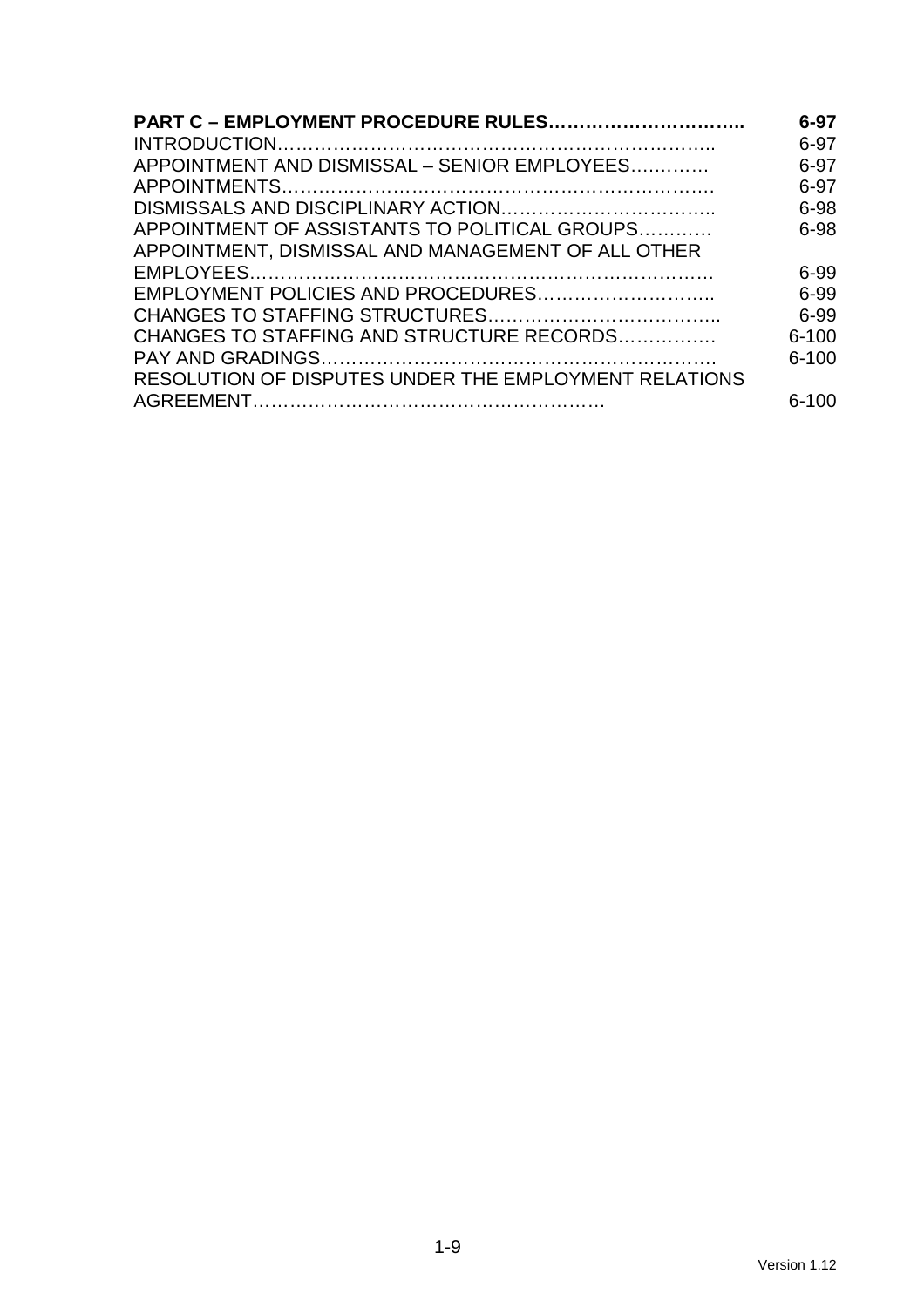| | |
|---|---|
| **PART C – EMPLOYMENT PROCEDURE RULES…………………………..** | **6-97** |
| INTRODUCTION……………………………………………………………….. | 6-97 |
| APPOINTMENT AND DISMISSAL – SENIOR EMPLOYEES………… | 6-97 |
| APPOINTMENTS……………………………………………………………. | 6-97 |
| DISMISSALS AND DISCIPLINARY ACTION…………………………….. | 6-98 |
| APPOINTMENT OF ASSISTANTS TO POLITICAL GROUPS………… | 6-98 |
| APPOINTMENT, DISMISSAL AND MANAGEMENT OF ALL OTHER EMPLOYEES………………………………………………………………. | 6-99 |
| EMPLOYMENT POLICIES AND PROCEDURES……………………….. | 6-99 |
| CHANGES TO STAFFING STRUCTURES……………………………….. | 6-99 |
| CHANGES TO STAFFING AND STRUCTURE RECORDS……………. | 6-100 |
| PAY AND GRADINGS……………………………………………………. | 6-100 |
| RESOLUTION OF DISPUTES UNDER THE EMPLOYMENT RELATIONS AGREEMENT…………………………………………………. | 6-100 |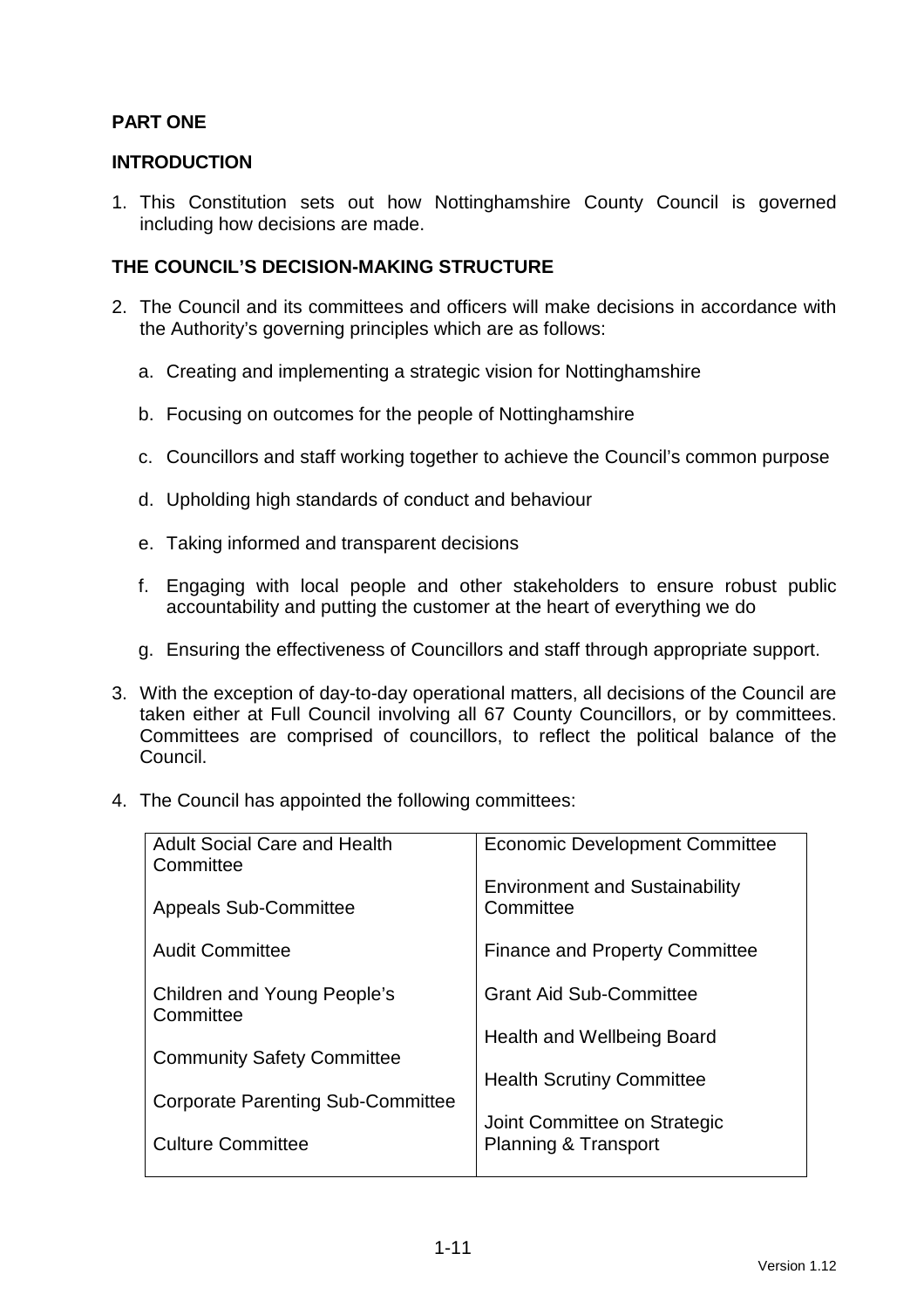## PART ONE

## INTRODUCTION

1. This Constitution sets out how Nottinghamshire County Council is governed including how decisions are made.

## THE COUNCIL'S DECISION-MAKING STRUCTURE

2. The Council and its committees and officers will make decisions in accordance with the Authority's governing principles which are as follows:

   a. Creating and implementing a strategic vision for Nottinghamshire

   b. Focusing on outcomes for the people of Nottinghamshire

   c. Councillors and staff working together to achieve the Council's common purpose

   d. Upholding high standards of conduct and behaviour

   e. Taking informed and transparent decisions

   f. Engaging with local people and other stakeholders to ensure robust public accountability and putting the customer at the heart of everything we do

   g. Ensuring the effectiveness of Councillors and staff through appropriate support.

3. With the exception of day-to-day operational matters, all decisions of the Council are taken either at Full Council involving all 67 County Councillors, or by committees. Committees are comprised of councillors, to reflect the political balance of the Council.

4. The Council has appointed the following committees:

| | |
|---|---|
| Adult Social Care and Health Committee | Economic Development Committee |
| Appeals Sub-Committee | Environment and Sustainability Committee |
| Audit Committee | Finance and Property Committee |
| Children and Young People's Committee | Grant Aid Sub-Committee |
| Community Safety Committee | Health and Wellbeing Board |
| Corporate Parenting Sub-Committee | Health Scrutiny Committee |
| Culture Committee | Joint Committee on Strategic Planning & Transport |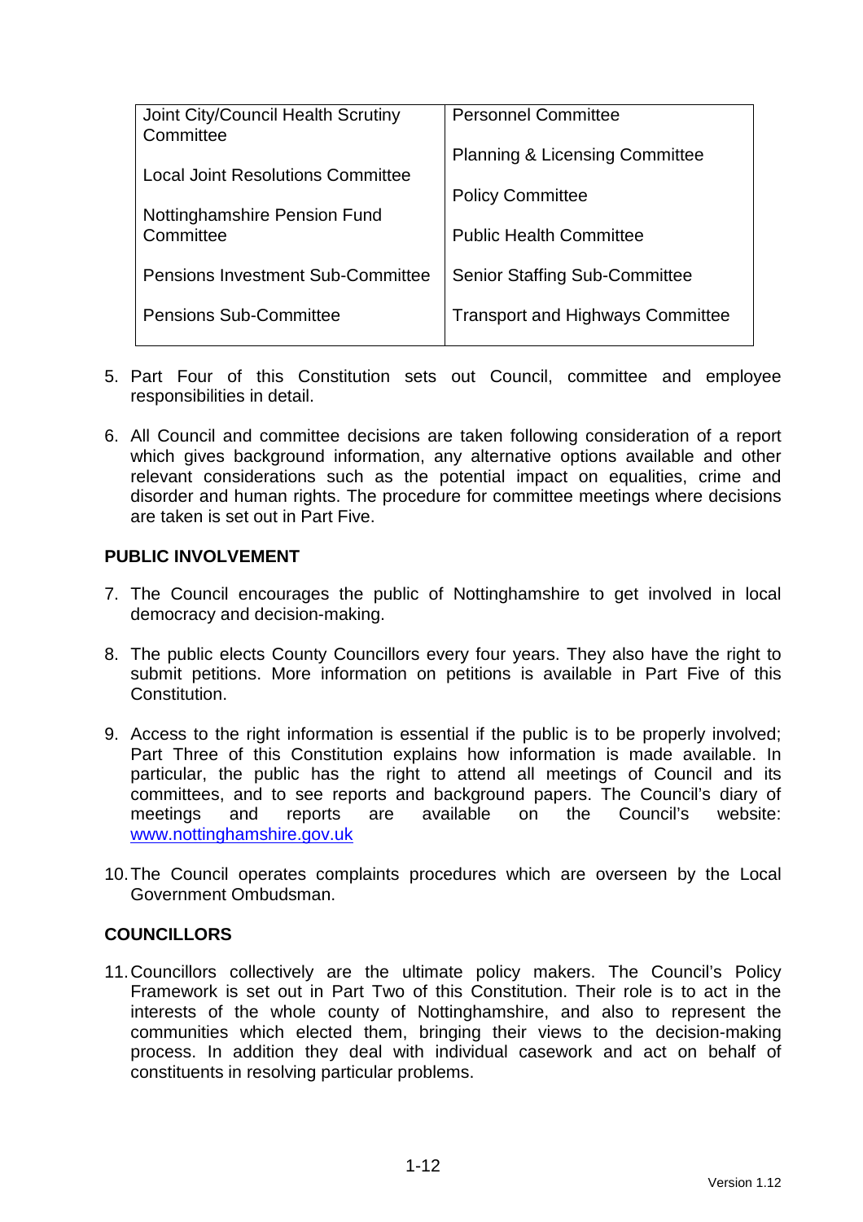| | |
|---|---|
| Joint City/Council Health Scrutiny Committee | Personnel Committee |
| Local Joint Resolutions Committee | Planning & Licensing Committee |
| Nottinghamshire Pension Fund Committee | Policy Committee |
| | Public Health Committee |
| Pensions Investment Sub-Committee | Senior Staffing Sub-Committee |
| Pensions Sub-Committee | Transport and Highways Committee |

5. Part Four of this Constitution sets out Council, committee and employee responsibilities in detail.

6. All Council and committee decisions are taken following consideration of a report which gives background information, any alternative options available and other relevant considerations such as the potential impact on equalities, crime and disorder and human rights. The procedure for committee meetings where decisions are taken is set out in Part Five.

**PUBLIC INVOLVEMENT**

7. The Council encourages the public of Nottinghamshire to get involved in local democracy and decision-making.

8. The public elects County Councillors every four years. They also have the right to submit petitions. More information on petitions is available in Part Five of this Constitution.

9. Access to the right information is essential if the public is to be properly involved; Part Three of this Constitution explains how information is made available. In particular, the public has the right to attend all meetings of Council and its committees, and to see reports and background papers. The Council's diary of meetings and reports are available on the Council's website: www.nottinghamshire.gov.uk

10. The Council operates complaints procedures which are overseen by the Local Government Ombudsman.

**COUNCILLORS**

11. Councillors collectively are the ultimate policy makers. The Council's Policy Framework is set out in Part Two of this Constitution. Their role is to act in the interests of the whole county of Nottinghamshire, and also to represent the communities which elected them, bringing their views to the decision-making process. In addition they deal with individual casework and act on behalf of constituents in resolving particular problems.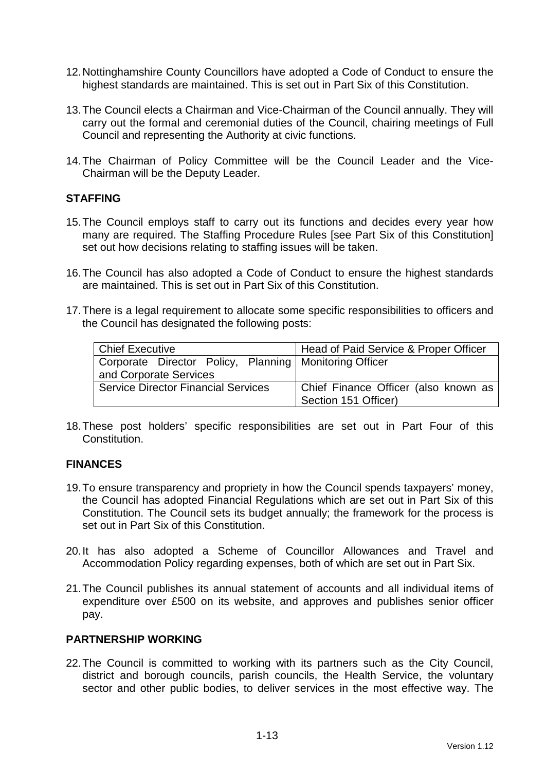12. Nottinghamshire County Councillors have adopted a Code of Conduct to ensure the highest standards are maintained. This is set out in Part Six of this Constitution.

13. The Council elects a Chairman and Vice-Chairman of the Council annually. They will carry out the formal and ceremonial duties of the Council, chairing meetings of Full Council and representing the Authority at civic functions.

14. The Chairman of Policy Committee will be the Council Leader and the Vice-Chairman will be the Deputy Leader.

## STAFFING

15. The Council employs staff to carry out its functions and decides every year how many are required. The Staffing Procedure Rules [see Part Six of this Constitution] set out how decisions relating to staffing issues will be taken.

16. The Council has also adopted a Code of Conduct to ensure the highest standards are maintained. This is set out in Part Six of this Constitution.

17. There is a legal requirement to allocate some specific responsibilities to officers and the Council has designated the following posts:

| Chief Executive | Head of Paid Service & Proper Officer |
|---|---|
| Corporate Director Policy, Planning and Corporate Services | Monitoring Officer |
| Service Director Financial Services | Chief Finance Officer (also known as Section 151 Officer) |

18. These post holders' specific responsibilities are set out in Part Four of this Constitution.

## FINANCES

19. To ensure transparency and propriety in how the Council spends taxpayers' money, the Council has adopted Financial Regulations which are set out in Part Six of this Constitution. The Council sets its budget annually; the framework for the process is set out in Part Six of this Constitution.

20. It has also adopted a Scheme of Councillor Allowances and Travel and Accommodation Policy regarding expenses, both of which are set out in Part Six.

21. The Council publishes its annual statement of accounts and all individual items of expenditure over £500 on its website, and approves and publishes senior officer pay.

## PARTNERSHIP WORKING

22. The Council is committed to working with its partners such as the City Council, district and borough councils, parish councils, the Health Service, the voluntary sector and other public bodies, to deliver services in the most effective way. The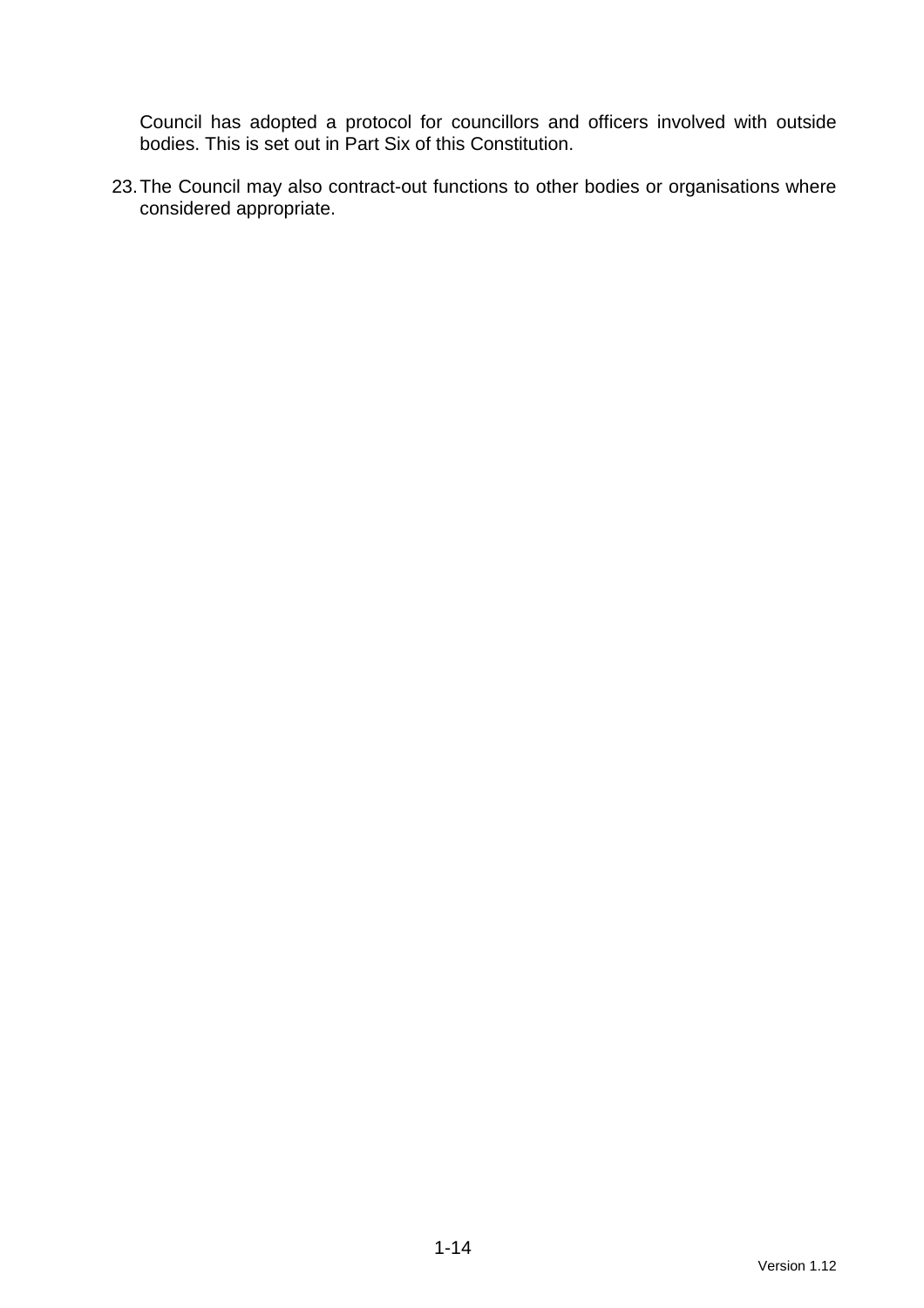Council has adopted a protocol for councillors and officers involved with outside bodies. This is set out in Part Six of this Constitution.

23. The Council may also contract-out functions to other bodies or organisations where considered appropriate.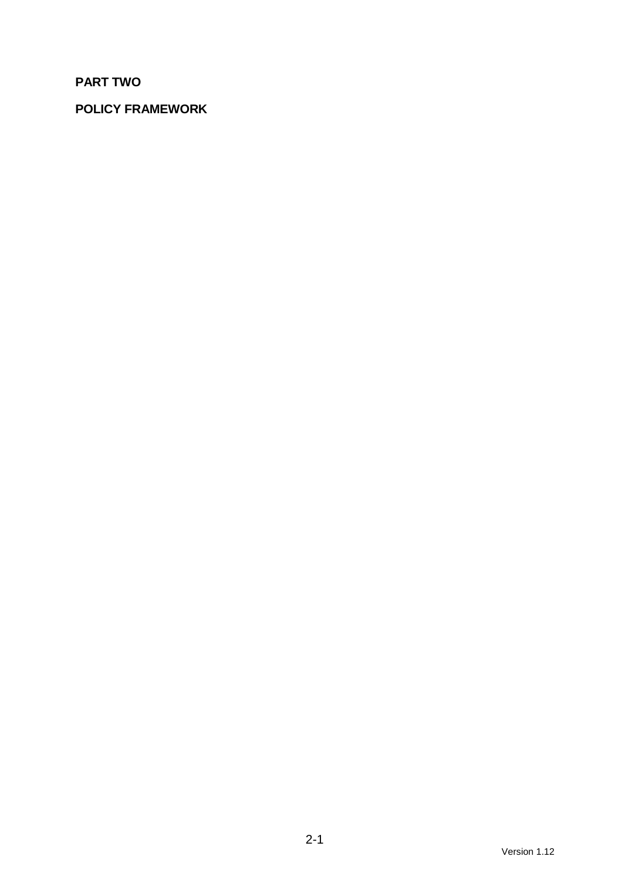**PART TWO**

**POLICY FRAMEWORK**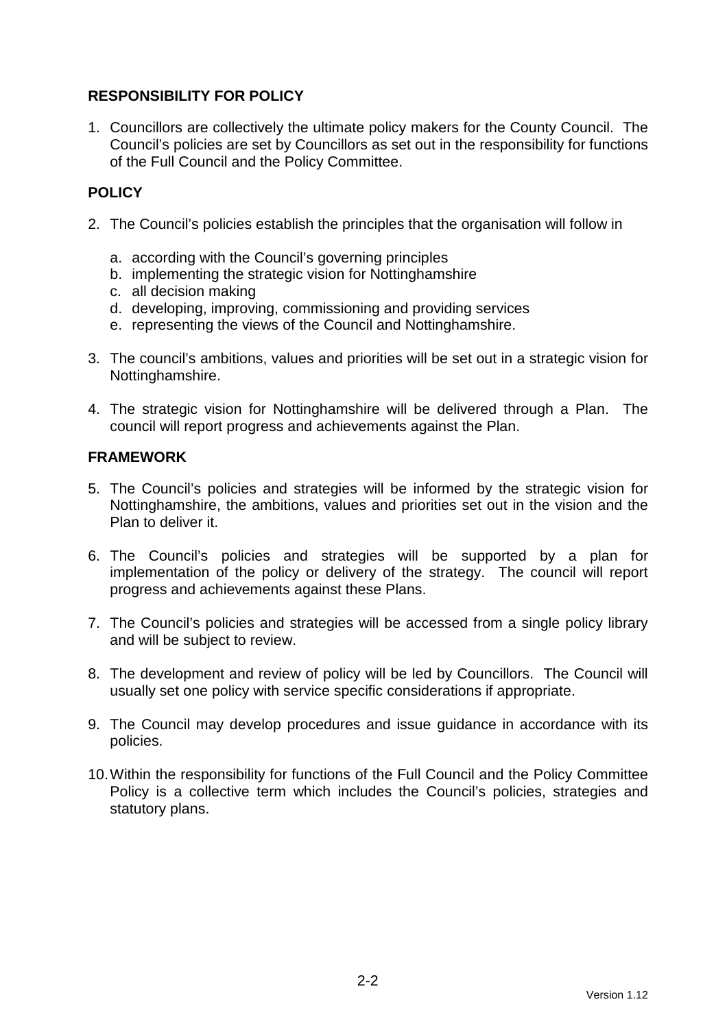## RESPONSIBILITY FOR POLICY

1. Councillors are collectively the ultimate policy makers for the County Council. The Council's policies are set by Councillors as set out in the responsibility for functions of the Full Council and the Policy Committee.

## POLICY

2. The Council's policies establish the principles that the organisation will follow in

   a. according with the Council's governing principles
   b. implementing the strategic vision for Nottinghamshire
   c. all decision making
   d. developing, improving, commissioning and providing services
   e. representing the views of the Council and Nottinghamshire.

3. The council's ambitions, values and priorities will be set out in a strategic vision for Nottinghamshire.

4. The strategic vision for Nottinghamshire will be delivered through a Plan. The council will report progress and achievements against the Plan.

## FRAMEWORK

5. The Council's policies and strategies will be informed by the strategic vision for Nottinghamshire, the ambitions, values and priorities set out in the vision and the Plan to deliver it.

6. The Council's policies and strategies will be supported by a plan for implementation of the policy or delivery of the strategy. The council will report progress and achievements against these Plans.

7. The Council's policies and strategies will be accessed from a single policy library and will be subject to review.

8. The development and review of policy will be led by Councillors. The Council will usually set one policy with service specific considerations if appropriate.

9. The Council may develop procedures and issue guidance in accordance with its policies.

10. Within the responsibility for functions of the Full Council and the Policy Committee Policy is a collective term which includes the Council's policies, strategies and statutory plans.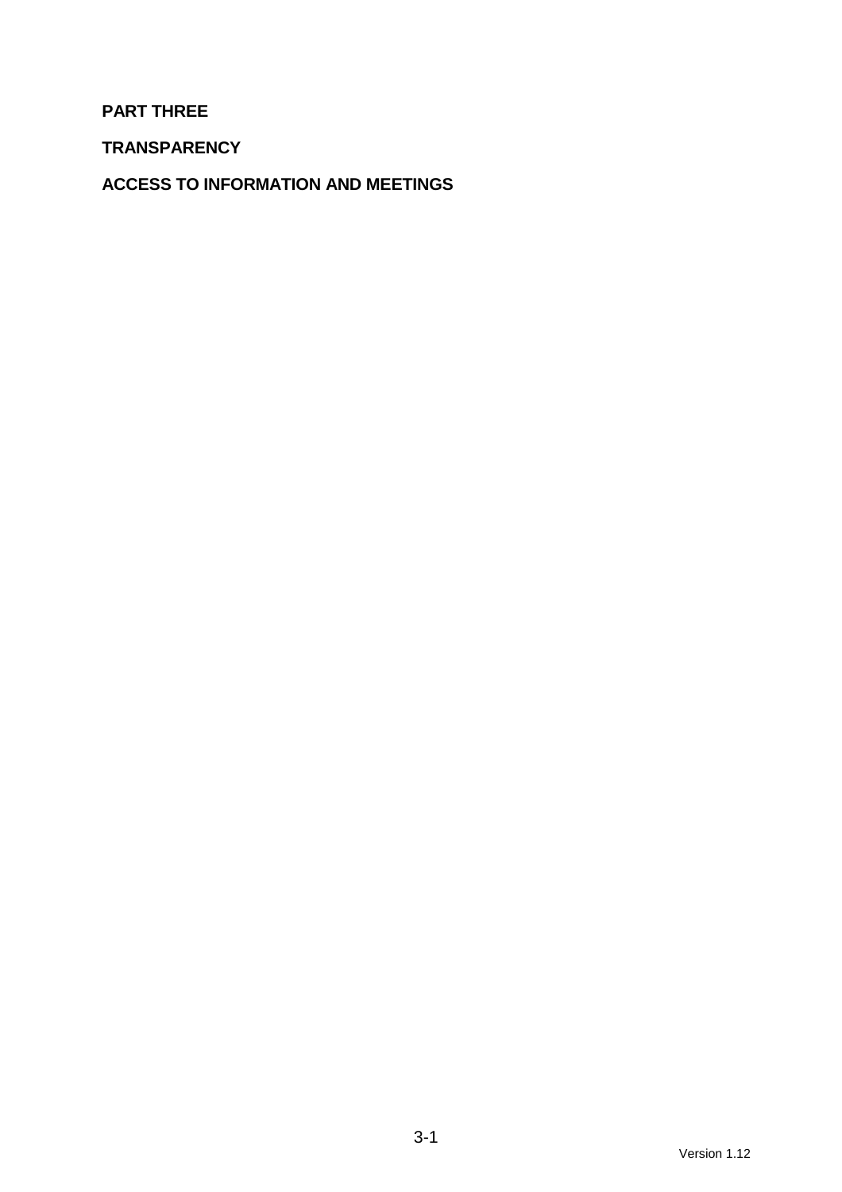# PART THREE

## TRANSPARENCY

## ACCESS TO INFORMATION AND MEETINGS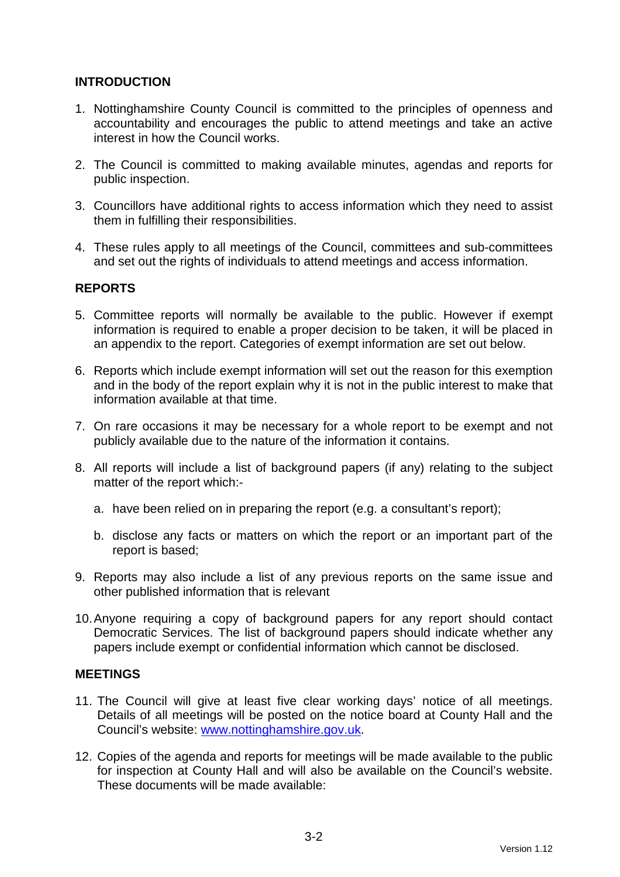## INTRODUCTION

1. Nottinghamshire County Council is committed to the principles of openness and accountability and encourages the public to attend meetings and take an active interest in how the Council works.

2. The Council is committed to making available minutes, agendas and reports for public inspection.

3. Councillors have additional rights to access information which they need to assist them in fulfilling their responsibilities.

4. These rules apply to all meetings of the Council, committees and sub-committees and set out the rights of individuals to attend meetings and access information.

## REPORTS

5. Committee reports will normally be available to the public. However if exempt information is required to enable a proper decision to be taken, it will be placed in an appendix to the report. Categories of exempt information are set out below.

6. Reports which include exempt information will set out the reason for this exemption and in the body of the report explain why it is not in the public interest to make that information available at that time.

7. On rare occasions it may be necessary for a whole report to be exempt and not publicly available due to the nature of the information it contains.

8. All reports will include a list of background papers (if any) relating to the subject matter of the report which:-

   a. have been relied on in preparing the report (e.g. a consultant's report);

   b. disclose any facts or matters on which the report or an important part of the report is based;

9. Reports may also include a list of any previous reports on the same issue and other published information that is relevant

10. Anyone requiring a copy of background papers for any report should contact Democratic Services. The list of background papers should indicate whether any papers include exempt or confidential information which cannot be disclosed.

## MEETINGS

11. The Council will give at least five clear working days' notice of all meetings. Details of all meetings will be posted on the notice board at County Hall and the Council's website: [www.nottinghamshire.gov.uk](http://www.nottinghamshire.gov.uk).

12. Copies of the agenda and reports for meetings will be made available to the public for inspection at County Hall and will also be available on the Council's website. These documents will be made available: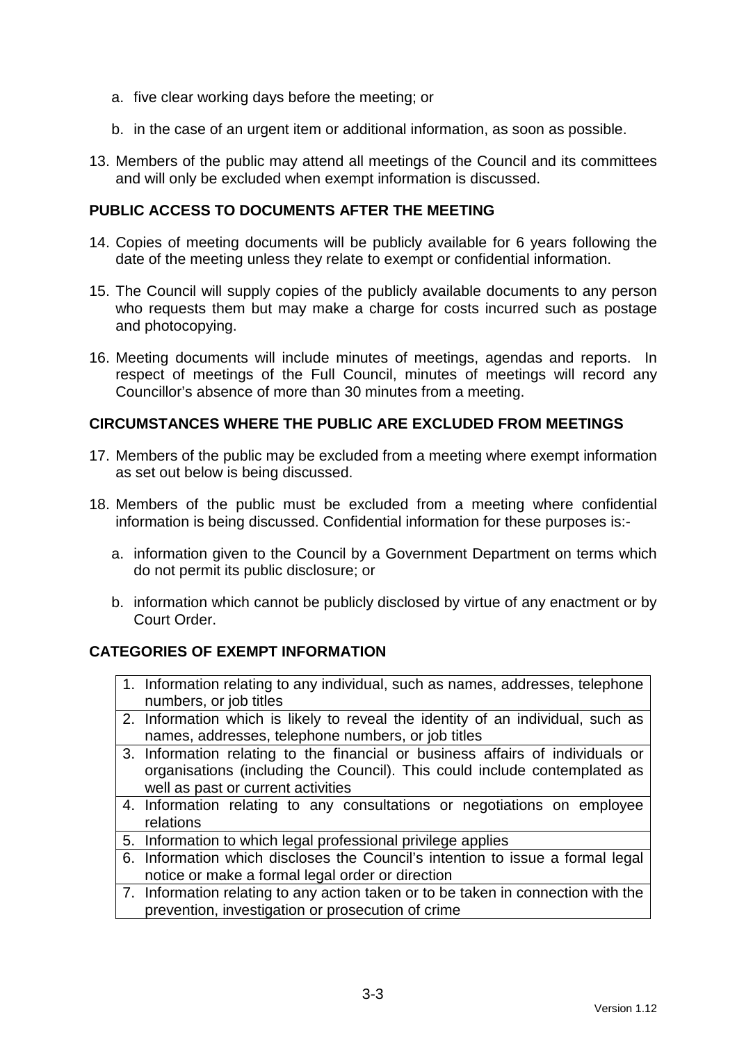a. five clear working days before the meeting; or

   b. in the case of an urgent item or additional information, as soon as possible.

13. Members of the public may attend all meetings of the Council and its committees and will only be excluded when exempt information is discussed.

## PUBLIC ACCESS TO DOCUMENTS AFTER THE MEETING

14. Copies of meeting documents will be publicly available for 6 years following the date of the meeting unless they relate to exempt or confidential information.

15. The Council will supply copies of the publicly available documents to any person who requests them but may make a charge for costs incurred such as postage and photocopying.

16. Meeting documents will include minutes of meetings, agendas and reports. In respect of meetings of the Full Council, minutes of meetings will record any Councillor's absence of more than 30 minutes from a meeting.

## CIRCUMSTANCES WHERE THE PUBLIC ARE EXCLUDED FROM MEETINGS

17. Members of the public may be excluded from a meeting where exempt information as set out below is being discussed.

18. Members of the public must be excluded from a meeting where confidential information is being discussed. Confidential information for these purposes is:-

   a. information given to the Council by a Government Department on terms which do not permit its public disclosure; or

   b. information which cannot be publicly disclosed by virtue of any enactment or by Court Order.

## CATEGORIES OF EXEMPT INFORMATION

| |
|---|
| 1. Information relating to any individual, such as names, addresses, telephone numbers, or job titles |
| 2. Information which is likely to reveal the identity of an individual, such as names, addresses, telephone numbers, or job titles |
| 3. Information relating to the financial or business affairs of individuals or organisations (including the Council). This could include contemplated as well as past or current activities |
| 4. Information relating to any consultations or negotiations on employee relations |
| 5. Information to which legal professional privilege applies |
| 6. Information which discloses the Council's intention to issue a formal legal notice or make a formal legal order or direction |
| 7. Information relating to any action taken or to be taken in connection with the prevention, investigation or prosecution of crime |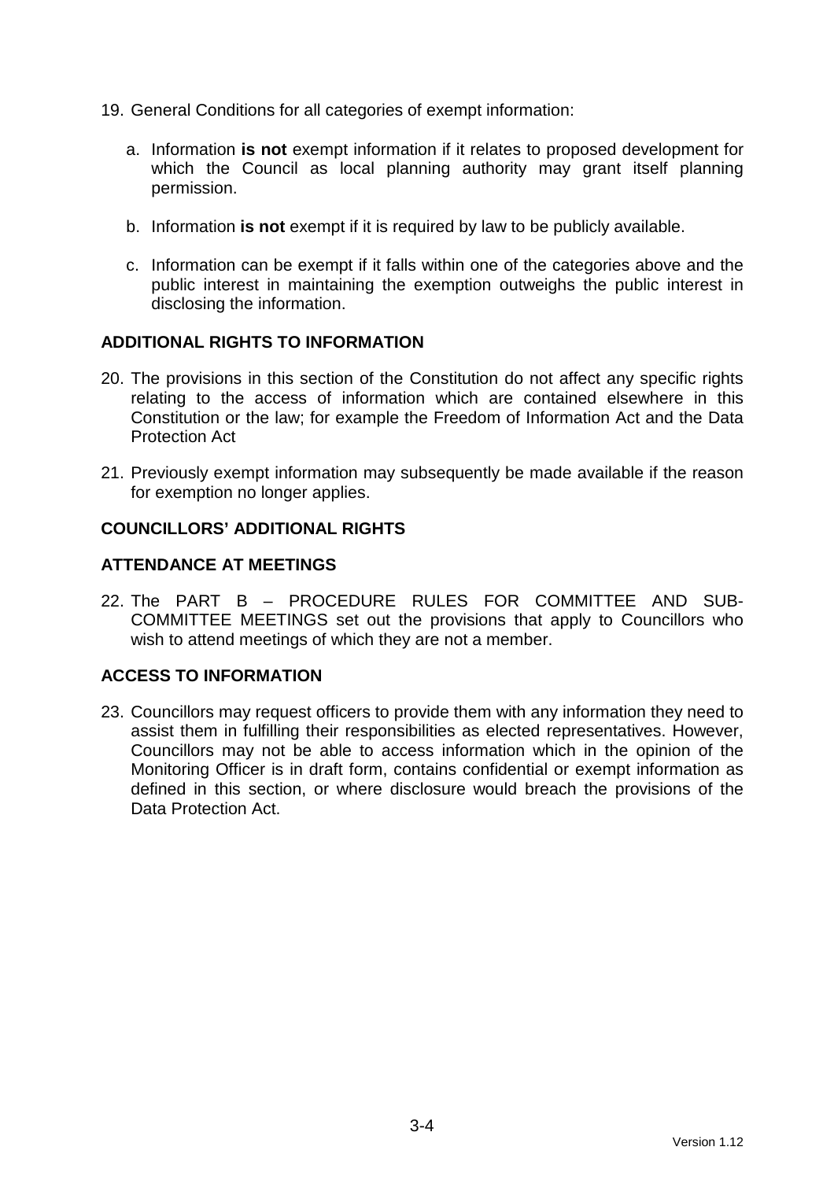19. General Conditions for all categories of exempt information:

    a. Information **is not** exempt information if it relates to proposed development for which the Council as local planning authority may grant itself planning permission.

    b. Information **is not** exempt if it is required by law to be publicly available.

    c. Information can be exempt if it falls within one of the categories above and the public interest in maintaining the exemption outweighs the public interest in disclosing the information.

## ADDITIONAL RIGHTS TO INFORMATION

20. The provisions in this section of the Constitution do not affect any specific rights relating to the access of information which are contained elsewhere in this Constitution or the law; for example the Freedom of Information Act and the Data Protection Act

21. Previously exempt information may subsequently be made available if the reason for exemption no longer applies.

## COUNCILLORS' ADDITIONAL RIGHTS

## ATTENDANCE AT MEETINGS

22. The PART B – PROCEDURE RULES FOR COMMITTEE AND SUB-COMMITTEE MEETINGS set out the provisions that apply to Councillors who wish to attend meetings of which they are not a member.

## ACCESS TO INFORMATION

23. Councillors may request officers to provide them with any information they need to assist them in fulfilling their responsibilities as elected representatives. However, Councillors may not be able to access information which in the opinion of the Monitoring Officer is in draft form, contains confidential or exempt information as defined in this section, or where disclosure would breach the provisions of the Data Protection Act.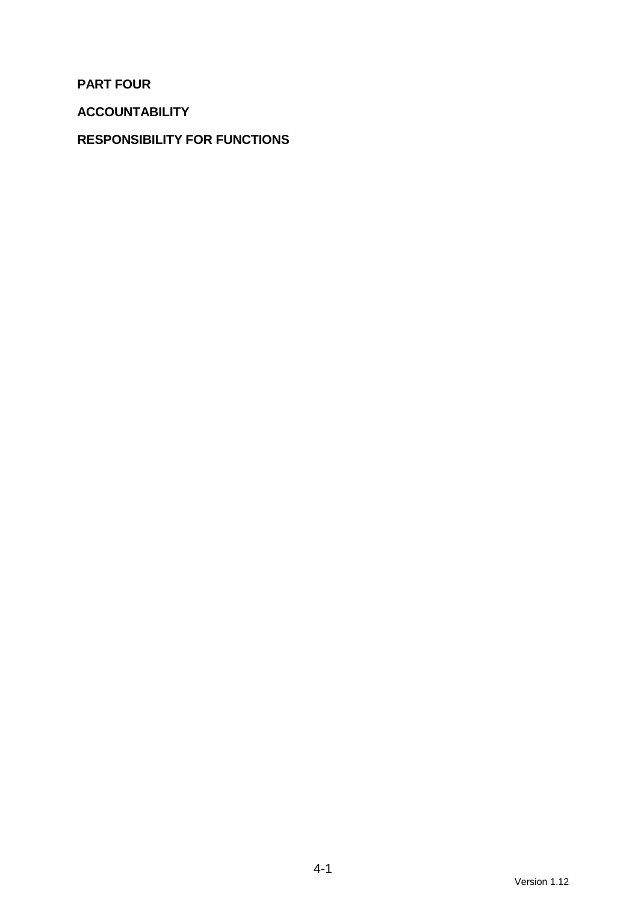**PART FOUR**

**ACCOUNTABILITY**

**RESPONSIBILITY FOR FUNCTIONS**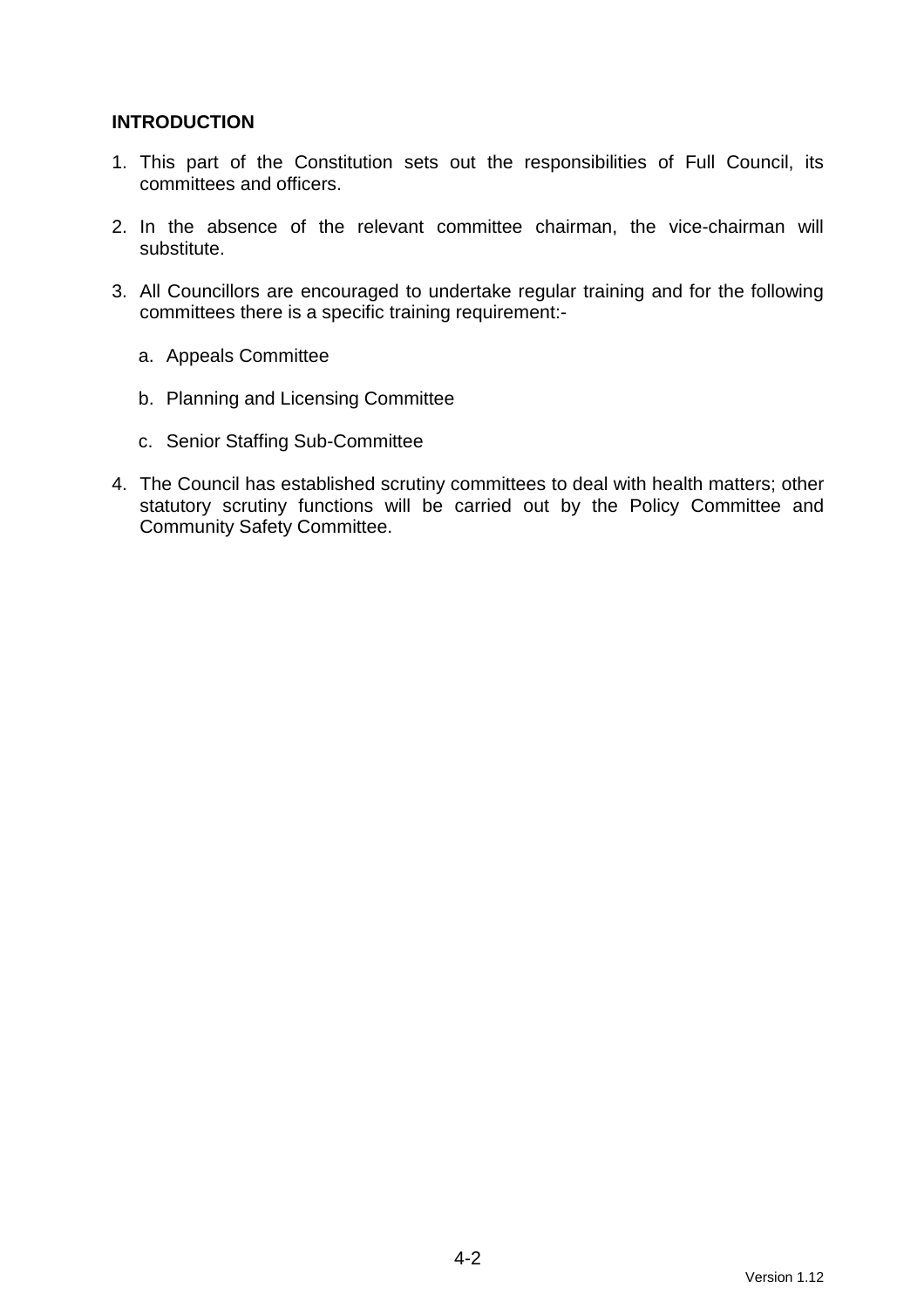**INTRODUCTION**

1. This part of the Constitution sets out the responsibilities of Full Council, its committees and officers.

2. In the absence of the relevant committee chairman, the vice-chairman will substitute.

3. All Councillors are encouraged to undertake regular training and for the following committees there is a specific training requirement:-

   a. Appeals Committee

   b. Planning and Licensing Committee

   c. Senior Staffing Sub-Committee

4. The Council has established scrutiny committees to deal with health matters; other statutory scrutiny functions will be carried out by the Policy Committee and Community Safety Committee.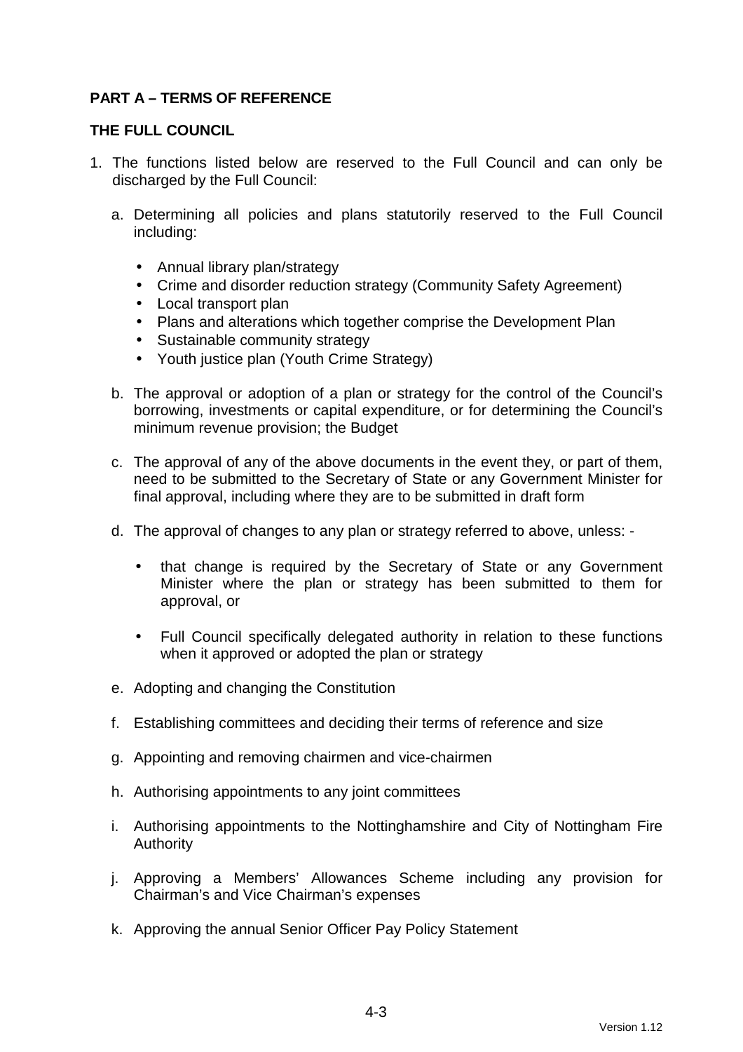## PART A – TERMS OF REFERENCE

### THE FULL COUNCIL

1. The functions listed below are reserved to the Full Council and can only be discharged by the Full Council:

   a. Determining all policies and plans statutorily reserved to the Full Council including:

      - Annual library plan/strategy
      - Crime and disorder reduction strategy (Community Safety Agreement)
      - Local transport plan
      - Plans and alterations which together comprise the Development Plan
      - Sustainable community strategy
      - Youth justice plan (Youth Crime Strategy)

   b. The approval or adoption of a plan or strategy for the control of the Council's borrowing, investments or capital expenditure, or for determining the Council's minimum revenue provision; the Budget

   c. The approval of any of the above documents in the event they, or part of them, need to be submitted to the Secretary of State or any Government Minister for final approval, including where they are to be submitted in draft form

   d. The approval of changes to any plan or strategy referred to above, unless: -

      - that change is required by the Secretary of State or any Government Minister where the plan or strategy has been submitted to them for approval, or

      - Full Council specifically delegated authority in relation to these functions when it approved or adopted the plan or strategy

   e. Adopting and changing the Constitution

   f. Establishing committees and deciding their terms of reference and size

   g. Appointing and removing chairmen and vice-chairmen

   h. Authorising appointments to any joint committees

   i. Authorising appointments to the Nottinghamshire and City of Nottingham Fire Authority

   j. Approving a Members' Allowances Scheme including any provision for Chairman's and Vice Chairman's expenses

   k. Approving the annual Senior Officer Pay Policy Statement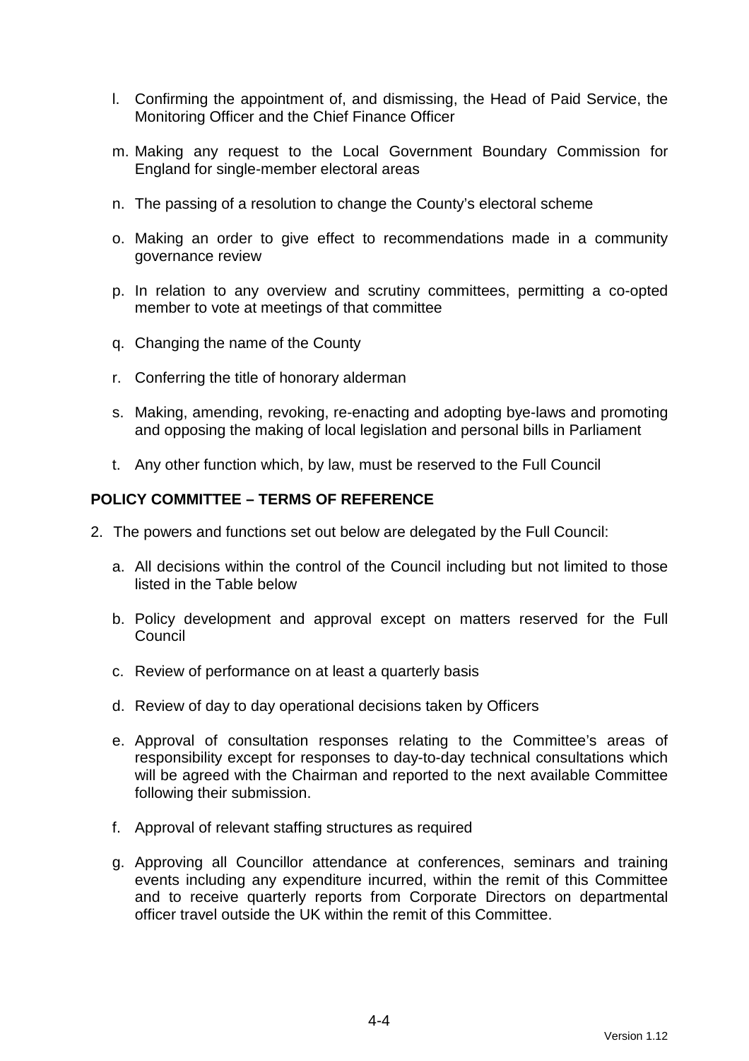l. Confirming the appointment of, and dismissing, the Head of Paid Service, the Monitoring Officer and the Chief Finance Officer

m. Making any request to the Local Government Boundary Commission for England for single-member electoral areas

n. The passing of a resolution to change the County's electoral scheme

o. Making an order to give effect to recommendations made in a community governance review

p. In relation to any overview and scrutiny committees, permitting a co-opted member to vote at meetings of that committee

q. Changing the name of the County

r. Conferring the title of honorary alderman

s. Making, amending, revoking, re-enacting and adopting bye-laws and promoting and opposing the making of local legislation and personal bills in Parliament

t. Any other function which, by law, must be reserved to the Full Council

**POLICY COMMITTEE – TERMS OF REFERENCE**

2. The powers and functions set out below are delegated by the Full Council:

   a. All decisions within the control of the Council including but not limited to those listed in the Table below

   b. Policy development and approval except on matters reserved for the Full Council

   c. Review of performance on at least a quarterly basis

   d. Review of day to day operational decisions taken by Officers

   e. Approval of consultation responses relating to the Committee's areas of responsibility except for responses to day-to-day technical consultations which will be agreed with the Chairman and reported to the next available Committee following their submission.

   f. Approval of relevant staffing structures as required

   g. Approving all Councillor attendance at conferences, seminars and training events including any expenditure incurred, within the remit of this Committee and to receive quarterly reports from Corporate Directors on departmental officer travel outside the UK within the remit of this Committee.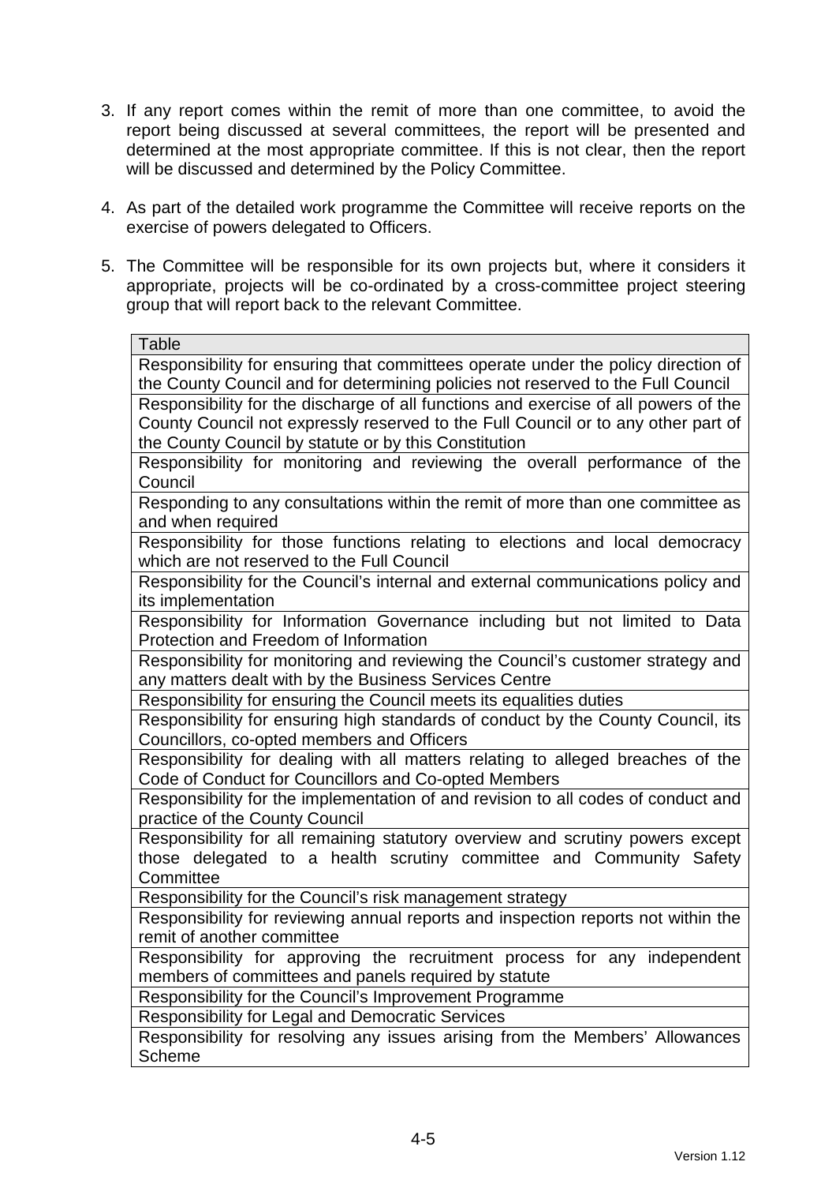3. If any report comes within the remit of more than one committee, to avoid the report being discussed at several committees, the report will be presented and determined at the most appropriate committee. If this is not clear, then the report will be discussed and determined by the Policy Committee.

4. As part of the detailed work programme the Committee will receive reports on the exercise of powers delegated to Officers.

5. The Committee will be responsible for its own projects but, where it considers it appropriate, projects will be co-ordinated by a cross-committee project steering group that will report back to the relevant Committee.

| Table |
|---|
| Responsibility for ensuring that committees operate under the policy direction of the County Council and for determining policies not reserved to the Full Council |
| Responsibility for the discharge of all functions and exercise of all powers of the County Council not expressly reserved to the Full Council or to any other part of the County Council by statute or by this Constitution |
| Responsibility for monitoring and reviewing the overall performance of the Council |
| Responding to any consultations within the remit of more than one committee as and when required |
| Responsibility for those functions relating to elections and local democracy which are not reserved to the Full Council |
| Responsibility for the Council's internal and external communications policy and its implementation |
| Responsibility for Information Governance including but not limited to Data Protection and Freedom of Information |
| Responsibility for monitoring and reviewing the Council's customer strategy and any matters dealt with by the Business Services Centre |
| Responsibility for ensuring the Council meets its equalities duties |
| Responsibility for ensuring high standards of conduct by the County Council, its Councillors, co-opted members and Officers |
| Responsibility for dealing with all matters relating to alleged breaches of the Code of Conduct for Councillors and Co-opted Members |
| Responsibility for the implementation of and revision to all codes of conduct and practice of the County Council |
| Responsibility for all remaining statutory overview and scrutiny powers except those delegated to a health scrutiny committee and Community Safety Committee |
| Responsibility for the Council's risk management strategy |
| Responsibility for reviewing annual reports and inspection reports not within the remit of another committee |
| Responsibility for approving the recruitment process for any independent members of committees and panels required by statute |
| Responsibility for the Council's Improvement Programme |
| Responsibility for Legal and Democratic Services |
| Responsibility for resolving any issues arising from the Members' Allowances Scheme |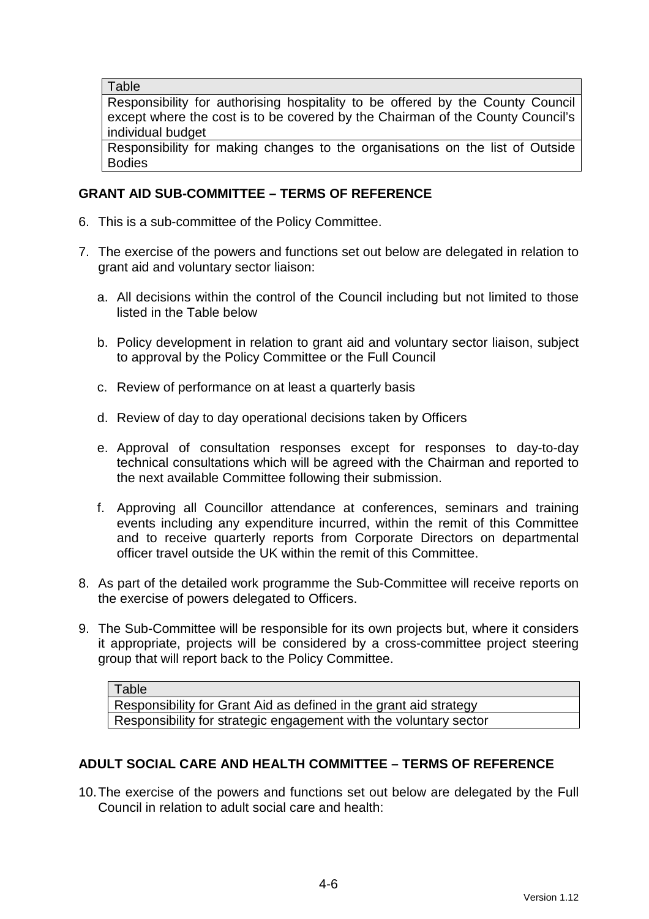| Table |
|---|
| Responsibility for authorising hospitality to be offered by the County Council except where the cost is to be covered by the Chairman of the County Council's individual budget |
| Responsibility for making changes to the organisations on the list of Outside Bodies |

## GRANT AID SUB-COMMITTEE – TERMS OF REFERENCE

6. This is a sub-committee of the Policy Committee.

7. The exercise of the powers and functions set out below are delegated in relation to grant aid and voluntary sector liaison:

   a. All decisions within the control of the Council including but not limited to those listed in the Table below

   b. Policy development in relation to grant aid and voluntary sector liaison, subject to approval by the Policy Committee or the Full Council

   c. Review of performance on at least a quarterly basis

   d. Review of day to day operational decisions taken by Officers

   e. Approval of consultation responses except for responses to day-to-day technical consultations which will be agreed with the Chairman and reported to the next available Committee following their submission.

   f. Approving all Councillor attendance at conferences, seminars and training events including any expenditure incurred, within the remit of this Committee and to receive quarterly reports from Corporate Directors on departmental officer travel outside the UK within the remit of this Committee.

8. As part of the detailed work programme the Sub-Committee will receive reports on the exercise of powers delegated to Officers.

9. The Sub-Committee will be responsible for its own projects but, where it considers it appropriate, projects will be considered by a cross-committee project steering group that will report back to the Policy Committee.

| Table |
|---|
| Responsibility for Grant Aid as defined in the grant aid strategy |
| Responsibility for strategic engagement with the voluntary sector |

## ADULT SOCIAL CARE AND HEALTH COMMITTEE – TERMS OF REFERENCE

10. The exercise of the powers and functions set out below are delegated by the Full Council in relation to adult social care and health: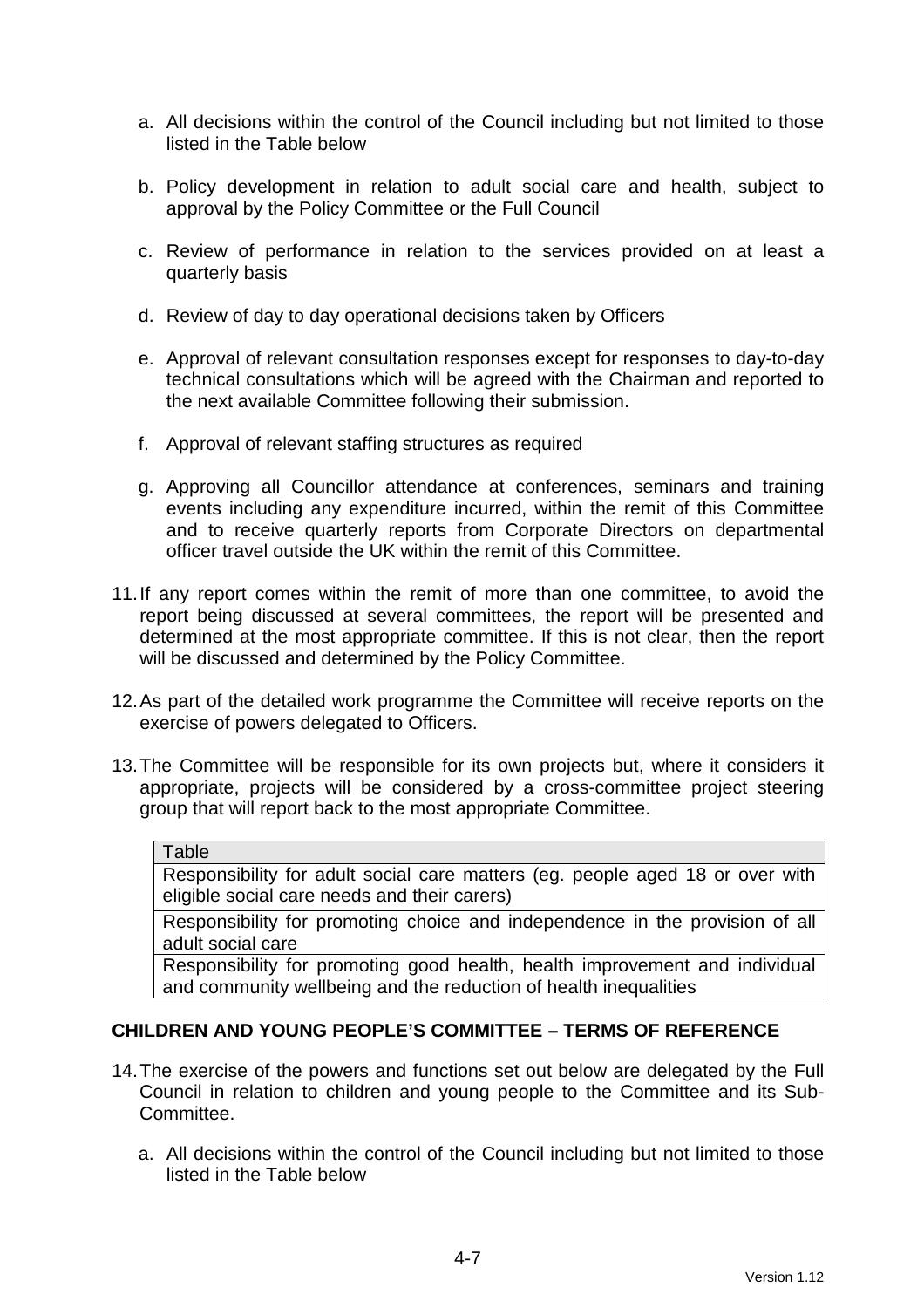a. All decisions within the control of the Council including but not limited to those listed in the Table below

b. Policy development in relation to adult social care and health, subject to approval by the Policy Committee or the Full Council

c. Review of performance in relation to the services provided on at least a quarterly basis

d. Review of day to day operational decisions taken by Officers

e. Approval of relevant consultation responses except for responses to day-to-day technical consultations which will be agreed with the Chairman and reported to the next available Committee following their submission.

f. Approval of relevant staffing structures as required

g. Approving all Councillor attendance at conferences, seminars and training events including any expenditure incurred, within the remit of this Committee and to receive quarterly reports from Corporate Directors on departmental officer travel outside the UK within the remit of this Committee.

11. If any report comes within the remit of more than one committee, to avoid the report being discussed at several committees, the report will be presented and determined at the most appropriate committee. If this is not clear, then the report will be discussed and determined by the Policy Committee.

12. As part of the detailed work programme the Committee will receive reports on the exercise of powers delegated to Officers.

13. The Committee will be responsible for its own projects but, where it considers it appropriate, projects will be considered by a cross-committee project steering group that will report back to the most appropriate Committee.

| Table |
|---|
| Responsibility for adult social care matters (eg. people aged 18 or over with eligible social care needs and their carers) |
| Responsibility for promoting choice and independence in the provision of all adult social care |
| Responsibility for promoting good health, health improvement and individual and community wellbeing and the reduction of health inequalities |

**CHILDREN AND YOUNG PEOPLE'S COMMITTEE – TERMS OF REFERENCE**

14. The exercise of the powers and functions set out below are delegated by the Full Council in relation to children and young people to the Committee and its Sub-Committee.

    a. All decisions within the control of the Council including but not limited to those listed in the Table below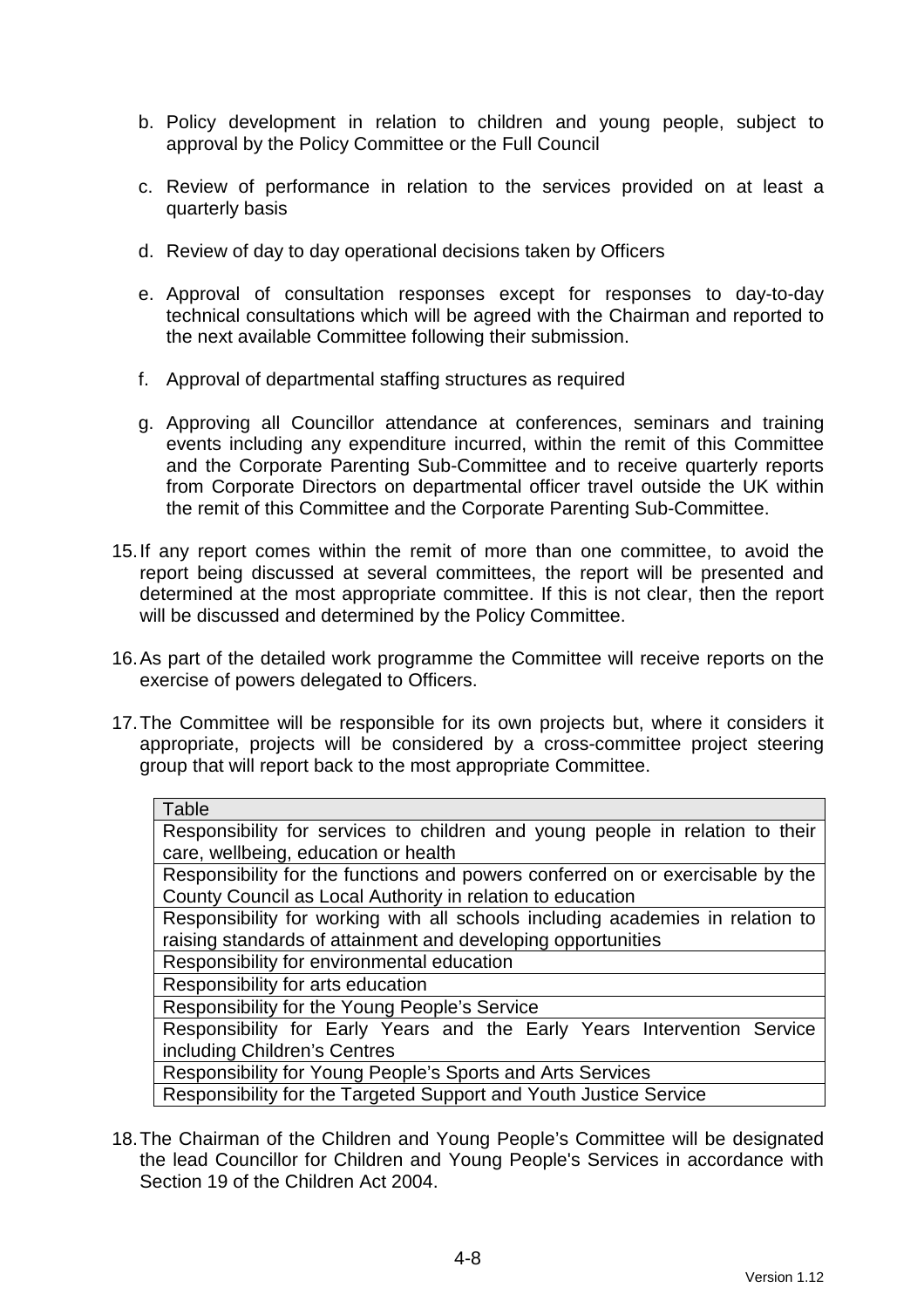b. Policy development in relation to children and young people, subject to approval by the Policy Committee or the Full Council

c. Review of performance in relation to the services provided on at least a quarterly basis

d. Review of day to day operational decisions taken by Officers

e. Approval of consultation responses except for responses to day-to-day technical consultations which will be agreed with the Chairman and reported to the next available Committee following their submission.

f. Approval of departmental staffing structures as required

g. Approving all Councillor attendance at conferences, seminars and training events including any expenditure incurred, within the remit of this Committee and the Corporate Parenting Sub-Committee and to receive quarterly reports from Corporate Directors on departmental officer travel outside the UK within the remit of this Committee and the Corporate Parenting Sub-Committee.

15. If any report comes within the remit of more than one committee, to avoid the report being discussed at several committees, the report will be presented and determined at the most appropriate committee. If this is not clear, then the report will be discussed and determined by the Policy Committee.

16. As part of the detailed work programme the Committee will receive reports on the exercise of powers delegated to Officers.

17. The Committee will be responsible for its own projects but, where it considers it appropriate, projects will be considered by a cross-committee project steering group that will report back to the most appropriate Committee.

| Table |
| --- |
| Responsibility for services to children and young people in relation to their care, wellbeing, education or health |
| Responsibility for the functions and powers conferred on or exercisable by the County Council as Local Authority in relation to education |
| Responsibility for working with all schools including academies in relation to raising standards of attainment and developing opportunities |
| Responsibility for environmental education |
| Responsibility for arts education |
| Responsibility for the Young People's Service |
| Responsibility for Early Years and the Early Years Intervention Service including Children's Centres |
| Responsibility for Young People's Sports and Arts Services |
| Responsibility for the Targeted Support and Youth Justice Service |

18. The Chairman of the Children and Young People's Committee will be designated the lead Councillor for Children and Young People's Services in accordance with Section 19 of the Children Act 2004.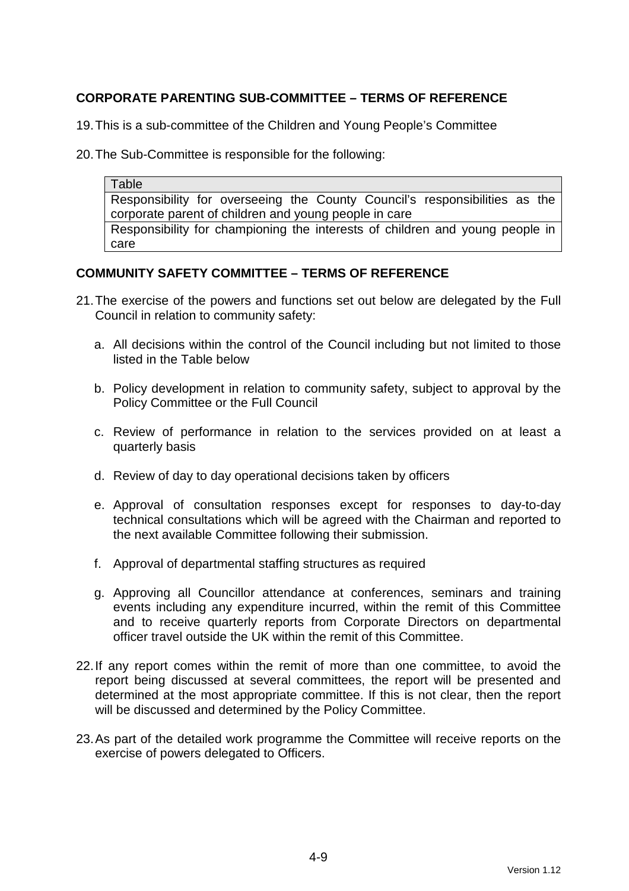**CORPORATE PARENTING SUB-COMMITTEE – TERMS OF REFERENCE**

19. This is a sub-committee of the Children and Young People's Committee

20. The Sub-Committee is responsible for the following:

| Table |
|---|
| Responsibility for overseeing the County Council's responsibilities as the corporate parent of children and young people in care |
| Responsibility for championing the interests of children and young people in care |

**COMMUNITY SAFETY COMMITTEE – TERMS OF REFERENCE**

21. The exercise of the powers and functions set out below are delegated by the Full Council in relation to community safety:

    a. All decisions within the control of the Council including but not limited to those listed in the Table below

    b. Policy development in relation to community safety, subject to approval by the Policy Committee or the Full Council

    c. Review of performance in relation to the services provided on at least a quarterly basis

    d. Review of day to day operational decisions taken by officers

    e. Approval of consultation responses except for responses to day-to-day technical consultations which will be agreed with the Chairman and reported to the next available Committee following their submission.

    f. Approval of departmental staffing structures as required

    g. Approving all Councillor attendance at conferences, seminars and training events including any expenditure incurred, within the remit of this Committee and to receive quarterly reports from Corporate Directors on departmental officer travel outside the UK within the remit of this Committee.

22. If any report comes within the remit of more than one committee, to avoid the report being discussed at several committees, the report will be presented and determined at the most appropriate committee. If this is not clear, then the report will be discussed and determined by the Policy Committee.

23. As part of the detailed work programme the Committee will receive reports on the exercise of powers delegated to Officers.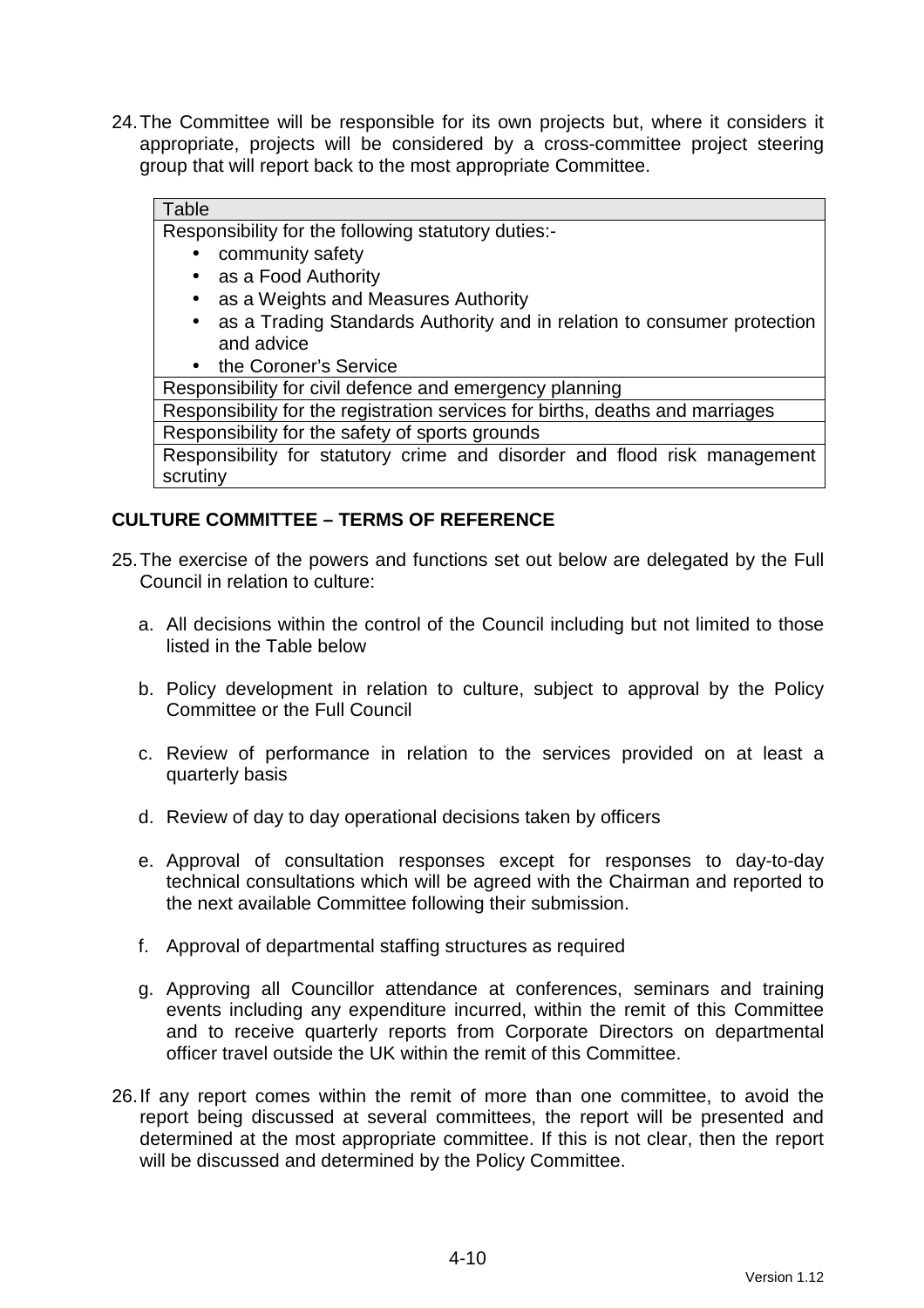24. The Committee will be responsible for its own projects but, where it considers it appropriate, projects will be considered by a cross-committee project steering group that will report back to the most appropriate Committee.

| Table |
| --- |
| Responsibility for the following statutory duties:-<br>• community safety<br>• as a Food Authority<br>• as a Weights and Measures Authority<br>• as a Trading Standards Authority and in relation to consumer protection and advice<br>• the Coroner's Service |
| Responsibility for civil defence and emergency planning |
| Responsibility for the registration services for births, deaths and marriages |
| Responsibility for the safety of sports grounds |
| Responsibility for statutory crime and disorder and flood risk management scrutiny |

## CULTURE COMMITTEE – TERMS OF REFERENCE

25. The exercise of the powers and functions set out below are delegated by the Full Council in relation to culture:

    a. All decisions within the control of the Council including but not limited to those listed in the Table below

    b. Policy development in relation to culture, subject to approval by the Policy Committee or the Full Council

    c. Review of performance in relation to the services provided on at least a quarterly basis

    d. Review of day to day operational decisions taken by officers

    e. Approval of consultation responses except for responses to day-to-day technical consultations which will be agreed with the Chairman and reported to the next available Committee following their submission.

    f. Approval of departmental staffing structures as required

    g. Approving all Councillor attendance at conferences, seminars and training events including any expenditure incurred, within the remit of this Committee and to receive quarterly reports from Corporate Directors on departmental officer travel outside the UK within the remit of this Committee.

26. If any report comes within the remit of more than one committee, to avoid the report being discussed at several committees, the report will be presented and determined at the most appropriate committee. If this is not clear, then the report will be discussed and determined by the Policy Committee.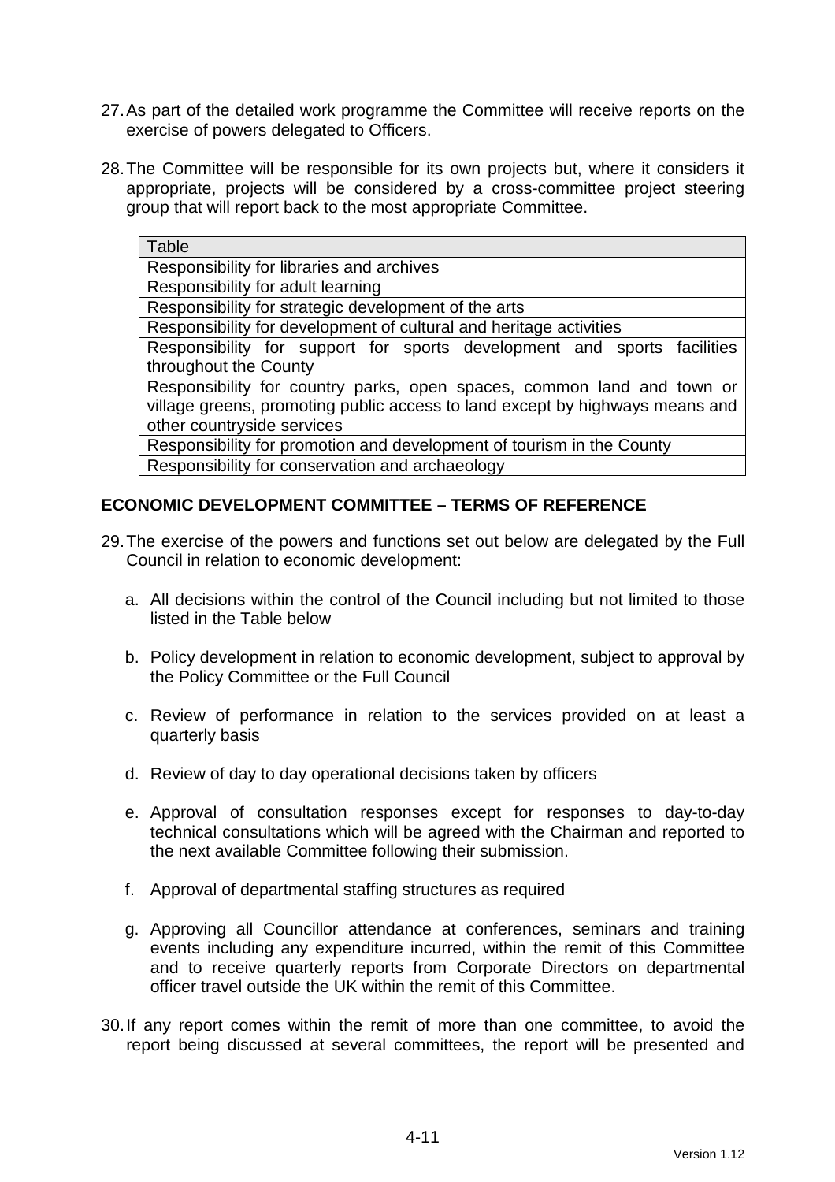27. As part of the detailed work programme the Committee will receive reports on the exercise of powers delegated to Officers.

28. The Committee will be responsible for its own projects but, where it considers it appropriate, projects will be considered by a cross-committee project steering group that will report back to the most appropriate Committee.

| Table |
| --- |
| Responsibility for libraries and archives |
| Responsibility for adult learning |
| Responsibility for strategic development of the arts |
| Responsibility for development of cultural and heritage activities |
| Responsibility for support for sports development and sports facilities throughout the County |
| Responsibility for country parks, open spaces, common land and town or village greens, promoting public access to land except by highways means and other countryside services |
| Responsibility for promotion and development of tourism in the County |
| Responsibility for conservation and archaeology |

**ECONOMIC DEVELOPMENT COMMITTEE – TERMS OF REFERENCE**

29. The exercise of the powers and functions set out below are delegated by the Full Council in relation to economic development:

   a. All decisions within the control of the Council including but not limited to those listed in the Table below

   b. Policy development in relation to economic development, subject to approval by the Policy Committee or the Full Council

   c. Review of performance in relation to the services provided on at least a quarterly basis

   d. Review of day to day operational decisions taken by officers

   e. Approval of consultation responses except for responses to day-to-day technical consultations which will be agreed with the Chairman and reported to the next available Committee following their submission.

   f. Approval of departmental staffing structures as required

   g. Approving all Councillor attendance at conferences, seminars and training events including any expenditure incurred, within the remit of this Committee and to receive quarterly reports from Corporate Directors on departmental officer travel outside the UK within the remit of this Committee.

30. If any report comes within the remit of more than one committee, to avoid the report being discussed at several committees, the report will be presented and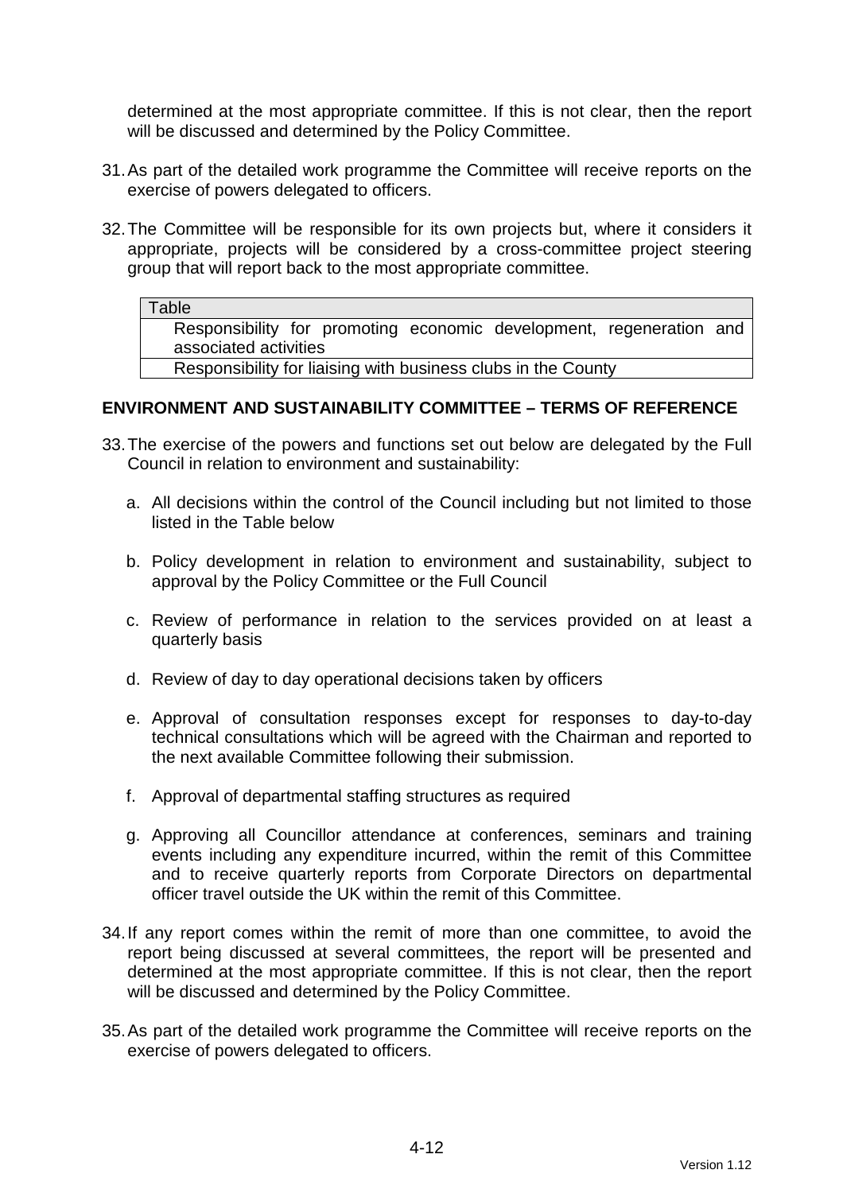determined at the most appropriate committee. If this is not clear, then the report will be discussed and determined by the Policy Committee.

31. As part of the detailed work programme the Committee will receive reports on the exercise of powers delegated to officers.

32. The Committee will be responsible for its own projects but, where it considers it appropriate, projects will be considered by a cross-committee project steering group that will report back to the most appropriate committee.

| Table |
| --- |
| Responsibility for promoting economic development, regeneration and associated activities |
| Responsibility for liaising with business clubs in the County |

## ENVIRONMENT AND SUSTAINABILITY COMMITTEE – TERMS OF REFERENCE

33. The exercise of the powers and functions set out below are delegated by the Full Council in relation to environment and sustainability:

    a. All decisions within the control of the Council including but not limited to those listed in the Table below

    b. Policy development in relation to environment and sustainability, subject to approval by the Policy Committee or the Full Council

    c. Review of performance in relation to the services provided on at least a quarterly basis

    d. Review of day to day operational decisions taken by officers

    e. Approval of consultation responses except for responses to day-to-day technical consultations which will be agreed with the Chairman and reported to the next available Committee following their submission.

    f. Approval of departmental staffing structures as required

    g. Approving all Councillor attendance at conferences, seminars and training events including any expenditure incurred, within the remit of this Committee and to receive quarterly reports from Corporate Directors on departmental officer travel outside the UK within the remit of this Committee.

34. If any report comes within the remit of more than one committee, to avoid the report being discussed at several committees, the report will be presented and determined at the most appropriate committee. If this is not clear, then the report will be discussed and determined by the Policy Committee.

35. As part of the detailed work programme the Committee will receive reports on the exercise of powers delegated to officers.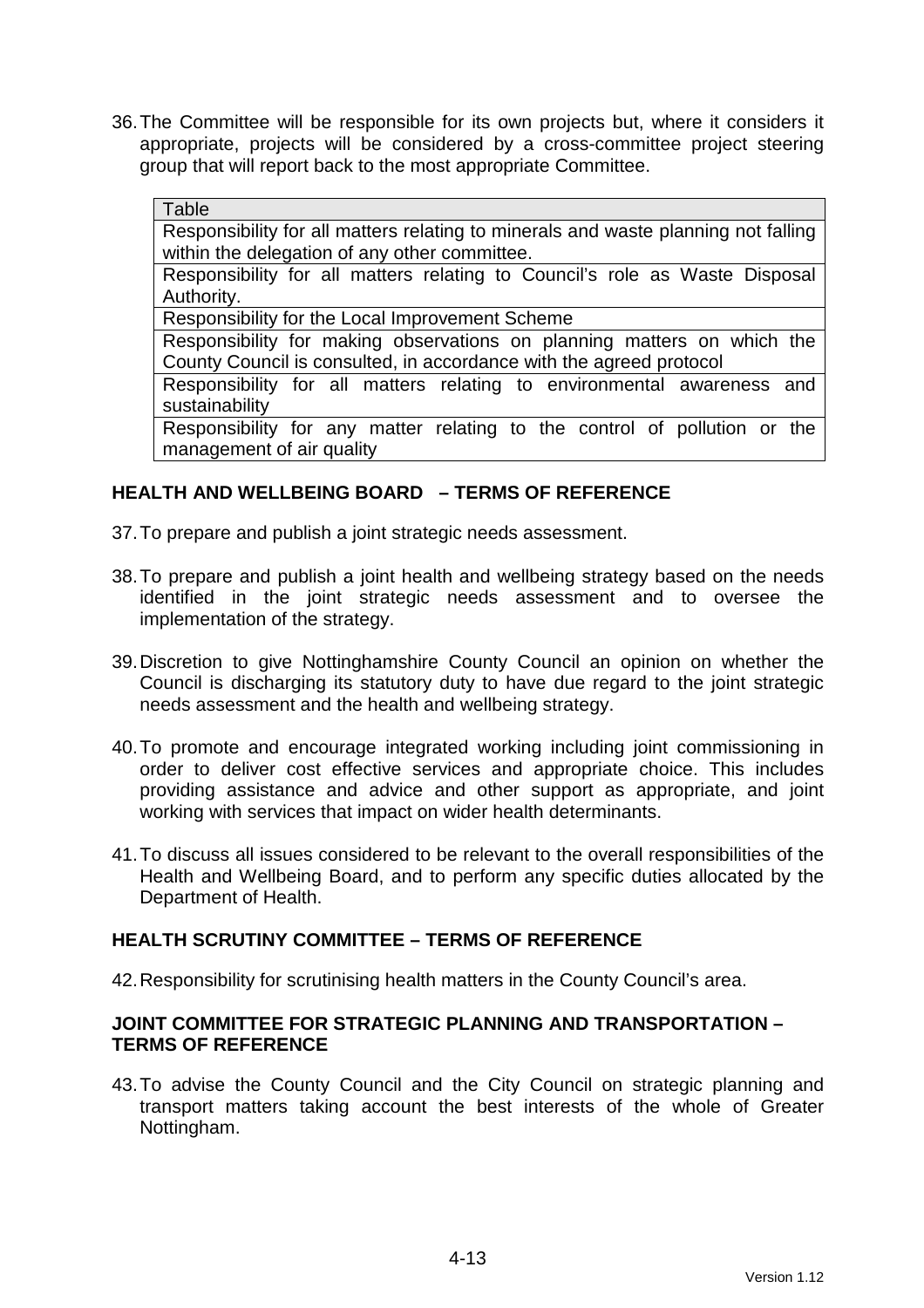36. The Committee will be responsible for its own projects but, where it considers it appropriate, projects will be considered by a cross-committee project steering group that will report back to the most appropriate Committee.

| Table |
| --- |
| Responsibility for all matters relating to minerals and waste planning not falling within the delegation of any other committee. |
| Responsibility for all matters relating to Council's role as Waste Disposal Authority. |
| Responsibility for the Local Improvement Scheme |
| Responsibility for making observations on planning matters on which the County Council is consulted, in accordance with the agreed protocol |
| Responsibility for all matters relating to environmental awareness and sustainability |
| Responsibility for any matter relating to the control of pollution or the management of air quality |

## HEALTH AND WELLBEING BOARD – TERMS OF REFERENCE

37. To prepare and publish a joint strategic needs assessment.

38. To prepare and publish a joint health and wellbeing strategy based on the needs identified in the joint strategic needs assessment and to oversee the implementation of the strategy.

39. Discretion to give Nottinghamshire County Council an opinion on whether the Council is discharging its statutory duty to have due regard to the joint strategic needs assessment and the health and wellbeing strategy.

40. To promote and encourage integrated working including joint commissioning in order to deliver cost effective services and appropriate choice. This includes providing assistance and advice and other support as appropriate, and joint working with services that impact on wider health determinants.

41. To discuss all issues considered to be relevant to the overall responsibilities of the Health and Wellbeing Board, and to perform any specific duties allocated by the Department of Health.

## HEALTH SCRUTINY COMMITTEE – TERMS OF REFERENCE

42. Responsibility for scrutinising health matters in the County Council's area.

## JOINT COMMITTEE FOR STRATEGIC PLANNING AND TRANSPORTATION – TERMS OF REFERENCE

43. To advise the County Council and the City Council on strategic planning and transport matters taking account the best interests of the whole of Greater Nottingham.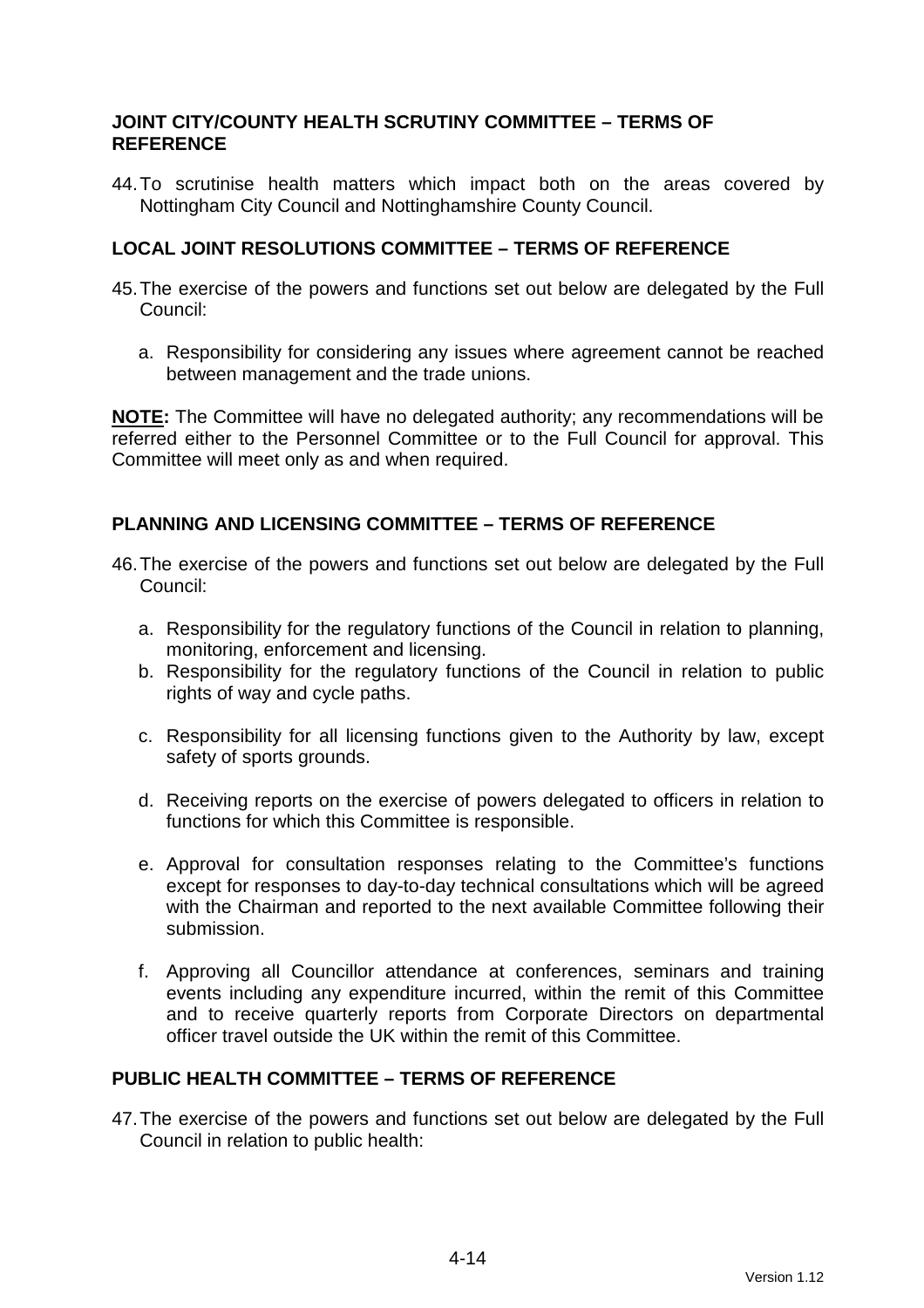### JOINT CITY/COUNTY HEALTH SCRUTINY COMMITTEE – TERMS OF REFERENCE

44. To scrutinise health matters which impact both on the areas covered by Nottingham City Council and Nottinghamshire County Council.

### LOCAL JOINT RESOLUTIONS COMMITTEE – TERMS OF REFERENCE

45. The exercise of the powers and functions set out below are delegated by the Full Council:

    a. Responsibility for considering any issues where agreement cannot be reached between management and the trade unions.

**NOTE:** The Committee will have no delegated authority; any recommendations will be referred either to the Personnel Committee or to the Full Council for approval. This Committee will meet only as and when required.

### PLANNING AND LICENSING COMMITTEE – TERMS OF REFERENCE

46. The exercise of the powers and functions set out below are delegated by the Full Council:

    a. Responsibility for the regulatory functions of the Council in relation to planning, monitoring, enforcement and licensing.
    b. Responsibility for the regulatory functions of the Council in relation to public rights of way and cycle paths.
    c. Responsibility for all licensing functions given to the Authority by law, except safety of sports grounds.
    d. Receiving reports on the exercise of powers delegated to officers in relation to functions for which this Committee is responsible.
    e. Approval for consultation responses relating to the Committee's functions except for responses to day-to-day technical consultations which will be agreed with the Chairman and reported to the next available Committee following their submission.
    f. Approving all Councillor attendance at conferences, seminars and training events including any expenditure incurred, within the remit of this Committee and to receive quarterly reports from Corporate Directors on departmental officer travel outside the UK within the remit of this Committee.

### PUBLIC HEALTH COMMITTEE – TERMS OF REFERENCE

47. The exercise of the powers and functions set out below are delegated by the Full Council in relation to public health: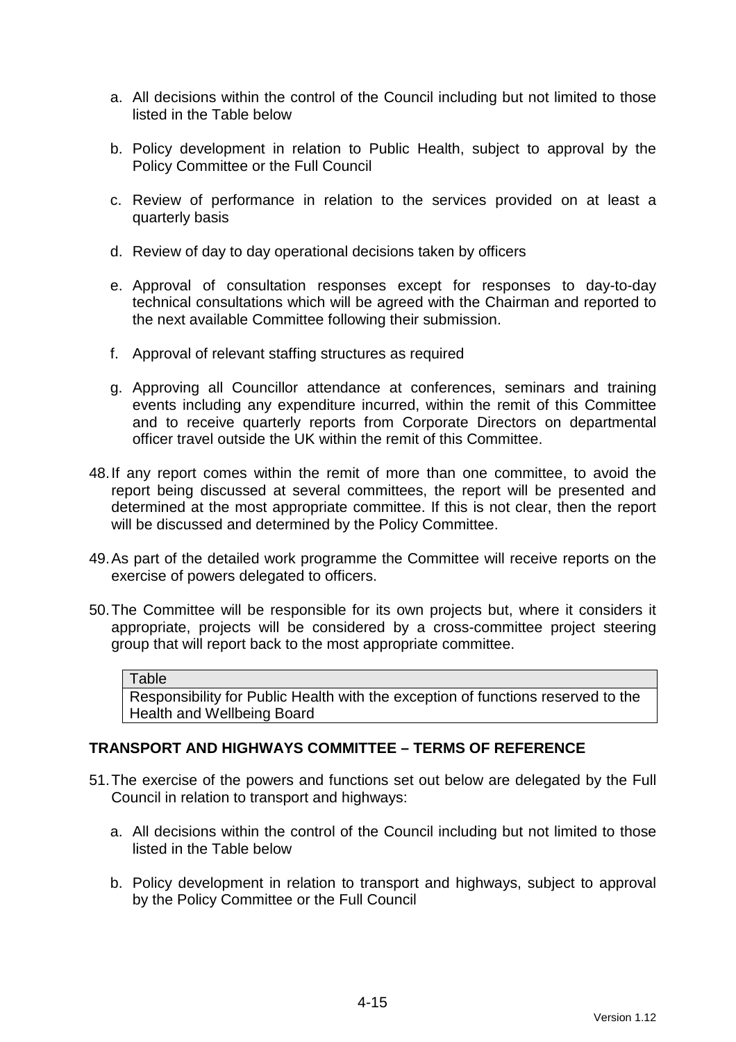a. All decisions within the control of the Council including but not limited to those listed in the Table below

b. Policy development in relation to Public Health, subject to approval by the Policy Committee or the Full Council

c. Review of performance in relation to the services provided on at least a quarterly basis

d. Review of day to day operational decisions taken by officers

e. Approval of consultation responses except for responses to day-to-day technical consultations which will be agreed with the Chairman and reported to the next available Committee following their submission.

f. Approval of relevant staffing structures as required

g. Approving all Councillor attendance at conferences, seminars and training events including any expenditure incurred, within the remit of this Committee and to receive quarterly reports from Corporate Directors on departmental officer travel outside the UK within the remit of this Committee.

48. If any report comes within the remit of more than one committee, to avoid the report being discussed at several committees, the report will be presented and determined at the most appropriate committee. If this is not clear, then the report will be discussed and determined by the Policy Committee.

49. As part of the detailed work programme the Committee will receive reports on the exercise of powers delegated to officers.

50. The Committee will be responsible for its own projects but, where it considers it appropriate, projects will be considered by a cross-committee project steering group that will report back to the most appropriate committee.

| Table |
|---|
| Responsibility for Public Health with the exception of functions reserved to the Health and Wellbeing Board |

## TRANSPORT AND HIGHWAYS COMMITTEE – TERMS OF REFERENCE

51. The exercise of the powers and functions set out below are delegated by the Full Council in relation to transport and highways:

a. All decisions within the control of the Council including but not limited to those listed in the Table below

b. Policy development in relation to transport and highways, subject to approval by the Policy Committee or the Full Council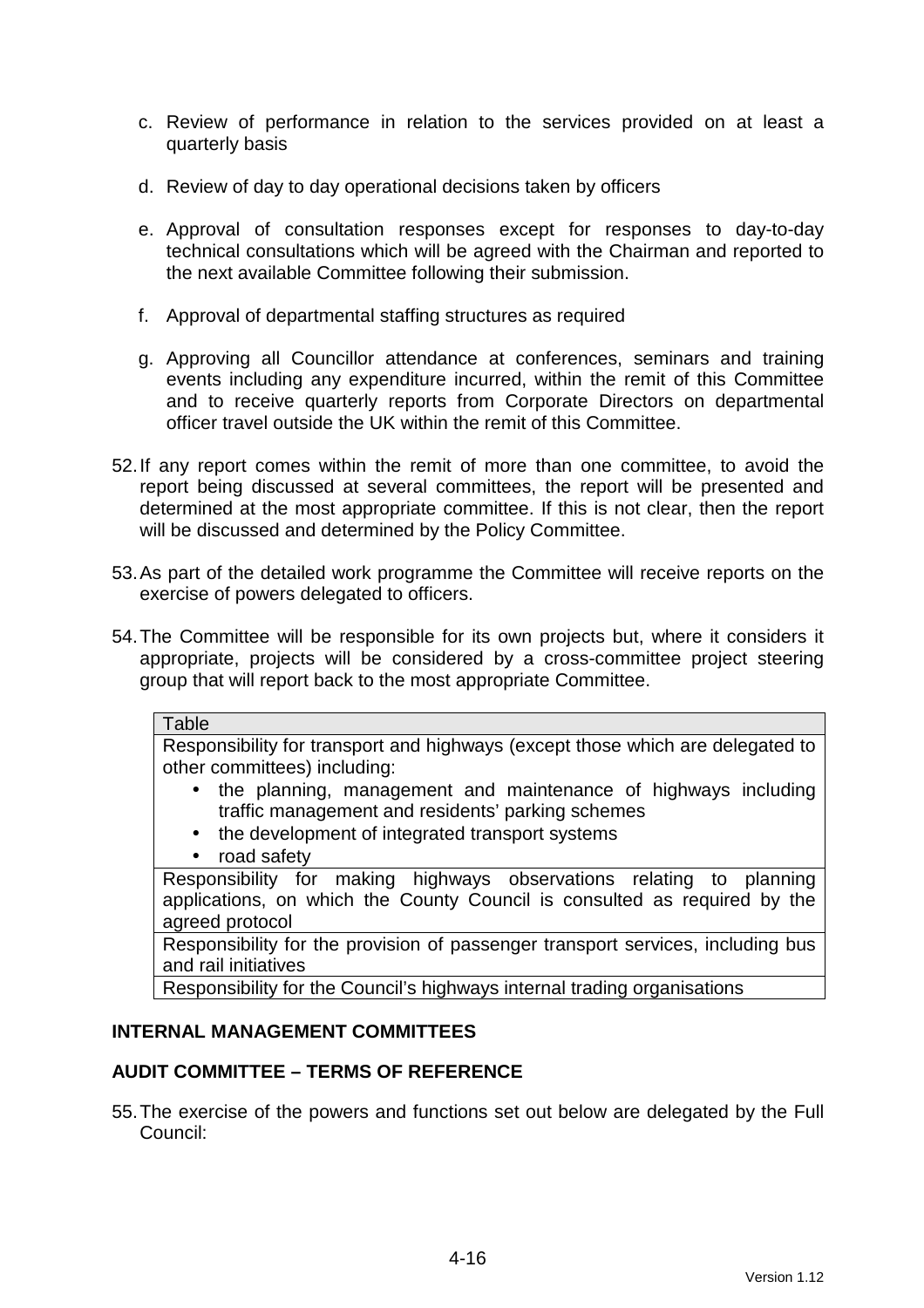c. Review of performance in relation to the services provided on at least a quarterly basis

d. Review of day to day operational decisions taken by officers

e. Approval of consultation responses except for responses to day-to-day technical consultations which will be agreed with the Chairman and reported to the next available Committee following their submission.

f. Approval of departmental staffing structures as required

g. Approving all Councillor attendance at conferences, seminars and training events including any expenditure incurred, within the remit of this Committee and to receive quarterly reports from Corporate Directors on departmental officer travel outside the UK within the remit of this Committee.

52. If any report comes within the remit of more than one committee, to avoid the report being discussed at several committees, the report will be presented and determined at the most appropriate committee. If this is not clear, then the report will be discussed and determined by the Policy Committee.

53. As part of the detailed work programme the Committee will receive reports on the exercise of powers delegated to officers.

54. The Committee will be responsible for its own projects but, where it considers it appropriate, projects will be considered by a cross-committee project steering group that will report back to the most appropriate Committee.

| Table |
| --- |
| Responsibility for transport and highways (except those which are delegated to other committees) including:<br>• the planning, management and maintenance of highways including traffic management and residents' parking schemes<br>• the development of integrated transport systems<br>• road safety |
| Responsibility for making highways observations relating to planning applications, on which the County Council is consulted as required by the agreed protocol |
| Responsibility for the provision of passenger transport services, including bus and rail initiatives |
| Responsibility for the Council's highways internal trading organisations |

## INTERNAL MANAGEMENT COMMITTEES

## AUDIT COMMITTEE – TERMS OF REFERENCE

55. The exercise of the powers and functions set out below are delegated by the Full Council: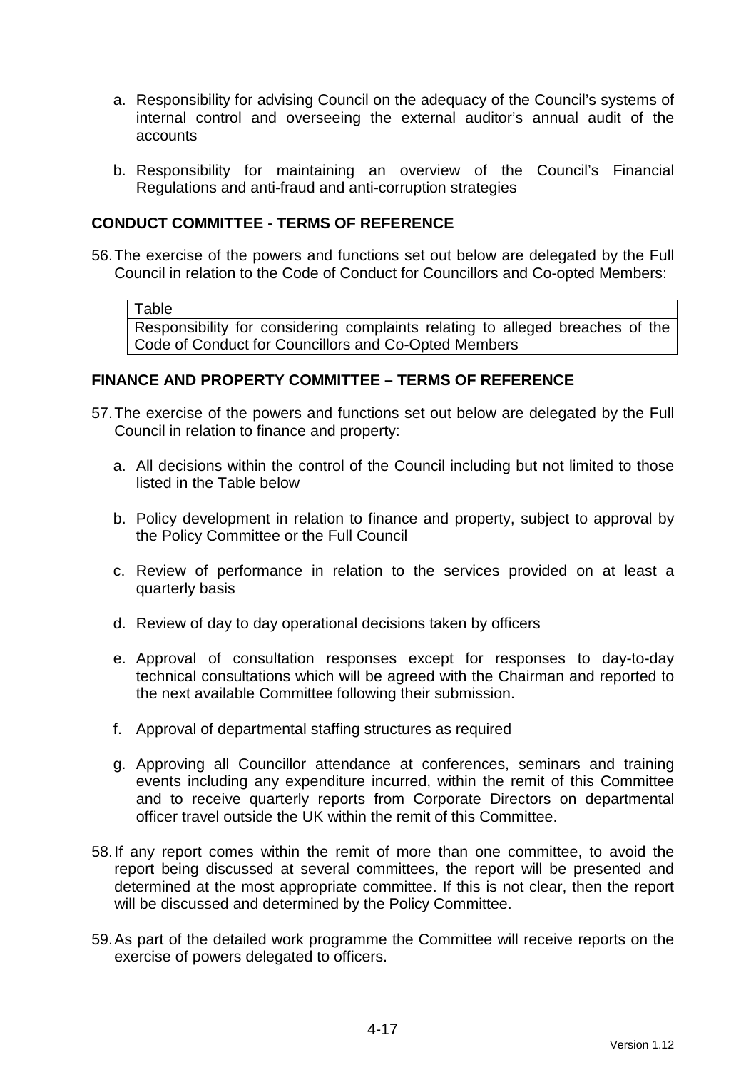a. Responsibility for advising Council on the adequacy of the Council's systems of internal control and overseeing the external auditor's annual audit of the accounts

b. Responsibility for maintaining an overview of the Council's Financial Regulations and anti-fraud and anti-corruption strategies

**CONDUCT COMMITTEE - TERMS OF REFERENCE**

56. The exercise of the powers and functions set out below are delegated by the Full Council in relation to the Code of Conduct for Councillors and Co-opted Members:

| Table |
|---|
| Responsibility for considering complaints relating to alleged breaches of the Code of Conduct for Councillors and Co-Opted Members |

**FINANCE AND PROPERTY COMMITTEE – TERMS OF REFERENCE**

57. The exercise of the powers and functions set out below are delegated by the Full Council in relation to finance and property:

    a. All decisions within the control of the Council including but not limited to those listed in the Table below

    b. Policy development in relation to finance and property, subject to approval by the Policy Committee or the Full Council

    c. Review of performance in relation to the services provided on at least a quarterly basis

    d. Review of day to day operational decisions taken by officers

    e. Approval of consultation responses except for responses to day-to-day technical consultations which will be agreed with the Chairman and reported to the next available Committee following their submission.

    f. Approval of departmental staffing structures as required

    g. Approving all Councillor attendance at conferences, seminars and training events including any expenditure incurred, within the remit of this Committee and to receive quarterly reports from Corporate Directors on departmental officer travel outside the UK within the remit of this Committee.

58. If any report comes within the remit of more than one committee, to avoid the report being discussed at several committees, the report will be presented and determined at the most appropriate committee. If this is not clear, then the report will be discussed and determined by the Policy Committee.

59. As part of the detailed work programme the Committee will receive reports on the exercise of powers delegated to officers.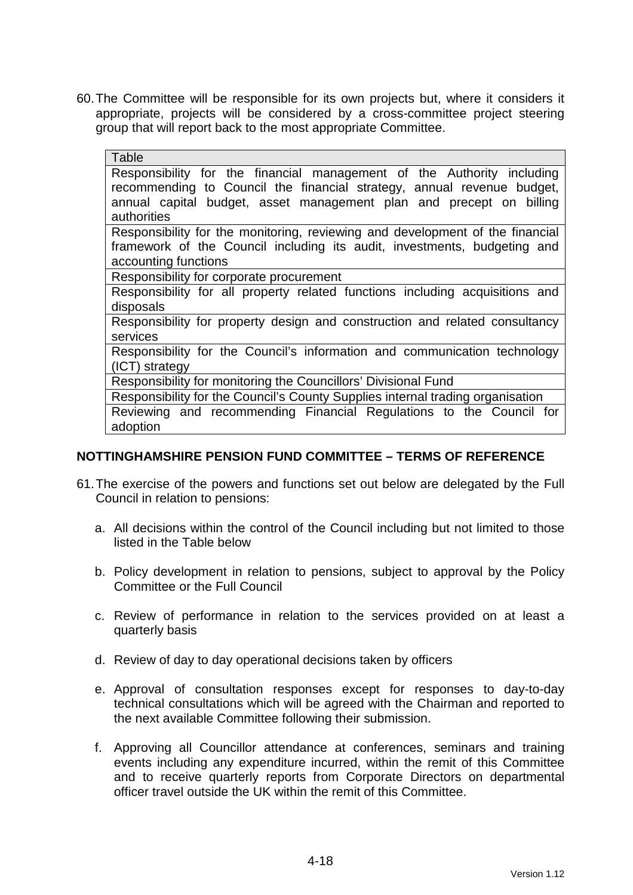60. The Committee will be responsible for its own projects but, where it considers it appropriate, projects will be considered by a cross-committee project steering group that will report back to the most appropriate Committee.

| Table |
| --- |
| Responsibility for the financial management of the Authority including recommending to Council the financial strategy, annual revenue budget, annual capital budget, asset management plan and precept on billing authorities |
| Responsibility for the monitoring, reviewing and development of the financial framework of the Council including its audit, investments, budgeting and accounting functions |
| Responsibility for corporate procurement |
| Responsibility for all property related functions including acquisitions and disposals |
| Responsibility for property design and construction and related consultancy services |
| Responsibility for the Council's information and communication technology (ICT) strategy |
| Responsibility for monitoring the Councillors' Divisional Fund |
| Responsibility for the Council's County Supplies internal trading organisation |
| Reviewing and recommending Financial Regulations to the Council for adoption |

## NOTTINGHAMSHIRE PENSION FUND COMMITTEE – TERMS OF REFERENCE

61. The exercise of the powers and functions set out below are delegated by the Full Council in relation to pensions:

    a. All decisions within the control of the Council including but not limited to those listed in the Table below

    b. Policy development in relation to pensions, subject to approval by the Policy Committee or the Full Council

    c. Review of performance in relation to the services provided on at least a quarterly basis

    d. Review of day to day operational decisions taken by officers

    e. Approval of consultation responses except for responses to day-to-day technical consultations which will be agreed with the Chairman and reported to the next available Committee following their submission.

    f. Approving all Councillor attendance at conferences, seminars and training events including any expenditure incurred, within the remit of this Committee and to receive quarterly reports from Corporate Directors on departmental officer travel outside the UK within the remit of this Committee.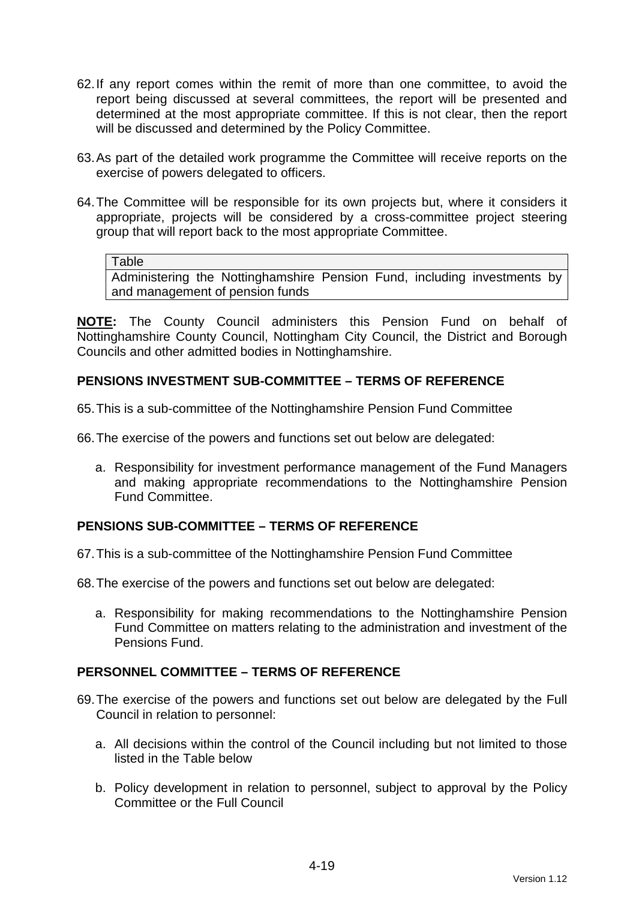62. If any report comes within the remit of more than one committee, to avoid the report being discussed at several committees, the report will be presented and determined at the most appropriate committee. If this is not clear, then the report will be discussed and determined by the Policy Committee.

63. As part of the detailed work programme the Committee will receive reports on the exercise of powers delegated to officers.

64. The Committee will be responsible for its own projects but, where it considers it appropriate, projects will be considered by a cross-committee project steering group that will report back to the most appropriate Committee.

| Table |
| --- |
| Administering the Nottinghamshire Pension Fund, including investments by and management of pension funds |

**NOTE:** The County Council administers this Pension Fund on behalf of Nottinghamshire County Council, Nottingham City Council, the District and Borough Councils and other admitted bodies in Nottinghamshire.

## PENSIONS INVESTMENT SUB-COMMITTEE – TERMS OF REFERENCE

65. This is a sub-committee of the Nottinghamshire Pension Fund Committee

66. The exercise of the powers and functions set out below are delegated:

    a. Responsibility for investment performance management of the Fund Managers and making appropriate recommendations to the Nottinghamshire Pension Fund Committee.

## PENSIONS SUB-COMMITTEE – TERMS OF REFERENCE

67. This is a sub-committee of the Nottinghamshire Pension Fund Committee

68. The exercise of the powers and functions set out below are delegated:

    a. Responsibility for making recommendations to the Nottinghamshire Pension Fund Committee on matters relating to the administration and investment of the Pensions Fund.

## PERSONNEL COMMITTEE – TERMS OF REFERENCE

69. The exercise of the powers and functions set out below are delegated by the Full Council in relation to personnel:

    a. All decisions within the control of the Council including but not limited to those listed in the Table below

    b. Policy development in relation to personnel, subject to approval by the Policy Committee or the Full Council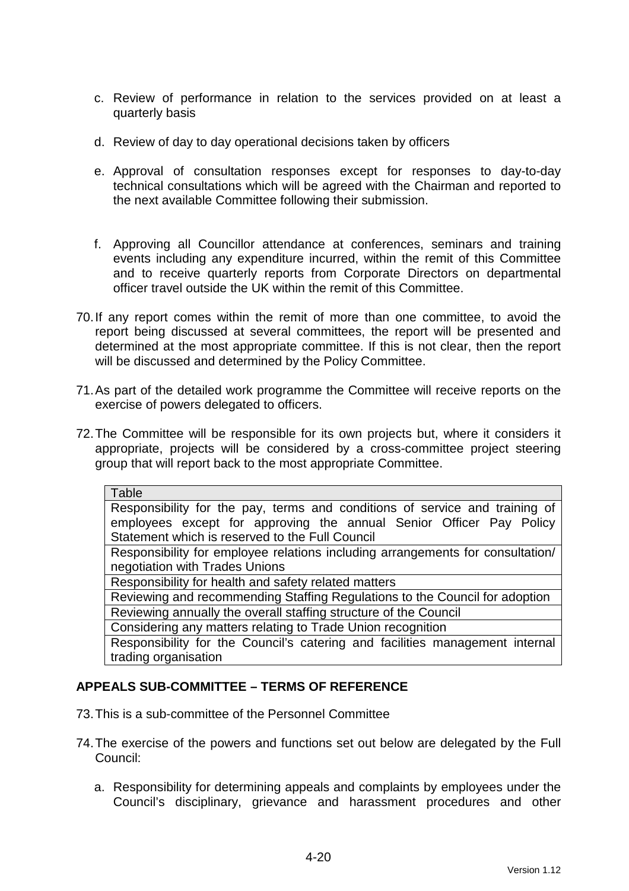c. Review of performance in relation to the services provided on at least a quarterly basis

d. Review of day to day operational decisions taken by officers

e. Approval of consultation responses except for responses to day-to-day technical consultations which will be agreed with the Chairman and reported to the next available Committee following their submission.

f. Approving all Councillor attendance at conferences, seminars and training events including any expenditure incurred, within the remit of this Committee and to receive quarterly reports from Corporate Directors on departmental officer travel outside the UK within the remit of this Committee.

70. If any report comes within the remit of more than one committee, to avoid the report being discussed at several committees, the report will be presented and determined at the most appropriate committee. If this is not clear, then the report will be discussed and determined by the Policy Committee.

71. As part of the detailed work programme the Committee will receive reports on the exercise of powers delegated to officers.

72. The Committee will be responsible for its own projects but, where it considers it appropriate, projects will be considered by a cross-committee project steering group that will report back to the most appropriate Committee.

| Table |
| --- |
| Responsibility for the pay, terms and conditions of service and training of employees except for approving the annual Senior Officer Pay Policy Statement which is reserved to the Full Council |
| Responsibility for employee relations including arrangements for consultation/ negotiation with Trades Unions |
| Responsibility for health and safety related matters |
| Reviewing and recommending Staffing Regulations to the Council for adoption |
| Reviewing annually the overall staffing structure of the Council |
| Considering any matters relating to Trade Union recognition |
| Responsibility for the Council's catering and facilities management internal trading organisation |

## APPEALS SUB-COMMITTEE – TERMS OF REFERENCE

73. This is a sub-committee of the Personnel Committee

74. The exercise of the powers and functions set out below are delegated by the Full Council:

a. Responsibility for determining appeals and complaints by employees under the Council's disciplinary, grievance and harassment procedures and other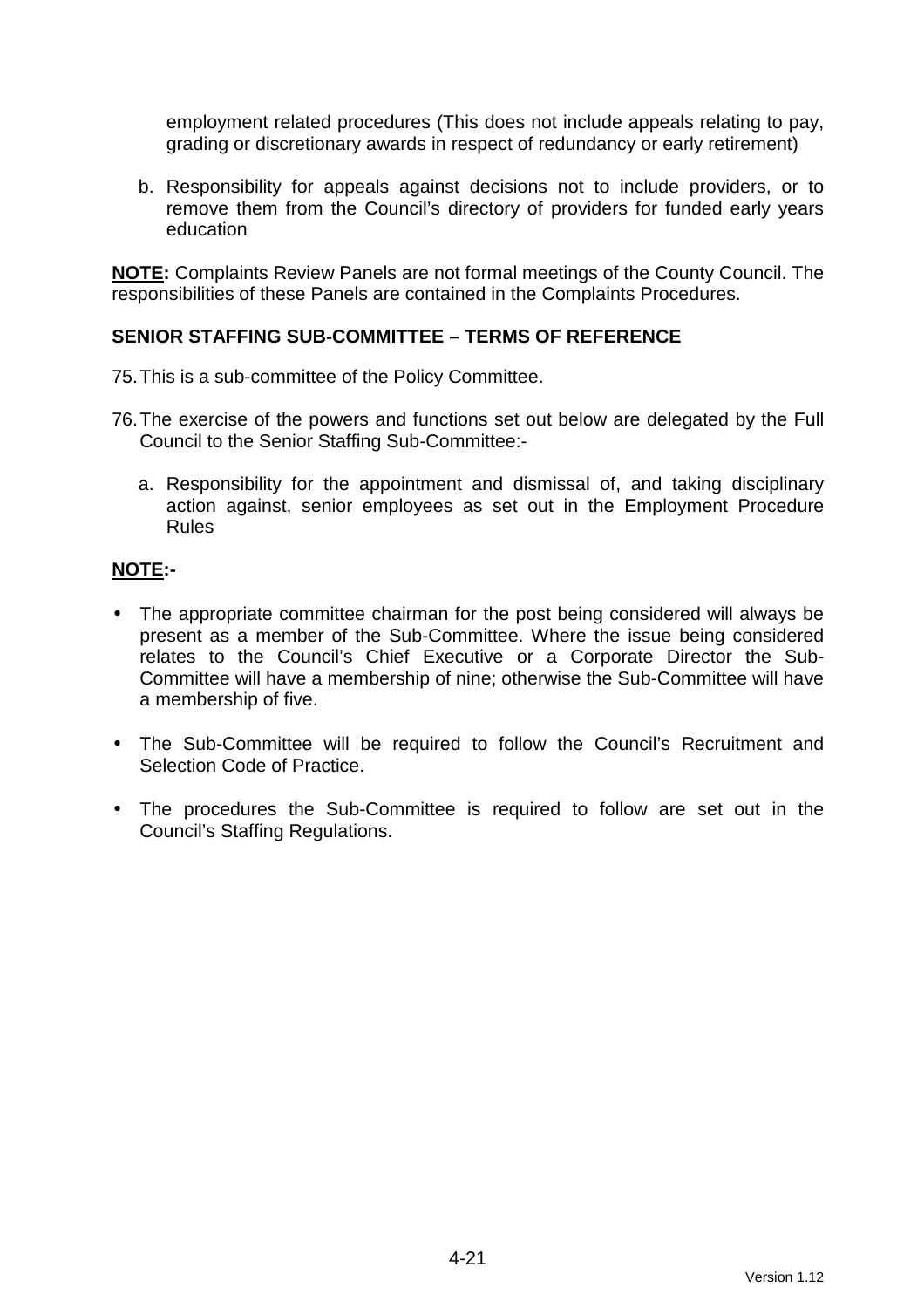employment related procedures (This does not include appeals relating to pay, grading or discretionary awards in respect of redundancy or early retirement)

b. Responsibility for appeals against decisions not to include providers, or to remove them from the Council's directory of providers for funded early years education

**NOTE:** Complaints Review Panels are not formal meetings of the County Council. The responsibilities of these Panels are contained in the Complaints Procedures.

## SENIOR STAFFING SUB-COMMITTEE – TERMS OF REFERENCE

75. This is a sub-committee of the Policy Committee.

76. The exercise of the powers and functions set out below are delegated by the Full Council to the Senior Staffing Sub-Committee:-

    a. Responsibility for the appointment and dismissal of, and taking disciplinary action against, senior employees as set out in the Employment Procedure Rules

**NOTE:-**

- The appropriate committee chairman for the post being considered will always be present as a member of the Sub-Committee. Where the issue being considered relates to the Council's Chief Executive or a Corporate Director the Sub-Committee will have a membership of nine; otherwise the Sub-Committee will have a membership of five.

- The Sub-Committee will be required to follow the Council's Recruitment and Selection Code of Practice.

- The procedures the Sub-Committee is required to follow are set out in the Council's Staffing Regulations.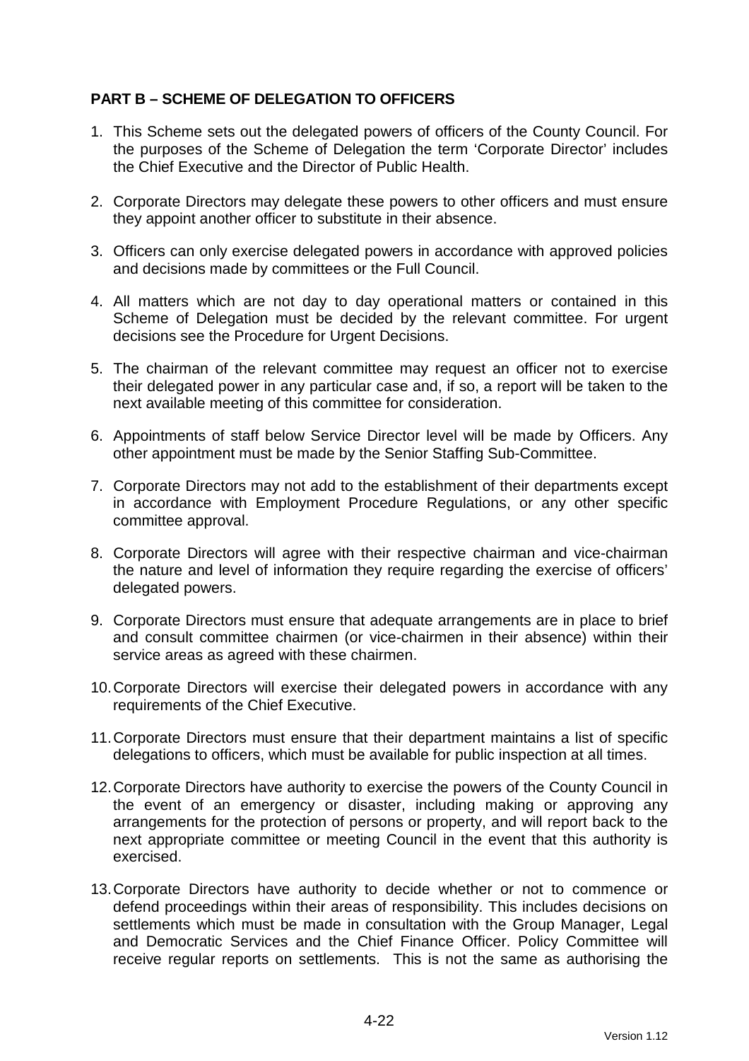**PART B – SCHEME OF DELEGATION TO OFFICERS**

1. This Scheme sets out the delegated powers of officers of the County Council. For the purposes of the Scheme of Delegation the term 'Corporate Director' includes the Chief Executive and the Director of Public Health.

2. Corporate Directors may delegate these powers to other officers and must ensure they appoint another officer to substitute in their absence.

3. Officers can only exercise delegated powers in accordance with approved policies and decisions made by committees or the Full Council.

4. All matters which are not day to day operational matters or contained in this Scheme of Delegation must be decided by the relevant committee. For urgent decisions see the Procedure for Urgent Decisions.

5. The chairman of the relevant committee may request an officer not to exercise their delegated power in any particular case and, if so, a report will be taken to the next available meeting of this committee for consideration.

6. Appointments of staff below Service Director level will be made by Officers. Any other appointment must be made by the Senior Staffing Sub-Committee.

7. Corporate Directors may not add to the establishment of their departments except in accordance with Employment Procedure Regulations, or any other specific committee approval.

8. Corporate Directors will agree with their respective chairman and vice-chairman the nature and level of information they require regarding the exercise of officers' delegated powers.

9. Corporate Directors must ensure that adequate arrangements are in place to brief and consult committee chairmen (or vice-chairmen in their absence) within their service areas as agreed with these chairmen.

10. Corporate Directors will exercise their delegated powers in accordance with any requirements of the Chief Executive.

11. Corporate Directors must ensure that their department maintains a list of specific delegations to officers, which must be available for public inspection at all times.

12. Corporate Directors have authority to exercise the powers of the County Council in the event of an emergency or disaster, including making or approving any arrangements for the protection of persons or property, and will report back to the next appropriate committee or meeting Council in the event that this authority is exercised.

13. Corporate Directors have authority to decide whether or not to commence or defend proceedings within their areas of responsibility. This includes decisions on settlements which must be made in consultation with the Group Manager, Legal and Democratic Services and the Chief Finance Officer. Policy Committee will receive regular reports on settlements. This is not the same as authorising the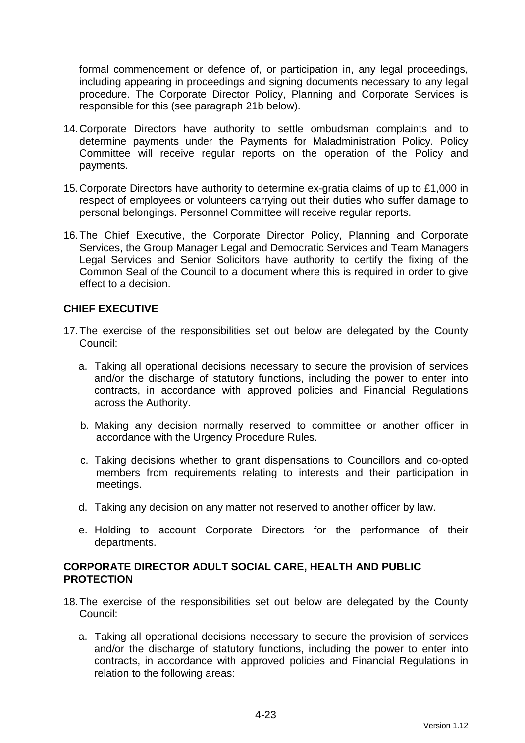formal commencement or defence of, or participation in, any legal proceedings, including appearing in proceedings and signing documents necessary to any legal procedure. The Corporate Director Policy, Planning and Corporate Services is responsible for this (see paragraph 21b below).

14. Corporate Directors have authority to settle ombudsman complaints and to determine payments under the Payments for Maladministration Policy. Policy Committee will receive regular reports on the operation of the Policy and payments.

15. Corporate Directors have authority to determine ex-gratia claims of up to £1,000 in respect of employees or volunteers carrying out their duties who suffer damage to personal belongings. Personnel Committee will receive regular reports.

16. The Chief Executive, the Corporate Director Policy, Planning and Corporate Services, the Group Manager Legal and Democratic Services and Team Managers Legal Services and Senior Solicitors have authority to certify the fixing of the Common Seal of the Council to a document where this is required in order to give effect to a decision.

**CHIEF EXECUTIVE**

17. The exercise of the responsibilities set out below are delegated by the County Council:

    a. Taking all operational decisions necessary to secure the provision of services and/or the discharge of statutory functions, including the power to enter into contracts, in accordance with approved policies and Financial Regulations across the Authority.

    b. Making any decision normally reserved to committee or another officer in accordance with the Urgency Procedure Rules.

    c. Taking decisions whether to grant dispensations to Councillors and co-opted members from requirements relating to interests and their participation in meetings.

    d. Taking any decision on any matter not reserved to another officer by law.

    e. Holding to account Corporate Directors for the performance of their departments.

**CORPORATE DIRECTOR ADULT SOCIAL CARE, HEALTH AND PUBLIC PROTECTION**

18. The exercise of the responsibilities set out below are delegated by the County Council:

    a. Taking all operational decisions necessary to secure the provision of services and/or the discharge of statutory functions, including the power to enter into contracts, in accordance with approved policies and Financial Regulations in relation to the following areas: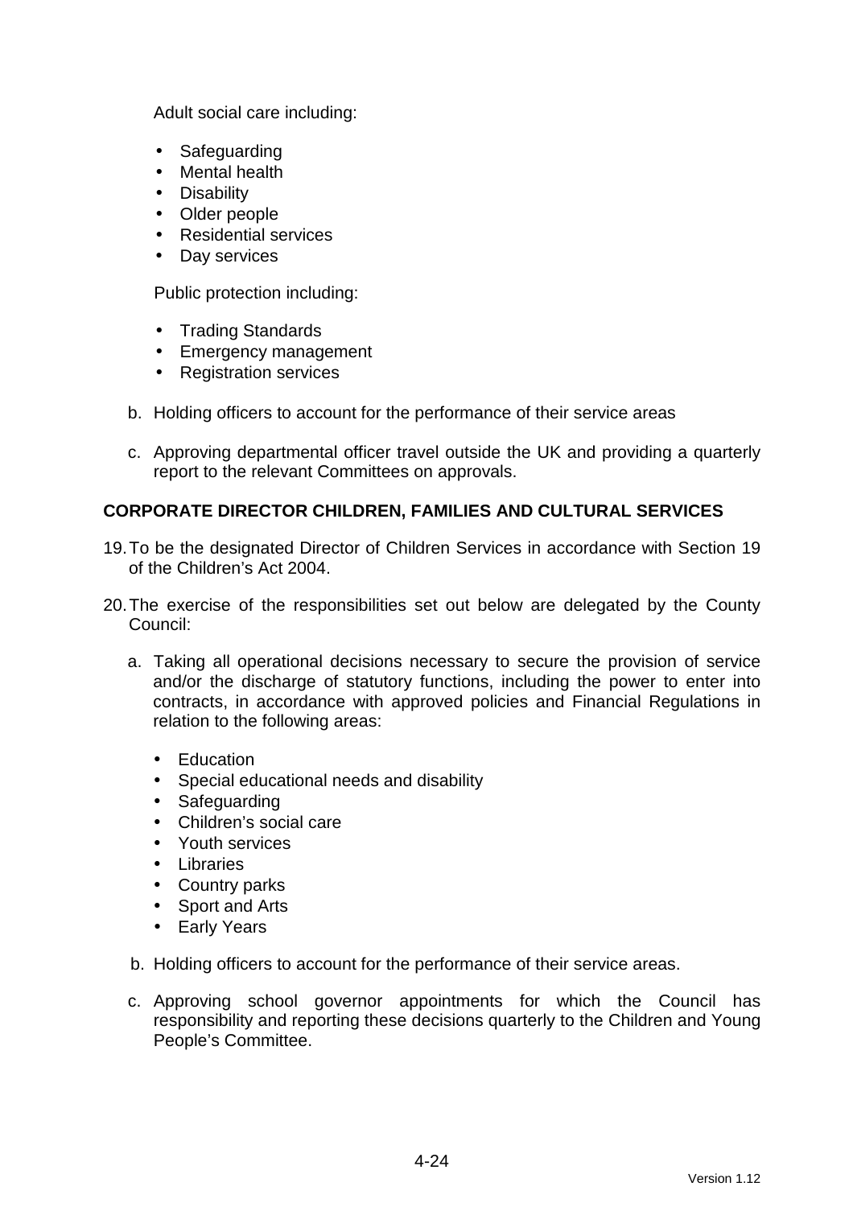Adult social care including:

- Safeguarding
- Mental health
- Disability
- Older people
- Residential services
- Day services

Public protection including:

- Trading Standards
- Emergency management
- Registration services

b. Holding officers to account for the performance of their service areas

c. Approving departmental officer travel outside the UK and providing a quarterly report to the relevant Committees on approvals.

**CORPORATE DIRECTOR CHILDREN, FAMILIES AND CULTURAL SERVICES**

19. To be the designated Director of Children Services in accordance with Section 19 of the Children's Act 2004.

20. The exercise of the responsibilities set out below are delegated by the County Council:

    a. Taking all operational decisions necessary to secure the provision of service and/or the discharge of statutory functions, including the power to enter into contracts, in accordance with approved policies and Financial Regulations in relation to the following areas:

       - Education
       - Special educational needs and disability
       - Safeguarding
       - Children's social care
       - Youth services
       - Libraries
       - Country parks
       - Sport and Arts
       - Early Years

    b. Holding officers to account for the performance of their service areas.

    c. Approving school governor appointments for which the Council has responsibility and reporting these decisions quarterly to the Children and Young People's Committee.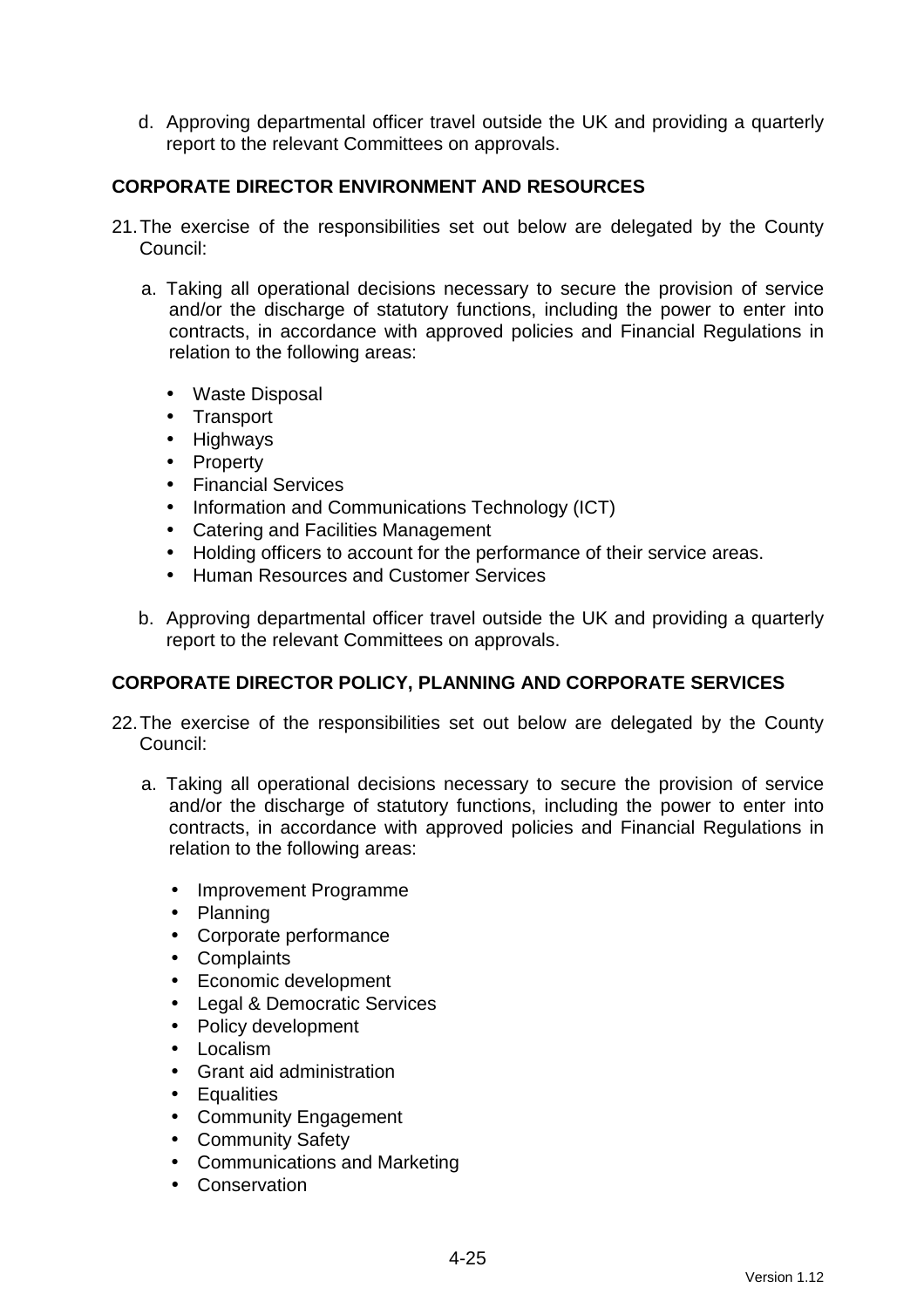d. Approving departmental officer travel outside the UK and providing a quarterly report to the relevant Committees on approvals.

**CORPORATE DIRECTOR ENVIRONMENT AND RESOURCES**

21. The exercise of the responsibilities set out below are delegated by the County Council:

   a. Taking all operational decisions necessary to secure the provision of service and/or the discharge of statutory functions, including the power to enter into contracts, in accordance with approved policies and Financial Regulations in relation to the following areas:

      - Waste Disposal
      - Transport
      - Highways
      - Property
      - Financial Services
      - Information and Communications Technology (ICT)
      - Catering and Facilities Management
      - Holding officers to account for the performance of their service areas.
      - Human Resources and Customer Services

   b. Approving departmental officer travel outside the UK and providing a quarterly report to the relevant Committees on approvals.

**CORPORATE DIRECTOR POLICY, PLANNING AND CORPORATE SERVICES**

22. The exercise of the responsibilities set out below are delegated by the County Council:

   a. Taking all operational decisions necessary to secure the provision of service and/or the discharge of statutory functions, including the power to enter into contracts, in accordance with approved policies and Financial Regulations in relation to the following areas:

      - Improvement Programme
      - Planning
      - Corporate performance
      - Complaints
      - Economic development
      - Legal & Democratic Services
      - Policy development
      - Localism
      - Grant aid administration
      - Equalities
      - Community Engagement
      - Community Safety
      - Communications and Marketing
      - Conservation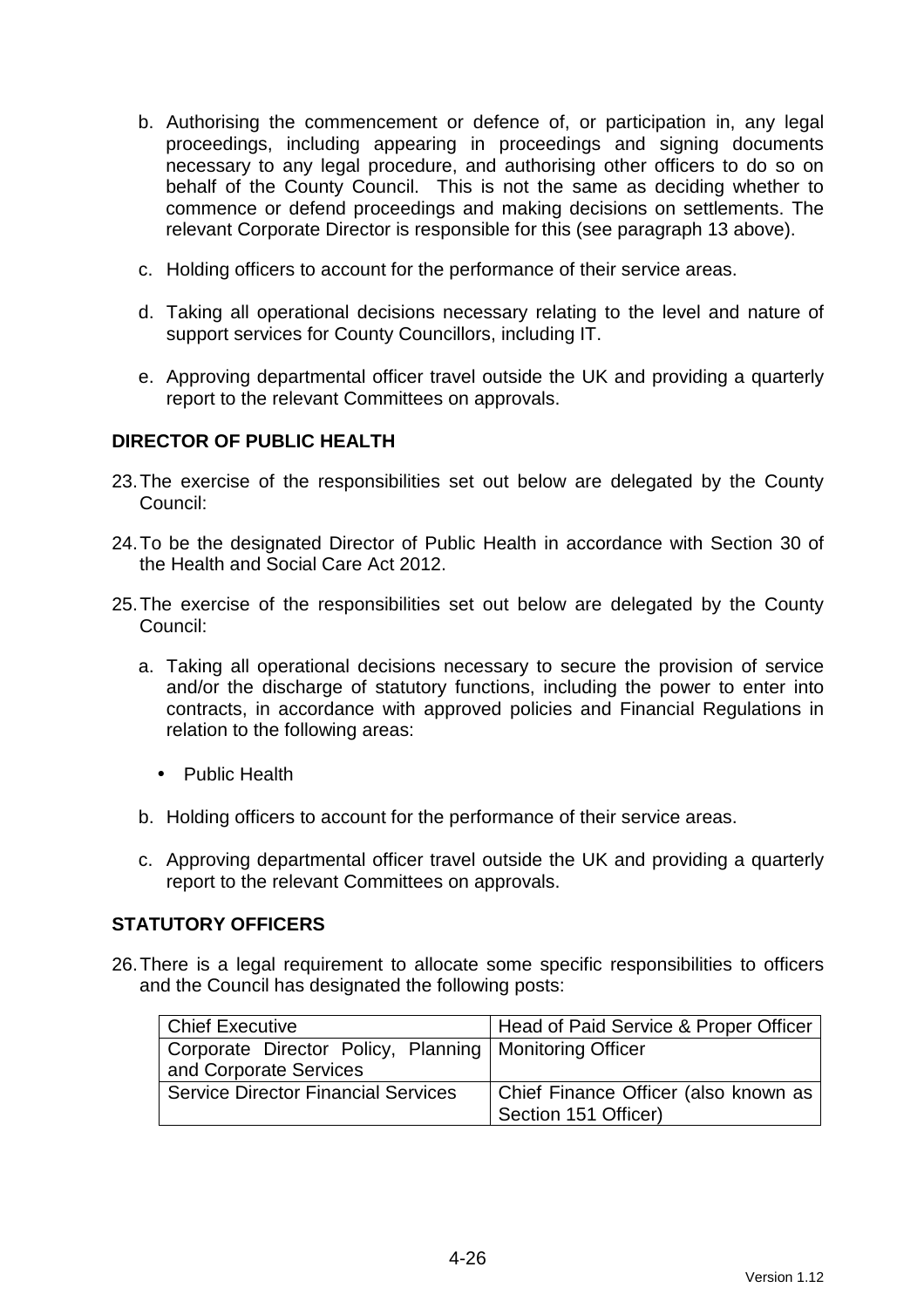b. Authorising the commencement or defence of, or participation in, any legal proceedings, including appearing in proceedings and signing documents necessary to any legal procedure, and authorising other officers to do so on behalf of the County Council. This is not the same as deciding whether to commence or defend proceedings and making decisions on settlements. The relevant Corporate Director is responsible for this (see paragraph 13 above).

c. Holding officers to account for the performance of their service areas.

d. Taking all operational decisions necessary relating to the level and nature of support services for County Councillors, including IT.

e. Approving departmental officer travel outside the UK and providing a quarterly report to the relevant Committees on approvals.

**DIRECTOR OF PUBLIC HEALTH**

23. The exercise of the responsibilities set out below are delegated by the County Council:

24. To be the designated Director of Public Health in accordance with Section 30 of the Health and Social Care Act 2012.

25. The exercise of the responsibilities set out below are delegated by the County Council:

    a. Taking all operational decisions necessary to secure the provision of service and/or the discharge of statutory functions, including the power to enter into contracts, in accordance with approved policies and Financial Regulations in relation to the following areas:

        - Public Health

    b. Holding officers to account for the performance of their service areas.

    c. Approving departmental officer travel outside the UK and providing a quarterly report to the relevant Committees on approvals.

**STATUTORY OFFICERS**

26. There is a legal requirement to allocate some specific responsibilities to officers and the Council has designated the following posts:

| Chief Executive | Head of Paid Service & Proper Officer |
|---|---|
| Corporate Director Policy, Planning and Corporate Services | Monitoring Officer |
| Service Director Financial Services | Chief Finance Officer (also known as Section 151 Officer) |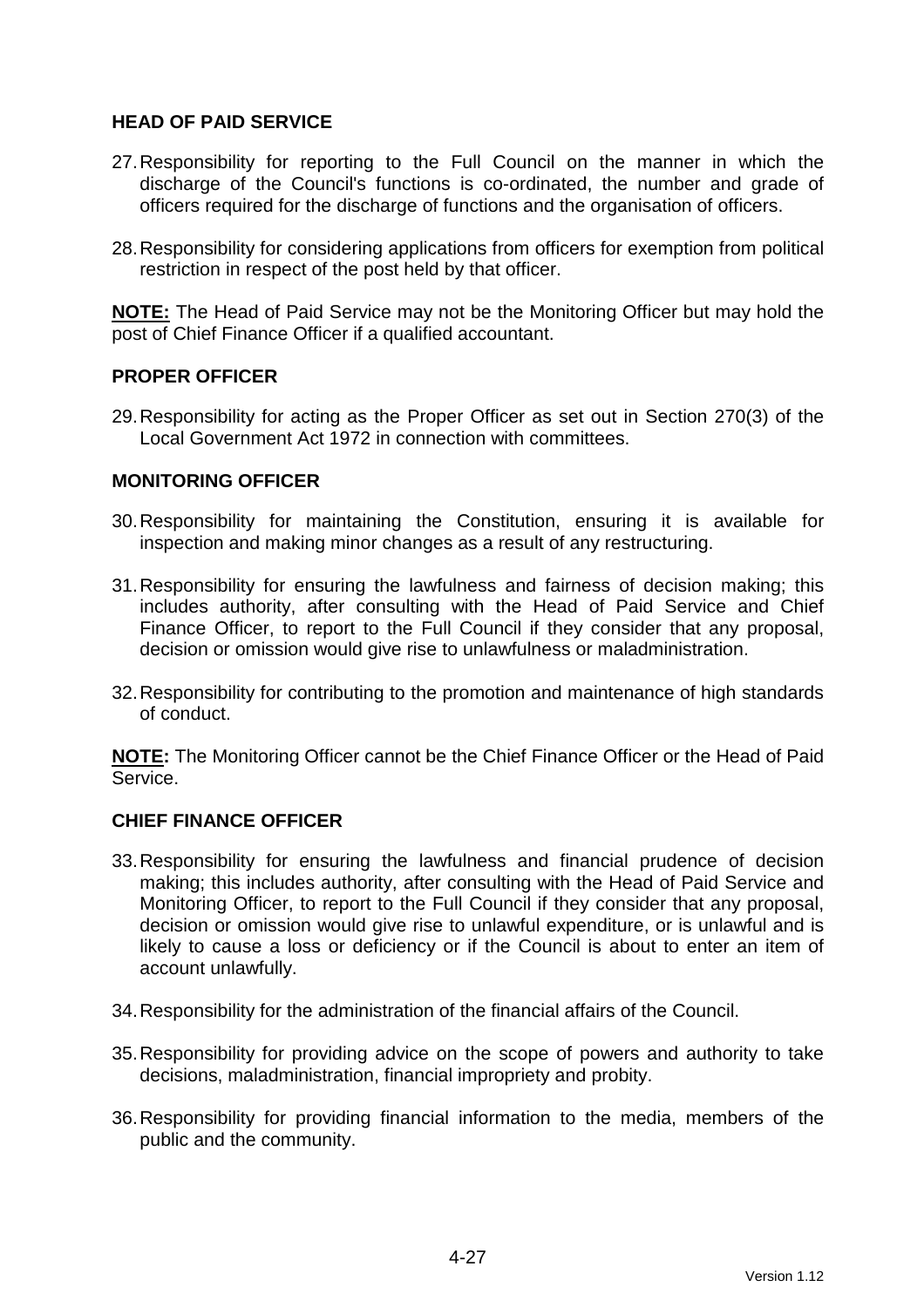## HEAD OF PAID SERVICE

27. Responsibility for reporting to the Full Council on the manner in which the discharge of the Council's functions is co-ordinated, the number and grade of officers required for the discharge of functions and the organisation of officers.

28. Responsibility for considering applications from officers for exemption from political restriction in respect of the post held by that officer.

**NOTE:** The Head of Paid Service may not be the Monitoring Officer but may hold the post of Chief Finance Officer if a qualified accountant.

## PROPER OFFICER

29. Responsibility for acting as the Proper Officer as set out in Section 270(3) of the Local Government Act 1972 in connection with committees.

## MONITORING OFFICER

30. Responsibility for maintaining the Constitution, ensuring it is available for inspection and making minor changes as a result of any restructuring.

31. Responsibility for ensuring the lawfulness and fairness of decision making; this includes authority, after consulting with the Head of Paid Service and Chief Finance Officer, to report to the Full Council if they consider that any proposal, decision or omission would give rise to unlawfulness or maladministration.

32. Responsibility for contributing to the promotion and maintenance of high standards of conduct.

**NOTE:** The Monitoring Officer cannot be the Chief Finance Officer or the Head of Paid Service.

## CHIEF FINANCE OFFICER

33. Responsibility for ensuring the lawfulness and financial prudence of decision making; this includes authority, after consulting with the Head of Paid Service and Monitoring Officer, to report to the Full Council if they consider that any proposal, decision or omission would give rise to unlawful expenditure, or is unlawful and is likely to cause a loss or deficiency or if the Council is about to enter an item of account unlawfully.

34. Responsibility for the administration of the financial affairs of the Council.

35. Responsibility for providing advice on the scope of powers and authority to take decisions, maladministration, financial impropriety and probity.

36. Responsibility for providing financial information to the media, members of the public and the community.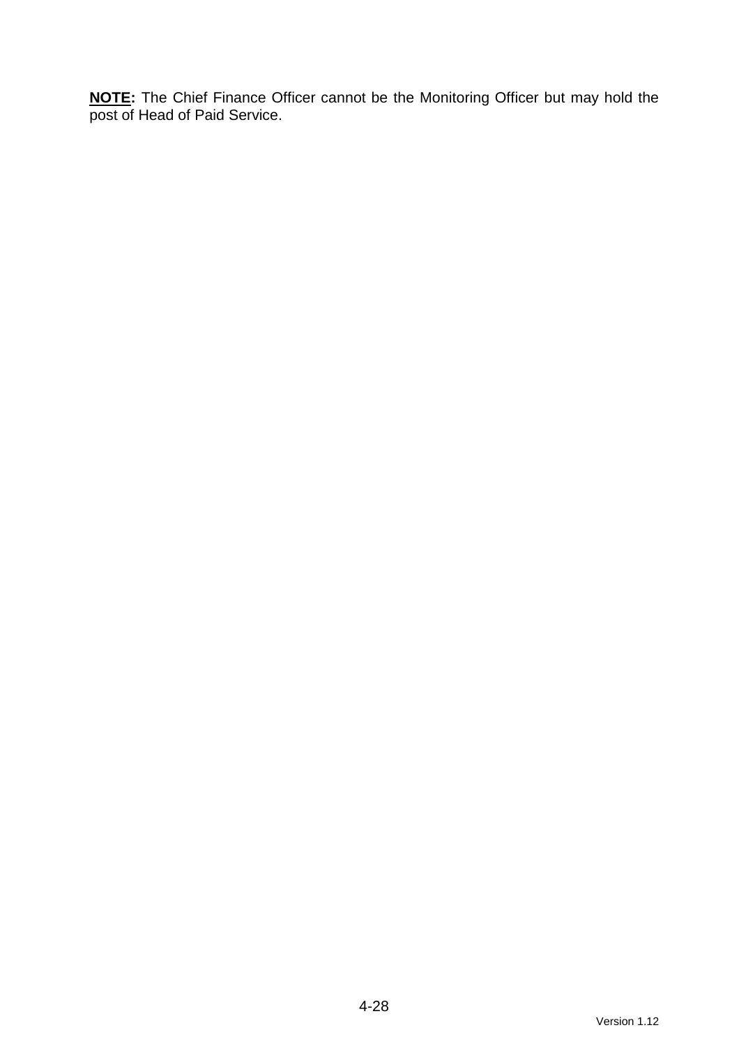**<u>NOTE</u>:** The Chief Finance Officer cannot be the Monitoring Officer but may hold the post of Head of Paid Service.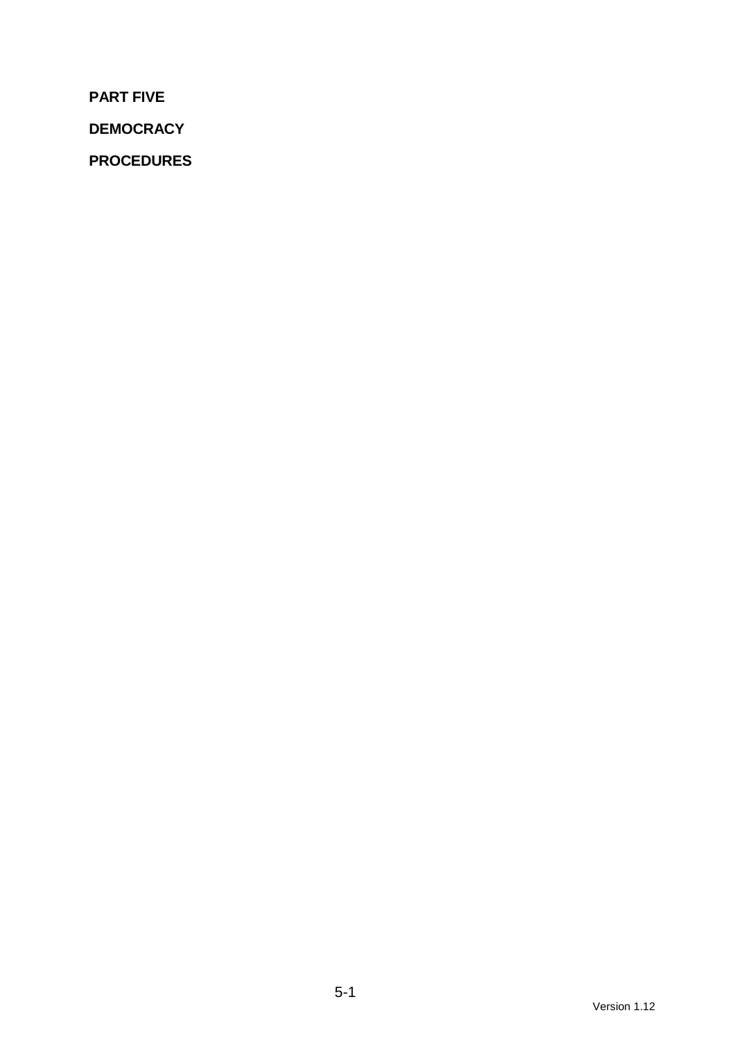**PART FIVE**

**DEMOCRACY**

**PROCEDURES**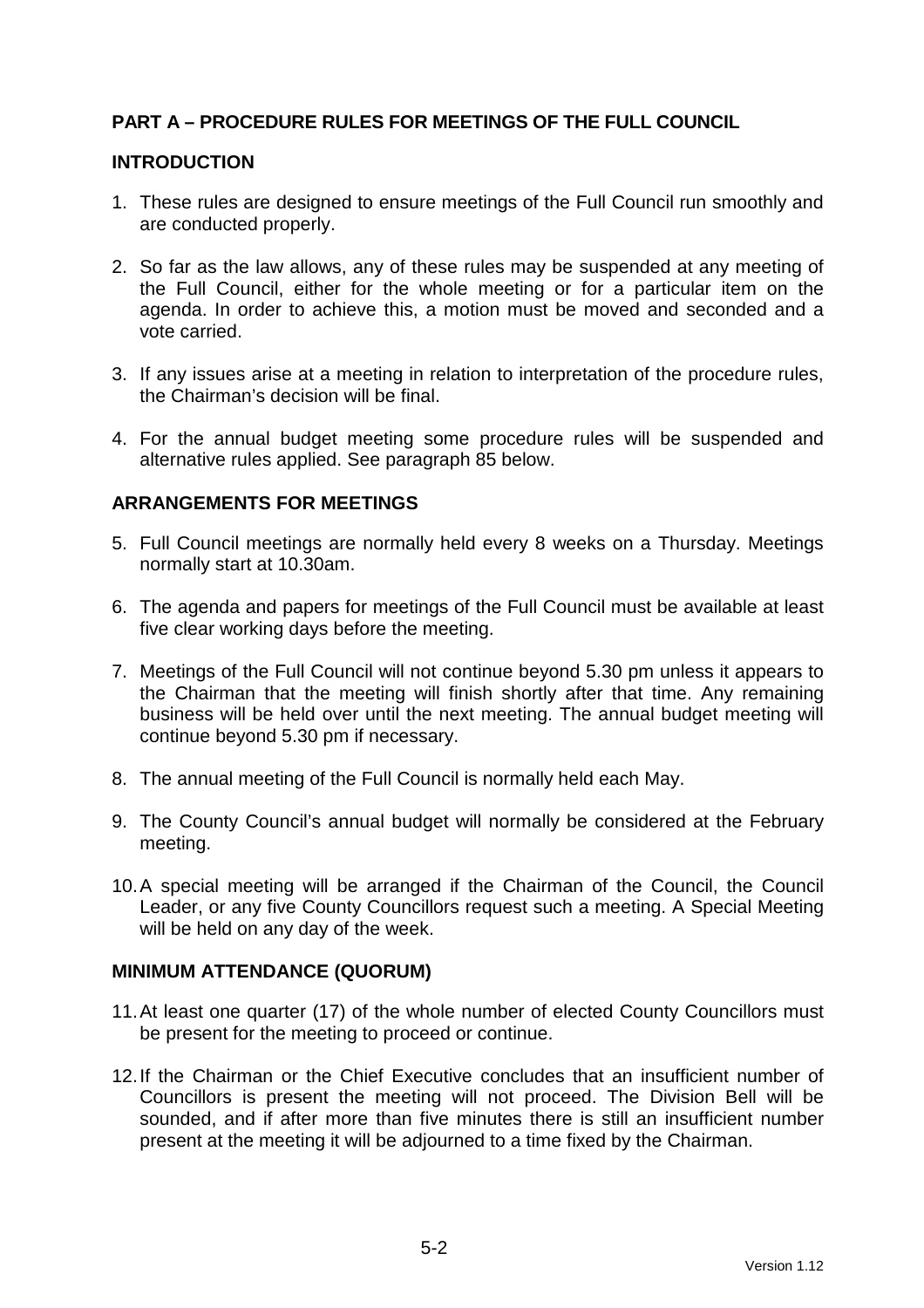## PART A – PROCEDURE RULES FOR MEETINGS OF THE FULL COUNCIL

### INTRODUCTION

1. These rules are designed to ensure meetings of the Full Council run smoothly and are conducted properly.

2. So far as the law allows, any of these rules may be suspended at any meeting of the Full Council, either for the whole meeting or for a particular item on the agenda. In order to achieve this, a motion must be moved and seconded and a vote carried.

3. If any issues arise at a meeting in relation to interpretation of the procedure rules, the Chairman's decision will be final.

4. For the annual budget meeting some procedure rules will be suspended and alternative rules applied. See paragraph 85 below.

### ARRANGEMENTS FOR MEETINGS

5. Full Council meetings are normally held every 8 weeks on a Thursday. Meetings normally start at 10.30am.

6. The agenda and papers for meetings of the Full Council must be available at least five clear working days before the meeting.

7. Meetings of the Full Council will not continue beyond 5.30 pm unless it appears to the Chairman that the meeting will finish shortly after that time. Any remaining business will be held over until the next meeting. The annual budget meeting will continue beyond 5.30 pm if necessary.

8. The annual meeting of the Full Council is normally held each May.

9. The County Council's annual budget will normally be considered at the February meeting.

10. A special meeting will be arranged if the Chairman of the Council, the Council Leader, or any five County Councillors request such a meeting. A Special Meeting will be held on any day of the week.

### MINIMUM ATTENDANCE (QUORUM)

11. At least one quarter (17) of the whole number of elected County Councillors must be present for the meeting to proceed or continue.

12. If the Chairman or the Chief Executive concludes that an insufficient number of Councillors is present the meeting will not proceed. The Division Bell will be sounded, and if after more than five minutes there is still an insufficient number present at the meeting it will be adjourned to a time fixed by the Chairman.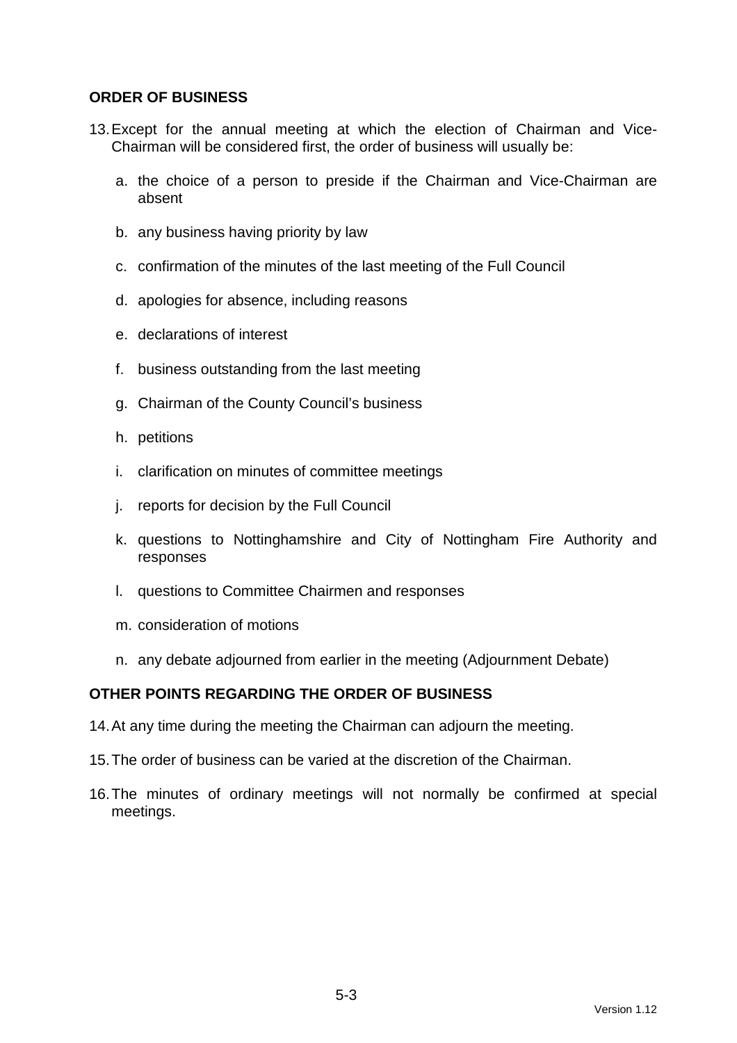**ORDER OF BUSINESS**

13. Except for the annual meeting at which the election of Chairman and Vice-Chairman will be considered first, the order of business will usually be:

    a. the choice of a person to preside if the Chairman and Vice-Chairman are absent

    b. any business having priority by law

    c. confirmation of the minutes of the last meeting of the Full Council

    d. apologies for absence, including reasons

    e. declarations of interest

    f. business outstanding from the last meeting

    g. Chairman of the County Council's business

    h. petitions

    i. clarification on minutes of committee meetings

    j. reports for decision by the Full Council

    k. questions to Nottinghamshire and City of Nottingham Fire Authority and responses

    l. questions to Committee Chairmen and responses

    m. consideration of motions

    n. any debate adjourned from earlier in the meeting (Adjournment Debate)

**OTHER POINTS REGARDING THE ORDER OF BUSINESS**

14. At any time during the meeting the Chairman can adjourn the meeting.

15. The order of business can be varied at the discretion of the Chairman.

16. The minutes of ordinary meetings will not normally be confirmed at special meetings.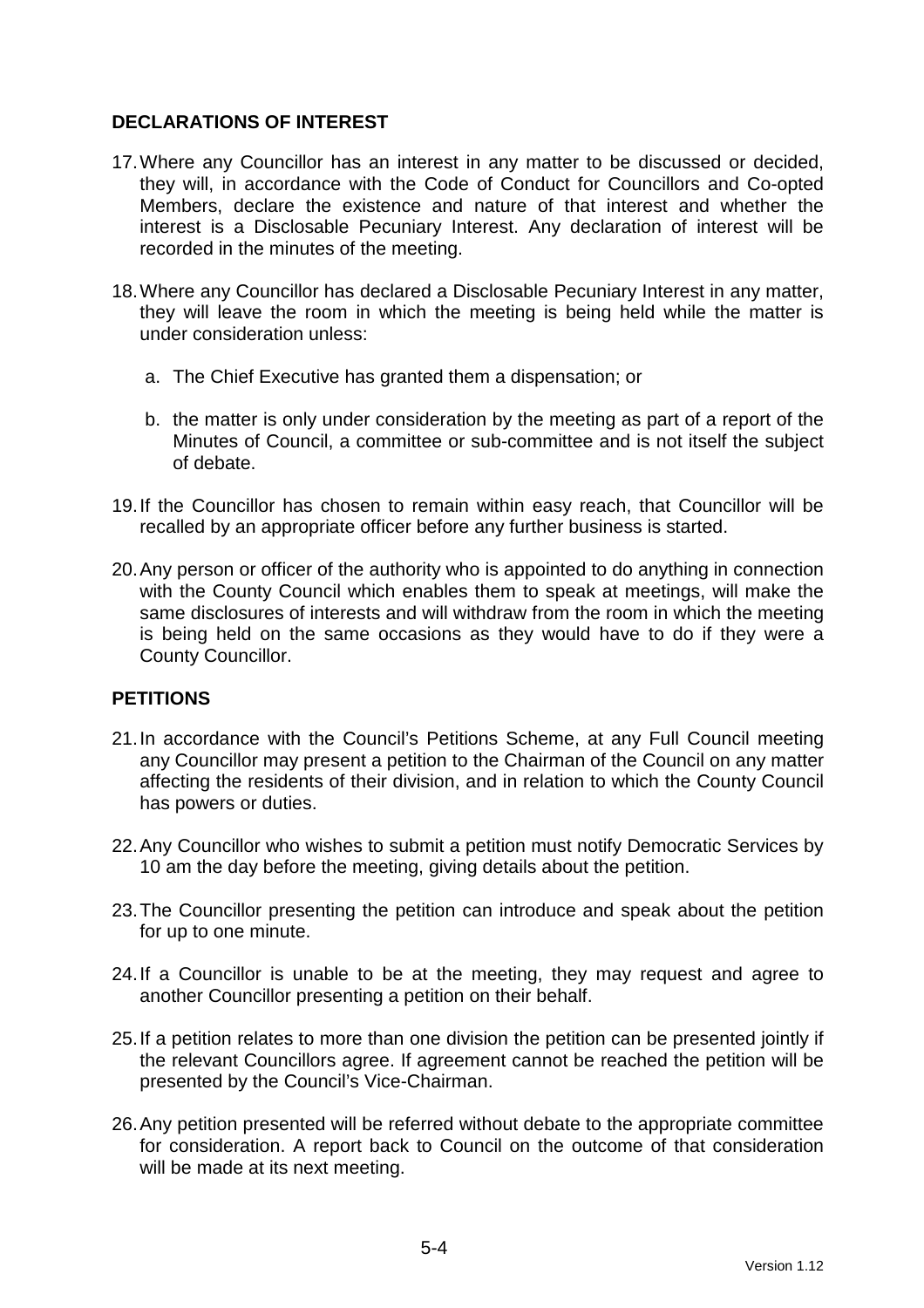## DECLARATIONS OF INTEREST

17. Where any Councillor has an interest in any matter to be discussed or decided, they will, in accordance with the Code of Conduct for Councillors and Co-opted Members, declare the existence and nature of that interest and whether the interest is a Disclosable Pecuniary Interest. Any declaration of interest will be recorded in the minutes of the meeting.

18. Where any Councillor has declared a Disclosable Pecuniary Interest in any matter, they will leave the room in which the meeting is being held while the matter is under consideration unless:

    a. The Chief Executive has granted them a dispensation; or

    b. the matter is only under consideration by the meeting as part of a report of the Minutes of Council, a committee or sub-committee and is not itself the subject of debate.

19. If the Councillor has chosen to remain within easy reach, that Councillor will be recalled by an appropriate officer before any further business is started.

20. Any person or officer of the authority who is appointed to do anything in connection with the County Council which enables them to speak at meetings, will make the same disclosures of interests and will withdraw from the room in which the meeting is being held on the same occasions as they would have to do if they were a County Councillor.

## PETITIONS

21. In accordance with the Council's Petitions Scheme, at any Full Council meeting any Councillor may present a petition to the Chairman of the Council on any matter affecting the residents of their division, and in relation to which the County Council has powers or duties.

22. Any Councillor who wishes to submit a petition must notify Democratic Services by 10 am the day before the meeting, giving details about the petition.

23. The Councillor presenting the petition can introduce and speak about the petition for up to one minute.

24. If a Councillor is unable to be at the meeting, they may request and agree to another Councillor presenting a petition on their behalf.

25. If a petition relates to more than one division the petition can be presented jointly if the relevant Councillors agree. If agreement cannot be reached the petition will be presented by the Council's Vice-Chairman.

26. Any petition presented will be referred without debate to the appropriate committee for consideration. A report back to Council on the outcome of that consideration will be made at its next meeting.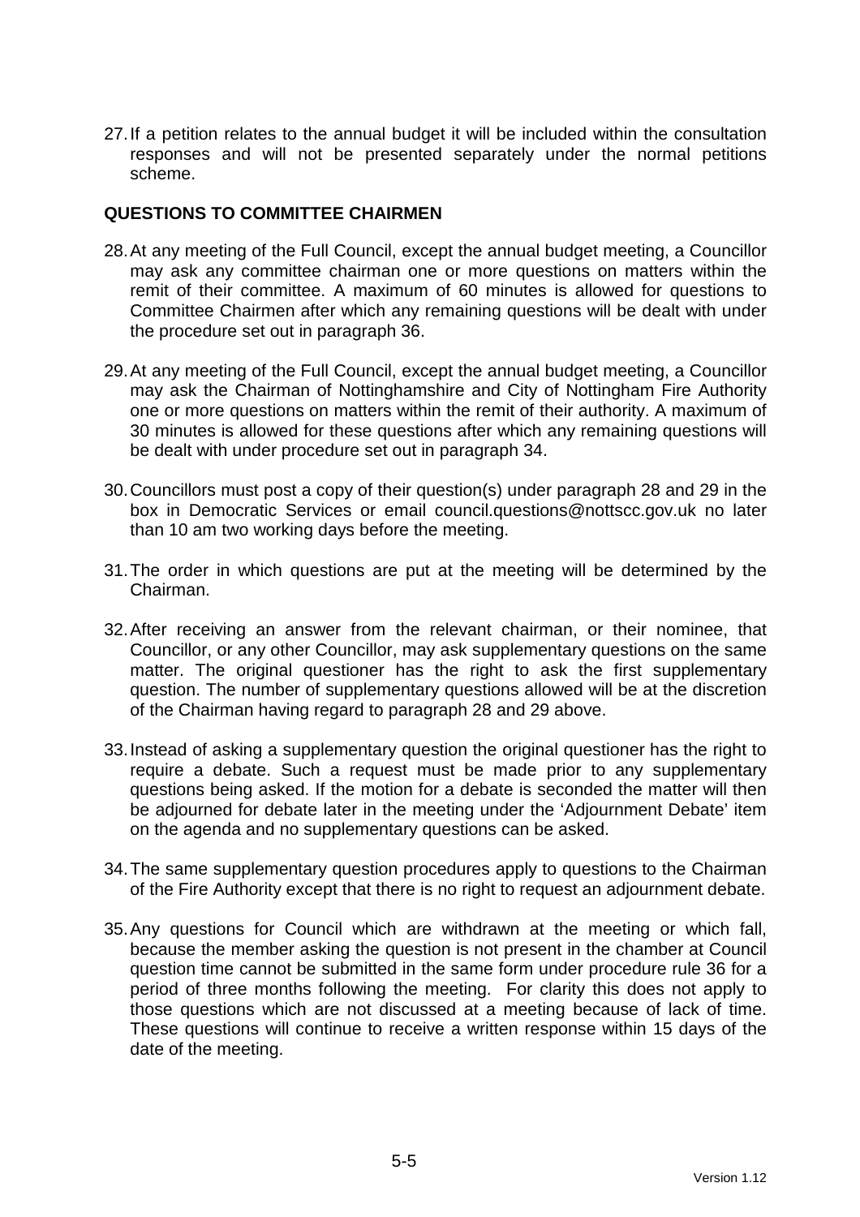27. If a petition relates to the annual budget it will be included within the consultation responses and will not be presented separately under the normal petitions scheme.

## QUESTIONS TO COMMITTEE CHAIRMEN

28. At any meeting of the Full Council, except the annual budget meeting, a Councillor may ask any committee chairman one or more questions on matters within the remit of their committee. A maximum of 60 minutes is allowed for questions to Committee Chairmen after which any remaining questions will be dealt with under the procedure set out in paragraph 36.

29. At any meeting of the Full Council, except the annual budget meeting, a Councillor may ask the Chairman of Nottinghamshire and City of Nottingham Fire Authority one or more questions on matters within the remit of their authority. A maximum of 30 minutes is allowed for these questions after which any remaining questions will be dealt with under procedure set out in paragraph 34.

30. Councillors must post a copy of their question(s) under paragraph 28 and 29 in the box in Democratic Services or email council.questions@nottscc.gov.uk no later than 10 am two working days before the meeting.

31. The order in which questions are put at the meeting will be determined by the Chairman.

32. After receiving an answer from the relevant chairman, or their nominee, that Councillor, or any other Councillor, may ask supplementary questions on the same matter. The original questioner has the right to ask the first supplementary question. The number of supplementary questions allowed will be at the discretion of the Chairman having regard to paragraph 28 and 29 above.

33. Instead of asking a supplementary question the original questioner has the right to require a debate. Such a request must be made prior to any supplementary questions being asked. If the motion for a debate is seconded the matter will then be adjourned for debate later in the meeting under the 'Adjournment Debate' item on the agenda and no supplementary questions can be asked.

34. The same supplementary question procedures apply to questions to the Chairman of the Fire Authority except that there is no right to request an adjournment debate.

35. Any questions for Council which are withdrawn at the meeting or which fall, because the member asking the question is not present in the chamber at Council question time cannot be submitted in the same form under procedure rule 36 for a period of three months following the meeting. For clarity this does not apply to those questions which are not discussed at a meeting because of lack of time. These questions will continue to receive a written response within 15 days of the date of the meeting.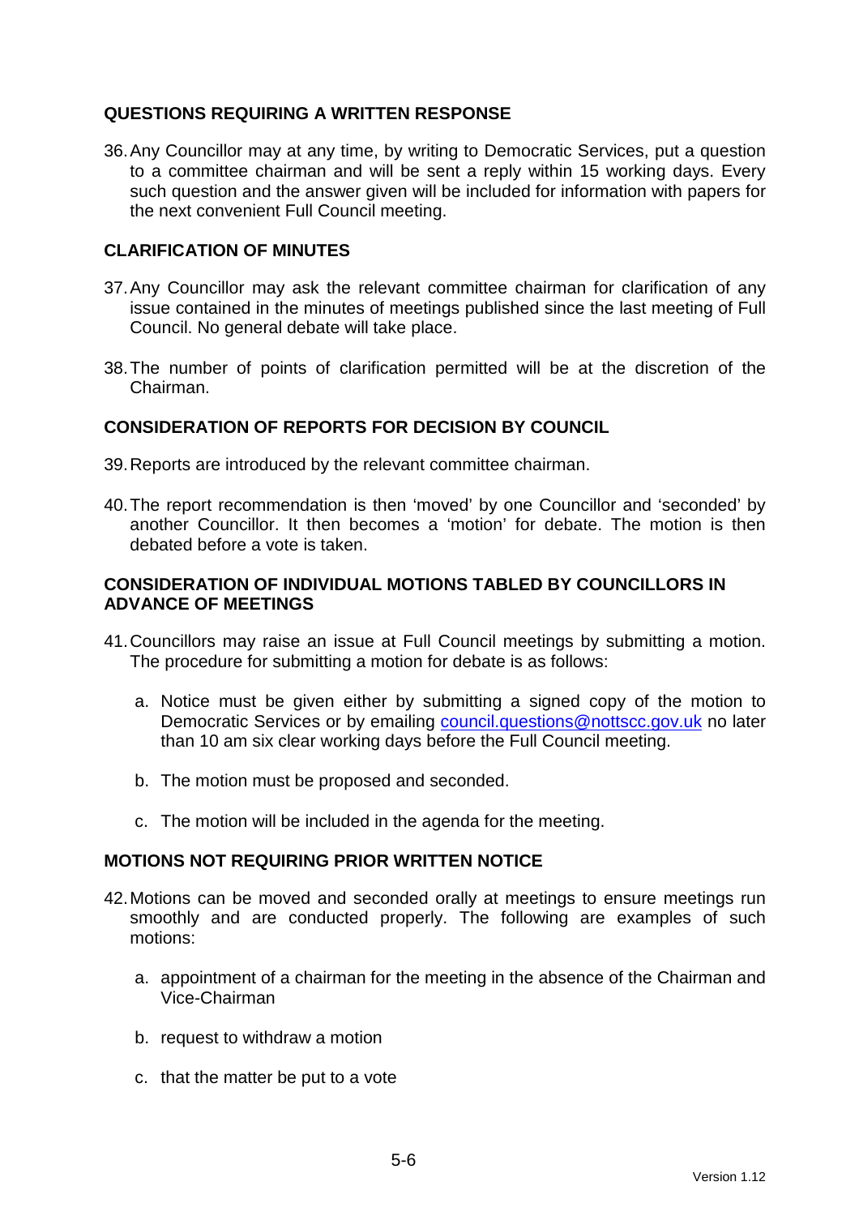## QUESTIONS REQUIRING A WRITTEN RESPONSE

36. Any Councillor may at any time, by writing to Democratic Services, put a question to a committee chairman and will be sent a reply within 15 working days. Every such question and the answer given will be included for information with papers for the next convenient Full Council meeting.

## CLARIFICATION OF MINUTES

37. Any Councillor may ask the relevant committee chairman for clarification of any issue contained in the minutes of meetings published since the last meeting of Full Council. No general debate will take place.

38. The number of points of clarification permitted will be at the discretion of the Chairman.

## CONSIDERATION OF REPORTS FOR DECISION BY COUNCIL

39. Reports are introduced by the relevant committee chairman.

40. The report recommendation is then 'moved' by one Councillor and 'seconded' by another Councillor. It then becomes a 'motion' for debate. The motion is then debated before a vote is taken.

## CONSIDERATION OF INDIVIDUAL MOTIONS TABLED BY COUNCILLORS IN ADVANCE OF MEETINGS

41. Councillors may raise an issue at Full Council meetings by submitting a motion. The procedure for submitting a motion for debate is as follows:

    a. Notice must be given either by submitting a signed copy of the motion to Democratic Services or by emailing council.questions@nottscc.gov.uk no later than 10 am six clear working days before the Full Council meeting.

    b. The motion must be proposed and seconded.

    c. The motion will be included in the agenda for the meeting.

## MOTIONS NOT REQUIRING PRIOR WRITTEN NOTICE

42. Motions can be moved and seconded orally at meetings to ensure meetings run smoothly and are conducted properly. The following are examples of such motions:

    a. appointment of a chairman for the meeting in the absence of the Chairman and Vice-Chairman

    b. request to withdraw a motion

    c. that the matter be put to a vote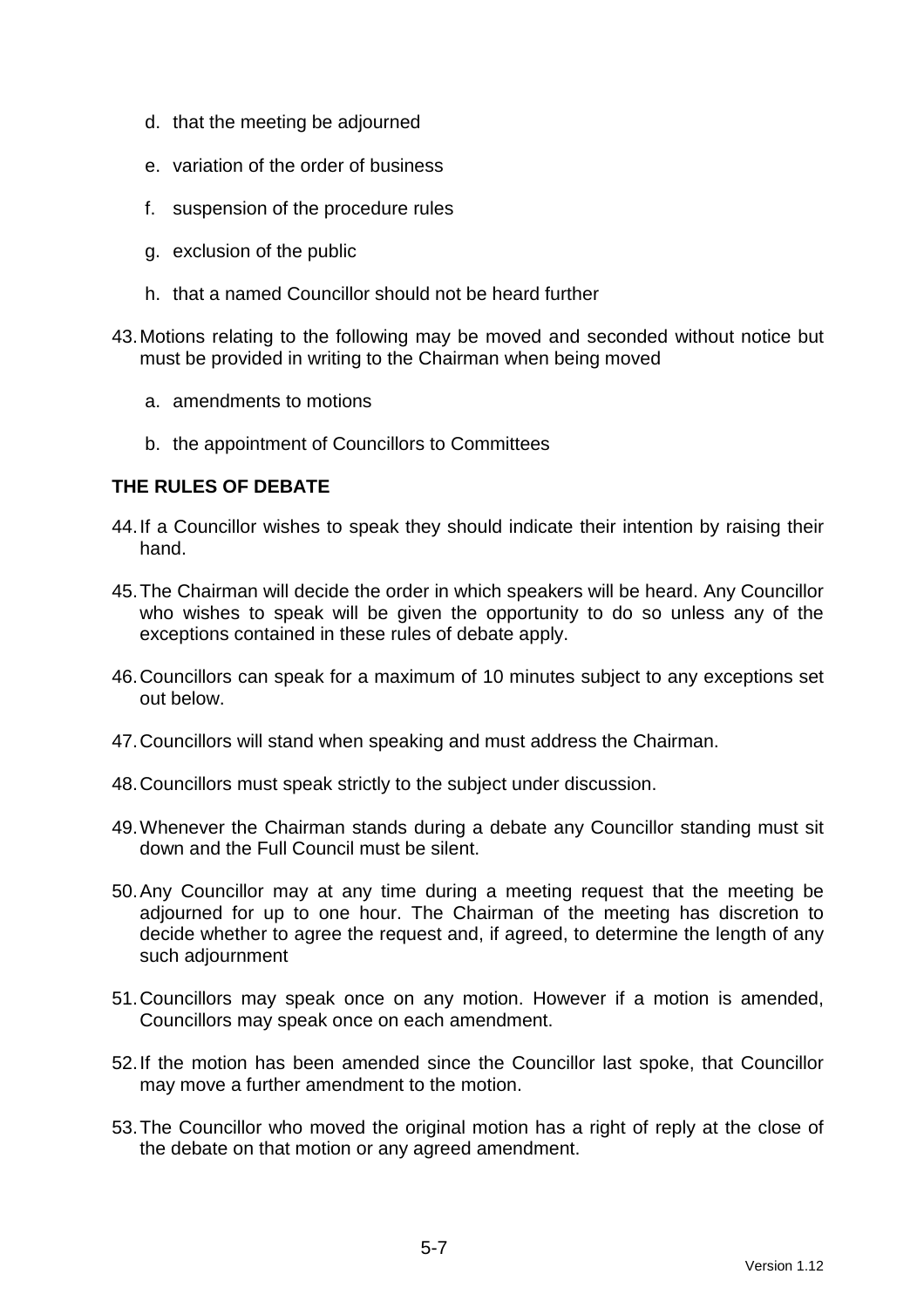d. that the meeting be adjourned

e. variation of the order of business

f. suspension of the procedure rules

g. exclusion of the public

h. that a named Councillor should not be heard further

43. Motions relating to the following may be moved and seconded without notice but must be provided in writing to the Chairman when being moved

    a. amendments to motions

    b. the appointment of Councillors to Committees

**THE RULES OF DEBATE**

44. If a Councillor wishes to speak they should indicate their intention by raising their hand.

45. The Chairman will decide the order in which speakers will be heard. Any Councillor who wishes to speak will be given the opportunity to do so unless any of the exceptions contained in these rules of debate apply.

46. Councillors can speak for a maximum of 10 minutes subject to any exceptions set out below.

47. Councillors will stand when speaking and must address the Chairman.

48. Councillors must speak strictly to the subject under discussion.

49. Whenever the Chairman stands during a debate any Councillor standing must sit down and the Full Council must be silent.

50. Any Councillor may at any time during a meeting request that the meeting be adjourned for up to one hour. The Chairman of the meeting has discretion to decide whether to agree the request and, if agreed, to determine the length of any such adjournment

51. Councillors may speak once on any motion. However if a motion is amended, Councillors may speak once on each amendment.

52. If the motion has been amended since the Councillor last spoke, that Councillor may move a further amendment to the motion.

53. The Councillor who moved the original motion has a right of reply at the close of the debate on that motion or any agreed amendment.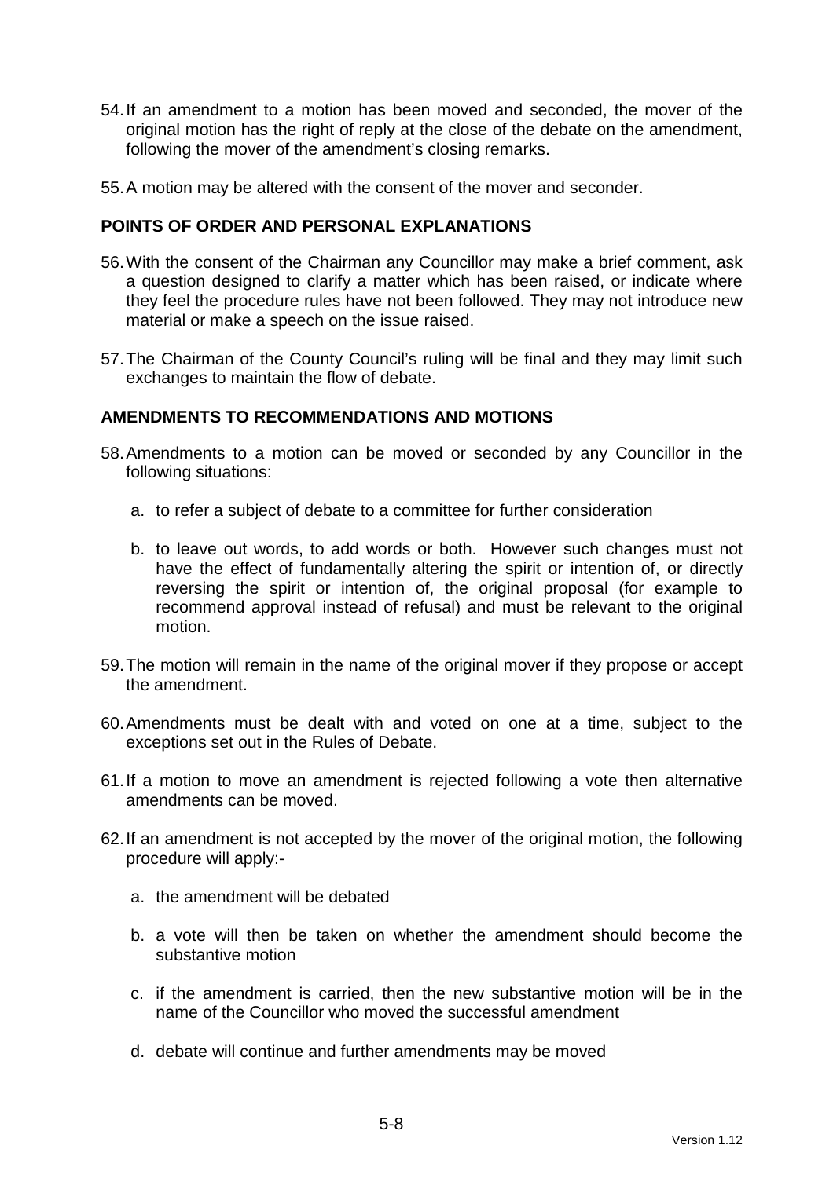54. If an amendment to a motion has been moved and seconded, the mover of the original motion has the right of reply at the close of the debate on the amendment, following the mover of the amendment's closing remarks.

55. A motion may be altered with the consent of the mover and seconder.

## POINTS OF ORDER AND PERSONAL EXPLANATIONS

56. With the consent of the Chairman any Councillor may make a brief comment, ask a question designed to clarify a matter which has been raised, or indicate where they feel the procedure rules have not been followed. They may not introduce new material or make a speech on the issue raised.

57. The Chairman of the County Council's ruling will be final and they may limit such exchanges to maintain the flow of debate.

## AMENDMENTS TO RECOMMENDATIONS AND MOTIONS

58. Amendments to a motion can be moved or seconded by any Councillor in the following situations:

    a. to refer a subject of debate to a committee for further consideration

    b. to leave out words, to add words or both. However such changes must not have the effect of fundamentally altering the spirit or intention of, or directly reversing the spirit or intention of, the original proposal (for example to recommend approval instead of refusal) and must be relevant to the original motion.

59. The motion will remain in the name of the original mover if they propose or accept the amendment.

60. Amendments must be dealt with and voted on one at a time, subject to the exceptions set out in the Rules of Debate.

61. If a motion to move an amendment is rejected following a vote then alternative amendments can be moved.

62. If an amendment is not accepted by the mover of the original motion, the following procedure will apply:-

    a. the amendment will be debated

    b. a vote will then be taken on whether the amendment should become the substantive motion

    c. if the amendment is carried, then the new substantive motion will be in the name of the Councillor who moved the successful amendment

    d. debate will continue and further amendments may be moved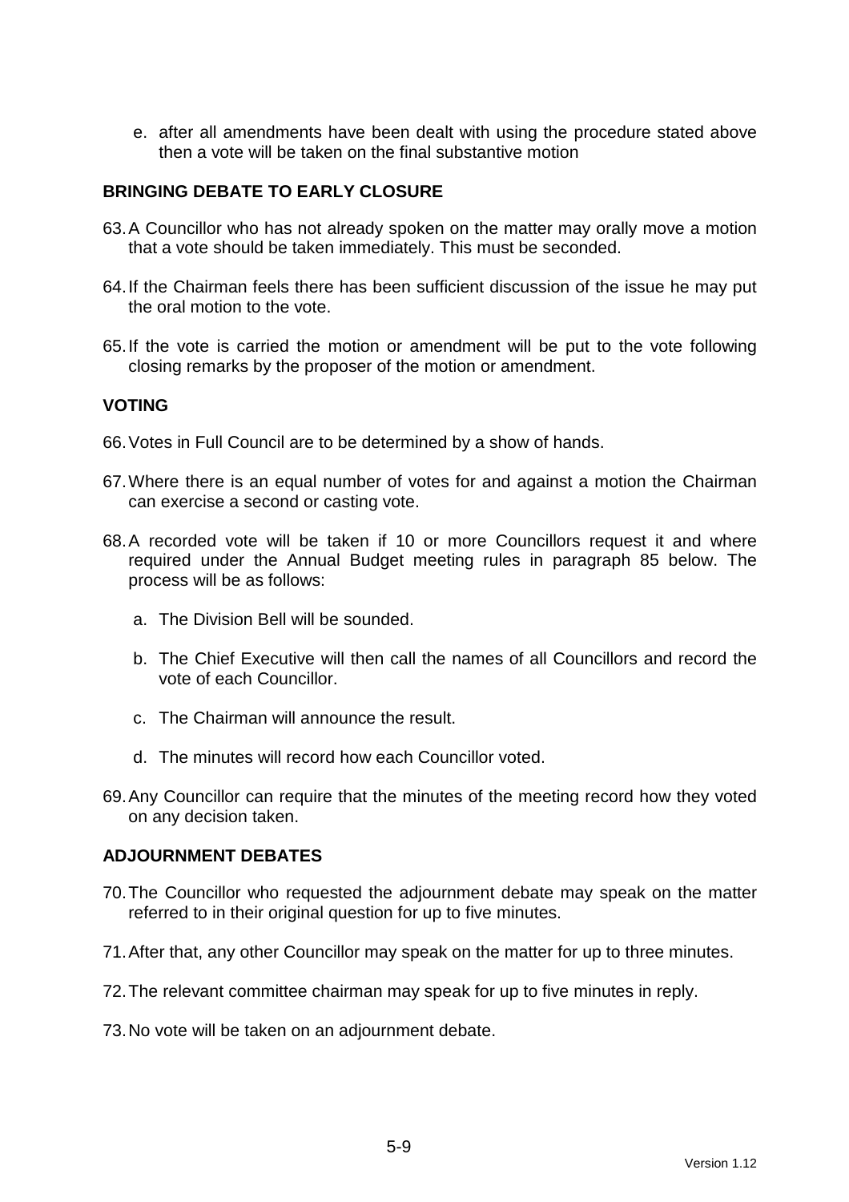e. after all amendments have been dealt with using the procedure stated above then a vote will be taken on the final substantive motion

**BRINGING DEBATE TO EARLY CLOSURE**

63. A Councillor who has not already spoken on the matter may orally move a motion that a vote should be taken immediately. This must be seconded.

64. If the Chairman feels there has been sufficient discussion of the issue he may put the oral motion to the vote.

65. If the vote is carried the motion or amendment will be put to the vote following closing remarks by the proposer of the motion or amendment.

**VOTING**

66. Votes in Full Council are to be determined by a show of hands.

67. Where there is an equal number of votes for and against a motion the Chairman can exercise a second or casting vote.

68. A recorded vote will be taken if 10 or more Councillors request it and where required under the Annual Budget meeting rules in paragraph 85 below. The process will be as follows:

    a. The Division Bell will be sounded.

    b. The Chief Executive will then call the names of all Councillors and record the vote of each Councillor.

    c. The Chairman will announce the result.

    d. The minutes will record how each Councillor voted.

69. Any Councillor can require that the minutes of the meeting record how they voted on any decision taken.

**ADJOURNMENT DEBATES**

70. The Councillor who requested the adjournment debate may speak on the matter referred to in their original question for up to five minutes.

71. After that, any other Councillor may speak on the matter for up to three minutes.

72. The relevant committee chairman may speak for up to five minutes in reply.

73. No vote will be taken on an adjournment debate.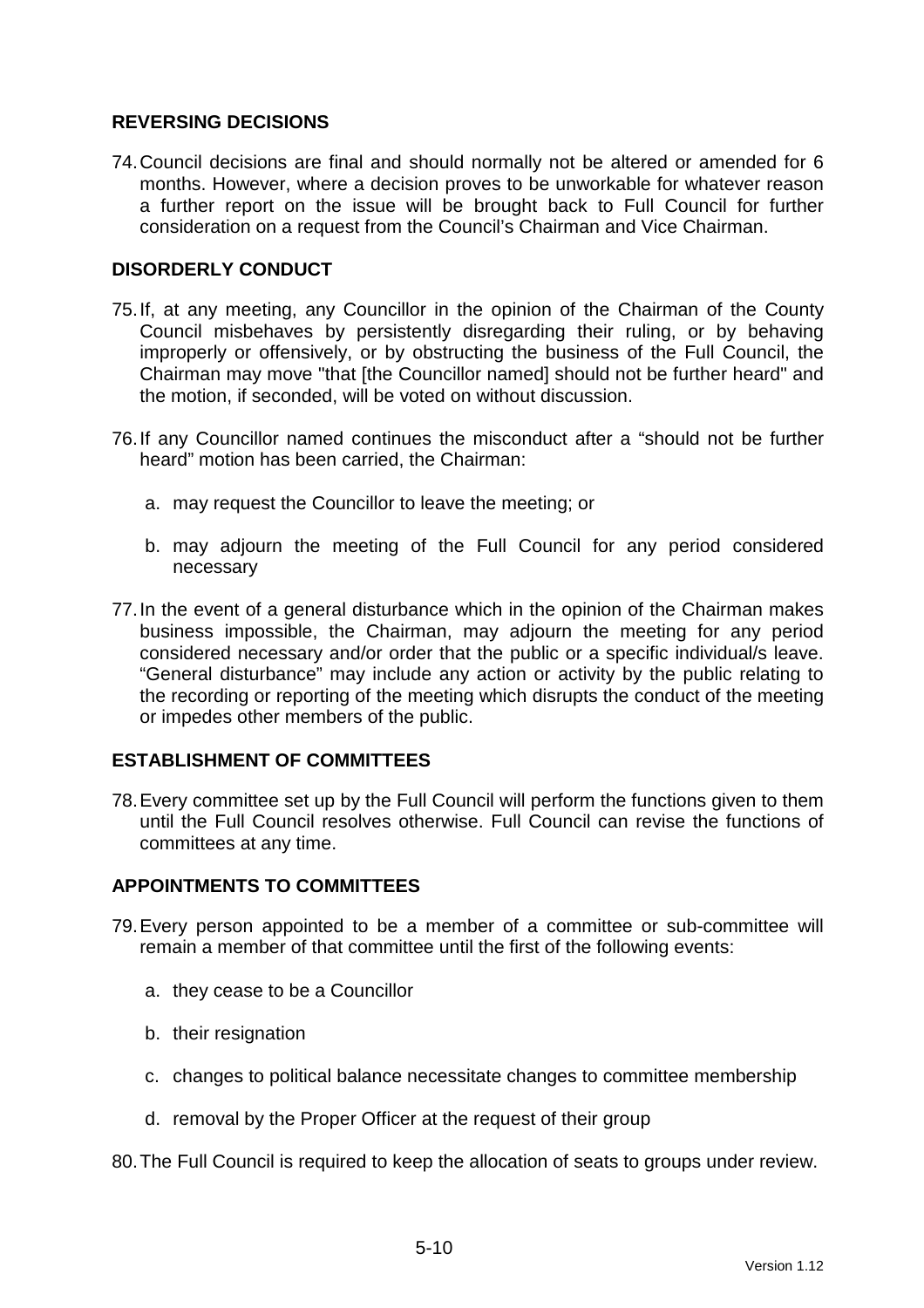## REVERSING DECISIONS

74. Council decisions are final and should normally not be altered or amended for 6 months. However, where a decision proves to be unworkable for whatever reason a further report on the issue will be brought back to Full Council for further consideration on a request from the Council's Chairman and Vice Chairman.

## DISORDERLY CONDUCT

75. If, at any meeting, any Councillor in the opinion of the Chairman of the County Council misbehaves by persistently disregarding their ruling, or by behaving improperly or offensively, or by obstructing the business of the Full Council, the Chairman may move "that [the Councillor named] should not be further heard" and the motion, if seconded, will be voted on without discussion.

76. If any Councillor named continues the misconduct after a "should not be further heard" motion has been carried, the Chairman:

    a. may request the Councillor to leave the meeting; or

    b. may adjourn the meeting of the Full Council for any period considered necessary

77. In the event of a general disturbance which in the opinion of the Chairman makes business impossible, the Chairman, may adjourn the meeting for any period considered necessary and/or order that the public or a specific individual/s leave. "General disturbance" may include any action or activity by the public relating to the recording or reporting of the meeting which disrupts the conduct of the meeting or impedes other members of the public.

## ESTABLISHMENT OF COMMITTEES

78. Every committee set up by the Full Council will perform the functions given to them until the Full Council resolves otherwise. Full Council can revise the functions of committees at any time.

## APPOINTMENTS TO COMMITTEES

79. Every person appointed to be a member of a committee or sub-committee will remain a member of that committee until the first of the following events:

    a. they cease to be a Councillor

    b. their resignation

    c. changes to political balance necessitate changes to committee membership

    d. removal by the Proper Officer at the request of their group

80. The Full Council is required to keep the allocation of seats to groups under review.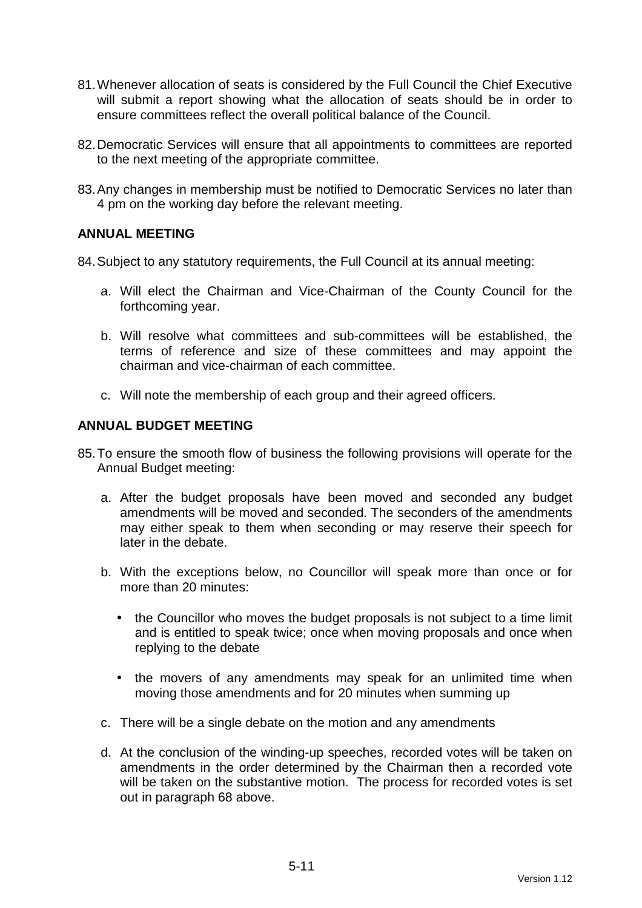81. Whenever allocation of seats is considered by the Full Council the Chief Executive will submit a report showing what the allocation of seats should be in order to ensure committees reflect the overall political balance of the Council.

82. Democratic Services will ensure that all appointments to committees are reported to the next meeting of the appropriate committee.

83. Any changes in membership must be notified to Democratic Services no later than 4 pm on the working day before the relevant meeting.

## ANNUAL MEETING

84. Subject to any statutory requirements, the Full Council at its annual meeting:

    a. Will elect the Chairman and Vice-Chairman of the County Council for the forthcoming year.

    b. Will resolve what committees and sub-committees will be established, the terms of reference and size of these committees and may appoint the chairman and vice-chairman of each committee.

    c. Will note the membership of each group and their agreed officers.

## ANNUAL BUDGET MEETING

85. To ensure the smooth flow of business the following provisions will operate for the Annual Budget meeting:

    a. After the budget proposals have been moved and seconded any budget amendments will be moved and seconded. The seconders of the amendments may either speak to them when seconding or may reserve their speech for later in the debate.

    b. With the exceptions below, no Councillor will speak more than once or for more than 20 minutes:

        - the Councillor who moves the budget proposals is not subject to a time limit and is entitled to speak twice; once when moving proposals and once when replying to the debate

        - the movers of any amendments may speak for an unlimited time when moving those amendments and for 20 minutes when summing up

    c. There will be a single debate on the motion and any amendments

    d. At the conclusion of the winding-up speeches, recorded votes will be taken on amendments in the order determined by the Chairman then a recorded vote will be taken on the substantive motion. The process for recorded votes is set out in paragraph 68 above.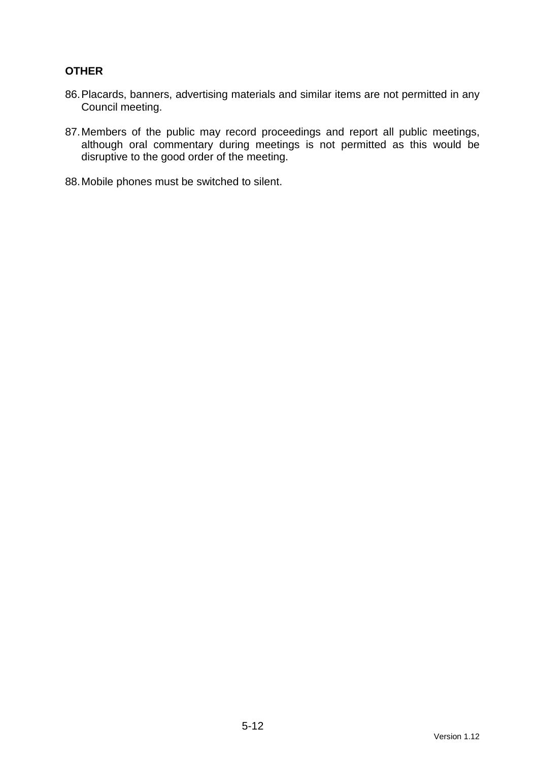**OTHER**

86. Placards, banners, advertising materials and similar items are not permitted in any Council meeting.

87. Members of the public may record proceedings and report all public meetings, although oral commentary during meetings is not permitted as this would be disruptive to the good order of the meeting.

88. Mobile phones must be switched to silent.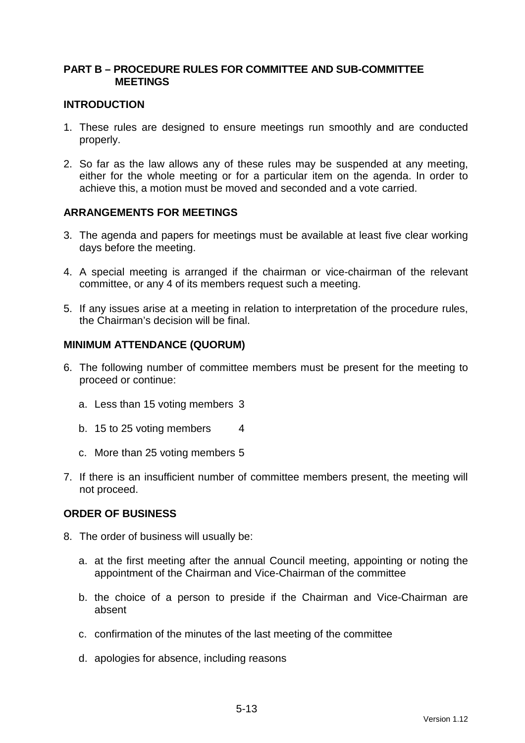## PART B – PROCEDURE RULES FOR COMMITTEE AND SUB-COMMITTEE MEETINGS

### INTRODUCTION

1. These rules are designed to ensure meetings run smoothly and are conducted properly.

2. So far as the law allows any of these rules may be suspended at any meeting, either for the whole meeting or for a particular item on the agenda. In order to achieve this, a motion must be moved and seconded and a vote carried.

### ARRANGEMENTS FOR MEETINGS

3. The agenda and papers for meetings must be available at least five clear working days before the meeting.

4. A special meeting is arranged if the chairman or vice-chairman of the relevant committee, or any 4 of its members request such a meeting.

5. If any issues arise at a meeting in relation to interpretation of the procedure rules, the Chairman's decision will be final.

### MINIMUM ATTENDANCE (QUORUM)

6. The following number of committee members must be present for the meeting to proceed or continue:

   a. Less than 15 voting members 3

   b. 15 to 25 voting members 4

   c. More than 25 voting members 5

7. If there is an insufficient number of committee members present, the meeting will not proceed.

### ORDER OF BUSINESS

8. The order of business will usually be:

   a. at the first meeting after the annual Council meeting, appointing or noting the appointment of the Chairman and Vice-Chairman of the committee

   b. the choice of a person to preside if the Chairman and Vice-Chairman are absent

   c. confirmation of the minutes of the last meeting of the committee

   d. apologies for absence, including reasons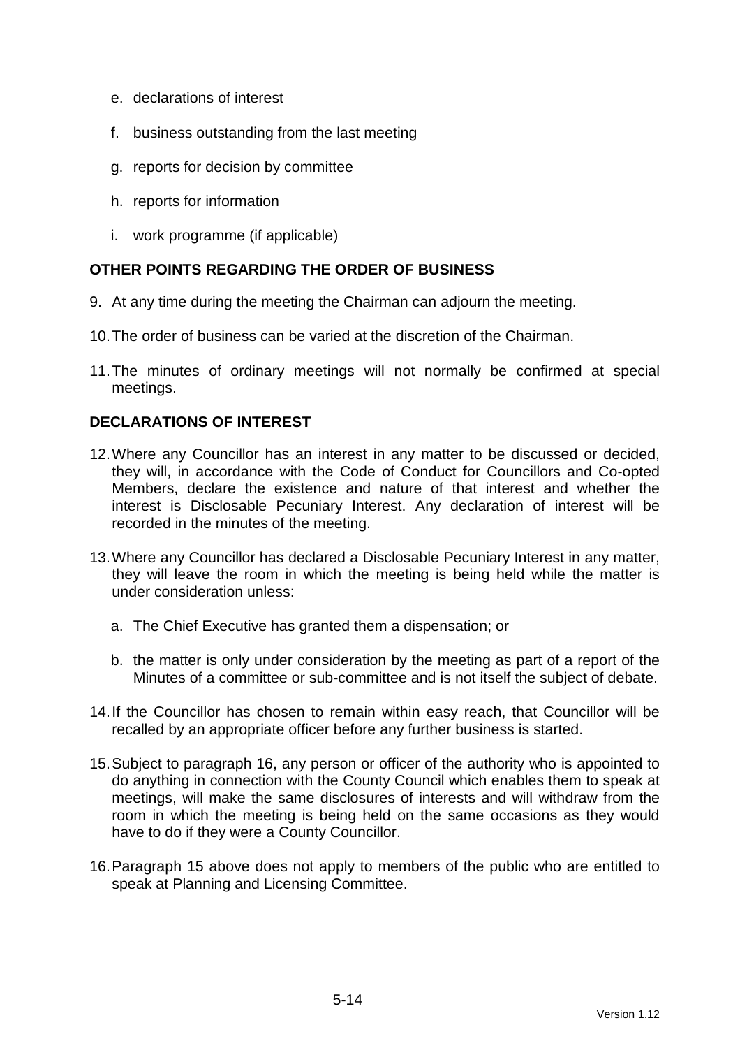e. declarations of interest

f. business outstanding from the last meeting

g. reports for decision by committee

h. reports for information

i. work programme (if applicable)

## OTHER POINTS REGARDING THE ORDER OF BUSINESS

9. At any time during the meeting the Chairman can adjourn the meeting.

10. The order of business can be varied at the discretion of the Chairman.

11. The minutes of ordinary meetings will not normally be confirmed at special meetings.

## DECLARATIONS OF INTEREST

12. Where any Councillor has an interest in any matter to be discussed or decided, they will, in accordance with the Code of Conduct for Councillors and Co-opted Members, declare the existence and nature of that interest and whether the interest is Disclosable Pecuniary Interest. Any declaration of interest will be recorded in the minutes of the meeting.

13. Where any Councillor has declared a Disclosable Pecuniary Interest in any matter, they will leave the room in which the meeting is being held while the matter is under consideration unless:

    a. The Chief Executive has granted them a dispensation; or

    b. the matter is only under consideration by the meeting as part of a report of the Minutes of a committee or sub-committee and is not itself the subject of debate.

14. If the Councillor has chosen to remain within easy reach, that Councillor will be recalled by an appropriate officer before any further business is started.

15. Subject to paragraph 16, any person or officer of the authority who is appointed to do anything in connection with the County Council which enables them to speak at meetings, will make the same disclosures of interests and will withdraw from the room in which the meeting is being held on the same occasions as they would have to do if they were a County Councillor.

16. Paragraph 15 above does not apply to members of the public who are entitled to speak at Planning and Licensing Committee.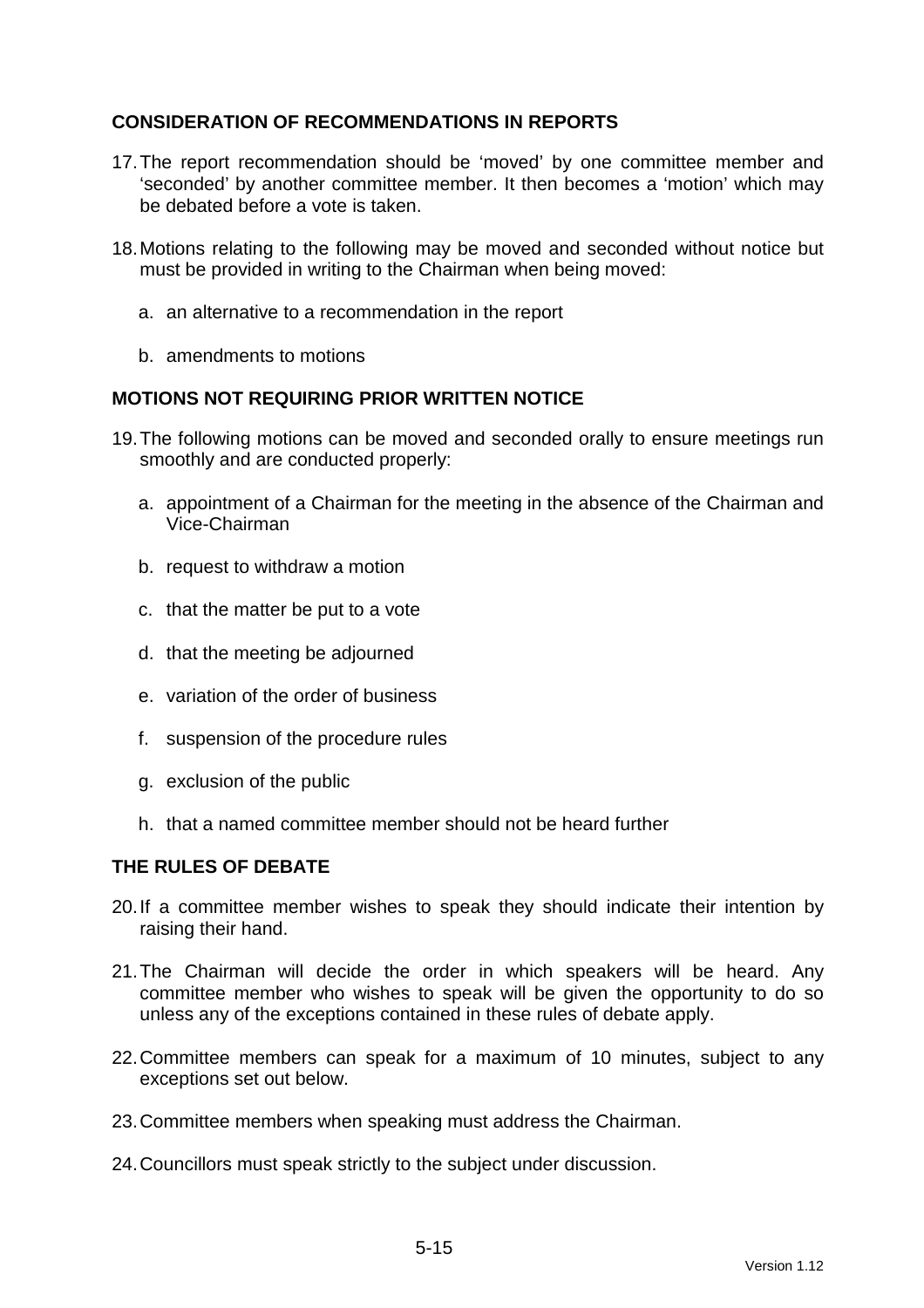## CONSIDERATION OF RECOMMENDATIONS IN REPORTS

17. The report recommendation should be 'moved' by one committee member and 'seconded' by another committee member. It then becomes a 'motion' which may be debated before a vote is taken.

18. Motions relating to the following may be moved and seconded without notice but must be provided in writing to the Chairman when being moved:

    a. an alternative to a recommendation in the report

    b. amendments to motions

## MOTIONS NOT REQUIRING PRIOR WRITTEN NOTICE

19. The following motions can be moved and seconded orally to ensure meetings run smoothly and are conducted properly:

    a. appointment of a Chairman for the meeting in the absence of the Chairman and Vice-Chairman

    b. request to withdraw a motion

    c. that the matter be put to a vote

    d. that the meeting be adjourned

    e. variation of the order of business

    f. suspension of the procedure rules

    g. exclusion of the public

    h. that a named committee member should not be heard further

## THE RULES OF DEBATE

20. If a committee member wishes to speak they should indicate their intention by raising their hand.

21. The Chairman will decide the order in which speakers will be heard. Any committee member who wishes to speak will be given the opportunity to do so unless any of the exceptions contained in these rules of debate apply.

22. Committee members can speak for a maximum of 10 minutes, subject to any exceptions set out below.

23. Committee members when speaking must address the Chairman.

24. Councillors must speak strictly to the subject under discussion.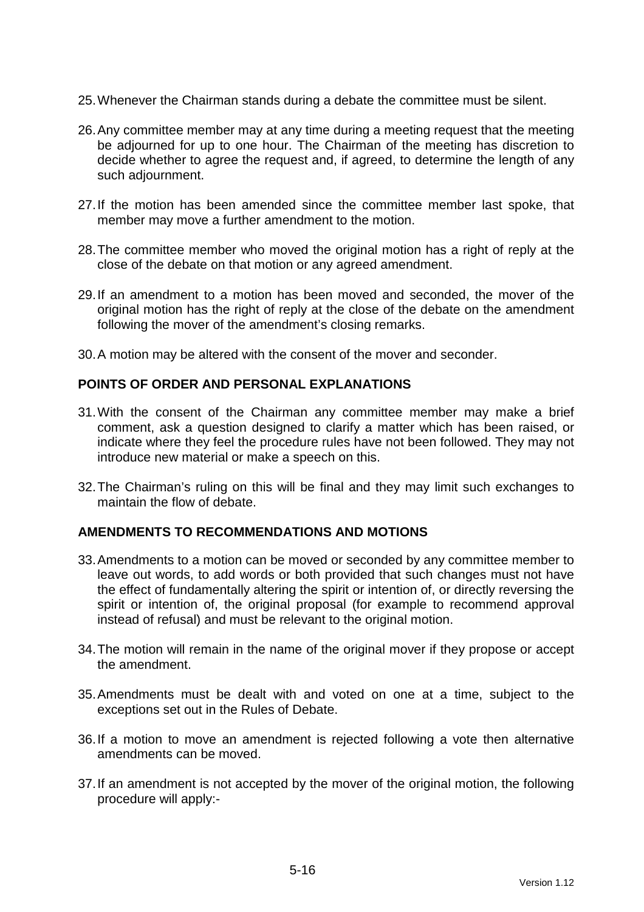25. Whenever the Chairman stands during a debate the committee must be silent.

26. Any committee member may at any time during a meeting request that the meeting be adjourned for up to one hour. The Chairman of the meeting has discretion to decide whether to agree the request and, if agreed, to determine the length of any such adjournment.

27. If the motion has been amended since the committee member last spoke, that member may move a further amendment to the motion.

28. The committee member who moved the original motion has a right of reply at the close of the debate on that motion or any agreed amendment.

29. If an amendment to a motion has been moved and seconded, the mover of the original motion has the right of reply at the close of the debate on the amendment following the mover of the amendment's closing remarks.

30. A motion may be altered with the consent of the mover and seconder.

**POINTS OF ORDER AND PERSONAL EXPLANATIONS**

31. With the consent of the Chairman any committee member may make a brief comment, ask a question designed to clarify a matter which has been raised, or indicate where they feel the procedure rules have not been followed. They may not introduce new material or make a speech on this.

32. The Chairman's ruling on this will be final and they may limit such exchanges to maintain the flow of debate.

**AMENDMENTS TO RECOMMENDATIONS AND MOTIONS**

33. Amendments to a motion can be moved or seconded by any committee member to leave out words, to add words or both provided that such changes must not have the effect of fundamentally altering the spirit or intention of, or directly reversing the spirit or intention of, the original proposal (for example to recommend approval instead of refusal) and must be relevant to the original motion.

34. The motion will remain in the name of the original mover if they propose or accept the amendment.

35. Amendments must be dealt with and voted on one at a time, subject to the exceptions set out in the Rules of Debate.

36. If a motion to move an amendment is rejected following a vote then alternative amendments can be moved.

37. If an amendment is not accepted by the mover of the original motion, the following procedure will apply:-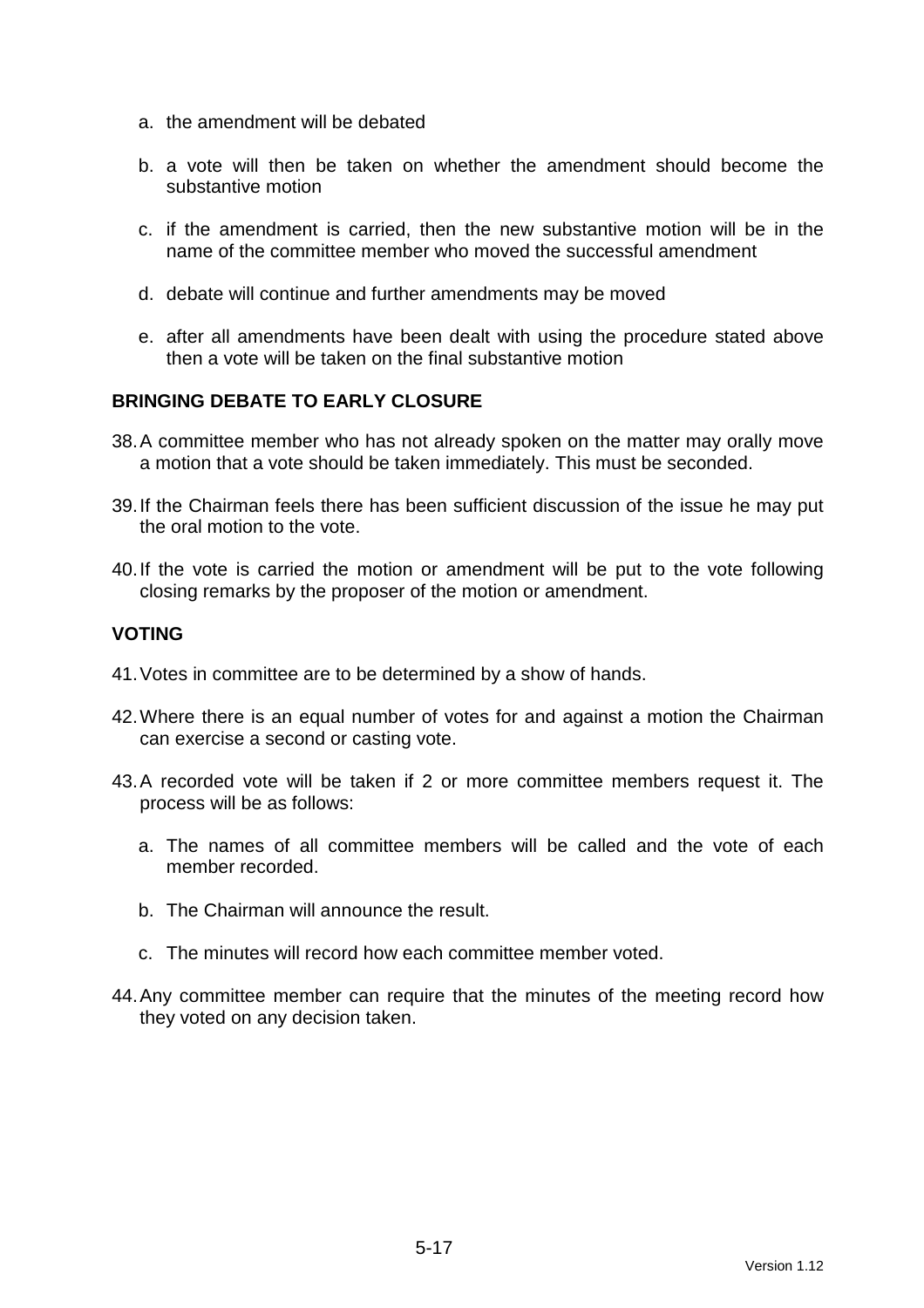a. the amendment will be debated

b. a vote will then be taken on whether the amendment should become the substantive motion

c. if the amendment is carried, then the new substantive motion will be in the name of the committee member who moved the successful amendment

d. debate will continue and further amendments may be moved

e. after all amendments have been dealt with using the procedure stated above then a vote will be taken on the final substantive motion

**BRINGING DEBATE TO EARLY CLOSURE**

38. A committee member who has not already spoken on the matter may orally move a motion that a vote should be taken immediately. This must be seconded.

39. If the Chairman feels there has been sufficient discussion of the issue he may put the oral motion to the vote.

40. If the vote is carried the motion or amendment will be put to the vote following closing remarks by the proposer of the motion or amendment.

**VOTING**

41. Votes in committee are to be determined by a show of hands.

42. Where there is an equal number of votes for and against a motion the Chairman can exercise a second or casting vote.

43. A recorded vote will be taken if 2 or more committee members request it. The process will be as follows:

    a. The names of all committee members will be called and the vote of each member recorded.

    b. The Chairman will announce the result.

    c. The minutes will record how each committee member voted.

44. Any committee member can require that the minutes of the meeting record how they voted on any decision taken.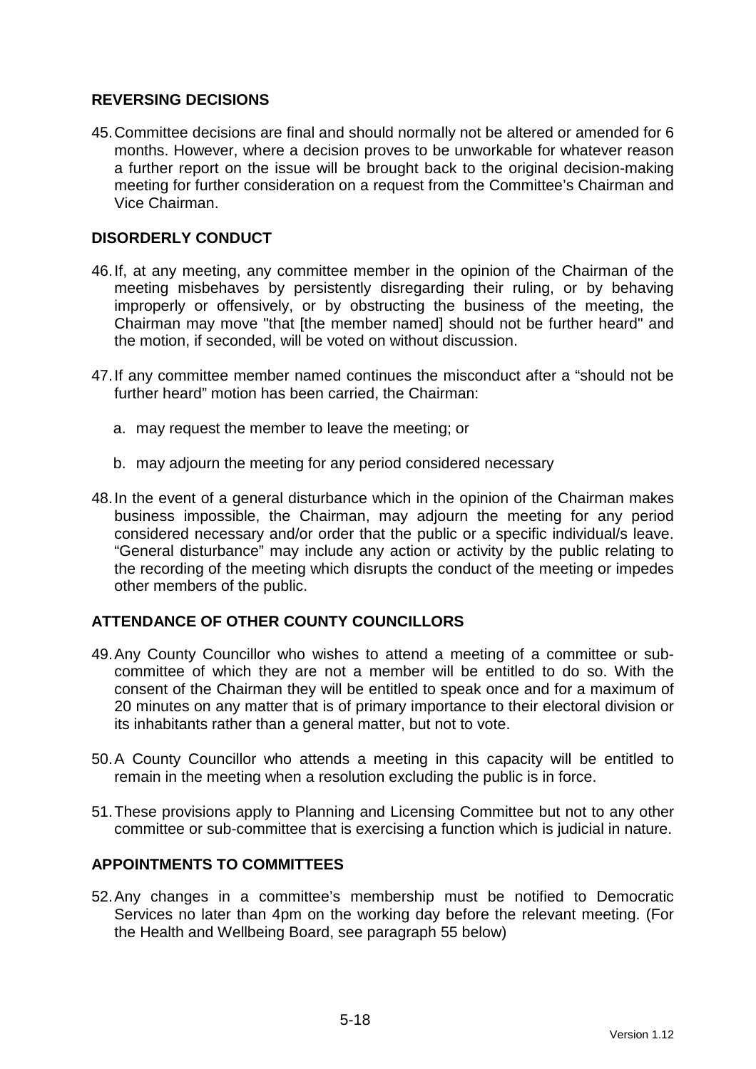## REVERSING DECISIONS

45. Committee decisions are final and should normally not be altered or amended for 6 months. However, where a decision proves to be unworkable for whatever reason a further report on the issue will be brought back to the original decision-making meeting for further consideration on a request from the Committee's Chairman and Vice Chairman.

## DISORDERLY CONDUCT

46. If, at any meeting, any committee member in the opinion of the Chairman of the meeting misbehaves by persistently disregarding their ruling, or by behaving improperly or offensively, or by obstructing the business of the meeting, the Chairman may move "that [the member named] should not be further heard" and the motion, if seconded, will be voted on without discussion.

47. If any committee member named continues the misconduct after a "should not be further heard" motion has been carried, the Chairman:

    a. may request the member to leave the meeting; or

    b. may adjourn the meeting for any period considered necessary

48. In the event of a general disturbance which in the opinion of the Chairman makes business impossible, the Chairman, may adjourn the meeting for any period considered necessary and/or order that the public or a specific individual/s leave. "General disturbance" may include any action or activity by the public relating to the recording of the meeting which disrupts the conduct of the meeting or impedes other members of the public.

## ATTENDANCE OF OTHER COUNTY COUNCILLORS

49. Any County Councillor who wishes to attend a meeting of a committee or sub-committee of which they are not a member will be entitled to do so. With the consent of the Chairman they will be entitled to speak once and for a maximum of 20 minutes on any matter that is of primary importance to their electoral division or its inhabitants rather than a general matter, but not to vote.

50. A County Councillor who attends a meeting in this capacity will be entitled to remain in the meeting when a resolution excluding the public is in force.

51. These provisions apply to Planning and Licensing Committee but not to any other committee or sub-committee that is exercising a function which is judicial in nature.

## APPOINTMENTS TO COMMITTEES

52. Any changes in a committee's membership must be notified to Democratic Services no later than 4pm on the working day before the relevant meeting. (For the Health and Wellbeing Board, see paragraph 55 below)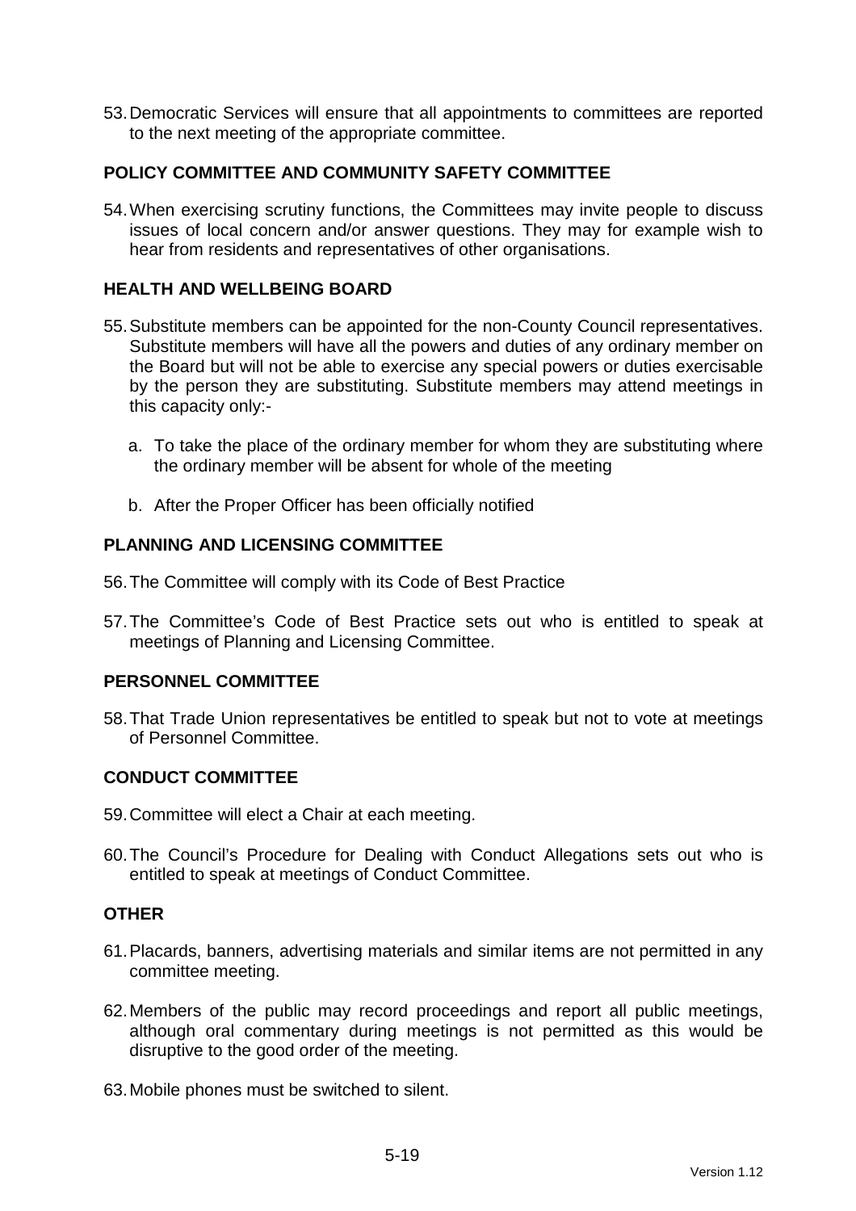53. Democratic Services will ensure that all appointments to committees are reported to the next meeting of the appropriate committee.

**POLICY COMMITTEE AND COMMUNITY SAFETY COMMITTEE**

54. When exercising scrutiny functions, the Committees may invite people to discuss issues of local concern and/or answer questions. They may for example wish to hear from residents and representatives of other organisations.

**HEALTH AND WELLBEING BOARD**

55. Substitute members can be appointed for the non-County Council representatives. Substitute members will have all the powers and duties of any ordinary member on the Board but will not be able to exercise any special powers or duties exercisable by the person they are substituting. Substitute members may attend meetings in this capacity only:-

    a. To take the place of the ordinary member for whom they are substituting where the ordinary member will be absent for whole of the meeting

    b. After the Proper Officer has been officially notified

**PLANNING AND LICENSING COMMITTEE**

56. The Committee will comply with its Code of Best Practice

57. The Committee's Code of Best Practice sets out who is entitled to speak at meetings of Planning and Licensing Committee.

**PERSONNEL COMMITTEE**

58. That Trade Union representatives be entitled to speak but not to vote at meetings of Personnel Committee.

**CONDUCT COMMITTEE**

59. Committee will elect a Chair at each meeting.

60. The Council's Procedure for Dealing with Conduct Allegations sets out who is entitled to speak at meetings of Conduct Committee.

**OTHER**

61. Placards, banners, advertising materials and similar items are not permitted in any committee meeting.

62. Members of the public may record proceedings and report all public meetings, although oral commentary during meetings is not permitted as this would be disruptive to the good order of the meeting.

63. Mobile phones must be switched to silent.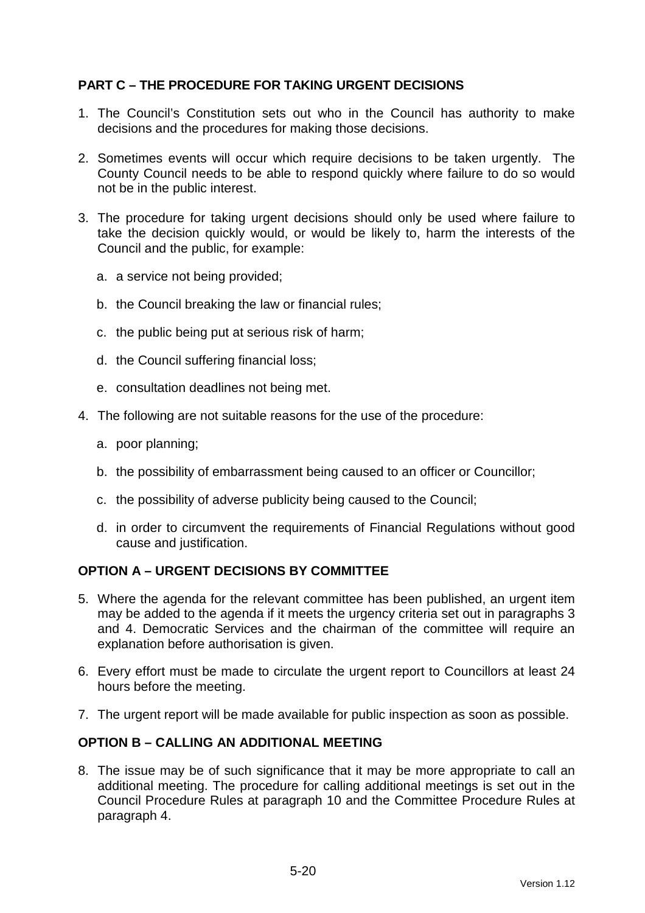## PART C – THE PROCEDURE FOR TAKING URGENT DECISIONS

1. The Council's Constitution sets out who in the Council has authority to make decisions and the procedures for making those decisions.

2. Sometimes events will occur which require decisions to be taken urgently. The County Council needs to be able to respond quickly where failure to do so would not be in the public interest.

3. The procedure for taking urgent decisions should only be used where failure to take the decision quickly would, or would be likely to, harm the interests of the Council and the public, for example:

   a. a service not being provided;

   b. the Council breaking the law or financial rules;

   c. the public being put at serious risk of harm;

   d. the Council suffering financial loss;

   e. consultation deadlines not being met.

4. The following are not suitable reasons for the use of the procedure:

   a. poor planning;

   b. the possibility of embarrassment being caused to an officer or Councillor;

   c. the possibility of adverse publicity being caused to the Council;

   d. in order to circumvent the requirements of Financial Regulations without good cause and justification.

## OPTION A – URGENT DECISIONS BY COMMITTEE

5. Where the agenda for the relevant committee has been published, an urgent item may be added to the agenda if it meets the urgency criteria set out in paragraphs 3 and 4. Democratic Services and the chairman of the committee will require an explanation before authorisation is given.

6. Every effort must be made to circulate the urgent report to Councillors at least 24 hours before the meeting.

7. The urgent report will be made available for public inspection as soon as possible.

## OPTION B – CALLING AN ADDITIONAL MEETING

8. The issue may be of such significance that it may be more appropriate to call an additional meeting. The procedure for calling additional meetings is set out in the Council Procedure Rules at paragraph 10 and the Committee Procedure Rules at paragraph 4.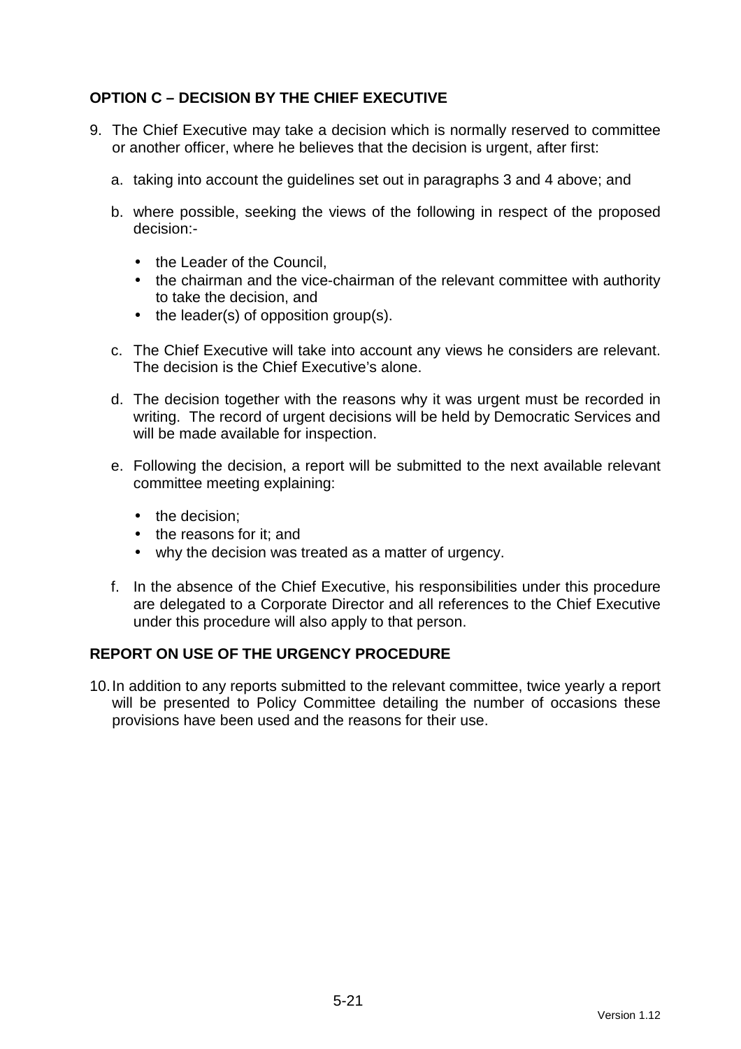**OPTION C – DECISION BY THE CHIEF EXECUTIVE**

9. The Chief Executive may take a decision which is normally reserved to committee or another officer, where he believes that the decision is urgent, after first:

   a. taking into account the guidelines set out in paragraphs 3 and 4 above; and

   b. where possible, seeking the views of the following in respect of the proposed decision:-

      - the Leader of the Council,
      - the chairman and the vice-chairman of the relevant committee with authority to take the decision, and
      - the leader(s) of opposition group(s).

   c. The Chief Executive will take into account any views he considers are relevant. The decision is the Chief Executive's alone.

   d. The decision together with the reasons why it was urgent must be recorded in writing. The record of urgent decisions will be held by Democratic Services and will be made available for inspection.

   e. Following the decision, a report will be submitted to the next available relevant committee meeting explaining:

      - the decision;
      - the reasons for it; and
      - why the decision was treated as a matter of urgency.

   f. In the absence of the Chief Executive, his responsibilities under this procedure are delegated to a Corporate Director and all references to the Chief Executive under this procedure will also apply to that person.

**REPORT ON USE OF THE URGENCY PROCEDURE**

10. In addition to any reports submitted to the relevant committee, twice yearly a report will be presented to Policy Committee detailing the number of occasions these provisions have been used and the reasons for their use.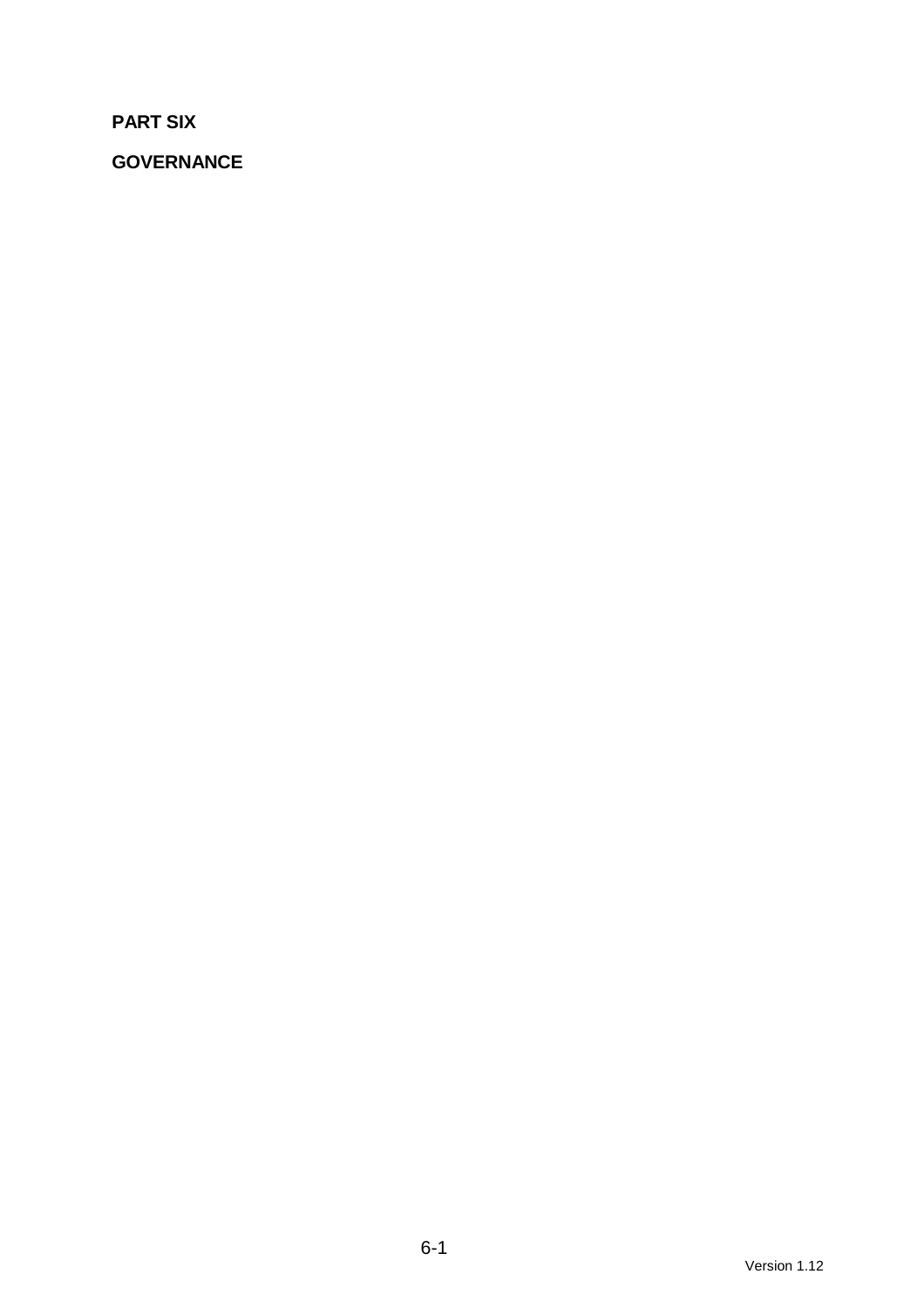# PART SIX

## GOVERNANCE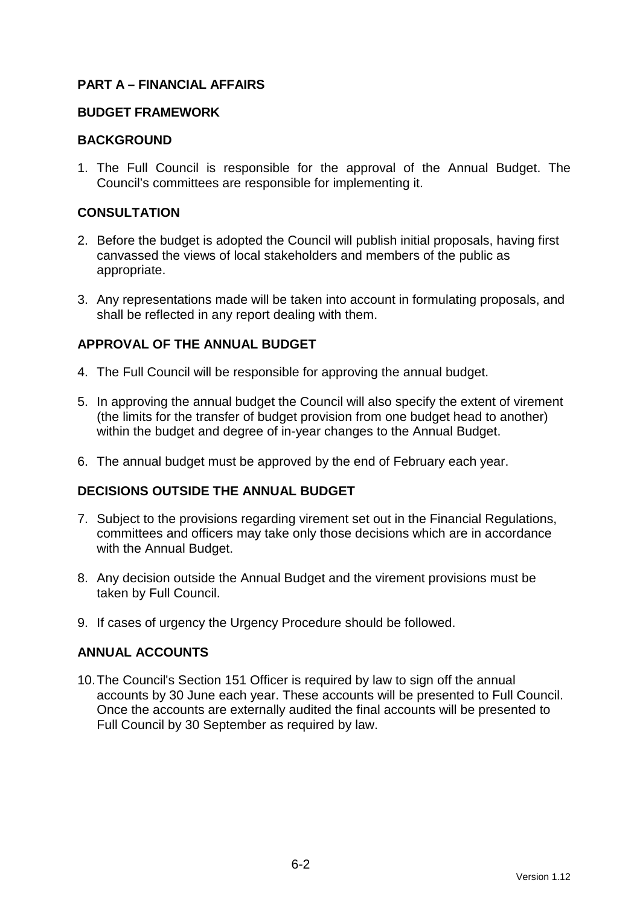## PART A – FINANCIAL AFFAIRS

### BUDGET FRAMEWORK

### BACKGROUND

1. The Full Council is responsible for the approval of the Annual Budget. The Council's committees are responsible for implementing it.

### CONSULTATION

2. Before the budget is adopted the Council will publish initial proposals, having first canvassed the views of local stakeholders and members of the public as appropriate.

3. Any representations made will be taken into account in formulating proposals, and shall be reflected in any report dealing with them.

### APPROVAL OF THE ANNUAL BUDGET

4. The Full Council will be responsible for approving the annual budget.

5. In approving the annual budget the Council will also specify the extent of virement (the limits for the transfer of budget provision from one budget head to another) within the budget and degree of in-year changes to the Annual Budget.

6. The annual budget must be approved by the end of February each year.

### DECISIONS OUTSIDE THE ANNUAL BUDGET

7. Subject to the provisions regarding virement set out in the Financial Regulations, committees and officers may take only those decisions which are in accordance with the Annual Budget.

8. Any decision outside the Annual Budget and the virement provisions must be taken by Full Council.

9. If cases of urgency the Urgency Procedure should be followed.

### ANNUAL ACCOUNTS

10. The Council's Section 151 Officer is required by law to sign off the annual accounts by 30 June each year. These accounts will be presented to Full Council. Once the accounts are externally audited the final accounts will be presented to Full Council by 30 September as required by law.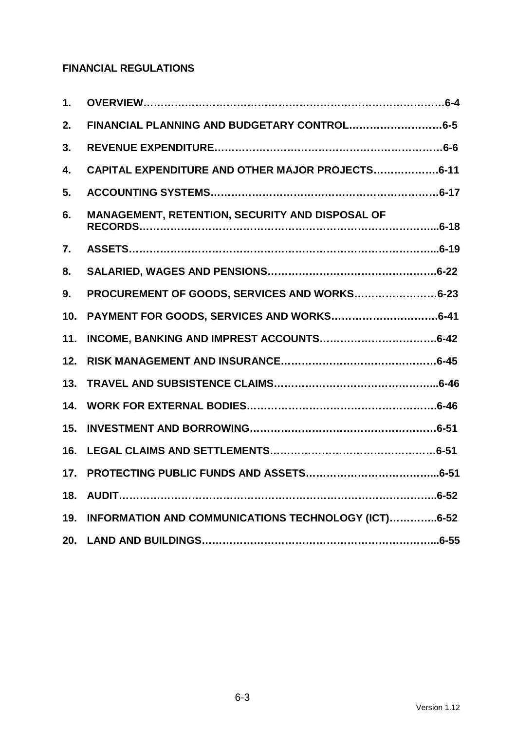**FINANCIAL REGULATIONS**

1. OVERVIEW………………………………………………………………………….6-4
2. FINANCIAL PLANNING AND BUDGETARY CONTROL………………………6-5
3. REVENUE EXPENDITURE………………………………………………………6-6
4. CAPITAL EXPENDITURE AND OTHER MAJOR PROJECTS……………….6-11
5. ACCOUNTING SYSTEMS………………………………………………………6-17
6. MANAGEMENT, RETENTION, SECURITY AND DISPOSAL OF RECORDS……………………………………………………………………...6-18
7. ASSETS……………………………………………………………………………...6-19
8. SALARIED, WAGES AND PENSIONS………………………………………….6-22
9. PROCUREMENT OF GOODS, SERVICES AND WORKS……………………6-23
10. PAYMENT FOR GOODS, SERVICES AND WORKS………………………….6-41
11. INCOME, BANKING AND IMPREST ACCOUNTS…………………………….6-42
12. RISK MANAGEMENT AND INSURANCE………………………………………6-45
13. TRAVEL AND SUBSISTENCE CLAIMS………………………………………...6-46
14. WORK FOR EXTERNAL BODIES……………………………………………….6-46
15. INVESTMENT AND BORROWING………………………………………………6-51
16. LEGAL CLAIMS AND SETTLEMENTS…………………………………………6-51
17. PROTECTING PUBLIC FUNDS AND ASSETS………………………………...6-51
18. AUDIT……………………………………………………………………………...6-52
19. INFORMATION AND COMMUNICATIONS TECHNOLOGY (ICT)…………..6-52
20. LAND AND BUILDINGS…………………………………………………………...6-55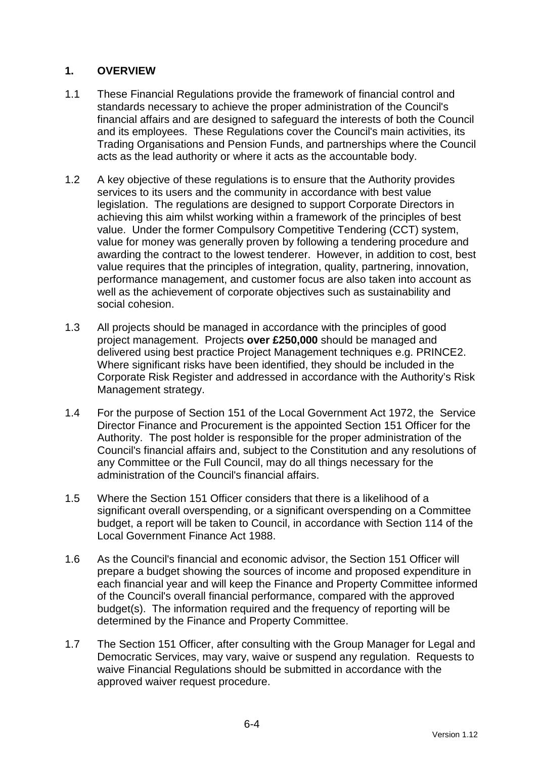## 1. OVERVIEW

1.1 These Financial Regulations provide the framework of financial control and standards necessary to achieve the proper administration of the Council's financial affairs and are designed to safeguard the interests of both the Council and its employees. These Regulations cover the Council's main activities, its Trading Organisations and Pension Funds, and partnerships where the Council acts as the lead authority or where it acts as the accountable body.

1.2 A key objective of these regulations is to ensure that the Authority provides services to its users and the community in accordance with best value legislation. The regulations are designed to support Corporate Directors in achieving this aim whilst working within a framework of the principles of best value. Under the former Compulsory Competitive Tendering (CCT) system, value for money was generally proven by following a tendering procedure and awarding the contract to the lowest tenderer. However, in addition to cost, best value requires that the principles of integration, quality, partnering, innovation, performance management, and customer focus are also taken into account as well as the achievement of corporate objectives such as sustainability and social cohesion.

1.3 All projects should be managed in accordance with the principles of good project management. Projects **over £250,000** should be managed and delivered using best practice Project Management techniques e.g. PRINCE2. Where significant risks have been identified, they should be included in the Corporate Risk Register and addressed in accordance with the Authority's Risk Management strategy.

1.4 For the purpose of Section 151 of the Local Government Act 1972, the Service Director Finance and Procurement is the appointed Section 151 Officer for the Authority. The post holder is responsible for the proper administration of the Council's financial affairs and, subject to the Constitution and any resolutions of any Committee or the Full Council, may do all things necessary for the administration of the Council's financial affairs.

1.5 Where the Section 151 Officer considers that there is a likelihood of a significant overall overspending, or a significant overspending on a Committee budget, a report will be taken to Council, in accordance with Section 114 of the Local Government Finance Act 1988.

1.6 As the Council's financial and economic advisor, the Section 151 Officer will prepare a budget showing the sources of income and proposed expenditure in each financial year and will keep the Finance and Property Committee informed of the Council's overall financial performance, compared with the approved budget(s). The information required and the frequency of reporting will be determined by the Finance and Property Committee.

1.7 The Section 151 Officer, after consulting with the Group Manager for Legal and Democratic Services, may vary, waive or suspend any regulation. Requests to waive Financial Regulations should be submitted in accordance with the approved waiver request procedure.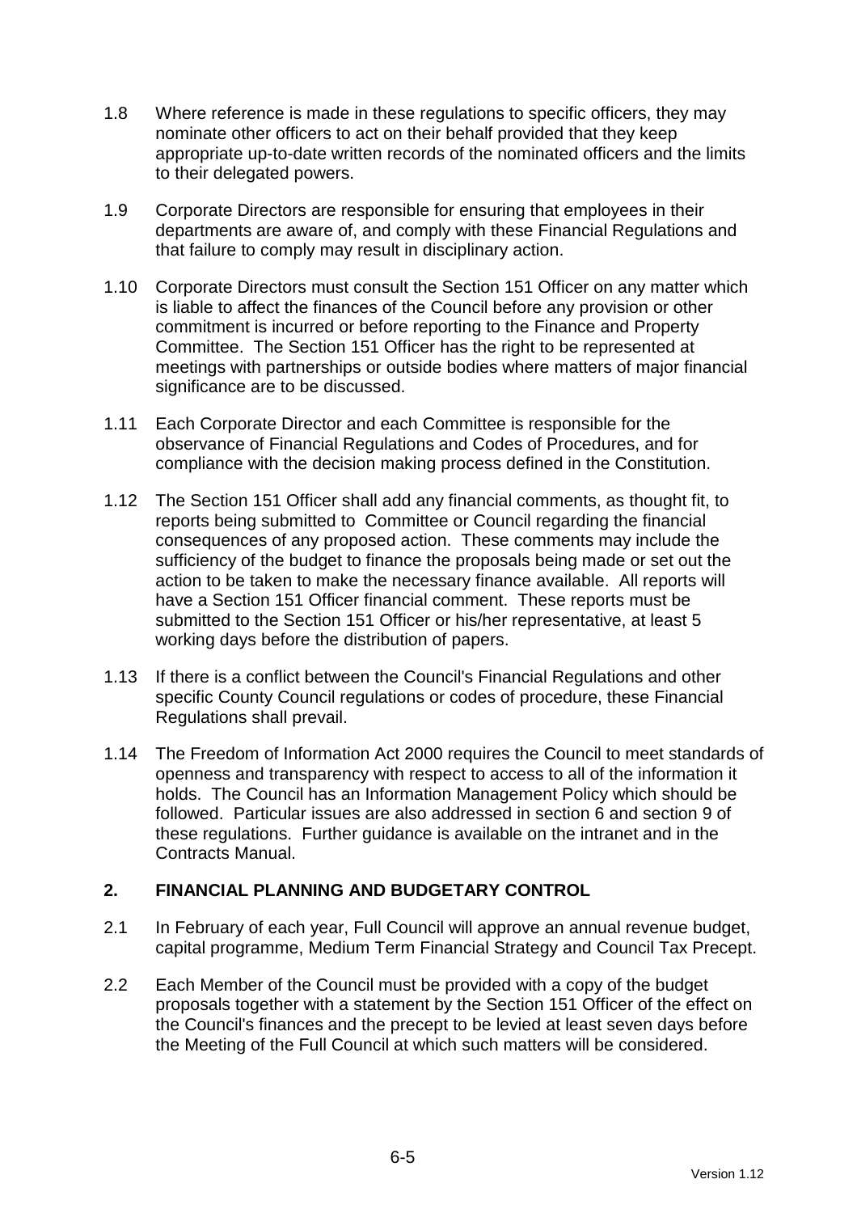1.8 Where reference is made in these regulations to specific officers, they may nominate other officers to act on their behalf provided that they keep appropriate up-to-date written records of the nominated officers and the limits to their delegated powers.

1.9 Corporate Directors are responsible for ensuring that employees in their departments are aware of, and comply with these Financial Regulations and that failure to comply may result in disciplinary action.

1.10 Corporate Directors must consult the Section 151 Officer on any matter which is liable to affect the finances of the Council before any provision or other commitment is incurred or before reporting to the Finance and Property Committee. The Section 151 Officer has the right to be represented at meetings with partnerships or outside bodies where matters of major financial significance are to be discussed.

1.11 Each Corporate Director and each Committee is responsible for the observance of Financial Regulations and Codes of Procedures, and for compliance with the decision making process defined in the Constitution.

1.12 The Section 151 Officer shall add any financial comments, as thought fit, to reports being submitted to Committee or Council regarding the financial consequences of any proposed action. These comments may include the sufficiency of the budget to finance the proposals being made or set out the action to be taken to make the necessary finance available. All reports will have a Section 151 Officer financial comment. These reports must be submitted to the Section 151 Officer or his/her representative, at least 5 working days before the distribution of papers.

1.13 If there is a conflict between the Council's Financial Regulations and other specific County Council regulations or codes of procedure, these Financial Regulations shall prevail.

1.14 The Freedom of Information Act 2000 requires the Council to meet standards of openness and transparency with respect to access to all of the information it holds. The Council has an Information Management Policy which should be followed. Particular issues are also addressed in section 6 and section 9 of these regulations. Further guidance is available on the intranet and in the Contracts Manual.

## 2. FINANCIAL PLANNING AND BUDGETARY CONTROL

2.1 In February of each year, Full Council will approve an annual revenue budget, capital programme, Medium Term Financial Strategy and Council Tax Precept.

2.2 Each Member of the Council must be provided with a copy of the budget proposals together with a statement by the Section 151 Officer of the effect on the Council's finances and the precept to be levied at least seven days before the Meeting of the Full Council at which such matters will be considered.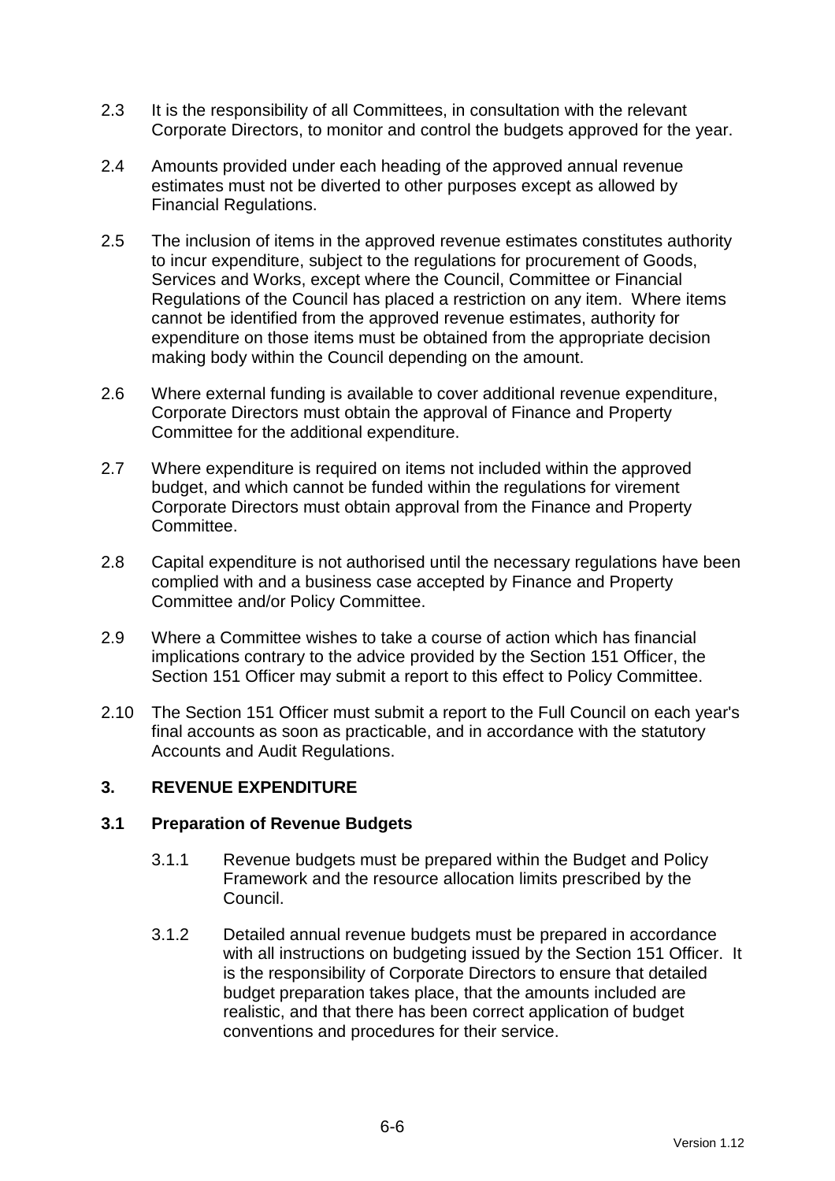2.3 It is the responsibility of all Committees, in consultation with the relevant Corporate Directors, to monitor and control the budgets approved for the year.

2.4 Amounts provided under each heading of the approved annual revenue estimates must not be diverted to other purposes except as allowed by Financial Regulations.

2.5 The inclusion of items in the approved revenue estimates constitutes authority to incur expenditure, subject to the regulations for procurement of Goods, Services and Works, except where the Council, Committee or Financial Regulations of the Council has placed a restriction on any item. Where items cannot be identified from the approved revenue estimates, authority for expenditure on those items must be obtained from the appropriate decision making body within the Council depending on the amount.

2.6 Where external funding is available to cover additional revenue expenditure, Corporate Directors must obtain the approval of Finance and Property Committee for the additional expenditure.

2.7 Where expenditure is required on items not included within the approved budget, and which cannot be funded within the regulations for virement Corporate Directors must obtain approval from the Finance and Property Committee.

2.8 Capital expenditure is not authorised until the necessary regulations have been complied with and a business case accepted by Finance and Property Committee and/or Policy Committee.

2.9 Where a Committee wishes to take a course of action which has financial implications contrary to the advice provided by the Section 151 Officer, the Section 151 Officer may submit a report to this effect to Policy Committee.

2.10 The Section 151 Officer must submit a report to the Full Council on each year's final accounts as soon as practicable, and in accordance with the statutory Accounts and Audit Regulations.

## 3. REVENUE EXPENDITURE

### 3.1 Preparation of Revenue Budgets

3.1.1 Revenue budgets must be prepared within the Budget and Policy Framework and the resource allocation limits prescribed by the Council.

3.1.2 Detailed annual revenue budgets must be prepared in accordance with all instructions on budgeting issued by the Section 151 Officer. It is the responsibility of Corporate Directors to ensure that detailed budget preparation takes place, that the amounts included are realistic, and that there has been correct application of budget conventions and procedures for their service.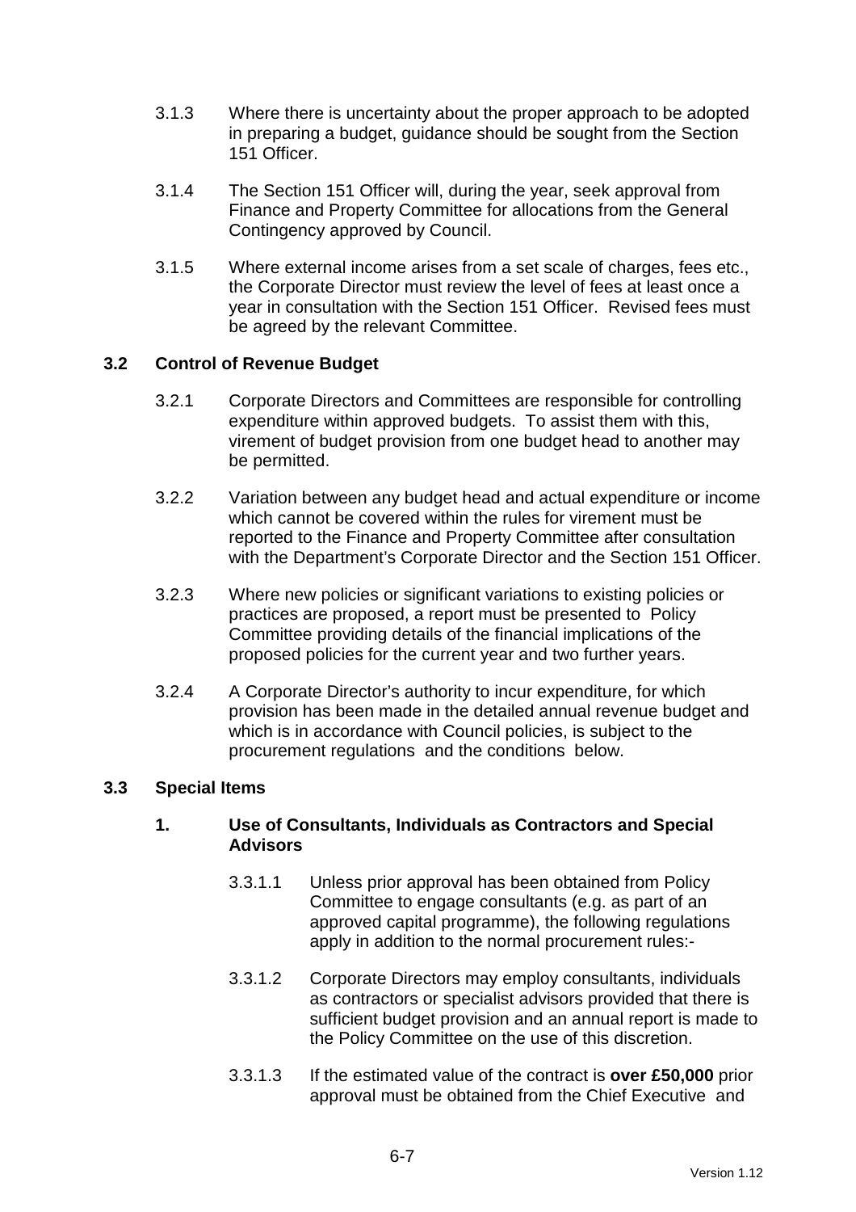3.1.3 Where there is uncertainty about the proper approach to be adopted in preparing a budget, guidance should be sought from the Section 151 Officer.

3.1.4 The Section 151 Officer will, during the year, seek approval from Finance and Property Committee for allocations from the General Contingency approved by Council.

3.1.5 Where external income arises from a set scale of charges, fees etc., the Corporate Director must review the level of fees at least once a year in consultation with the Section 151 Officer. Revised fees must be agreed by the relevant Committee.

### 3.2 Control of Revenue Budget

3.2.1 Corporate Directors and Committees are responsible for controlling expenditure within approved budgets. To assist them with this, virement of budget provision from one budget head to another may be permitted.

3.2.2 Variation between any budget head and actual expenditure or income which cannot be covered within the rules for virement must be reported to the Finance and Property Committee after consultation with the Department's Corporate Director and the Section 151 Officer.

3.2.3 Where new policies or significant variations to existing policies or practices are proposed, a report must be presented to Policy Committee providing details of the financial implications of the proposed policies for the current year and two further years.

3.2.4 A Corporate Director's authority to incur expenditure, for which provision has been made in the detailed annual revenue budget and which is in accordance with Council policies, is subject to the procurement regulations and the conditions below.

### 3.3 Special Items

#### 1. Use of Consultants, Individuals as Contractors and Special Advisors

3.3.1.1 Unless prior approval has been obtained from Policy Committee to engage consultants (e.g. as part of an approved capital programme), the following regulations apply in addition to the normal procurement rules:-

3.3.1.2 Corporate Directors may employ consultants, individuals as contractors or specialist advisors provided that there is sufficient budget provision and an annual report is made to the Policy Committee on the use of this discretion.

3.3.1.3 If the estimated value of the contract is **over £50,000** prior approval must be obtained from the Chief Executive and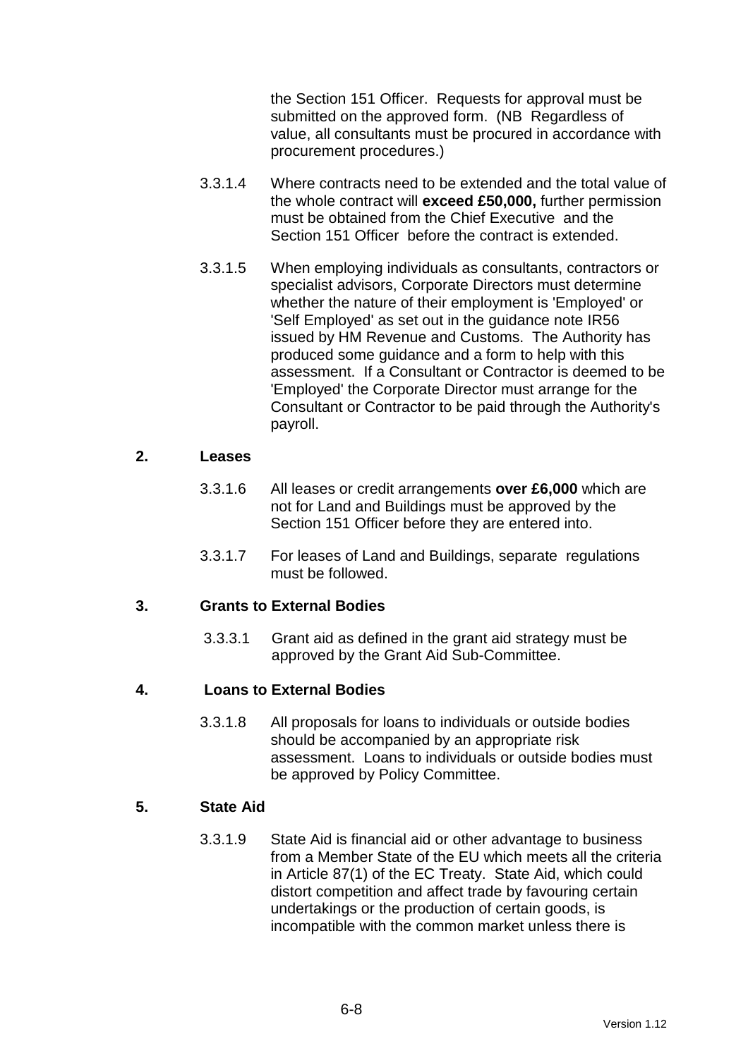the Section 151 Officer. Requests for approval must be submitted on the approved form. (NB Regardless of value, all consultants must be procured in accordance with procurement procedures.)

3.3.1.4 Where contracts need to be extended and the total value of the whole contract will **exceed £50,000,** further permission must be obtained from the Chief Executive and the Section 151 Officer before the contract is extended.

3.3.1.5 When employing individuals as consultants, contractors or specialist advisors, Corporate Directors must determine whether the nature of their employment is 'Employed' or 'Self Employed' as set out in the guidance note IR56 issued by HM Revenue and Customs. The Authority has produced some guidance and a form to help with this assessment. If a Consultant or Contractor is deemed to be 'Employed' the Corporate Director must arrange for the Consultant or Contractor to be paid through the Authority's payroll.

**2. Leases**

3.3.1.6 All leases or credit arrangements **over £6,000** which are not for Land and Buildings must be approved by the Section 151 Officer before they are entered into.

3.3.1.7 For leases of Land and Buildings, separate regulations must be followed.

**3. Grants to External Bodies**

3.3.3.1 Grant aid as defined in the grant aid strategy must be approved by the Grant Aid Sub-Committee.

**4. Loans to External Bodies**

3.3.1.8 All proposals for loans to individuals or outside bodies should be accompanied by an appropriate risk assessment. Loans to individuals or outside bodies must be approved by Policy Committee.

**5. State Aid**

3.3.1.9 State Aid is financial aid or other advantage to business from a Member State of the EU which meets all the criteria in Article 87(1) of the EC Treaty. State Aid, which could distort competition and affect trade by favouring certain undertakings or the production of certain goods, is incompatible with the common market unless there is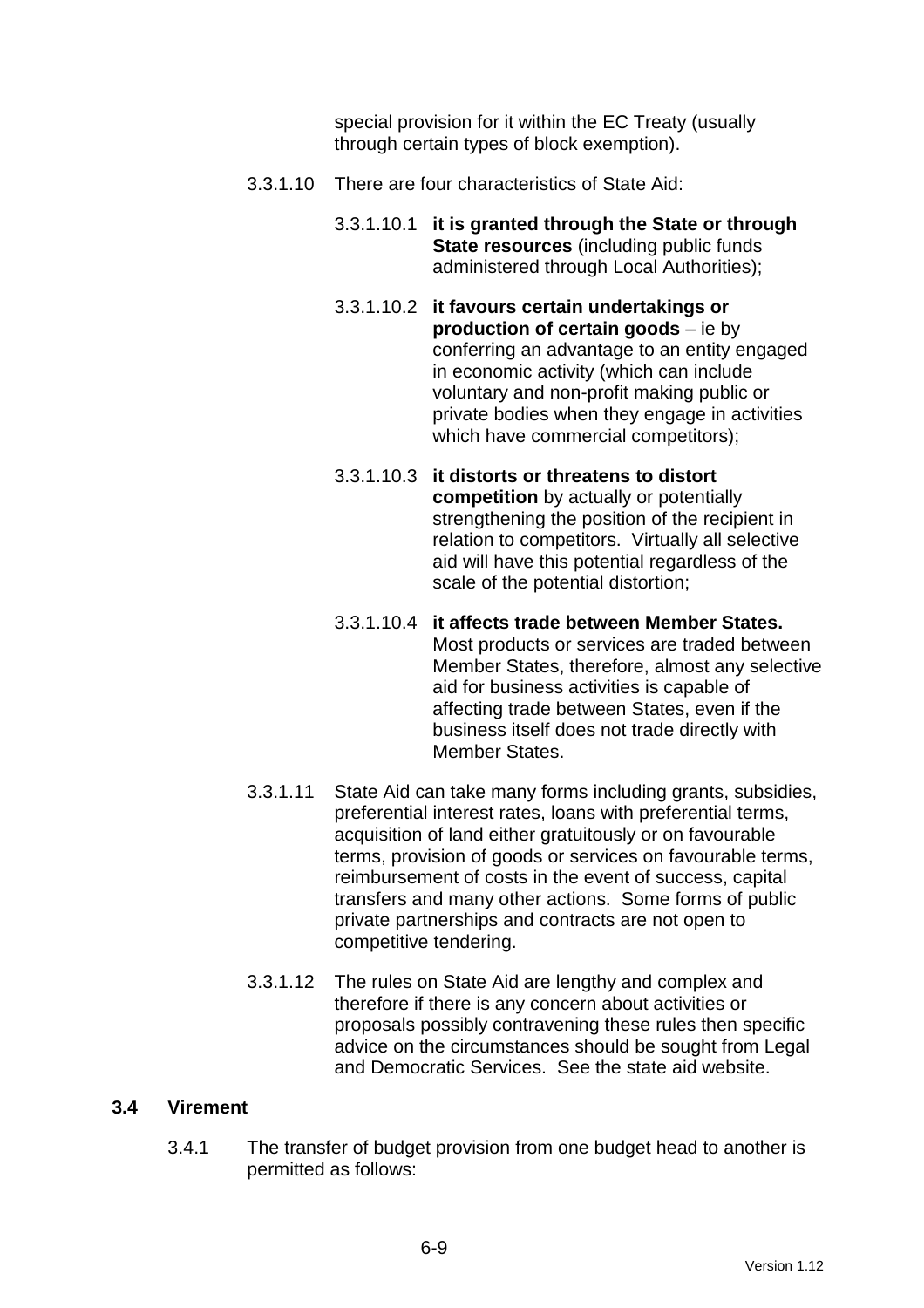special provision for it within the EC Treaty (usually through certain types of block exemption).

3.3.1.10 There are four characteristics of State Aid:

3.3.1.10.1 **it is granted through the State or through State resources** (including public funds administered through Local Authorities);

3.3.1.10.2 **it favours certain undertakings or production of certain goods** – ie by conferring an advantage to an entity engaged in economic activity (which can include voluntary and non-profit making public or private bodies when they engage in activities which have commercial competitors);

3.3.1.10.3 **it distorts or threatens to distort competition** by actually or potentially strengthening the position of the recipient in relation to competitors. Virtually all selective aid will have this potential regardless of the scale of the potential distortion;

3.3.1.10.4 **it affects trade between Member States.** Most products or services are traded between Member States, therefore, almost any selective aid for business activities is capable of affecting trade between States, even if the business itself does not trade directly with Member States.

3.3.1.11 State Aid can take many forms including grants, subsidies, preferential interest rates, loans with preferential terms, acquisition of land either gratuitously or on favourable terms, provision of goods or services on favourable terms, reimbursement of costs in the event of success, capital transfers and many other actions. Some forms of public private partnerships and contracts are not open to competitive tendering.

3.3.1.12 The rules on State Aid are lengthy and complex and therefore if there is any concern about activities or proposals possibly contravening these rules then specific advice on the circumstances should be sought from Legal and Democratic Services. See the state aid website.

## 3.4 Virement

3.4.1 The transfer of budget provision from one budget head to another is permitted as follows: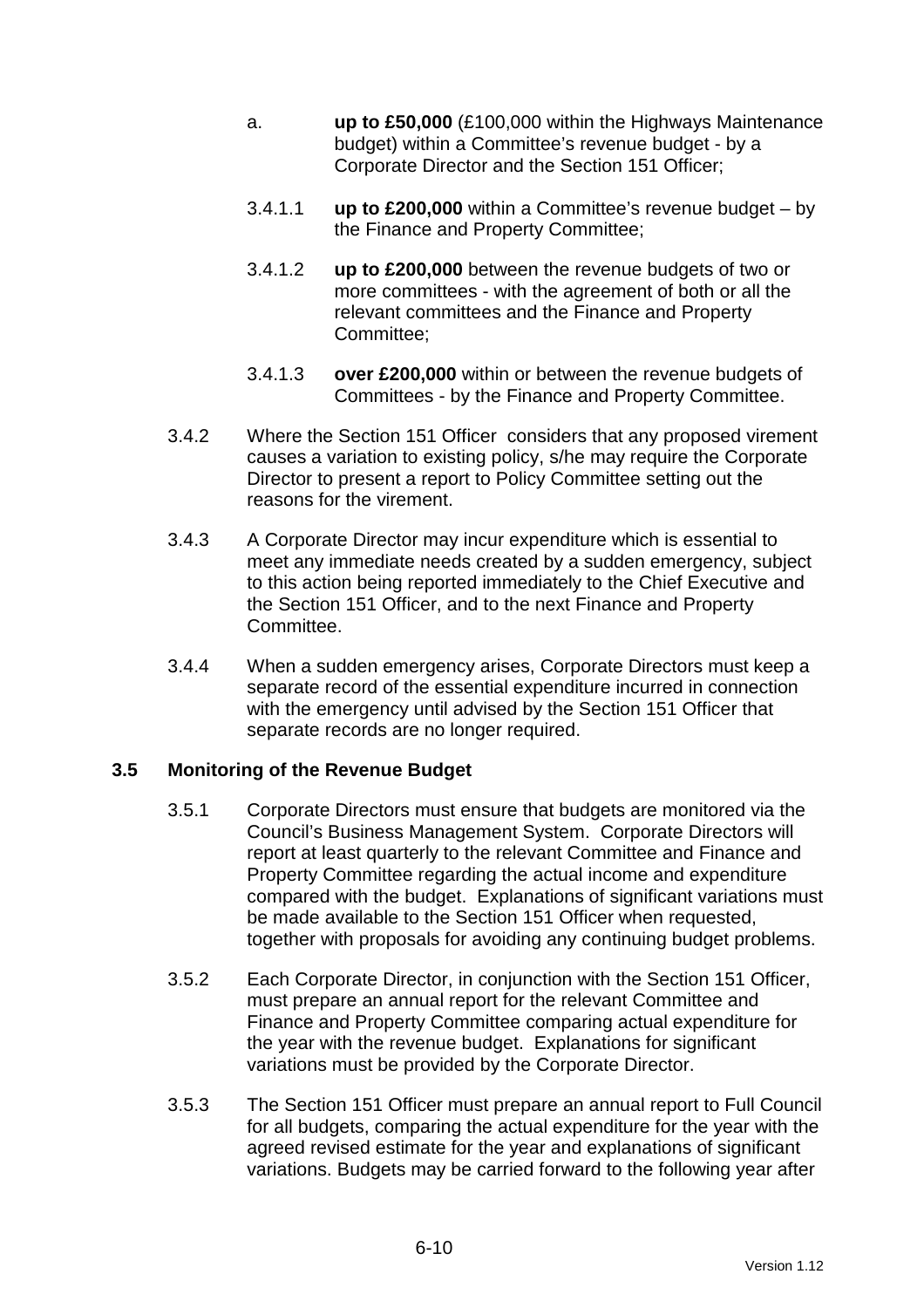a. **up to £50,000** (£100,000 within the Highways Maintenance budget) within a Committee's revenue budget - by a Corporate Director and the Section 151 Officer;

3.4.1.1 **up to £200,000** within a Committee's revenue budget – by the Finance and Property Committee;

3.4.1.2 **up to £200,000** between the revenue budgets of two or more committees - with the agreement of both or all the relevant committees and the Finance and Property Committee;

3.4.1.3 **over £200,000** within or between the revenue budgets of Committees - by the Finance and Property Committee.

3.4.2 Where the Section 151 Officer considers that any proposed virement causes a variation to existing policy, s/he may require the Corporate Director to present a report to Policy Committee setting out the reasons for the virement.

3.4.3 A Corporate Director may incur expenditure which is essential to meet any immediate needs created by a sudden emergency, subject to this action being reported immediately to the Chief Executive and the Section 151 Officer, and to the next Finance and Property Committee.

3.4.4 When a sudden emergency arises, Corporate Directors must keep a separate record of the essential expenditure incurred in connection with the emergency until advised by the Section 151 Officer that separate records are no longer required.

### 3.5 Monitoring of the Revenue Budget

3.5.1 Corporate Directors must ensure that budgets are monitored via the Council's Business Management System. Corporate Directors will report at least quarterly to the relevant Committee and Finance and Property Committee regarding the actual income and expenditure compared with the budget. Explanations of significant variations must be made available to the Section 151 Officer when requested, together with proposals for avoiding any continuing budget problems.

3.5.2 Each Corporate Director, in conjunction with the Section 151 Officer, must prepare an annual report for the relevant Committee and Finance and Property Committee comparing actual expenditure for the year with the revenue budget. Explanations for significant variations must be provided by the Corporate Director.

3.5.3 The Section 151 Officer must prepare an annual report to Full Council for all budgets, comparing the actual expenditure for the year with the agreed revised estimate for the year and explanations of significant variations. Budgets may be carried forward to the following year after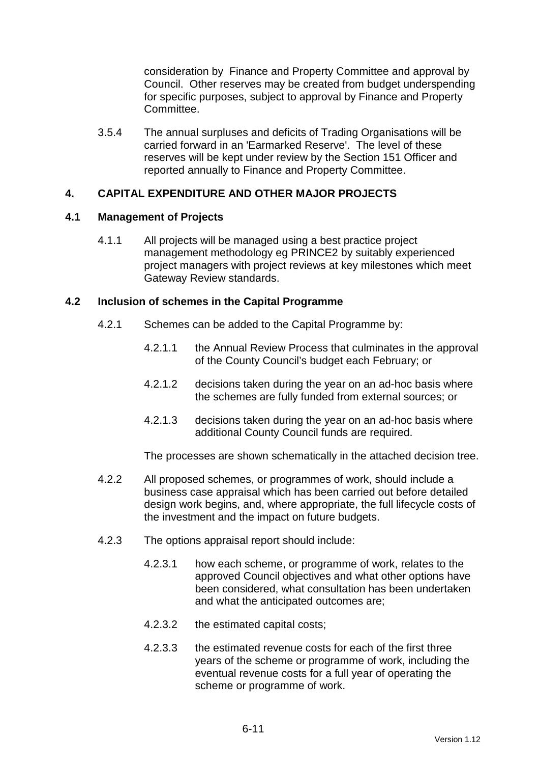consideration by Finance and Property Committee and approval by Council. Other reserves may be created from budget underspending for specific purposes, subject to approval by Finance and Property Committee.

3.5.4 The annual surpluses and deficits of Trading Organisations will be carried forward in an 'Earmarked Reserve'. The level of these reserves will be kept under review by the Section 151 Officer and reported annually to Finance and Property Committee.

## 4. CAPITAL EXPENDITURE AND OTHER MAJOR PROJECTS

### 4.1 Management of Projects

4.1.1 All projects will be managed using a best practice project management methodology eg PRINCE2 by suitably experienced project managers with project reviews at key milestones which meet Gateway Review standards.

### 4.2 Inclusion of schemes in the Capital Programme

4.2.1 Schemes can be added to the Capital Programme by:

4.2.1.1 the Annual Review Process that culminates in the approval of the County Council's budget each February; or

4.2.1.2 decisions taken during the year on an ad-hoc basis where the schemes are fully funded from external sources; or

4.2.1.3 decisions taken during the year on an ad-hoc basis where additional County Council funds are required.

The processes are shown schematically in the attached decision tree.

4.2.2 All proposed schemes, or programmes of work, should include a business case appraisal which has been carried out before detailed design work begins, and, where appropriate, the full lifecycle costs of the investment and the impact on future budgets.

4.2.3 The options appraisal report should include:

4.2.3.1 how each scheme, or programme of work, relates to the approved Council objectives and what other options have been considered, what consultation has been undertaken and what the anticipated outcomes are;

4.2.3.2 the estimated capital costs;

4.2.3.3 the estimated revenue costs for each of the first three years of the scheme or programme of work, including the eventual revenue costs for a full year of operating the scheme or programme of work.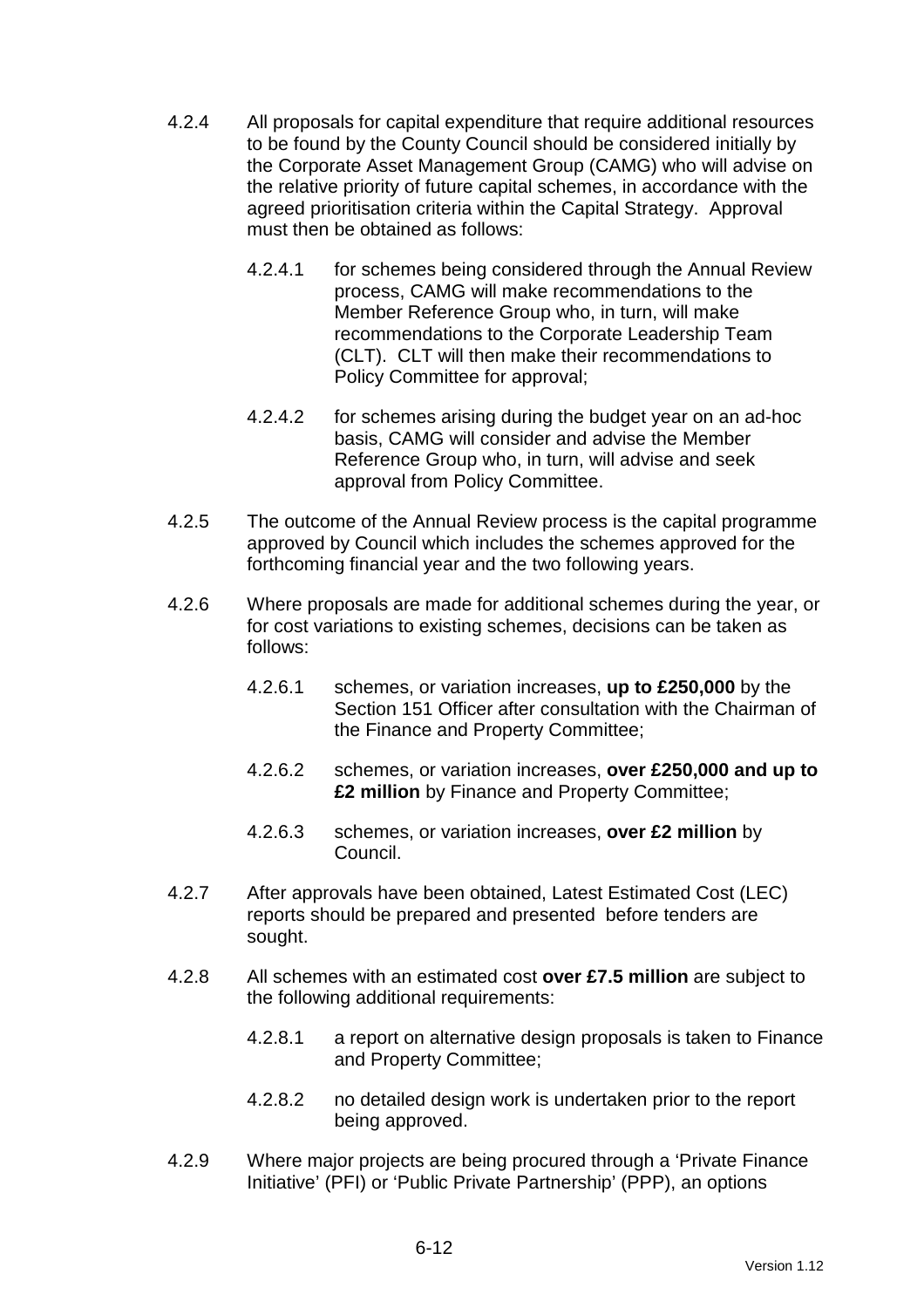4.2.4 All proposals for capital expenditure that require additional resources to be found by the County Council should be considered initially by the Corporate Asset Management Group (CAMG) who will advise on the relative priority of future capital schemes, in accordance with the agreed prioritisation criteria within the Capital Strategy. Approval must then be obtained as follows:

4.2.4.1 for schemes being considered through the Annual Review process, CAMG will make recommendations to the Member Reference Group who, in turn, will make recommendations to the Corporate Leadership Team (CLT). CLT will then make their recommendations to Policy Committee for approval;

4.2.4.2 for schemes arising during the budget year on an ad-hoc basis, CAMG will consider and advise the Member Reference Group who, in turn, will advise and seek approval from Policy Committee.

4.2.5 The outcome of the Annual Review process is the capital programme approved by Council which includes the schemes approved for the forthcoming financial year and the two following years.

4.2.6 Where proposals are made for additional schemes during the year, or for cost variations to existing schemes, decisions can be taken as follows:

4.2.6.1 schemes, or variation increases, **up to £250,000** by the Section 151 Officer after consultation with the Chairman of the Finance and Property Committee;

4.2.6.2 schemes, or variation increases, **over £250,000 and up to £2 million** by Finance and Property Committee;

4.2.6.3 schemes, or variation increases, **over £2 million** by Council.

4.2.7 After approvals have been obtained, Latest Estimated Cost (LEC) reports should be prepared and presented before tenders are sought.

4.2.8 All schemes with an estimated cost **over £7.5 million** are subject to the following additional requirements:

4.2.8.1 a report on alternative design proposals is taken to Finance and Property Committee;

4.2.8.2 no detailed design work is undertaken prior to the report being approved.

4.2.9 Where major projects are being procured through a 'Private Finance Initiative' (PFI) or 'Public Private Partnership' (PPP), an options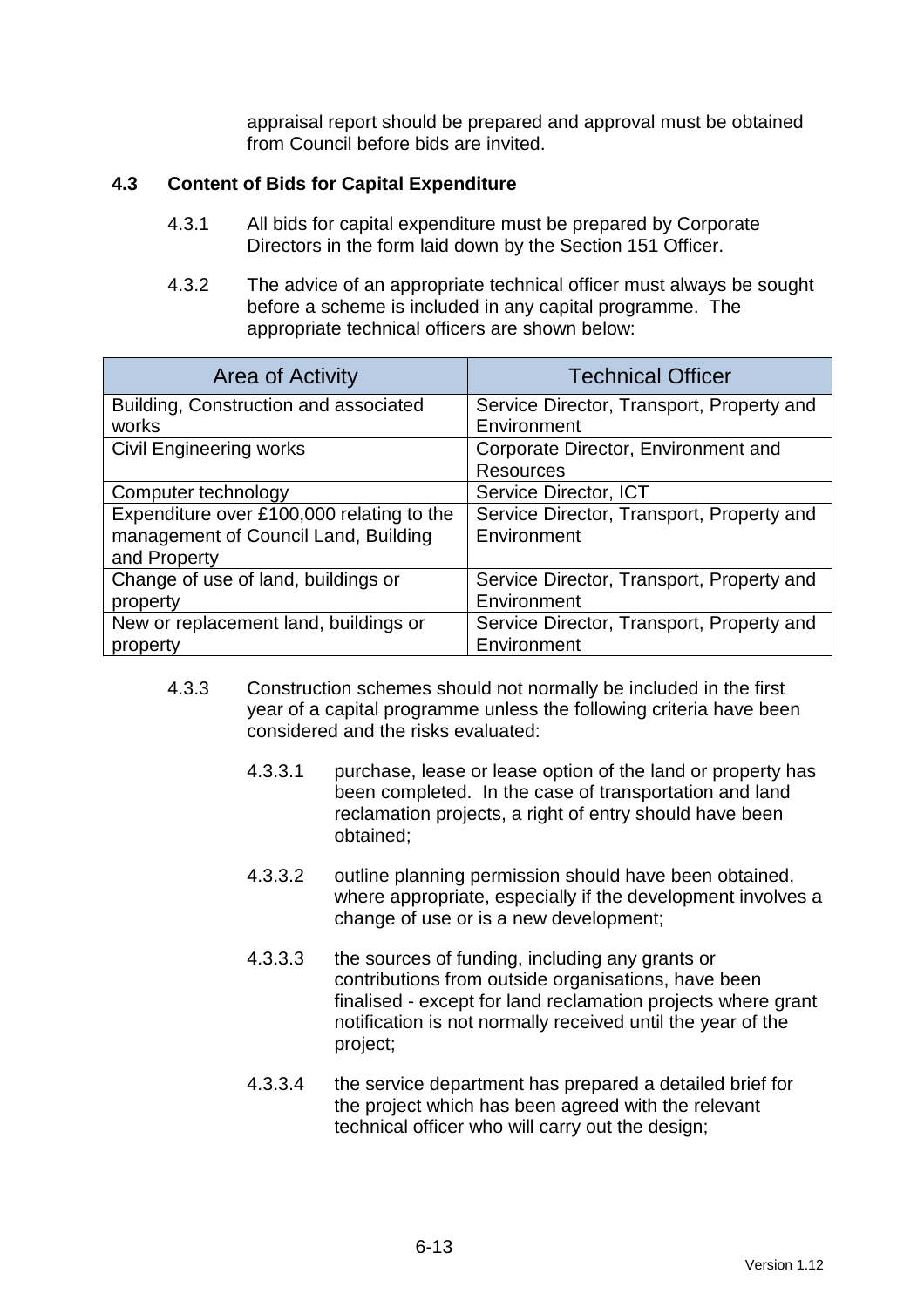appraisal report should be prepared and approval must be obtained from Council before bids are invited.

### 4.3 Content of Bids for Capital Expenditure

4.3.1 All bids for capital expenditure must be prepared by Corporate Directors in the form laid down by the Section 151 Officer.

4.3.2 The advice of an appropriate technical officer must always be sought before a scheme is included in any capital programme. The appropriate technical officers are shown below:

| Area of Activity | Technical Officer |
|---|---|
| Building, Construction and associated works | Service Director, Transport, Property and Environment |
| Civil Engineering works | Corporate Director, Environment and Resources |
| Computer technology | Service Director, ICT |
| Expenditure over £100,000 relating to the management of Council Land, Building and Property | Service Director, Transport, Property and Environment |
| Change of use of land, buildings or property | Service Director, Transport, Property and Environment |
| New or replacement land, buildings or property | Service Director, Transport, Property and Environment |

4.3.3 Construction schemes should not normally be included in the first year of a capital programme unless the following criteria have been considered and the risks evaluated:

4.3.3.1 purchase, lease or lease option of the land or property has been completed. In the case of transportation and land reclamation projects, a right of entry should have been obtained;

4.3.3.2 outline planning permission should have been obtained, where appropriate, especially if the development involves a change of use or is a new development;

4.3.3.3 the sources of funding, including any grants or contributions from outside organisations, have been finalised - except for land reclamation projects where grant notification is not normally received until the year of the project;

4.3.3.4 the service department has prepared a detailed brief for the project which has been agreed with the relevant technical officer who will carry out the design;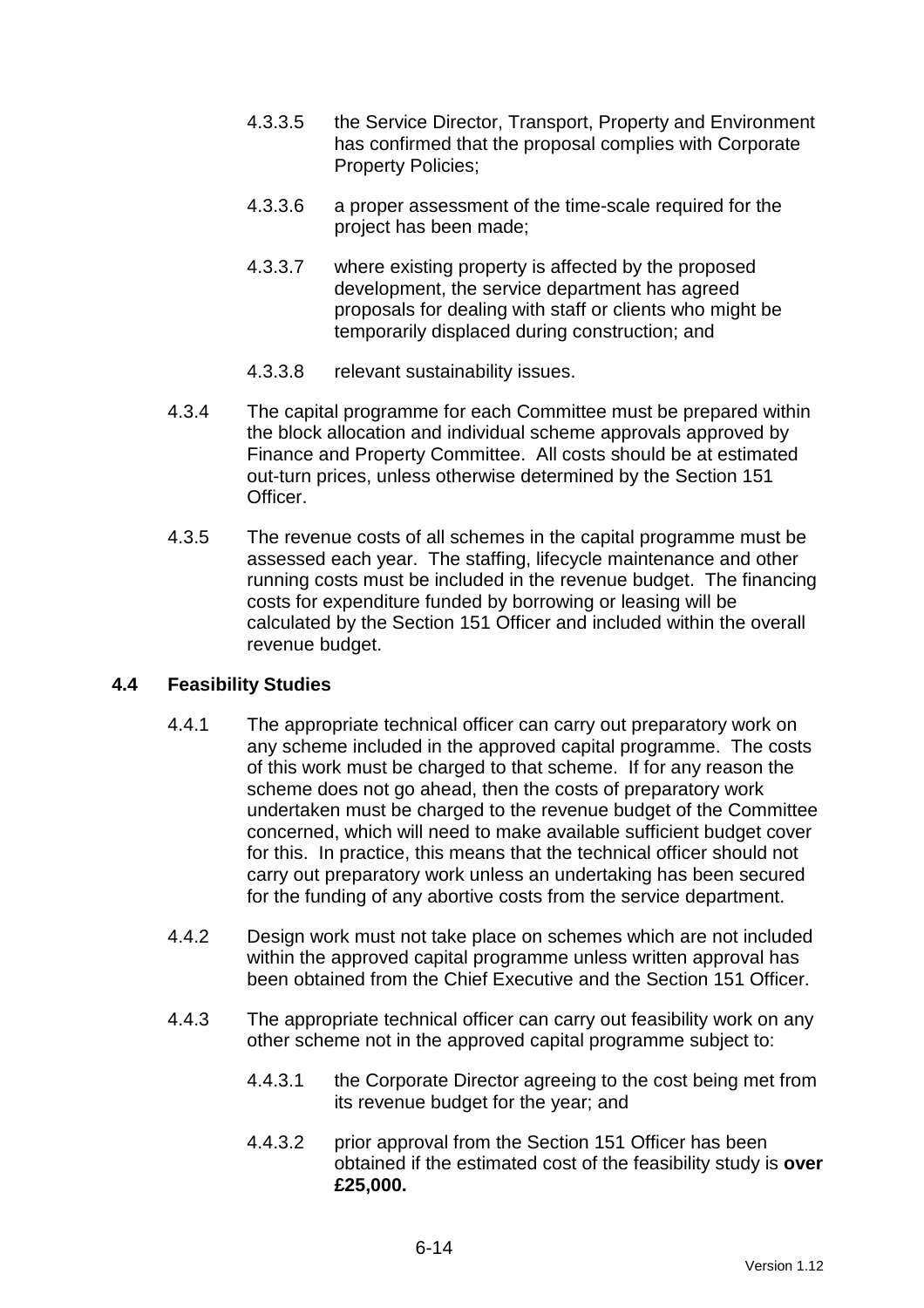4.3.3.5 the Service Director, Transport, Property and Environment has confirmed that the proposal complies with Corporate Property Policies;

4.3.3.6 a proper assessment of the time-scale required for the project has been made;

4.3.3.7 where existing property is affected by the proposed development, the service department has agreed proposals for dealing with staff or clients who might be temporarily displaced during construction; and

4.3.3.8 relevant sustainability issues.

4.3.4 The capital programme for each Committee must be prepared within the block allocation and individual scheme approvals approved by Finance and Property Committee. All costs should be at estimated out-turn prices, unless otherwise determined by the Section 151 Officer.

4.3.5 The revenue costs of all schemes in the capital programme must be assessed each year. The staffing, lifecycle maintenance and other running costs must be included in the revenue budget. The financing costs for expenditure funded by borrowing or leasing will be calculated by the Section 151 Officer and included within the overall revenue budget.

## 4.4 Feasibility Studies

4.4.1 The appropriate technical officer can carry out preparatory work on any scheme included in the approved capital programme. The costs of this work must be charged to that scheme. If for any reason the scheme does not go ahead, then the costs of preparatory work undertaken must be charged to the revenue budget of the Committee concerned, which will need to make available sufficient budget cover for this. In practice, this means that the technical officer should not carry out preparatory work unless an undertaking has been secured for the funding of any abortive costs from the service department.

4.4.2 Design work must not take place on schemes which are not included within the approved capital programme unless written approval has been obtained from the Chief Executive and the Section 151 Officer.

4.4.3 The appropriate technical officer can carry out feasibility work on any other scheme not in the approved capital programme subject to:

4.4.3.1 the Corporate Director agreeing to the cost being met from its revenue budget for the year; and

4.4.3.2 prior approval from the Section 151 Officer has been obtained if the estimated cost of the feasibility study is **over £25,000.**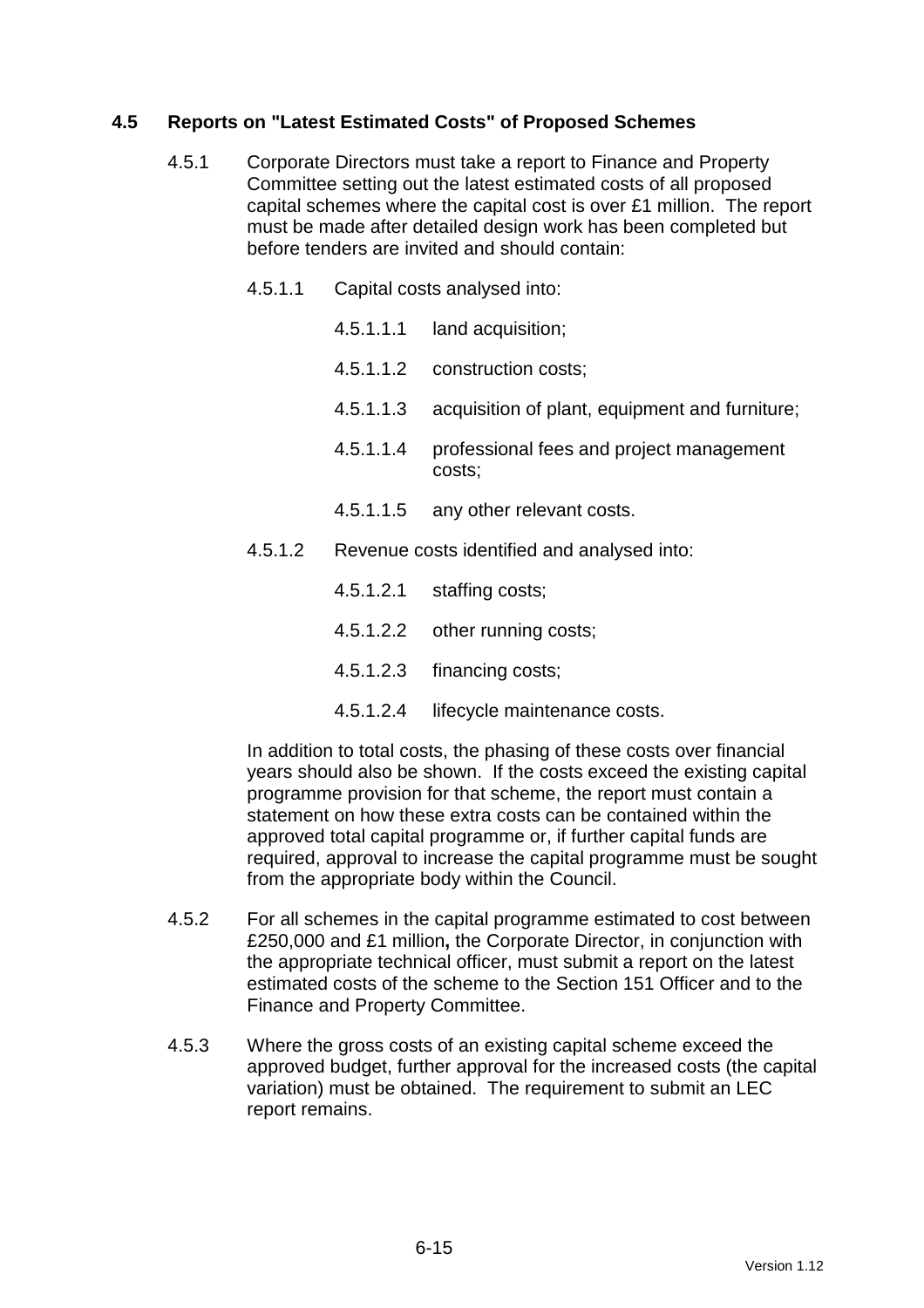### 4.5 Reports on "Latest Estimated Costs" of Proposed Schemes

4.5.1 Corporate Directors must take a report to Finance and Property Committee setting out the latest estimated costs of all proposed capital schemes where the capital cost is over £1 million. The report must be made after detailed design work has been completed but before tenders are invited and should contain:

4.5.1.1 Capital costs analysed into:

4.5.1.1.1 land acquisition;

4.5.1.1.2 construction costs;

4.5.1.1.3 acquisition of plant, equipment and furniture;

4.5.1.1.4 professional fees and project management costs;

4.5.1.1.5 any other relevant costs.

4.5.1.2 Revenue costs identified and analysed into:

4.5.1.2.1 staffing costs;

4.5.1.2.2 other running costs;

4.5.1.2.3 financing costs;

4.5.1.2.4 lifecycle maintenance costs.

In addition to total costs, the phasing of these costs over financial years should also be shown. If the costs exceed the existing capital programme provision for that scheme, the report must contain a statement on how these extra costs can be contained within the approved total capital programme or, if further capital funds are required, approval to increase the capital programme must be sought from the appropriate body within the Council.

4.5.2 For all schemes in the capital programme estimated to cost between £250,000 and £1 million**,** the Corporate Director, in conjunction with the appropriate technical officer, must submit a report on the latest estimated costs of the scheme to the Section 151 Officer and to the Finance and Property Committee.

4.5.3 Where the gross costs of an existing capital scheme exceed the approved budget, further approval for the increased costs (the capital variation) must be obtained. The requirement to submit an LEC report remains.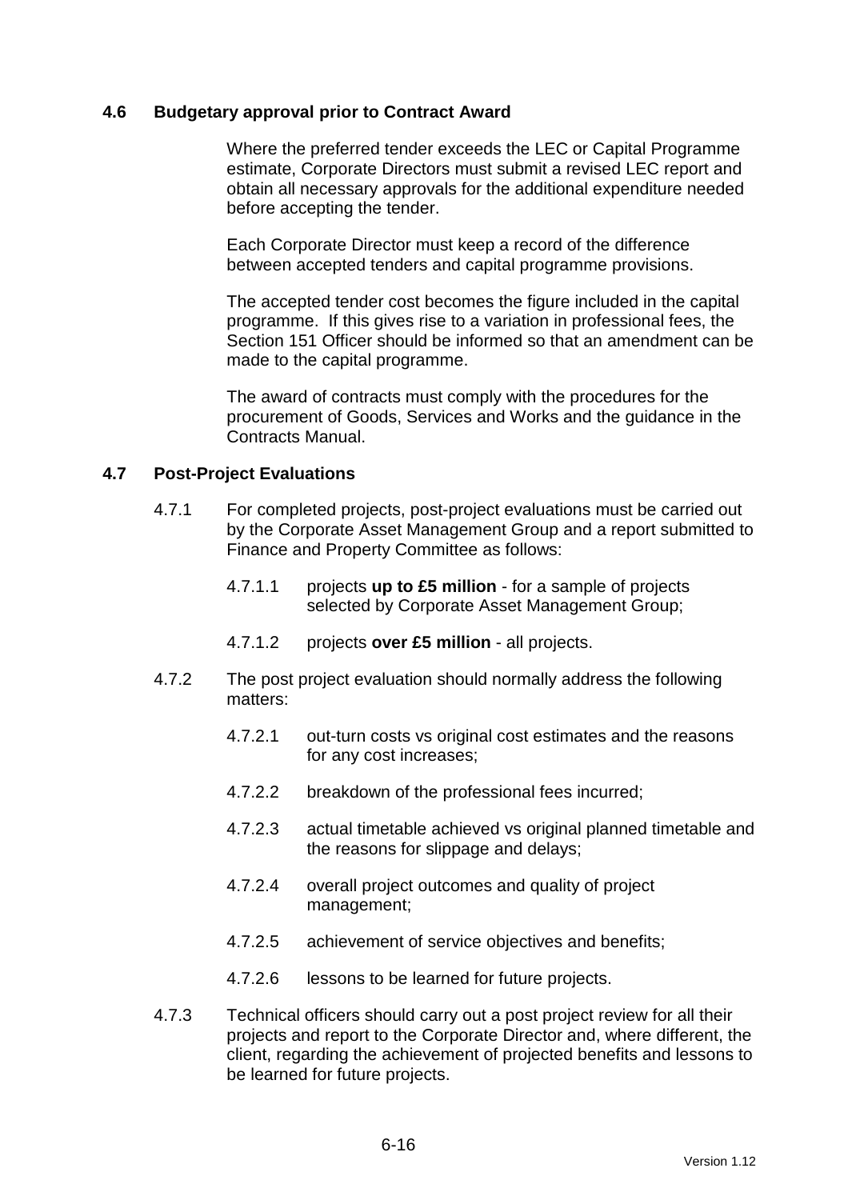### 4.6 Budgetary approval prior to Contract Award

Where the preferred tender exceeds the LEC or Capital Programme estimate, Corporate Directors must submit a revised LEC report and obtain all necessary approvals for the additional expenditure needed before accepting the tender.

Each Corporate Director must keep a record of the difference between accepted tenders and capital programme provisions.

The accepted tender cost becomes the figure included in the capital programme. If this gives rise to a variation in professional fees, the Section 151 Officer should be informed so that an amendment can be made to the capital programme.

The award of contracts must comply with the procedures for the procurement of Goods, Services and Works and the guidance in the Contracts Manual.

### 4.7 Post-Project Evaluations

4.7.1 For completed projects, post-project evaluations must be carried out by the Corporate Asset Management Group and a report submitted to Finance and Property Committee as follows:

- 4.7.1.1 projects **up to £5 million** - for a sample of projects selected by Corporate Asset Management Group;
- 4.7.1.2 projects **over £5 million** - all projects.

4.7.2 The post project evaluation should normally address the following matters:

- 4.7.2.1 out-turn costs vs original cost estimates and the reasons for any cost increases;
- 4.7.2.2 breakdown of the professional fees incurred;
- 4.7.2.3 actual timetable achieved vs original planned timetable and the reasons for slippage and delays;
- 4.7.2.4 overall project outcomes and quality of project management;
- 4.7.2.5 achievement of service objectives and benefits;
- 4.7.2.6 lessons to be learned for future projects.

4.7.3 Technical officers should carry out a post project review for all their projects and report to the Corporate Director and, where different, the client, regarding the achievement of projected benefits and lessons to be learned for future projects.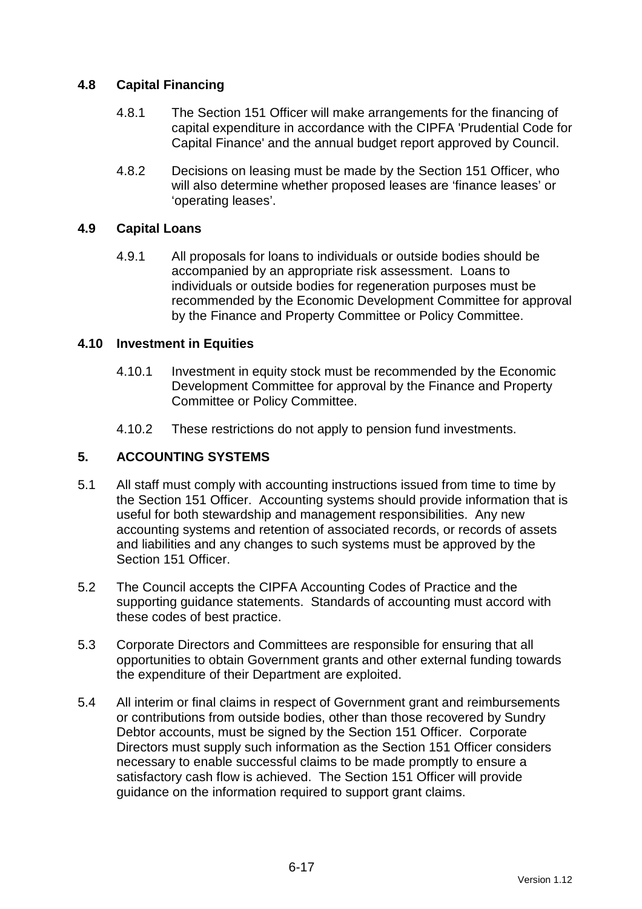### 4.8 Capital Financing

4.8.1 The Section 151 Officer will make arrangements for the financing of capital expenditure in accordance with the CIPFA 'Prudential Code for Capital Finance' and the annual budget report approved by Council.

4.8.2 Decisions on leasing must be made by the Section 151 Officer, who will also determine whether proposed leases are 'finance leases' or 'operating leases'.

### 4.9 Capital Loans

4.9.1 All proposals for loans to individuals or outside bodies should be accompanied by an appropriate risk assessment. Loans to individuals or outside bodies for regeneration purposes must be recommended by the Economic Development Committee for approval by the Finance and Property Committee or Policy Committee.

### 4.10 Investment in Equities

4.10.1 Investment in equity stock must be recommended by the Economic Development Committee for approval by the Finance and Property Committee or Policy Committee.

4.10.2 These restrictions do not apply to pension fund investments.

## 5. ACCOUNTING SYSTEMS

5.1 All staff must comply with accounting instructions issued from time to time by the Section 151 Officer. Accounting systems should provide information that is useful for both stewardship and management responsibilities. Any new accounting systems and retention of associated records, or records of assets and liabilities and any changes to such systems must be approved by the Section 151 Officer.

5.2 The Council accepts the CIPFA Accounting Codes of Practice and the supporting guidance statements. Standards of accounting must accord with these codes of best practice.

5.3 Corporate Directors and Committees are responsible for ensuring that all opportunities to obtain Government grants and other external funding towards the expenditure of their Department are exploited.

5.4 All interim or final claims in respect of Government grant and reimbursements or contributions from outside bodies, other than those recovered by Sundry Debtor accounts, must be signed by the Section 151 Officer. Corporate Directors must supply such information as the Section 151 Officer considers necessary to enable successful claims to be made promptly to ensure a satisfactory cash flow is achieved. The Section 151 Officer will provide guidance on the information required to support grant claims.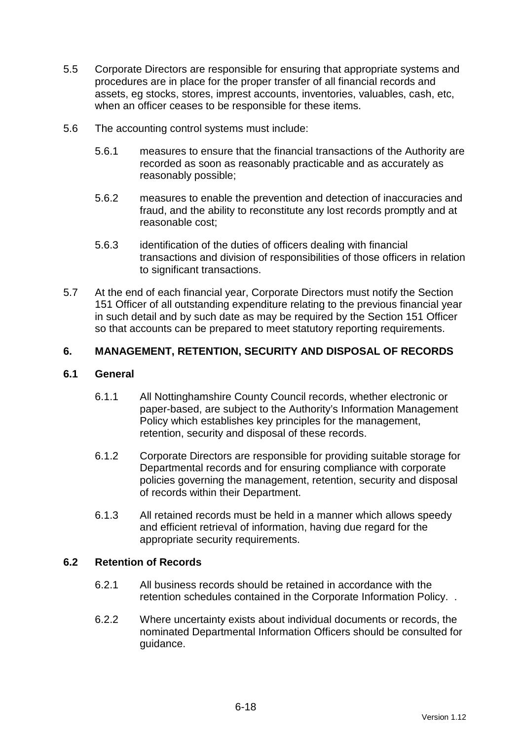5.5 Corporate Directors are responsible for ensuring that appropriate systems and procedures are in place for the proper transfer of all financial records and assets, eg stocks, stores, imprest accounts, inventories, valuables, cash, etc, when an officer ceases to be responsible for these items.

5.6 The accounting control systems must include:

5.6.1 measures to ensure that the financial transactions of the Authority are recorded as soon as reasonably practicable and as accurately as reasonably possible;

5.6.2 measures to enable the prevention and detection of inaccuracies and fraud, and the ability to reconstitute any lost records promptly and at reasonable cost;

5.6.3 identification of the duties of officers dealing with financial transactions and division of responsibilities of those officers in relation to significant transactions.

5.7 At the end of each financial year, Corporate Directors must notify the Section 151 Officer of all outstanding expenditure relating to the previous financial year in such detail and by such date as may be required by the Section 151 Officer so that accounts can be prepared to meet statutory reporting requirements.

## 6. MANAGEMENT, RETENTION, SECURITY AND DISPOSAL OF RECORDS

### 6.1 General

6.1.1 All Nottinghamshire County Council records, whether electronic or paper-based, are subject to the Authority's Information Management Policy which establishes key principles for the management, retention, security and disposal of these records.

6.1.2 Corporate Directors are responsible for providing suitable storage for Departmental records and for ensuring compliance with corporate policies governing the management, retention, security and disposal of records within their Department.

6.1.3 All retained records must be held in a manner which allows speedy and efficient retrieval of information, having due regard for the appropriate security requirements.

### 6.2 Retention of Records

6.2.1 All business records should be retained in accordance with the retention schedules contained in the Corporate Information Policy. .

6.2.2 Where uncertainty exists about individual documents or records, the nominated Departmental Information Officers should be consulted for guidance.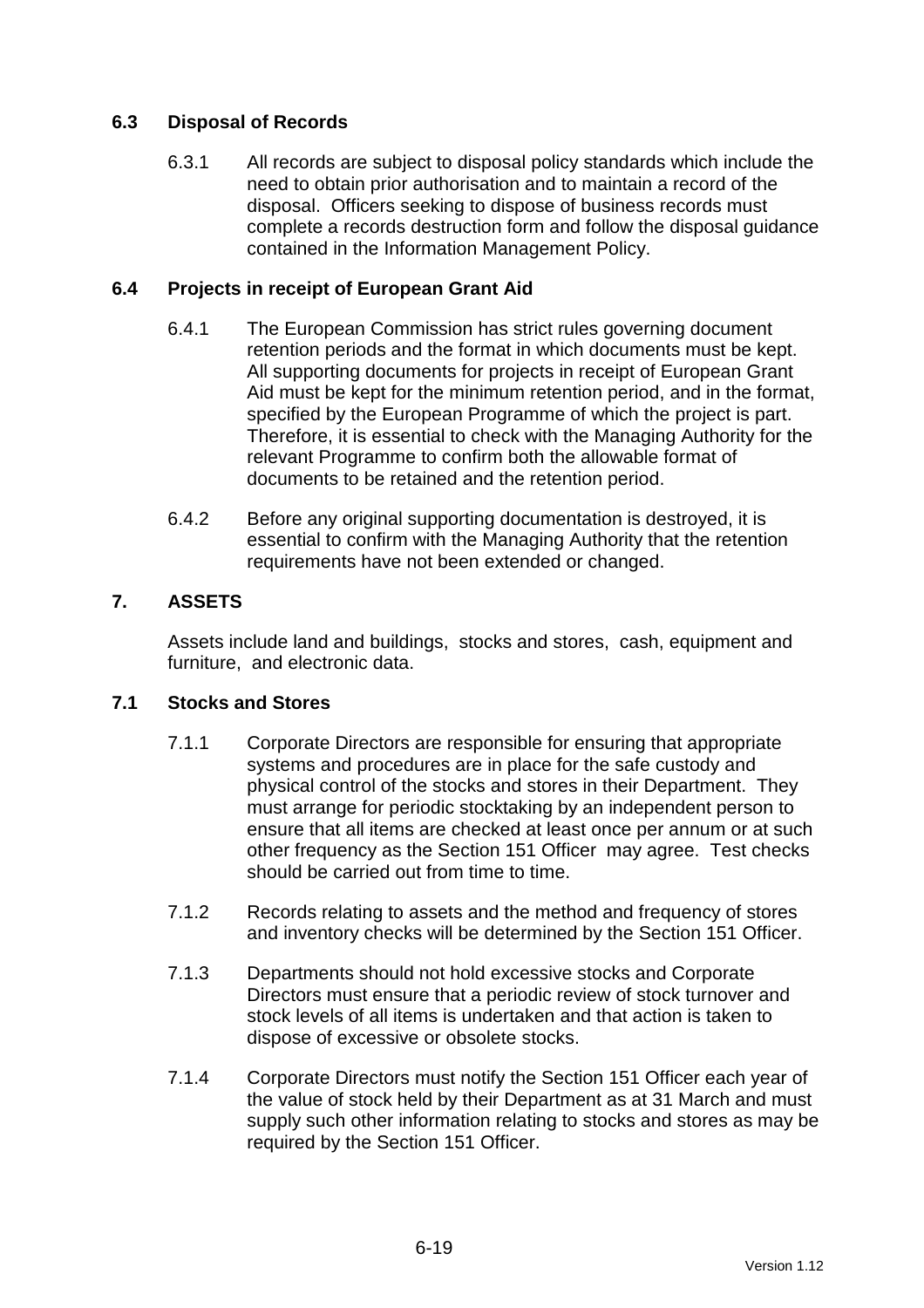### 6.3 Disposal of Records

6.3.1 All records are subject to disposal policy standards which include the need to obtain prior authorisation and to maintain a record of the disposal. Officers seeking to dispose of business records must complete a records destruction form and follow the disposal guidance contained in the Information Management Policy.

### 6.4 Projects in receipt of European Grant Aid

6.4.1 The European Commission has strict rules governing document retention periods and the format in which documents must be kept. All supporting documents for projects in receipt of European Grant Aid must be kept for the minimum retention period, and in the format, specified by the European Programme of which the project is part. Therefore, it is essential to check with the Managing Authority for the relevant Programme to confirm both the allowable format of documents to be retained and the retention period.

6.4.2 Before any original supporting documentation is destroyed, it is essential to confirm with the Managing Authority that the retention requirements have not been extended or changed.

## 7. ASSETS

Assets include land and buildings, stocks and stores, cash, equipment and furniture, and electronic data.

### 7.1 Stocks and Stores

7.1.1 Corporate Directors are responsible for ensuring that appropriate systems and procedures are in place for the safe custody and physical control of the stocks and stores in their Department. They must arrange for periodic stocktaking by an independent person to ensure that all items are checked at least once per annum or at such other frequency as the Section 151 Officer may agree. Test checks should be carried out from time to time.

7.1.2 Records relating to assets and the method and frequency of stores and inventory checks will be determined by the Section 151 Officer.

7.1.3 Departments should not hold excessive stocks and Corporate Directors must ensure that a periodic review of stock turnover and stock levels of all items is undertaken and that action is taken to dispose of excessive or obsolete stocks.

7.1.4 Corporate Directors must notify the Section 151 Officer each year of the value of stock held by their Department as at 31 March and must supply such other information relating to stocks and stores as may be required by the Section 151 Officer.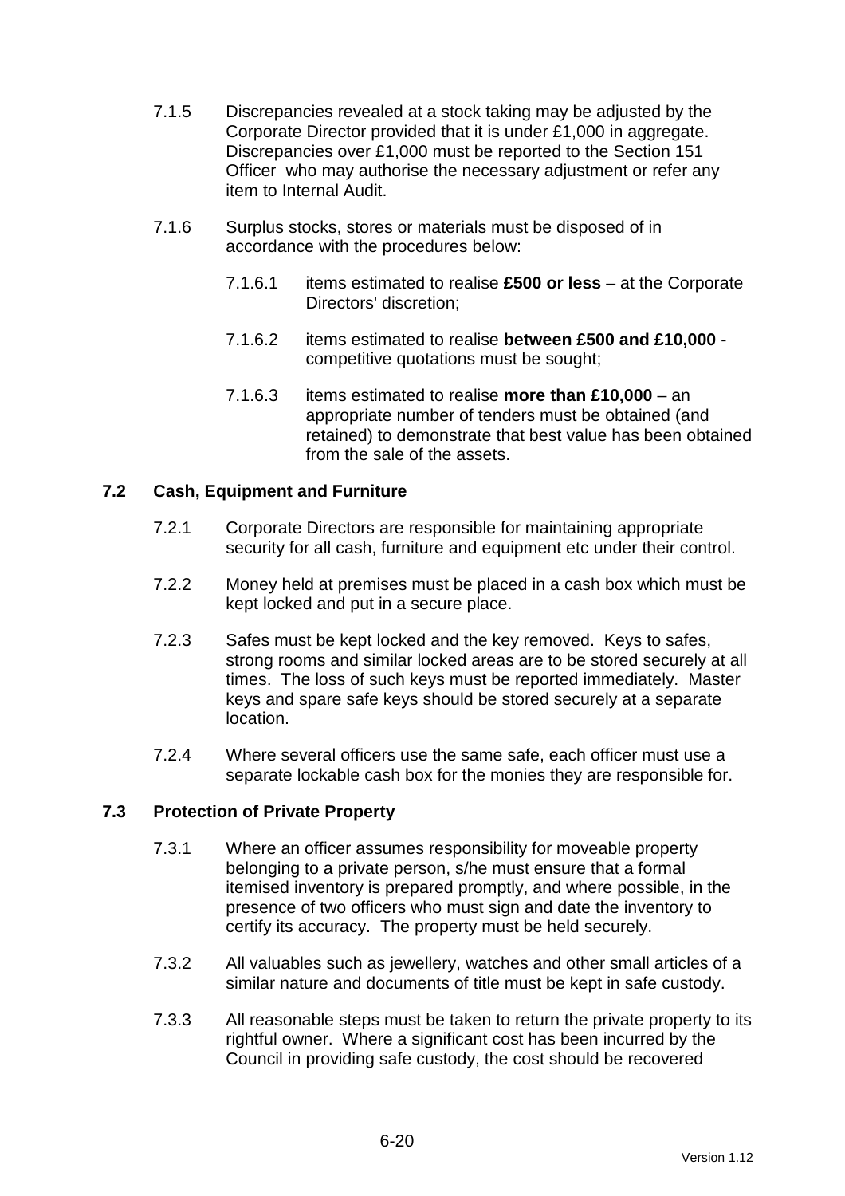7.1.5 Discrepancies revealed at a stock taking may be adjusted by the Corporate Director provided that it is under £1,000 in aggregate. Discrepancies over £1,000 must be reported to the Section 151 Officer who may authorise the necessary adjustment or refer any item to Internal Audit.

7.1.6 Surplus stocks, stores or materials must be disposed of in accordance with the procedures below:

7.1.6.1 items estimated to realise **£500 or less** – at the Corporate Directors' discretion;

7.1.6.2 items estimated to realise **between £500 and £10,000** - competitive quotations must be sought;

7.1.6.3 items estimated to realise **more than £10,000** – an appropriate number of tenders must be obtained (and retained) to demonstrate that best value has been obtained from the sale of the assets.

### 7.2 Cash, Equipment and Furniture

7.2.1 Corporate Directors are responsible for maintaining appropriate security for all cash, furniture and equipment etc under their control.

7.2.2 Money held at premises must be placed in a cash box which must be kept locked and put in a secure place.

7.2.3 Safes must be kept locked and the key removed. Keys to safes, strong rooms and similar locked areas are to be stored securely at all times. The loss of such keys must be reported immediately. Master keys and spare safe keys should be stored securely at a separate location.

7.2.4 Where several officers use the same safe, each officer must use a separate lockable cash box for the monies they are responsible for.

### 7.3 Protection of Private Property

7.3.1 Where an officer assumes responsibility for moveable property belonging to a private person, s/he must ensure that a formal itemised inventory is prepared promptly, and where possible, in the presence of two officers who must sign and date the inventory to certify its accuracy. The property must be held securely.

7.3.2 All valuables such as jewellery, watches and other small articles of a similar nature and documents of title must be kept in safe custody.

7.3.3 All reasonable steps must be taken to return the private property to its rightful owner. Where a significant cost has been incurred by the Council in providing safe custody, the cost should be recovered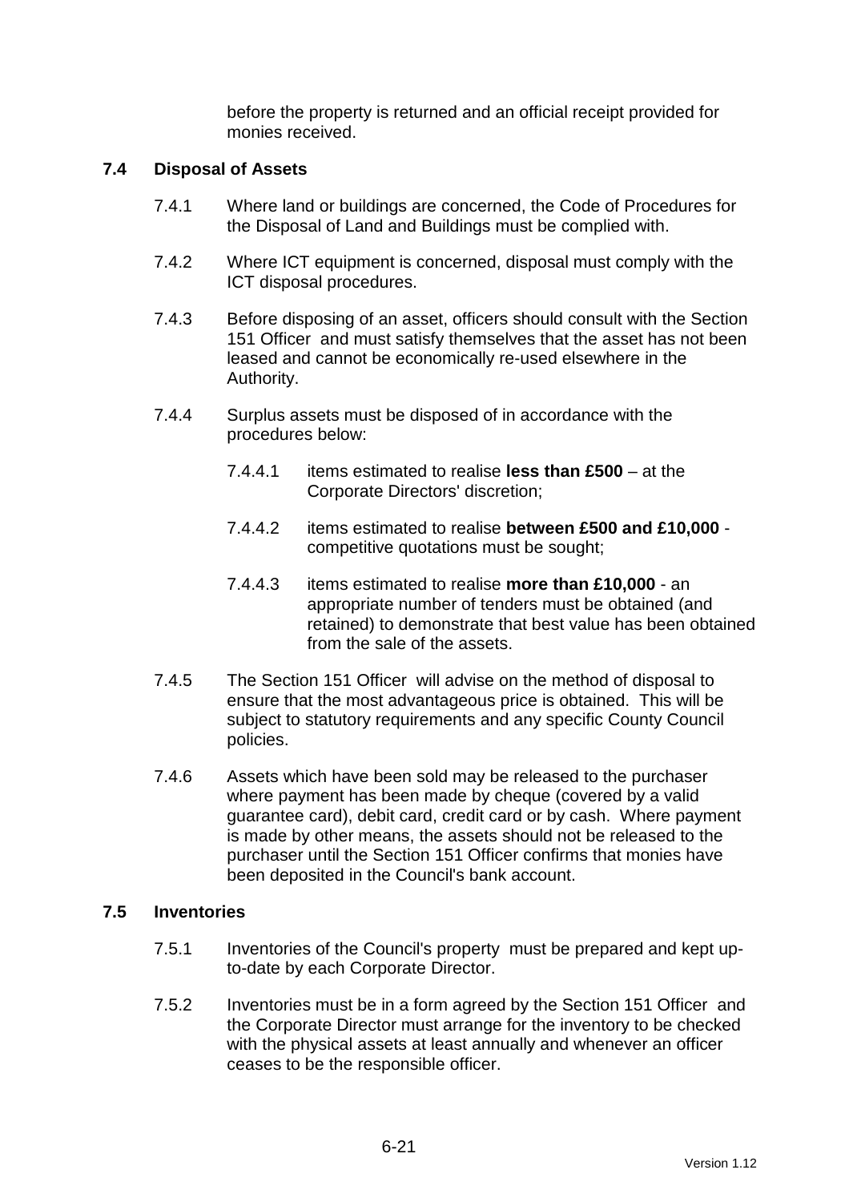before the property is returned and an official receipt provided for monies received.

### 7.4 Disposal of Assets

7.4.1 Where land or buildings are concerned, the Code of Procedures for the Disposal of Land and Buildings must be complied with.

7.4.2 Where ICT equipment is concerned, disposal must comply with the ICT disposal procedures.

7.4.3 Before disposing of an asset, officers should consult with the Section 151 Officer and must satisfy themselves that the asset has not been leased and cannot be economically re-used elsewhere in the Authority.

7.4.4 Surplus assets must be disposed of in accordance with the procedures below:

7.4.4.1 items estimated to realise **less than £500** – at the Corporate Directors' discretion;

7.4.4.2 items estimated to realise **between £500 and £10,000** - competitive quotations must be sought;

7.4.4.3 items estimated to realise **more than £10,000** - an appropriate number of tenders must be obtained (and retained) to demonstrate that best value has been obtained from the sale of the assets.

7.4.5 The Section 151 Officer will advise on the method of disposal to ensure that the most advantageous price is obtained. This will be subject to statutory requirements and any specific County Council policies.

7.4.6 Assets which have been sold may be released to the purchaser where payment has been made by cheque (covered by a valid guarantee card), debit card, credit card or by cash. Where payment is made by other means, the assets should not be released to the purchaser until the Section 151 Officer confirms that monies have been deposited in the Council's bank account.

### 7.5 Inventories

7.5.1 Inventories of the Council's property must be prepared and kept up-to-date by each Corporate Director.

7.5.2 Inventories must be in a form agreed by the Section 151 Officer and the Corporate Director must arrange for the inventory to be checked with the physical assets at least annually and whenever an officer ceases to be the responsible officer.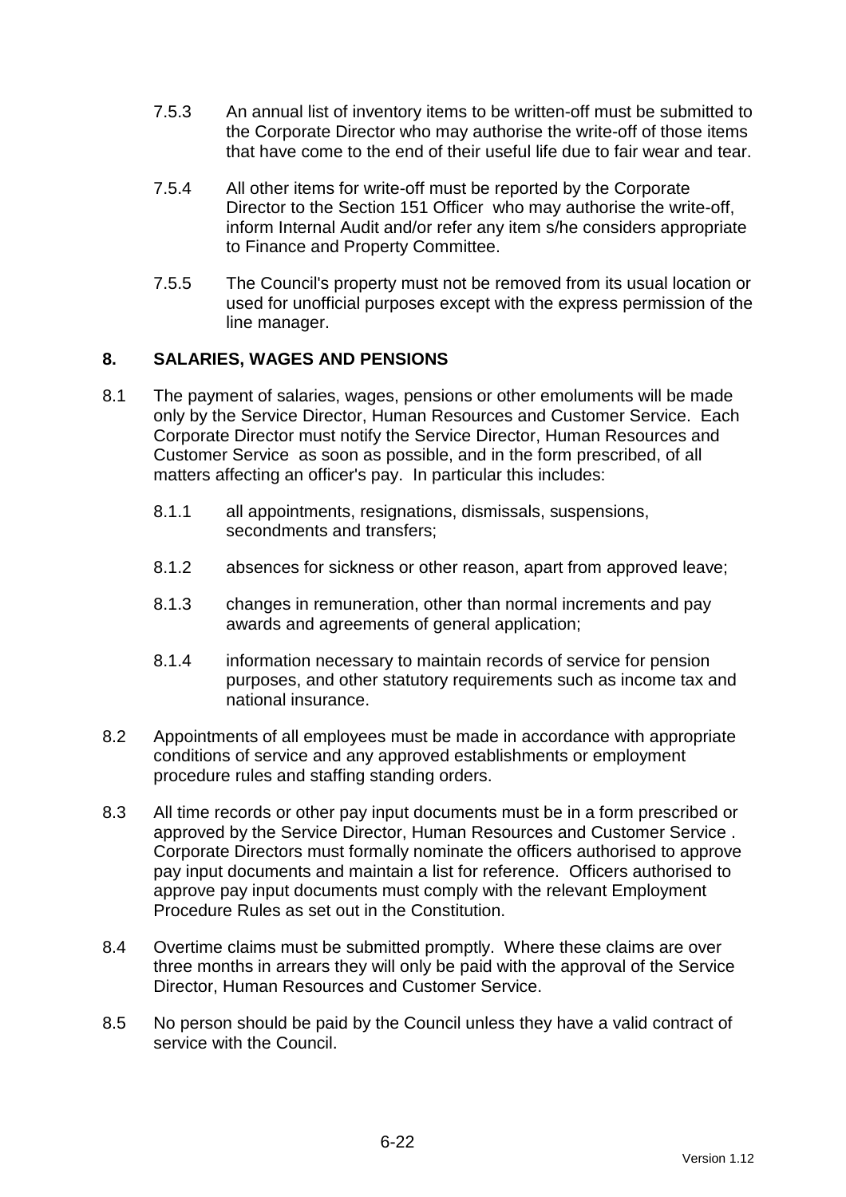7.5.3 An annual list of inventory items to be written-off must be submitted to the Corporate Director who may authorise the write-off of those items that have come to the end of their useful life due to fair wear and tear.

7.5.4 All other items for write-off must be reported by the Corporate Director to the Section 151 Officer who may authorise the write-off, inform Internal Audit and/or refer any item s/he considers appropriate to Finance and Property Committee.

7.5.5 The Council's property must not be removed from its usual location or used for unofficial purposes except with the express permission of the line manager.

## 8. SALARIES, WAGES AND PENSIONS

8.1 The payment of salaries, wages, pensions or other emoluments will be made only by the Service Director, Human Resources and Customer Service. Each Corporate Director must notify the Service Director, Human Resources and Customer Service as soon as possible, and in the form prescribed, of all matters affecting an officer's pay. In particular this includes:

8.1.1 all appointments, resignations, dismissals, suspensions, secondments and transfers;

8.1.2 absences for sickness or other reason, apart from approved leave;

8.1.3 changes in remuneration, other than normal increments and pay awards and agreements of general application;

8.1.4 information necessary to maintain records of service for pension purposes, and other statutory requirements such as income tax and national insurance.

8.2 Appointments of all employees must be made in accordance with appropriate conditions of service and any approved establishments or employment procedure rules and staffing standing orders.

8.3 All time records or other pay input documents must be in a form prescribed or approved by the Service Director, Human Resources and Customer Service . Corporate Directors must formally nominate the officers authorised to approve pay input documents and maintain a list for reference. Officers authorised to approve pay input documents must comply with the relevant Employment Procedure Rules as set out in the Constitution.

8.4 Overtime claims must be submitted promptly. Where these claims are over three months in arrears they will only be paid with the approval of the Service Director, Human Resources and Customer Service.

8.5 No person should be paid by the Council unless they have a valid contract of service with the Council.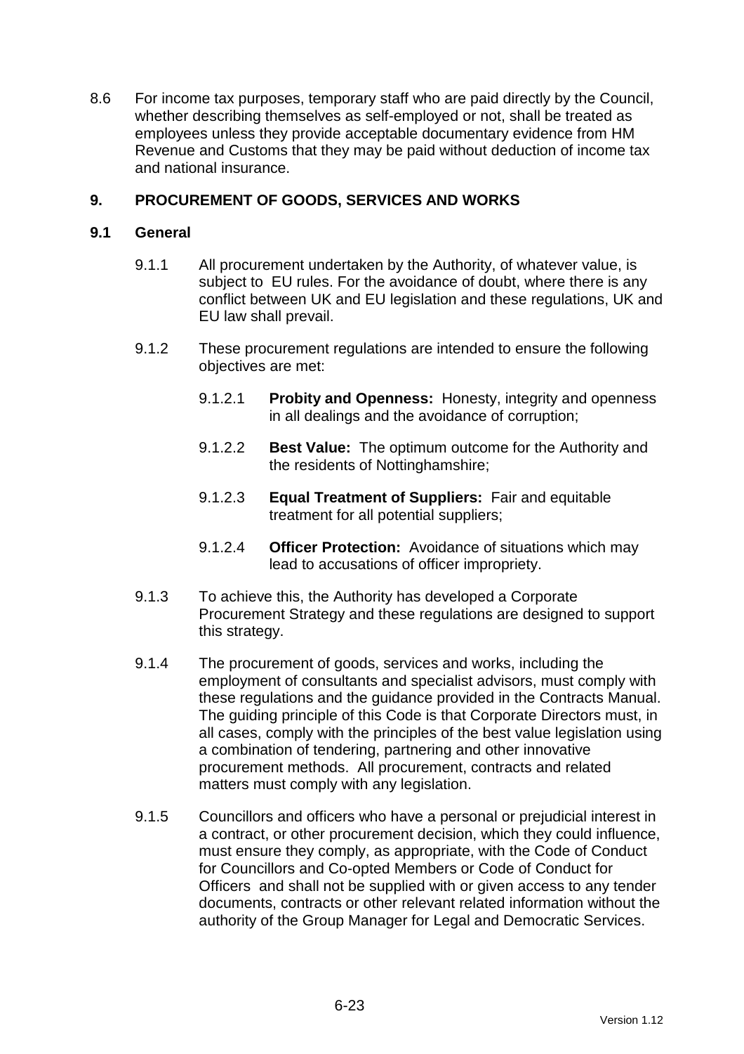8.6 For income tax purposes, temporary staff who are paid directly by the Council, whether describing themselves as self-employed or not, shall be treated as employees unless they provide acceptable documentary evidence from HM Revenue and Customs that they may be paid without deduction of income tax and national insurance.

## 9. PROCUREMENT OF GOODS, SERVICES AND WORKS

### 9.1 General

9.1.1 All procurement undertaken by the Authority, of whatever value, is subject to EU rules. For the avoidance of doubt, where there is any conflict between UK and EU legislation and these regulations, UK and EU law shall prevail.

9.1.2 These procurement regulations are intended to ensure the following objectives are met:

9.1.2.1 **Probity and Openness:** Honesty, integrity and openness in all dealings and the avoidance of corruption;

9.1.2.2 **Best Value:** The optimum outcome for the Authority and the residents of Nottinghamshire;

9.1.2.3 **Equal Treatment of Suppliers:** Fair and equitable treatment for all potential suppliers;

9.1.2.4 **Officer Protection:** Avoidance of situations which may lead to accusations of officer impropriety.

9.1.3 To achieve this, the Authority has developed a Corporate Procurement Strategy and these regulations are designed to support this strategy.

9.1.4 The procurement of goods, services and works, including the employment of consultants and specialist advisors, must comply with these regulations and the guidance provided in the Contracts Manual. The guiding principle of this Code is that Corporate Directors must, in all cases, comply with the principles of the best value legislation using a combination of tendering, partnering and other innovative procurement methods. All procurement, contracts and related matters must comply with any legislation.

9.1.5 Councillors and officers who have a personal or prejudicial interest in a contract, or other procurement decision, which they could influence, must ensure they comply, as appropriate, with the Code of Conduct for Councillors and Co-opted Members or Code of Conduct for Officers and shall not be supplied with or given access to any tender documents, contracts or other relevant related information without the authority of the Group Manager for Legal and Democratic Services.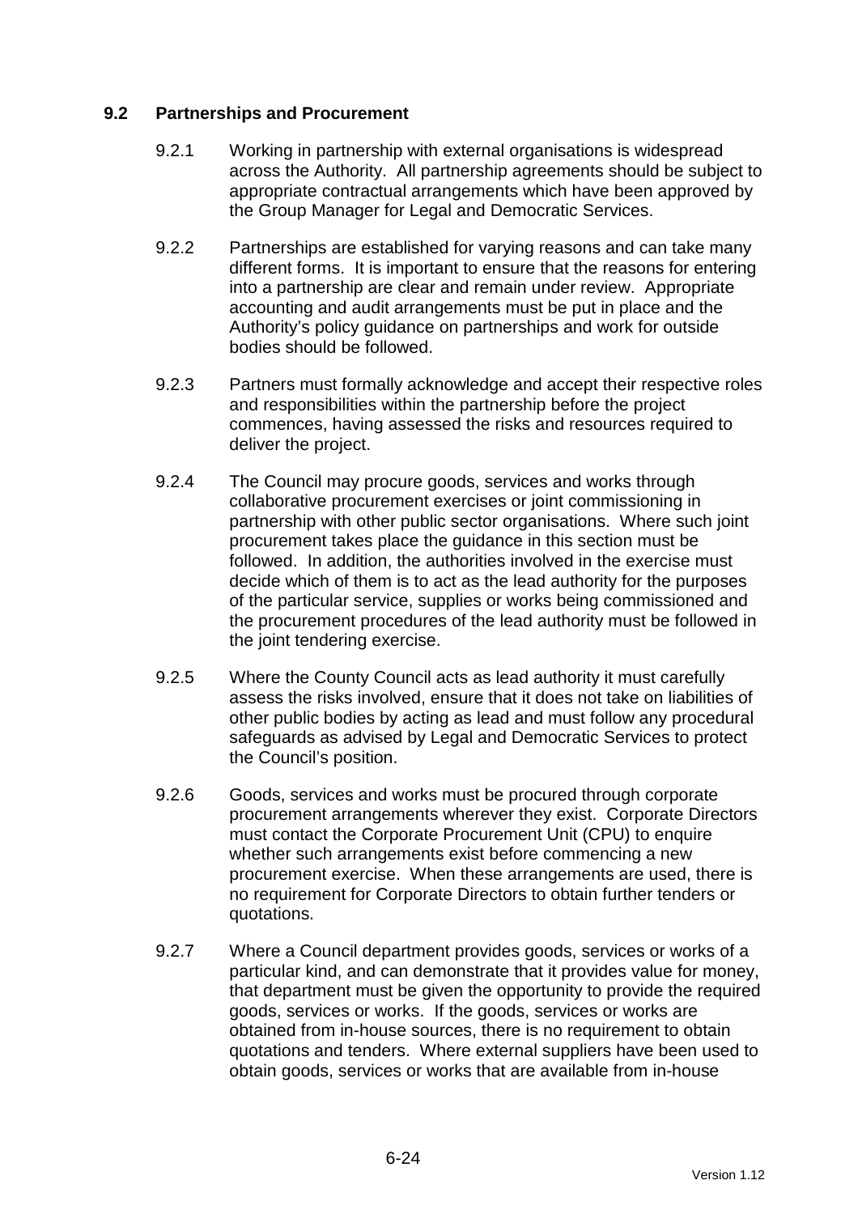### 9.2 Partnerships and Procurement

9.2.1 Working in partnership with external organisations is widespread across the Authority. All partnership agreements should be subject to appropriate contractual arrangements which have been approved by the Group Manager for Legal and Democratic Services.

9.2.2 Partnerships are established for varying reasons and can take many different forms. It is important to ensure that the reasons for entering into a partnership are clear and remain under review. Appropriate accounting and audit arrangements must be put in place and the Authority's policy guidance on partnerships and work for outside bodies should be followed.

9.2.3 Partners must formally acknowledge and accept their respective roles and responsibilities within the partnership before the project commences, having assessed the risks and resources required to deliver the project.

9.2.4 The Council may procure goods, services and works through collaborative procurement exercises or joint commissioning in partnership with other public sector organisations. Where such joint procurement takes place the guidance in this section must be followed. In addition, the authorities involved in the exercise must decide which of them is to act as the lead authority for the purposes of the particular service, supplies or works being commissioned and the procurement procedures of the lead authority must be followed in the joint tendering exercise.

9.2.5 Where the County Council acts as lead authority it must carefully assess the risks involved, ensure that it does not take on liabilities of other public bodies by acting as lead and must follow any procedural safeguards as advised by Legal and Democratic Services to protect the Council's position.

9.2.6 Goods, services and works must be procured through corporate procurement arrangements wherever they exist. Corporate Directors must contact the Corporate Procurement Unit (CPU) to enquire whether such arrangements exist before commencing a new procurement exercise. When these arrangements are used, there is no requirement for Corporate Directors to obtain further tenders or quotations.

9.2.7 Where a Council department provides goods, services or works of a particular kind, and can demonstrate that it provides value for money, that department must be given the opportunity to provide the required goods, services or works. If the goods, services or works are obtained from in-house sources, there is no requirement to obtain quotations and tenders. Where external suppliers have been used to obtain goods, services or works that are available from in-house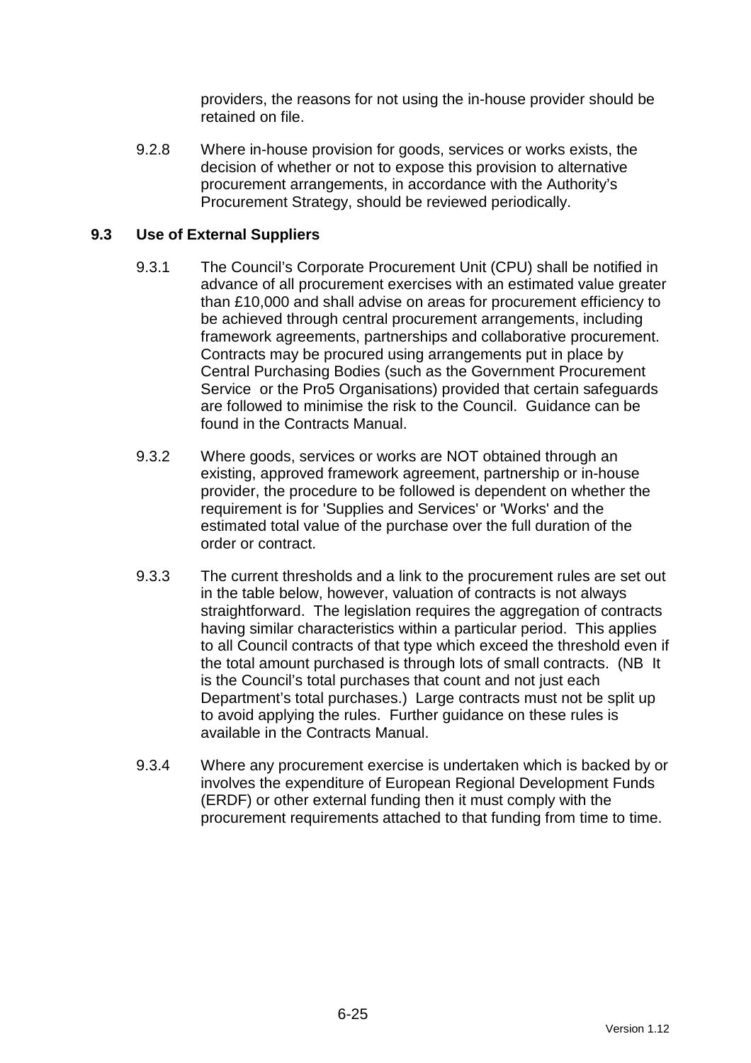providers, the reasons for not using the in-house provider should be retained on file.

9.2.8 Where in-house provision for goods, services or works exists, the decision of whether or not to expose this provision to alternative procurement arrangements, in accordance with the Authority's Procurement Strategy, should be reviewed periodically.

### 9.3 Use of External Suppliers

9.3.1 The Council's Corporate Procurement Unit (CPU) shall be notified in advance of all procurement exercises with an estimated value greater than £10,000 and shall advise on areas for procurement efficiency to be achieved through central procurement arrangements, including framework agreements, partnerships and collaborative procurement. Contracts may be procured using arrangements put in place by Central Purchasing Bodies (such as the Government Procurement Service or the Pro5 Organisations) provided that certain safeguards are followed to minimise the risk to the Council. Guidance can be found in the Contracts Manual.

9.3.2 Where goods, services or works are NOT obtained through an existing, approved framework agreement, partnership or in-house provider, the procedure to be followed is dependent on whether the requirement is for 'Supplies and Services' or 'Works' and the estimated total value of the purchase over the full duration of the order or contract.

9.3.3 The current thresholds and a link to the procurement rules are set out in the table below, however, valuation of contracts is not always straightforward. The legislation requires the aggregation of contracts having similar characteristics within a particular period. This applies to all Council contracts of that type which exceed the threshold even if the total amount purchased is through lots of small contracts. (NB It is the Council's total purchases that count and not just each Department's total purchases.) Large contracts must not be split up to avoid applying the rules. Further guidance on these rules is available in the Contracts Manual.

9.3.4 Where any procurement exercise is undertaken which is backed by or involves the expenditure of European Regional Development Funds (ERDF) or other external funding then it must comply with the procurement requirements attached to that funding from time to time.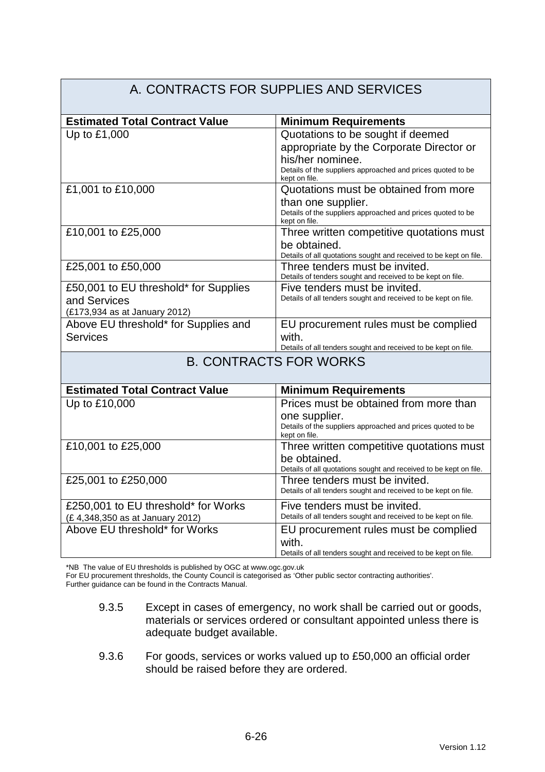| A. CONTRACTS FOR SUPPLIES AND SERVICES | |
|---|---|
| **Estimated Total Contract Value** | **Minimum Requirements** |
| Up to £1,000 | Quotations to be sought if deemed appropriate by the Corporate Director or his/her nominee. Details of the suppliers approached and prices quoted to be kept on file. |
| £1,001 to £10,000 | Quotations must be obtained from more than one supplier. Details of the suppliers approached and prices quoted to be kept on file. |
| £10,001 to £25,000 | Three written competitive quotations must be obtained. Details of all quotations sought and received to be kept on file. |
| £25,001 to £50,000 | Three tenders must be invited. Details of tenders sought and received to be kept on file. |
| £50,001 to EU threshold* for Supplies and Services (£173,934 as at January 2012) | Five tenders must be invited. Details of all tenders sought and received to be kept on file. |
| Above EU threshold* for Supplies and Services | EU procurement rules must be complied with. Details of all tenders sought and received to be kept on file. |

| B. CONTRACTS FOR WORKS | |
|---|---|
| **Estimated Total Contract Value** | **Minimum Requirements** |
| Up to £10,000 | Prices must be obtained from more than one supplier. Details of the suppliers approached and prices quoted to be kept on file. |
| £10,001 to £25,000 | Three written competitive quotations must be obtained. Details of all quotations sought and received to be kept on file. |
| £25,001 to £250,000 | Three tenders must be invited. Details of all tenders sought and received to be kept on file. |
| £250,001 to EU threshold* for Works (£ 4,348,350 as at January 2012) | Five tenders must be invited. Details of all tenders sought and received to be kept on file. |
| Above EU threshold* for Works | EU procurement rules must be complied with. Details of all tenders sought and received to be kept on file. |

*NB The value of EU thresholds is published by OGC at www.ogc.gov.uk
For EU procurement thresholds, the County Council is categorised as 'Other public sector contracting authorities'.
Further guidance can be found in the Contracts Manual.

9.3.5 Except in cases of emergency, no work shall be carried out or goods, materials or services ordered or consultant appointed unless there is adequate budget available.

9.3.6 For goods, services or works valued up to £50,000 an official order should be raised before they are ordered.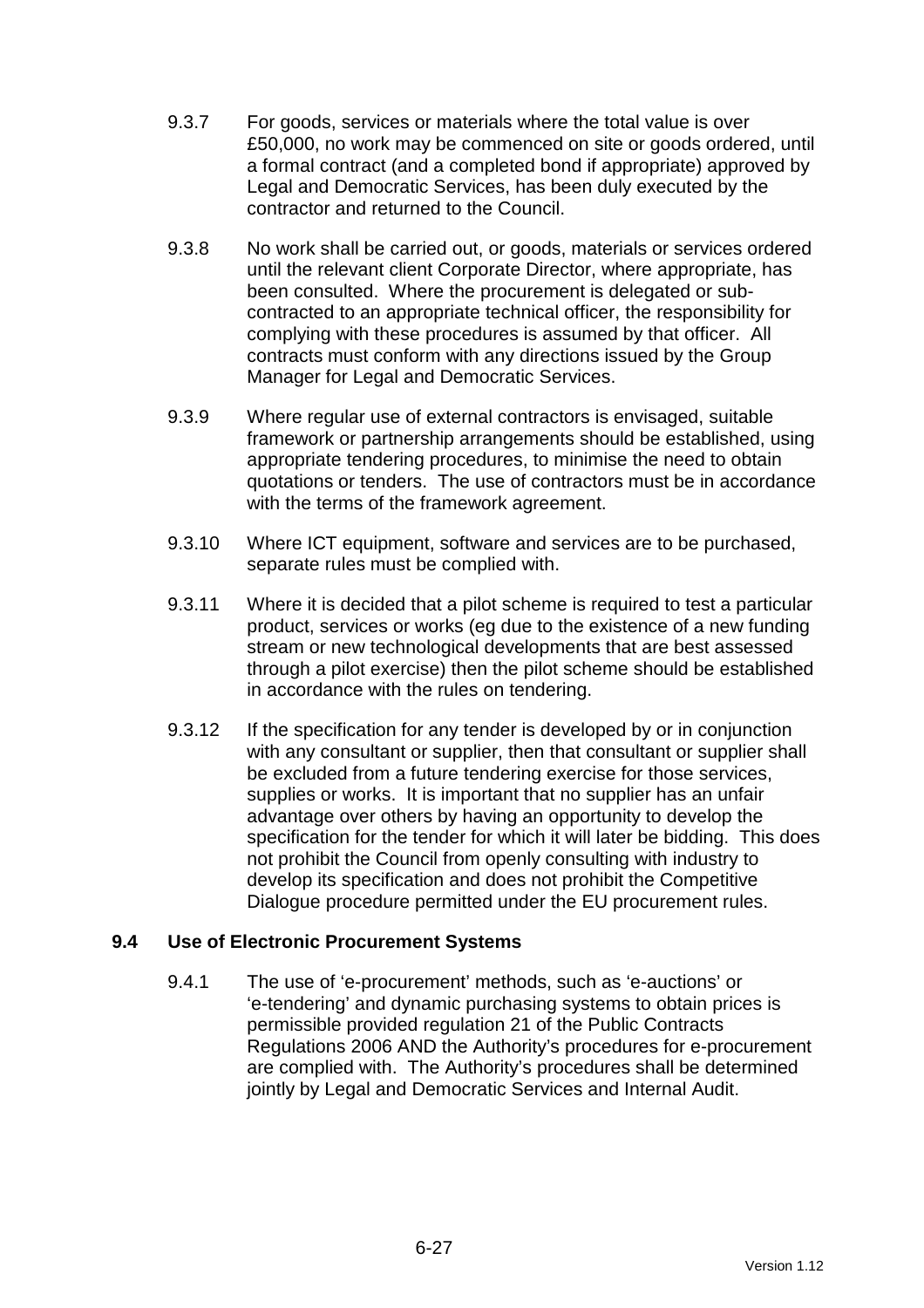9.3.7 For goods, services or materials where the total value is over £50,000, no work may be commenced on site or goods ordered, until a formal contract (and a completed bond if appropriate) approved by Legal and Democratic Services, has been duly executed by the contractor and returned to the Council.

9.3.8 No work shall be carried out, or goods, materials or services ordered until the relevant client Corporate Director, where appropriate, has been consulted. Where the procurement is delegated or sub-contracted to an appropriate technical officer, the responsibility for complying with these procedures is assumed by that officer. All contracts must conform with any directions issued by the Group Manager for Legal and Democratic Services.

9.3.9 Where regular use of external contractors is envisaged, suitable framework or partnership arrangements should be established, using appropriate tendering procedures, to minimise the need to obtain quotations or tenders. The use of contractors must be in accordance with the terms of the framework agreement.

9.3.10 Where ICT equipment, software and services are to be purchased, separate rules must be complied with.

9.3.11 Where it is decided that a pilot scheme is required to test a particular product, services or works (eg due to the existence of a new funding stream or new technological developments that are best assessed through a pilot exercise) then the pilot scheme should be established in accordance with the rules on tendering.

9.3.12 If the specification for any tender is developed by or in conjunction with any consultant or supplier, then that consultant or supplier shall be excluded from a future tendering exercise for those services, supplies or works. It is important that no supplier has an unfair advantage over others by having an opportunity to develop the specification for the tender for which it will later be bidding. This does not prohibit the Council from openly consulting with industry to develop its specification and does not prohibit the Competitive Dialogue procedure permitted under the EU procurement rules.

### 9.4 Use of Electronic Procurement Systems

9.4.1 The use of 'e-procurement' methods, such as 'e-auctions' or 'e-tendering' and dynamic purchasing systems to obtain prices is permissible provided regulation 21 of the Public Contracts Regulations 2006 AND the Authority's procedures for e-procurement are complied with. The Authority's procedures shall be determined jointly by Legal and Democratic Services and Internal Audit.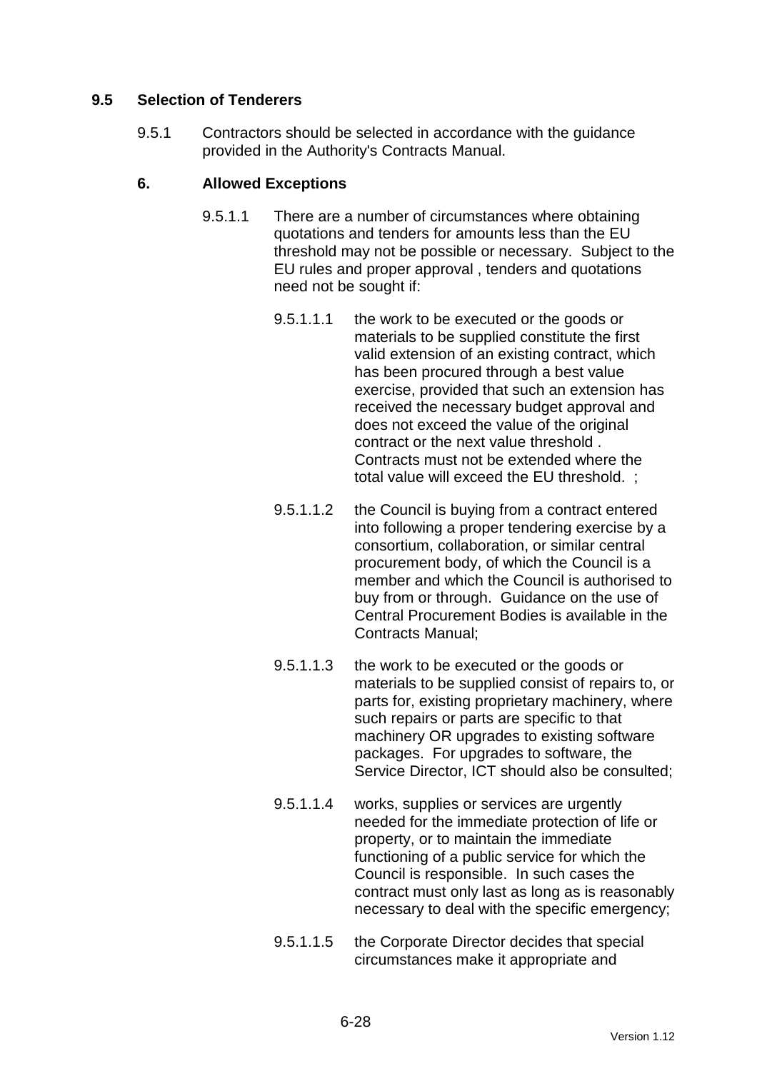## 9.5 Selection of Tenderers

9.5.1 Contractors should be selected in accordance with the guidance provided in the Authority's Contracts Manual.

### 6. Allowed Exceptions

9.5.1.1 There are a number of circumstances where obtaining quotations and tenders for amounts less than the EU threshold may not be possible or necessary. Subject to the EU rules and proper approval , tenders and quotations need not be sought if:

9.5.1.1.1 the work to be executed or the goods or materials to be supplied constitute the first valid extension of an existing contract, which has been procured through a best value exercise, provided that such an extension has received the necessary budget approval and does not exceed the value of the original contract or the next value threshold . Contracts must not be extended where the total value will exceed the EU threshold. ;

9.5.1.1.2 the Council is buying from a contract entered into following a proper tendering exercise by a consortium, collaboration, or similar central procurement body, of which the Council is a member and which the Council is authorised to buy from or through. Guidance on the use of Central Procurement Bodies is available in the Contracts Manual;

9.5.1.1.3 the work to be executed or the goods or materials to be supplied consist of repairs to, or parts for, existing proprietary machinery, where such repairs or parts are specific to that machinery OR upgrades to existing software packages. For upgrades to software, the Service Director, ICT should also be consulted;

9.5.1.1.4 works, supplies or services are urgently needed for the immediate protection of life or property, or to maintain the immediate functioning of a public service for which the Council is responsible. In such cases the contract must only last as long as is reasonably necessary to deal with the specific emergency;

9.5.1.1.5 the Corporate Director decides that special circumstances make it appropriate and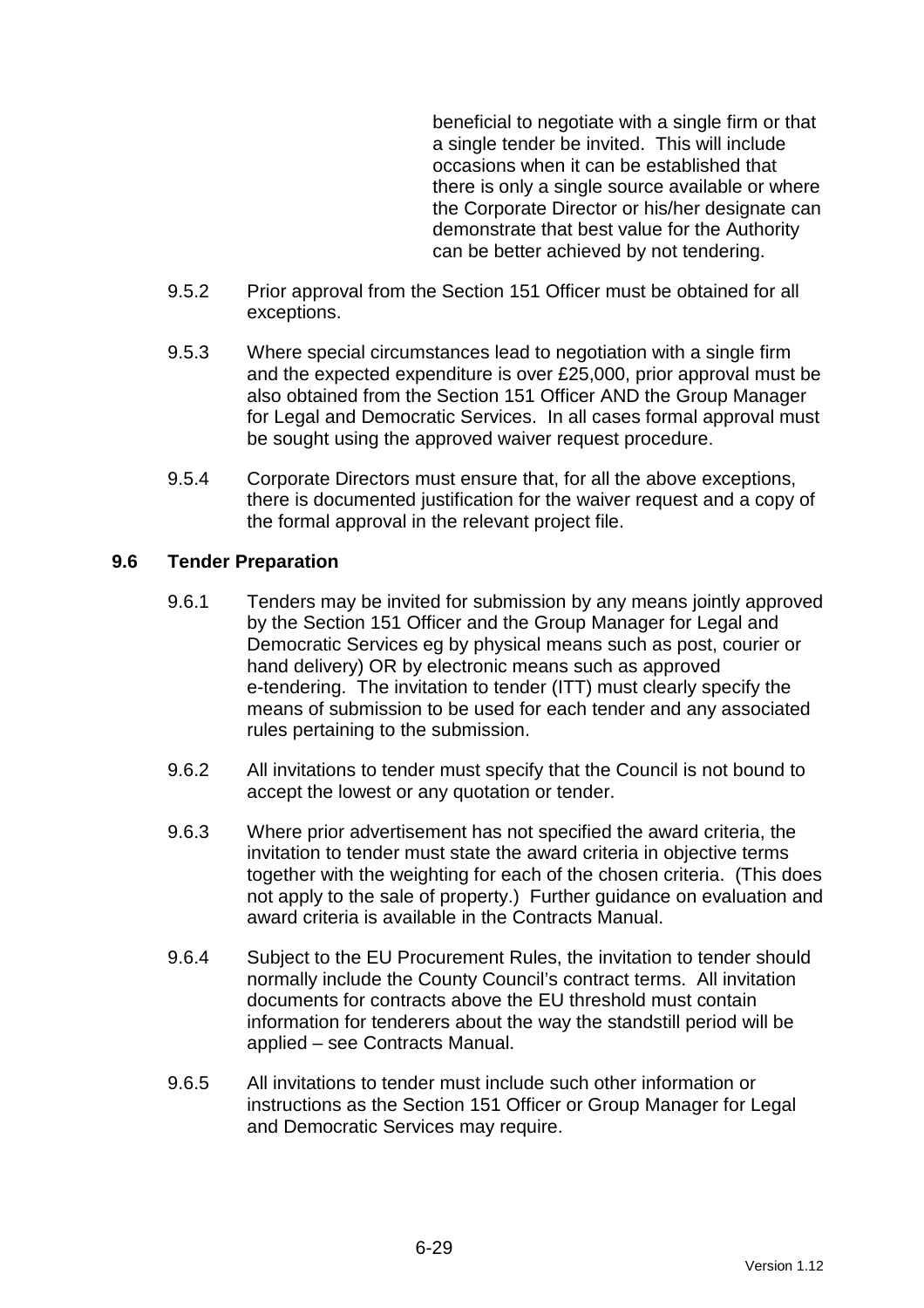beneficial to negotiate with a single firm or that a single tender be invited. This will include occasions when it can be established that there is only a single source available or where the Corporate Director or his/her designate can demonstrate that best value for the Authority can be better achieved by not tendering.

9.5.2 Prior approval from the Section 151 Officer must be obtained for all exceptions.

9.5.3 Where special circumstances lead to negotiation with a single firm and the expected expenditure is over £25,000, prior approval must be also obtained from the Section 151 Officer AND the Group Manager for Legal and Democratic Services. In all cases formal approval must be sought using the approved waiver request procedure.

9.5.4 Corporate Directors must ensure that, for all the above exceptions, there is documented justification for the waiver request and a copy of the formal approval in the relevant project file.

### 9.6 Tender Preparation

9.6.1 Tenders may be invited for submission by any means jointly approved by the Section 151 Officer and the Group Manager for Legal and Democratic Services eg by physical means such as post, courier or hand delivery) OR by electronic means such as approved e-tendering. The invitation to tender (ITT) must clearly specify the means of submission to be used for each tender and any associated rules pertaining to the submission.

9.6.2 All invitations to tender must specify that the Council is not bound to accept the lowest or any quotation or tender.

9.6.3 Where prior advertisement has not specified the award criteria, the invitation to tender must state the award criteria in objective terms together with the weighting for each of the chosen criteria. (This does not apply to the sale of property.) Further guidance on evaluation and award criteria is available in the Contracts Manual.

9.6.4 Subject to the EU Procurement Rules, the invitation to tender should normally include the County Council's contract terms. All invitation documents for contracts above the EU threshold must contain information for tenderers about the way the standstill period will be applied – see Contracts Manual.

9.6.5 All invitations to tender must include such other information or instructions as the Section 151 Officer or Group Manager for Legal and Democratic Services may require.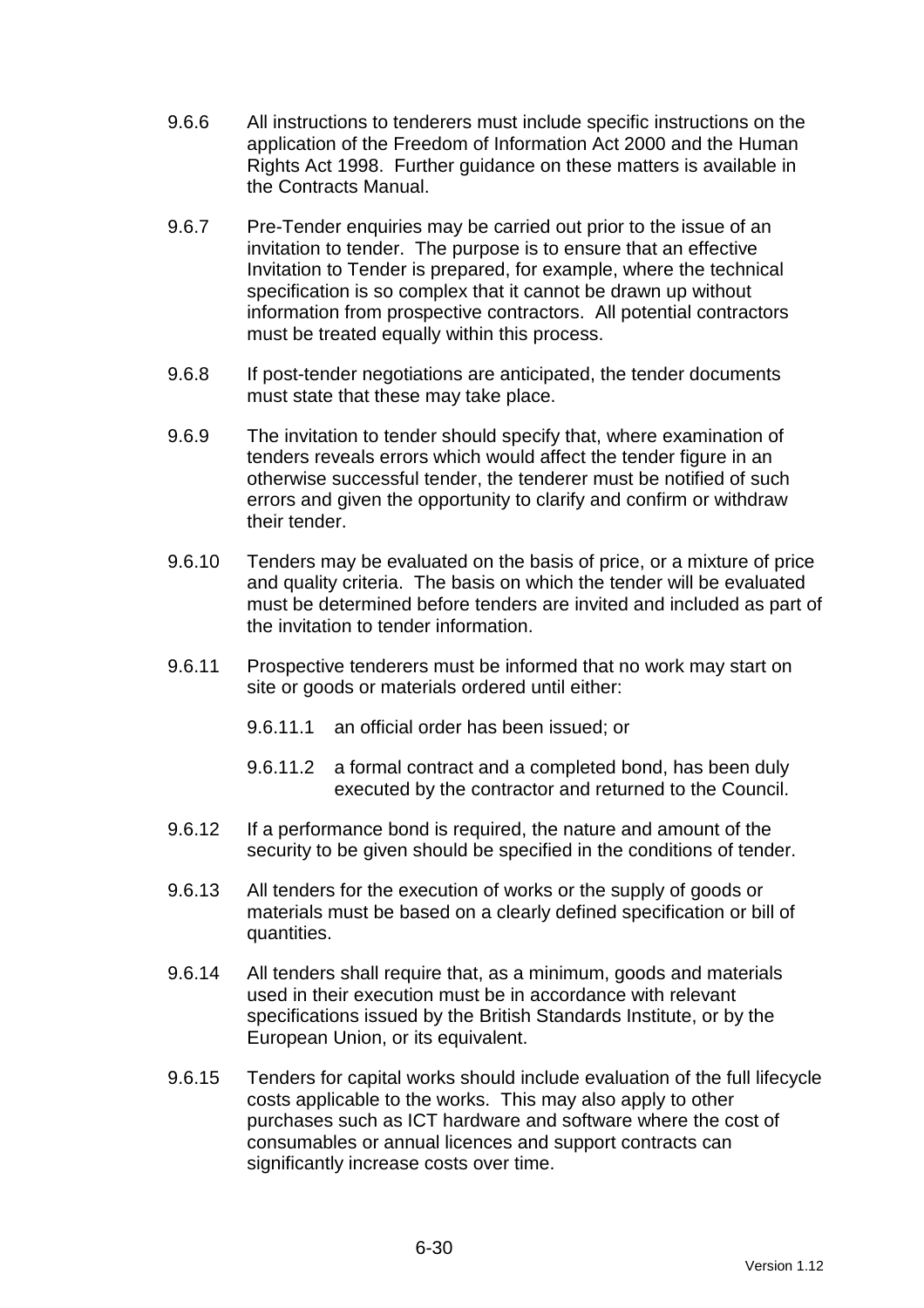9.6.6 All instructions to tenderers must include specific instructions on the application of the Freedom of Information Act 2000 and the Human Rights Act 1998. Further guidance on these matters is available in the Contracts Manual.

9.6.7 Pre-Tender enquiries may be carried out prior to the issue of an invitation to tender. The purpose is to ensure that an effective Invitation to Tender is prepared, for example, where the technical specification is so complex that it cannot be drawn up without information from prospective contractors. All potential contractors must be treated equally within this process.

9.6.8 If post-tender negotiations are anticipated, the tender documents must state that these may take place.

9.6.9 The invitation to tender should specify that, where examination of tenders reveals errors which would affect the tender figure in an otherwise successful tender, the tenderer must be notified of such errors and given the opportunity to clarify and confirm or withdraw their tender.

9.6.10 Tenders may be evaluated on the basis of price, or a mixture of price and quality criteria. The basis on which the tender will be evaluated must be determined before tenders are invited and included as part of the invitation to tender information.

9.6.11 Prospective tenderers must be informed that no work may start on site or goods or materials ordered until either:

- 9.6.11.1 an official order has been issued; or
- 9.6.11.2 a formal contract and a completed bond, has been duly executed by the contractor and returned to the Council.

9.6.12 If a performance bond is required, the nature and amount of the security to be given should be specified in the conditions of tender.

9.6.13 All tenders for the execution of works or the supply of goods or materials must be based on a clearly defined specification or bill of quantities.

9.6.14 All tenders shall require that, as a minimum, goods and materials used in their execution must be in accordance with relevant specifications issued by the British Standards Institute, or by the European Union, or its equivalent.

9.6.15 Tenders for capital works should include evaluation of the full lifecycle costs applicable to the works. This may also apply to other purchases such as ICT hardware and software where the cost of consumables or annual licences and support contracts can significantly increase costs over time.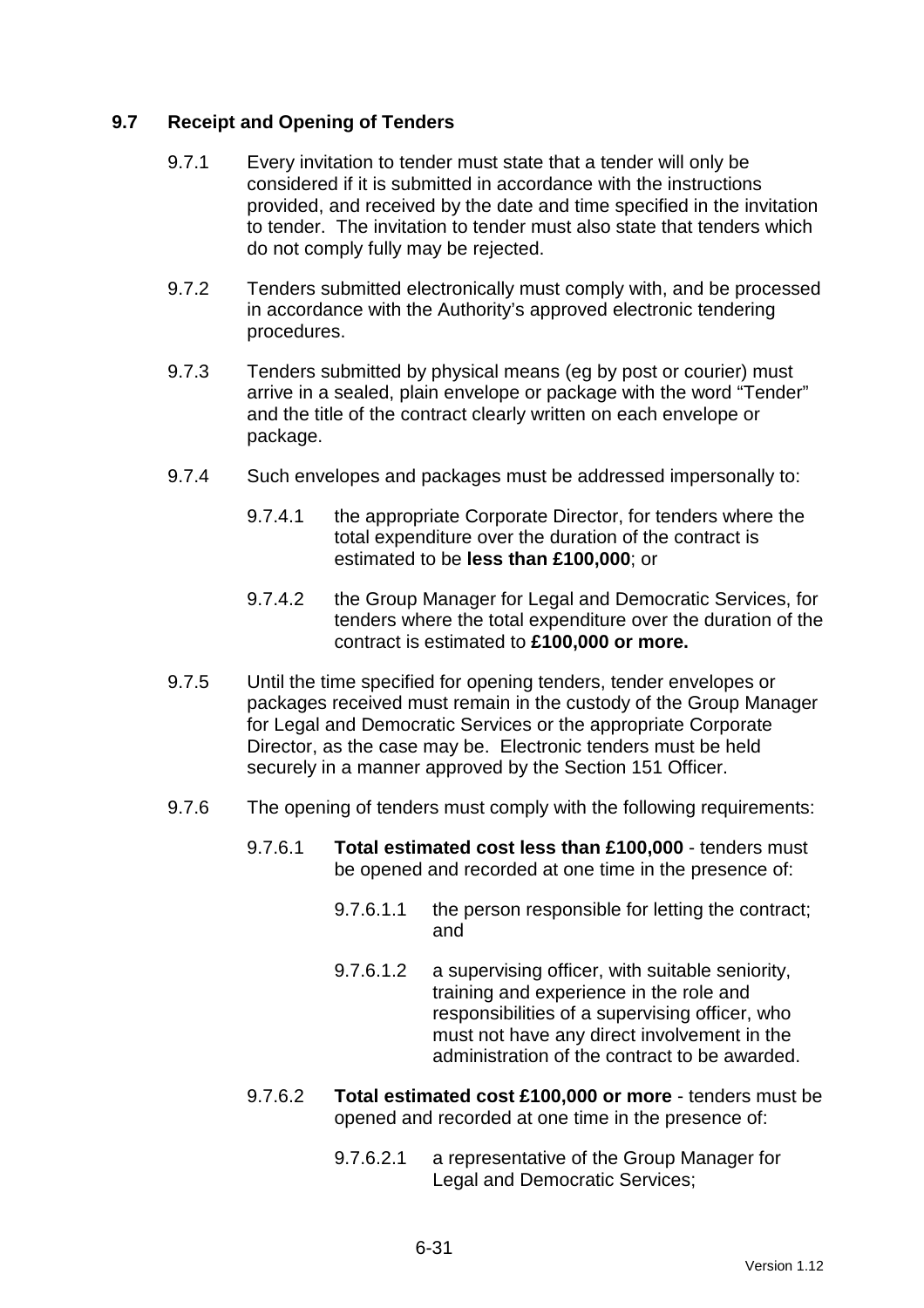## 9.7 Receipt and Opening of Tenders

9.7.1 Every invitation to tender must state that a tender will only be considered if it is submitted in accordance with the instructions provided, and received by the date and time specified in the invitation to tender. The invitation to tender must also state that tenders which do not comply fully may be rejected.

9.7.2 Tenders submitted electronically must comply with, and be processed in accordance with the Authority's approved electronic tendering procedures.

9.7.3 Tenders submitted by physical means (eg by post or courier) must arrive in a sealed, plain envelope or package with the word "Tender" and the title of the contract clearly written on each envelope or package.

9.7.4 Such envelopes and packages must be addressed impersonally to:

9.7.4.1 the appropriate Corporate Director, for tenders where the total expenditure over the duration of the contract is estimated to be **less than £100,000**; or

9.7.4.2 the Group Manager for Legal and Democratic Services, for tenders where the total expenditure over the duration of the contract is estimated to **£100,000 or more.**

9.7.5 Until the time specified for opening tenders, tender envelopes or packages received must remain in the custody of the Group Manager for Legal and Democratic Services or the appropriate Corporate Director, as the case may be. Electronic tenders must be held securely in a manner approved by the Section 151 Officer.

9.7.6 The opening of tenders must comply with the following requirements:

9.7.6.1 **Total estimated cost less than £100,000** - tenders must be opened and recorded at one time in the presence of:

9.7.6.1.1 the person responsible for letting the contract; and

9.7.6.1.2 a supervising officer, with suitable seniority, training and experience in the role and responsibilities of a supervising officer, who must not have any direct involvement in the administration of the contract to be awarded.

9.7.6.2 **Total estimated cost £100,000 or more** - tenders must be opened and recorded at one time in the presence of:

9.7.6.2.1 a representative of the Group Manager for Legal and Democratic Services;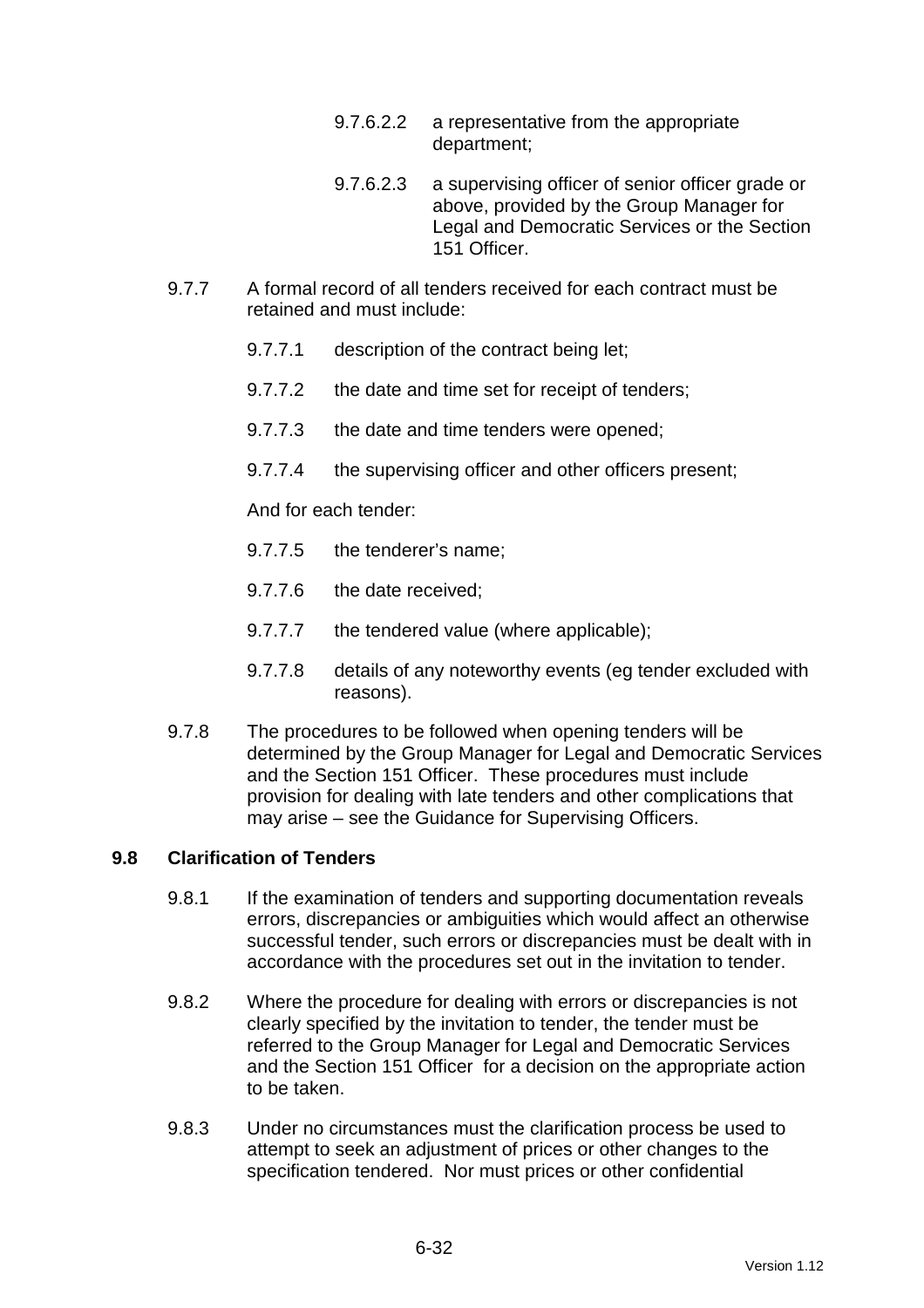9.7.6.2.2 a representative from the appropriate department;

9.7.6.2.3 a supervising officer of senior officer grade or above, provided by the Group Manager for Legal and Democratic Services or the Section 151 Officer.

9.7.7 A formal record of all tenders received for each contract must be retained and must include:

9.7.7.1 description of the contract being let;

9.7.7.2 the date and time set for receipt of tenders;

9.7.7.3 the date and time tenders were opened;

9.7.7.4 the supervising officer and other officers present;

And for each tender:

9.7.7.5 the tenderer's name;

9.7.7.6 the date received;

9.7.7.7 the tendered value (where applicable);

9.7.7.8 details of any noteworthy events (eg tender excluded with reasons).

9.7.8 The procedures to be followed when opening tenders will be determined by the Group Manager for Legal and Democratic Services and the Section 151 Officer. These procedures must include provision for dealing with late tenders and other complications that may arise – see the Guidance for Supervising Officers.

## 9.8 Clarification of Tenders

9.8.1 If the examination of tenders and supporting documentation reveals errors, discrepancies or ambiguities which would affect an otherwise successful tender, such errors or discrepancies must be dealt with in accordance with the procedures set out in the invitation to tender.

9.8.2 Where the procedure for dealing with errors or discrepancies is not clearly specified by the invitation to tender, the tender must be referred to the Group Manager for Legal and Democratic Services and the Section 151 Officer for a decision on the appropriate action to be taken.

9.8.3 Under no circumstances must the clarification process be used to attempt to seek an adjustment of prices or other changes to the specification tendered. Nor must prices or other confidential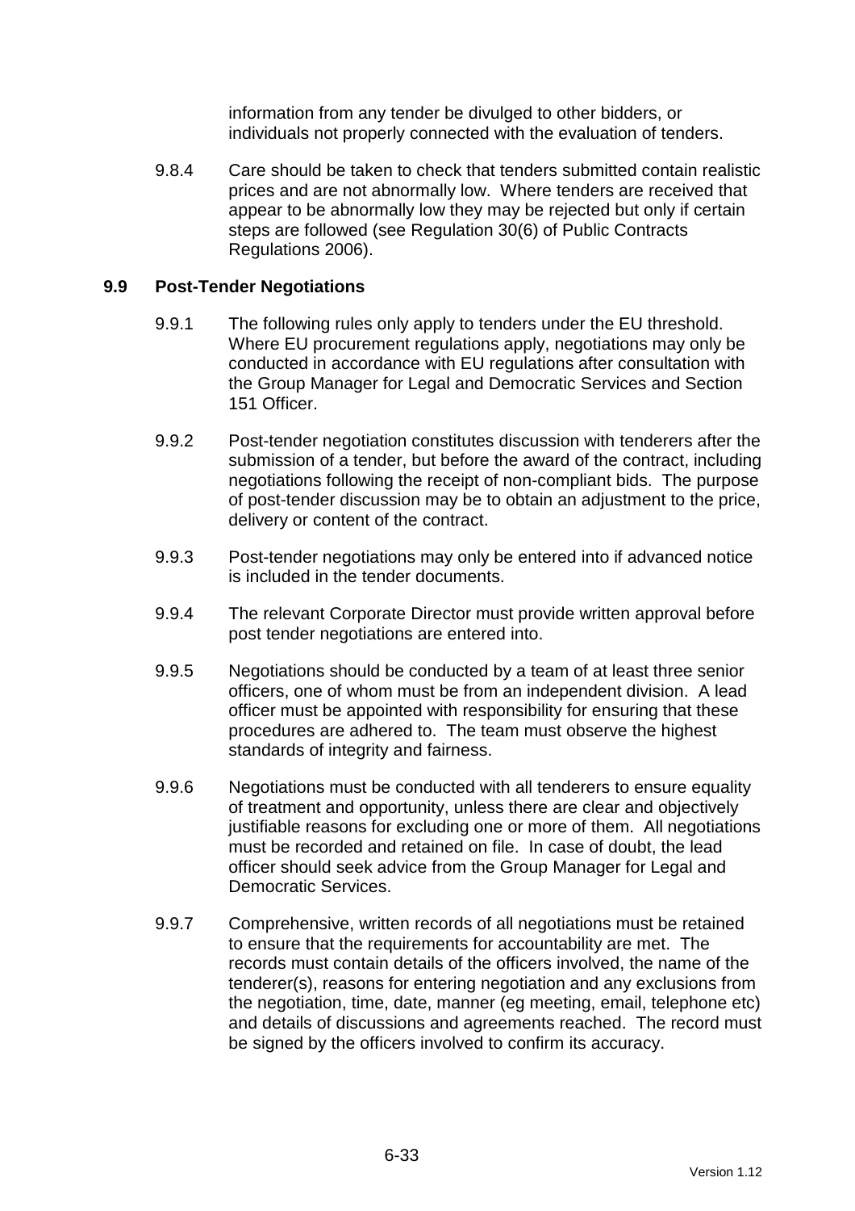information from any tender be divulged to other bidders, or individuals not properly connected with the evaluation of tenders.

9.8.4 Care should be taken to check that tenders submitted contain realistic prices and are not abnormally low. Where tenders are received that appear to be abnormally low they may be rejected but only if certain steps are followed (see Regulation 30(6) of Public Contracts Regulations 2006).

### 9.9 Post-Tender Negotiations

9.9.1 The following rules only apply to tenders under the EU threshold. Where EU procurement regulations apply, negotiations may only be conducted in accordance with EU regulations after consultation with the Group Manager for Legal and Democratic Services and Section 151 Officer.

9.9.2 Post-tender negotiation constitutes discussion with tenderers after the submission of a tender, but before the award of the contract, including negotiations following the receipt of non-compliant bids. The purpose of post-tender discussion may be to obtain an adjustment to the price, delivery or content of the contract.

9.9.3 Post-tender negotiations may only be entered into if advanced notice is included in the tender documents.

9.9.4 The relevant Corporate Director must provide written approval before post tender negotiations are entered into.

9.9.5 Negotiations should be conducted by a team of at least three senior officers, one of whom must be from an independent division. A lead officer must be appointed with responsibility for ensuring that these procedures are adhered to. The team must observe the highest standards of integrity and fairness.

9.9.6 Negotiations must be conducted with all tenderers to ensure equality of treatment and opportunity, unless there are clear and objectively justifiable reasons for excluding one or more of them. All negotiations must be recorded and retained on file. In case of doubt, the lead officer should seek advice from the Group Manager for Legal and Democratic Services.

9.9.7 Comprehensive, written records of all negotiations must be retained to ensure that the requirements for accountability are met. The records must contain details of the officers involved, the name of the tenderer(s), reasons for entering negotiation and any exclusions from the negotiation, time, date, manner (eg meeting, email, telephone etc) and details of discussions and agreements reached. The record must be signed by the officers involved to confirm its accuracy.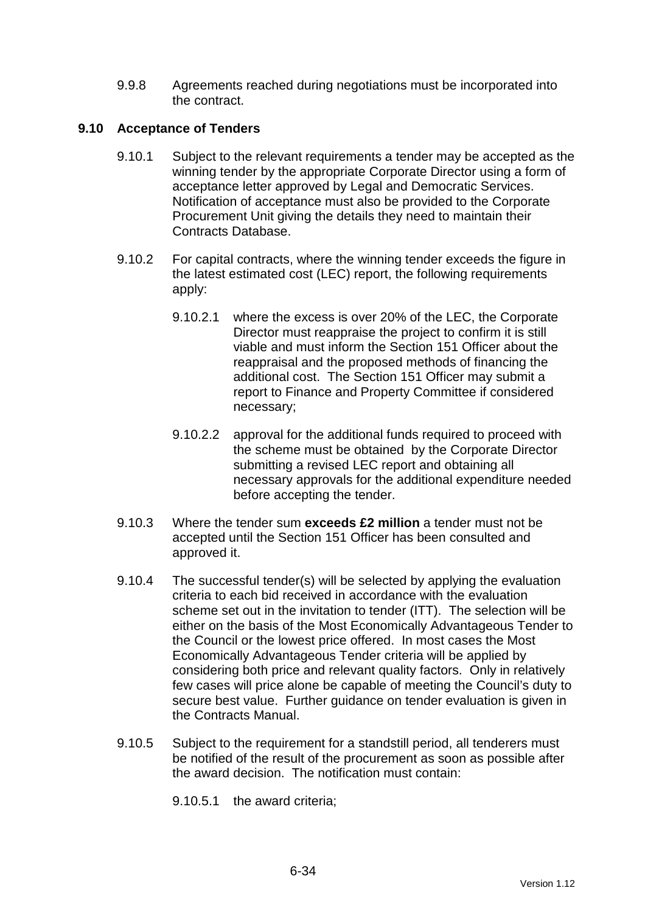9.9.8 Agreements reached during negotiations must be incorporated into the contract.

### 9.10 Acceptance of Tenders

9.10.1 Subject to the relevant requirements a tender may be accepted as the winning tender by the appropriate Corporate Director using a form of acceptance letter approved by Legal and Democratic Services. Notification of acceptance must also be provided to the Corporate Procurement Unit giving the details they need to maintain their Contracts Database.

9.10.2 For capital contracts, where the winning tender exceeds the figure in the latest estimated cost (LEC) report, the following requirements apply:

9.10.2.1 where the excess is over 20% of the LEC, the Corporate Director must reappraise the project to confirm it is still viable and must inform the Section 151 Officer about the reappraisal and the proposed methods of financing the additional cost. The Section 151 Officer may submit a report to Finance and Property Committee if considered necessary;

9.10.2.2 approval for the additional funds required to proceed with the scheme must be obtained by the Corporate Director submitting a revised LEC report and obtaining all necessary approvals for the additional expenditure needed before accepting the tender.

9.10.3 Where the tender sum **exceeds £2 million** a tender must not be accepted until the Section 151 Officer has been consulted and approved it.

9.10.4 The successful tender(s) will be selected by applying the evaluation criteria to each bid received in accordance with the evaluation scheme set out in the invitation to tender (ITT). The selection will be either on the basis of the Most Economically Advantageous Tender to the Council or the lowest price offered. In most cases the Most Economically Advantageous Tender criteria will be applied by considering both price and relevant quality factors. Only in relatively few cases will price alone be capable of meeting the Council's duty to secure best value. Further guidance on tender evaluation is given in the Contracts Manual.

9.10.5 Subject to the requirement for a standstill period, all tenderers must be notified of the result of the procurement as soon as possible after the award decision. The notification must contain:

9.10.5.1 the award criteria;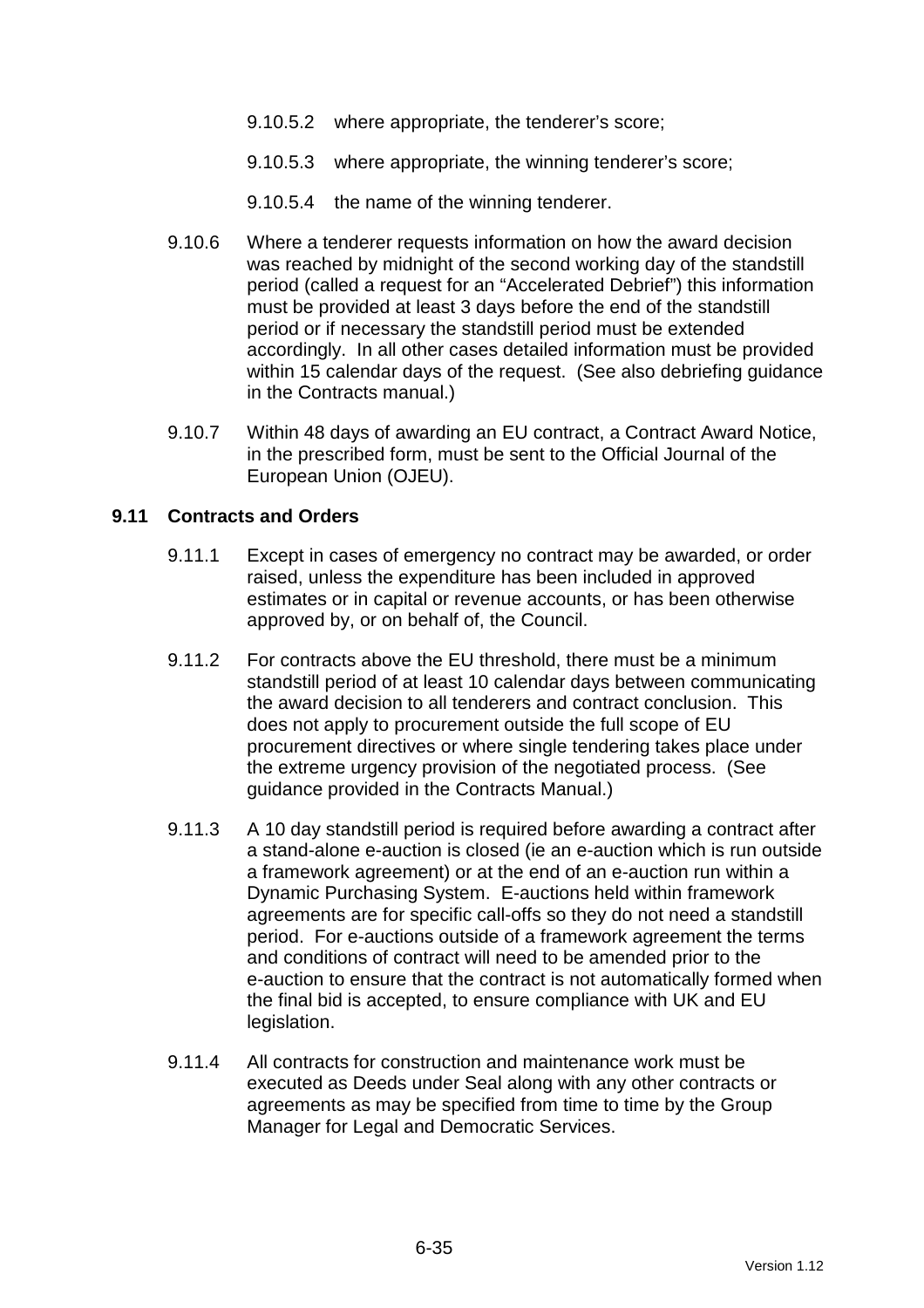9.10.5.2 where appropriate, the tenderer's score;

9.10.5.3 where appropriate, the winning tenderer's score;

9.10.5.4 the name of the winning tenderer.

9.10.6 Where a tenderer requests information on how the award decision was reached by midnight of the second working day of the standstill period (called a request for an "Accelerated Debrief") this information must be provided at least 3 days before the end of the standstill period or if necessary the standstill period must be extended accordingly. In all other cases detailed information must be provided within 15 calendar days of the request. (See also debriefing guidance in the Contracts manual.)

9.10.7 Within 48 days of awarding an EU contract, a Contract Award Notice, in the prescribed form, must be sent to the Official Journal of the European Union (OJEU).

## 9.11 Contracts and Orders

9.11.1 Except in cases of emergency no contract may be awarded, or order raised, unless the expenditure has been included in approved estimates or in capital or revenue accounts, or has been otherwise approved by, or on behalf of, the Council.

9.11.2 For contracts above the EU threshold, there must be a minimum standstill period of at least 10 calendar days between communicating the award decision to all tenderers and contract conclusion. This does not apply to procurement outside the full scope of EU procurement directives or where single tendering takes place under the extreme urgency provision of the negotiated process. (See guidance provided in the Contracts Manual.)

9.11.3 A 10 day standstill period is required before awarding a contract after a stand-alone e-auction is closed (ie an e-auction which is run outside a framework agreement) or at the end of an e-auction run within a Dynamic Purchasing System. E-auctions held within framework agreements are for specific call-offs so they do not need a standstill period. For e-auctions outside of a framework agreement the terms and conditions of contract will need to be amended prior to the e-auction to ensure that the contract is not automatically formed when the final bid is accepted, to ensure compliance with UK and EU legislation.

9.11.4 All contracts for construction and maintenance work must be executed as Deeds under Seal along with any other contracts or agreements as may be specified from time to time by the Group Manager for Legal and Democratic Services.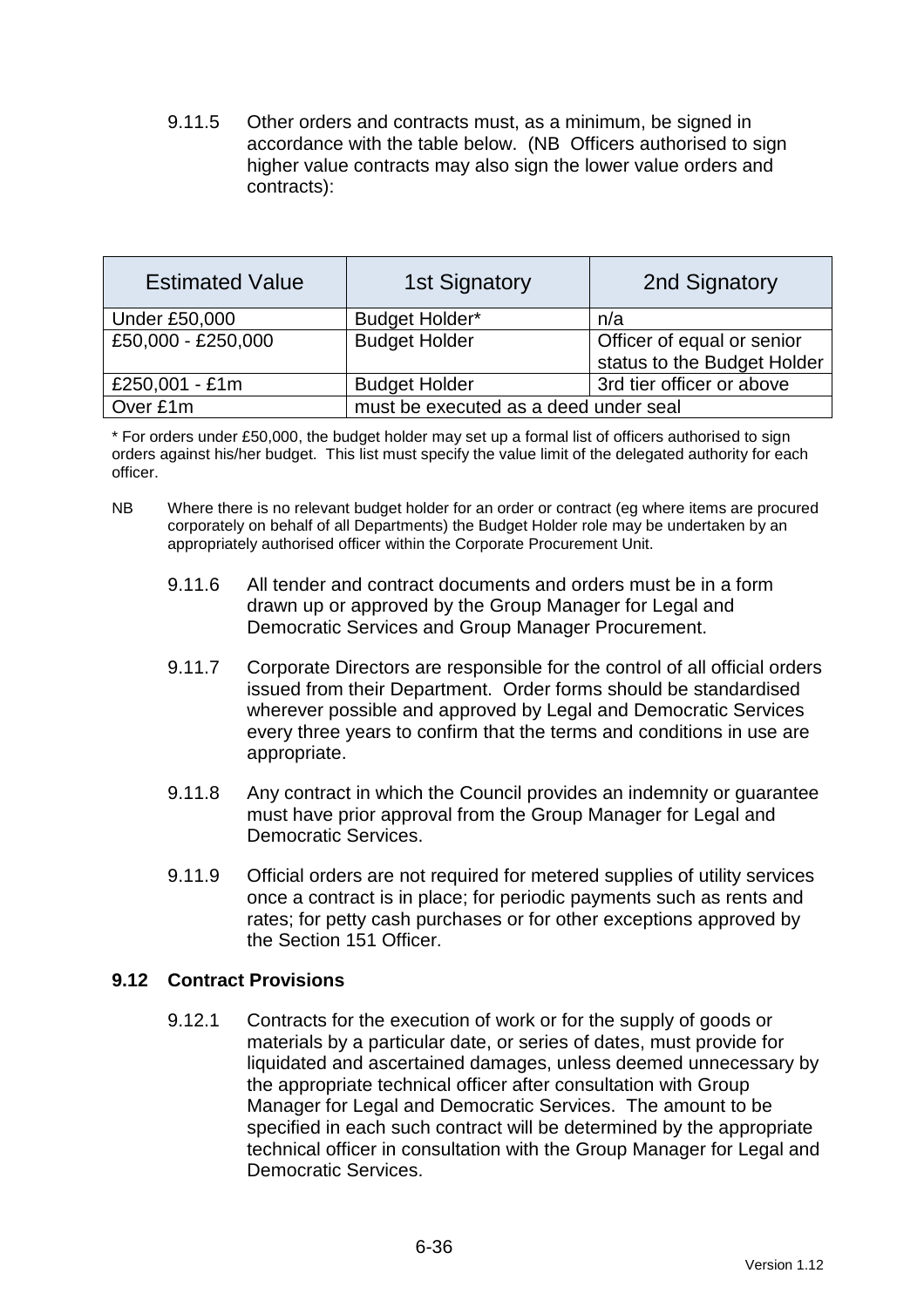9.11.5 Other orders and contracts must, as a minimum, be signed in accordance with the table below. (NB Officers authorised to sign higher value contracts may also sign the lower value orders and contracts):

| Estimated Value | 1st Signatory | 2nd Signatory |
|---|---|---|
| Under £50,000 | Budget Holder* | n/a |
| £50,000 - £250,000 | Budget Holder | Officer of equal or senior status to the Budget Holder |
| £250,001 - £1m | Budget Holder | 3rd tier officer or above |
| Over £1m | must be executed as a deed under seal | |

* For orders under £50,000, the budget holder may set up a formal list of officers authorised to sign orders against his/her budget. This list must specify the value limit of the delegated authority for each officer.

NB Where there is no relevant budget holder for an order or contract (eg where items are procured corporately on behalf of all Departments) the Budget Holder role may be undertaken by an appropriately authorised officer within the Corporate Procurement Unit.

9.11.6 All tender and contract documents and orders must be in a form drawn up or approved by the Group Manager for Legal and Democratic Services and Group Manager Procurement.

9.11.7 Corporate Directors are responsible for the control of all official orders issued from their Department. Order forms should be standardised wherever possible and approved by Legal and Democratic Services every three years to confirm that the terms and conditions in use are appropriate.

9.11.8 Any contract in which the Council provides an indemnity or guarantee must have prior approval from the Group Manager for Legal and Democratic Services.

9.11.9 Official orders are not required for metered supplies of utility services once a contract is in place; for periodic payments such as rents and rates; for petty cash purchases or for other exceptions approved by the Section 151 Officer.

### 9.12 Contract Provisions

9.12.1 Contracts for the execution of work or for the supply of goods or materials by a particular date, or series of dates, must provide for liquidated and ascertained damages, unless deemed unnecessary by the appropriate technical officer after consultation with Group Manager for Legal and Democratic Services. The amount to be specified in each such contract will be determined by the appropriate technical officer in consultation with the Group Manager for Legal and Democratic Services.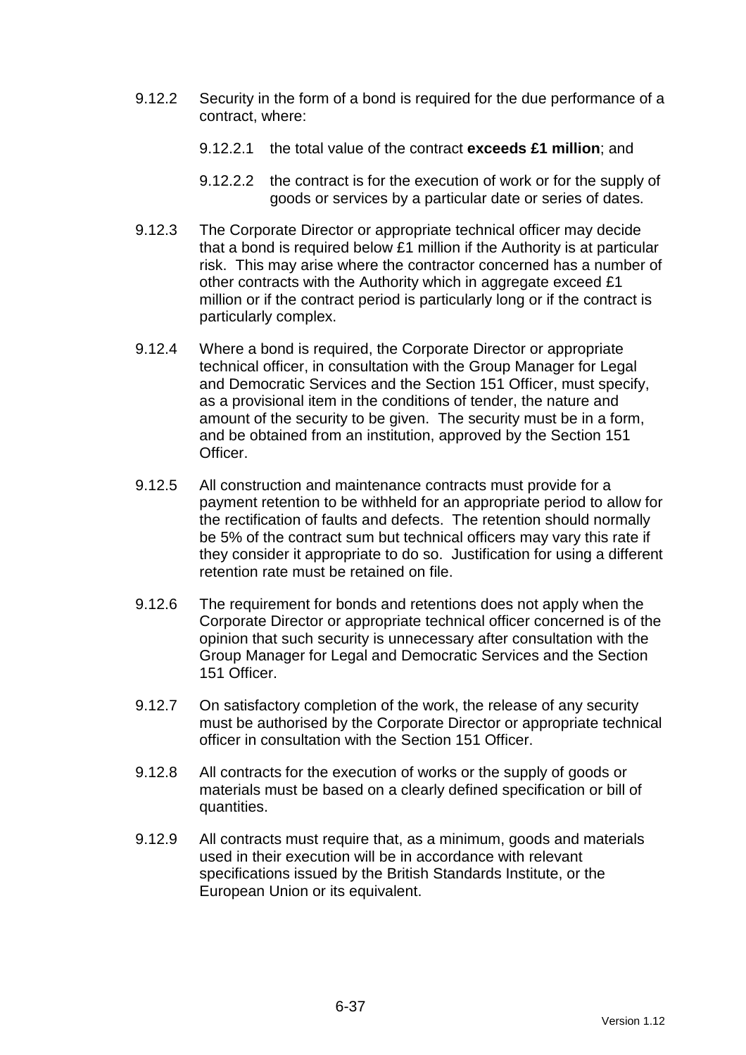9.12.2 Security in the form of a bond is required for the due performance of a contract, where:

9.12.2.1 the total value of the contract **exceeds £1 million**; and

9.12.2.2 the contract is for the execution of work or for the supply of goods or services by a particular date or series of dates.

9.12.3 The Corporate Director or appropriate technical officer may decide that a bond is required below £1 million if the Authority is at particular risk. This may arise where the contractor concerned has a number of other contracts with the Authority which in aggregate exceed £1 million or if the contract period is particularly long or if the contract is particularly complex.

9.12.4 Where a bond is required, the Corporate Director or appropriate technical officer, in consultation with the Group Manager for Legal and Democratic Services and the Section 151 Officer, must specify, as a provisional item in the conditions of tender, the nature and amount of the security to be given. The security must be in a form, and be obtained from an institution, approved by the Section 151 Officer.

9.12.5 All construction and maintenance contracts must provide for a payment retention to be withheld for an appropriate period to allow for the rectification of faults and defects. The retention should normally be 5% of the contract sum but technical officers may vary this rate if they consider it appropriate to do so. Justification for using a different retention rate must be retained on file.

9.12.6 The requirement for bonds and retentions does not apply when the Corporate Director or appropriate technical officer concerned is of the opinion that such security is unnecessary after consultation with the Group Manager for Legal and Democratic Services and the Section 151 Officer.

9.12.7 On satisfactory completion of the work, the release of any security must be authorised by the Corporate Director or appropriate technical officer in consultation with the Section 151 Officer.

9.12.8 All contracts for the execution of works or the supply of goods or materials must be based on a clearly defined specification or bill of quantities.

9.12.9 All contracts must require that, as a minimum, goods and materials used in their execution will be in accordance with relevant specifications issued by the British Standards Institute, or the European Union or its equivalent.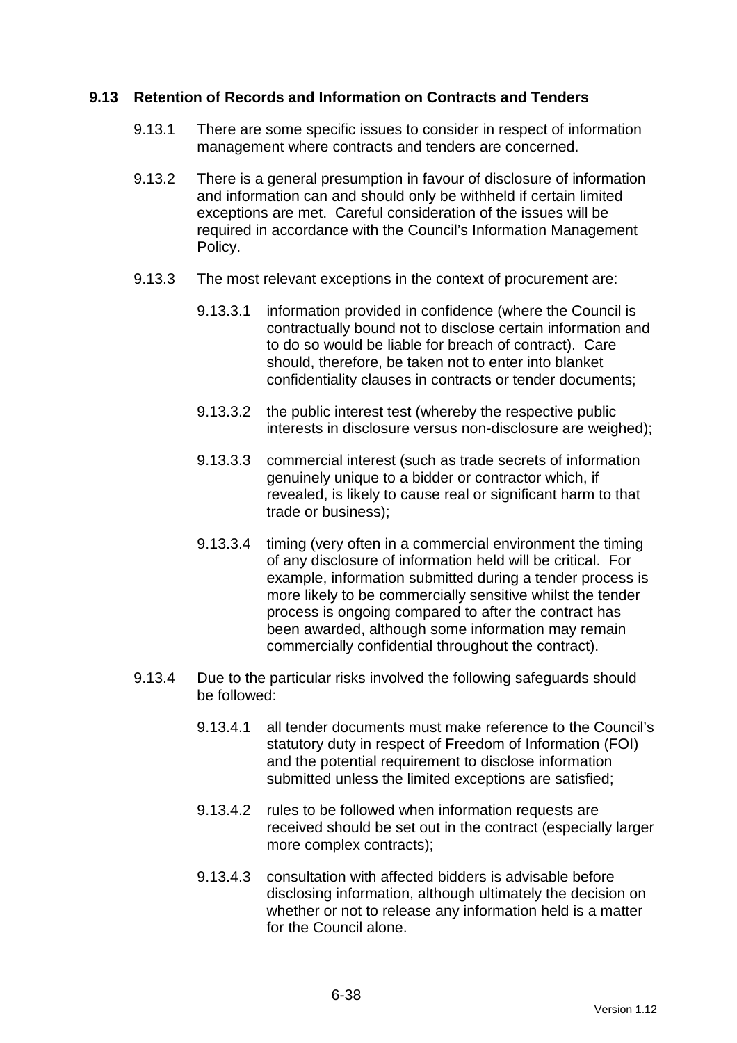## 9.13 Retention of Records and Information on Contracts and Tenders

9.13.1 There are some specific issues to consider in respect of information management where contracts and tenders are concerned.

9.13.2 There is a general presumption in favour of disclosure of information and information can and should only be withheld if certain limited exceptions are met. Careful consideration of the issues will be required in accordance with the Council's Information Management Policy.

9.13.3 The most relevant exceptions in the context of procurement are:

- 9.13.3.1 information provided in confidence (where the Council is contractually bound not to disclose certain information and to do so would be liable for breach of contract). Care should, therefore, be taken not to enter into blanket confidentiality clauses in contracts or tender documents;

- 9.13.3.2 the public interest test (whereby the respective public interests in disclosure versus non-disclosure are weighed);

- 9.13.3.3 commercial interest (such as trade secrets of information genuinely unique to a bidder or contractor which, if revealed, is likely to cause real or significant harm to that trade or business);

- 9.13.3.4 timing (very often in a commercial environment the timing of any disclosure of information held will be critical. For example, information submitted during a tender process is more likely to be commercially sensitive whilst the tender process is ongoing compared to after the contract has been awarded, although some information may remain commercially confidential throughout the contract).

9.13.4 Due to the particular risks involved the following safeguards should be followed:

- 9.13.4.1 all tender documents must make reference to the Council's statutory duty in respect of Freedom of Information (FOI) and the potential requirement to disclose information submitted unless the limited exceptions are satisfied;

- 9.13.4.2 rules to be followed when information requests are received should be set out in the contract (especially larger more complex contracts);

- 9.13.4.3 consultation with affected bidders is advisable before disclosing information, although ultimately the decision on whether or not to release any information held is a matter for the Council alone.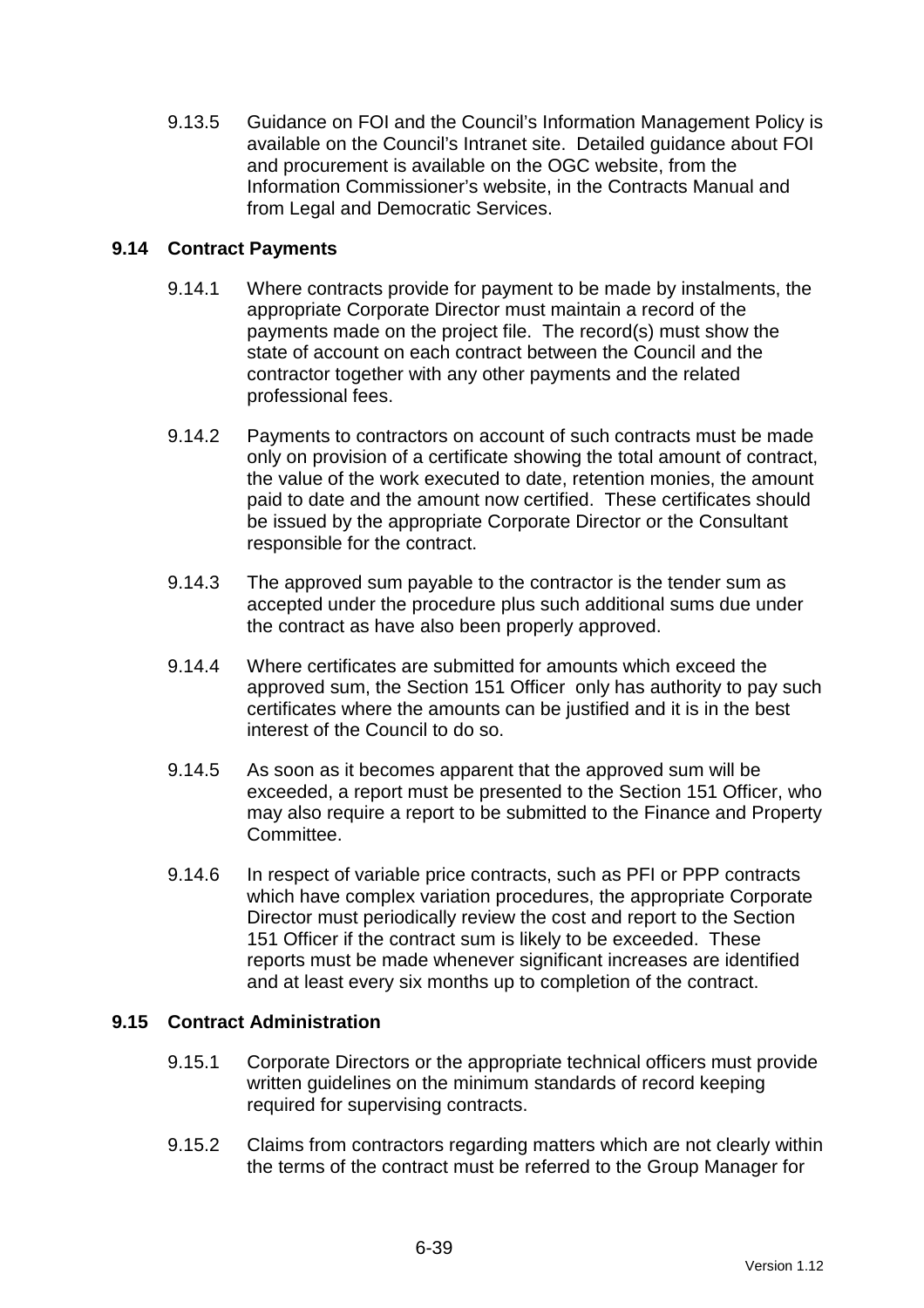9.13.5 Guidance on FOI and the Council's Information Management Policy is available on the Council's Intranet site. Detailed guidance about FOI and procurement is available on the OGC website, from the Information Commissioner's website, in the Contracts Manual and from Legal and Democratic Services.

### 9.14 Contract Payments

9.14.1 Where contracts provide for payment to be made by instalments, the appropriate Corporate Director must maintain a record of the payments made on the project file. The record(s) must show the state of account on each contract between the Council and the contractor together with any other payments and the related professional fees.

9.14.2 Payments to contractors on account of such contracts must be made only on provision of a certificate showing the total amount of contract, the value of the work executed to date, retention monies, the amount paid to date and the amount now certified. These certificates should be issued by the appropriate Corporate Director or the Consultant responsible for the contract.

9.14.3 The approved sum payable to the contractor is the tender sum as accepted under the procedure plus such additional sums due under the contract as have also been properly approved.

9.14.4 Where certificates are submitted for amounts which exceed the approved sum, the Section 151 Officer only has authority to pay such certificates where the amounts can be justified and it is in the best interest of the Council to do so.

9.14.5 As soon as it becomes apparent that the approved sum will be exceeded, a report must be presented to the Section 151 Officer, who may also require a report to be submitted to the Finance and Property Committee.

9.14.6 In respect of variable price contracts, such as PFI or PPP contracts which have complex variation procedures, the appropriate Corporate Director must periodically review the cost and report to the Section 151 Officer if the contract sum is likely to be exceeded. These reports must be made whenever significant increases are identified and at least every six months up to completion of the contract.

### 9.15 Contract Administration

9.15.1 Corporate Directors or the appropriate technical officers must provide written guidelines on the minimum standards of record keeping required for supervising contracts.

9.15.2 Claims from contractors regarding matters which are not clearly within the terms of the contract must be referred to the Group Manager for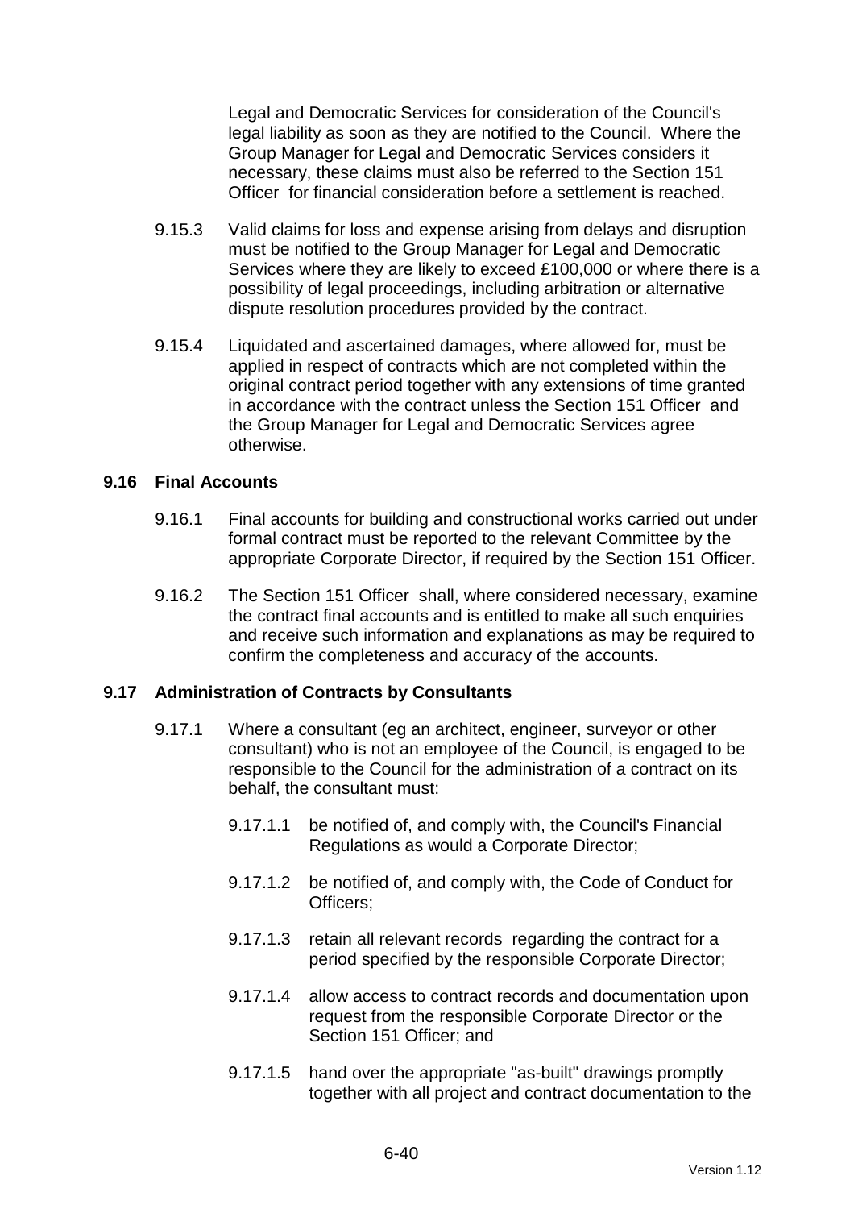Legal and Democratic Services for consideration of the Council's legal liability as soon as they are notified to the Council. Where the Group Manager for Legal and Democratic Services considers it necessary, these claims must also be referred to the Section 151 Officer for financial consideration before a settlement is reached.

9.15.3 Valid claims for loss and expense arising from delays and disruption must be notified to the Group Manager for Legal and Democratic Services where they are likely to exceed £100,000 or where there is a possibility of legal proceedings, including arbitration or alternative dispute resolution procedures provided by the contract.

9.15.4 Liquidated and ascertained damages, where allowed for, must be applied in respect of contracts which are not completed within the original contract period together with any extensions of time granted in accordance with the contract unless the Section 151 Officer and the Group Manager for Legal and Democratic Services agree otherwise.

### 9.16 Final Accounts

9.16.1 Final accounts for building and constructional works carried out under formal contract must be reported to the relevant Committee by the appropriate Corporate Director, if required by the Section 151 Officer.

9.16.2 The Section 151 Officer shall, where considered necessary, examine the contract final accounts and is entitled to make all such enquiries and receive such information and explanations as may be required to confirm the completeness and accuracy of the accounts.

### 9.17 Administration of Contracts by Consultants

9.17.1 Where a consultant (eg an architect, engineer, surveyor or other consultant) who is not an employee of the Council, is engaged to be responsible to the Council for the administration of a contract on its behalf, the consultant must:

9.17.1.1 be notified of, and comply with, the Council's Financial Regulations as would a Corporate Director;

9.17.1.2 be notified of, and comply with, the Code of Conduct for Officers;

9.17.1.3 retain all relevant records regarding the contract for a period specified by the responsible Corporate Director;

9.17.1.4 allow access to contract records and documentation upon request from the responsible Corporate Director or the Section 151 Officer; and

9.17.1.5 hand over the appropriate "as-built" drawings promptly together with all project and contract documentation to the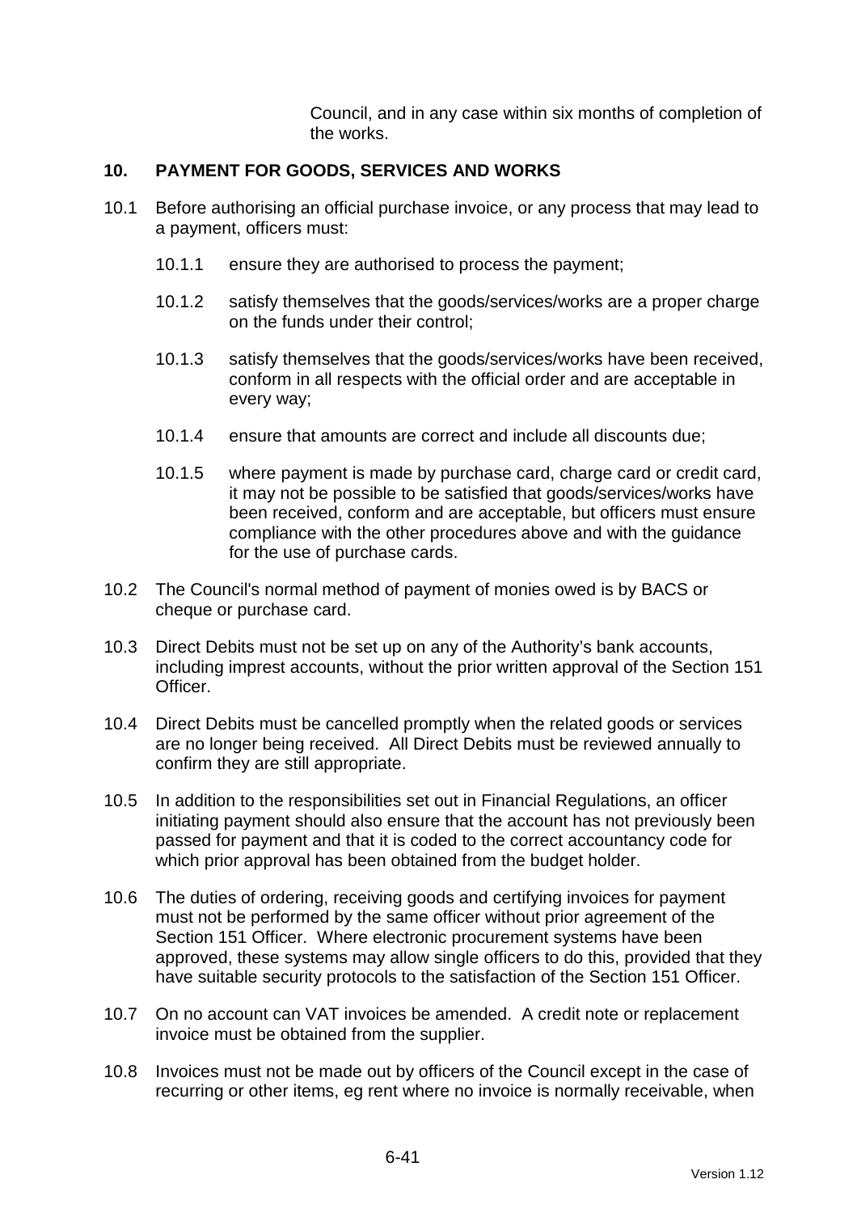Council, and in any case within six months of completion of the works.

## 10. PAYMENT FOR GOODS, SERVICES AND WORKS

10.1 Before authorising an official purchase invoice, or any process that may lead to a payment, officers must:

- 10.1.1 ensure they are authorised to process the payment;
- 10.1.2 satisfy themselves that the goods/services/works are a proper charge on the funds under their control;
- 10.1.3 satisfy themselves that the goods/services/works have been received, conform in all respects with the official order and are acceptable in every way;
- 10.1.4 ensure that amounts are correct and include all discounts due;
- 10.1.5 where payment is made by purchase card, charge card or credit card, it may not be possible to be satisfied that goods/services/works have been received, conform and are acceptable, but officers must ensure compliance with the other procedures above and with the guidance for the use of purchase cards.

10.2 The Council's normal method of payment of monies owed is by BACS or cheque or purchase card.

10.3 Direct Debits must not be set up on any of the Authority's bank accounts, including imprest accounts, without the prior written approval of the Section 151 Officer.

10.4 Direct Debits must be cancelled promptly when the related goods or services are no longer being received. All Direct Debits must be reviewed annually to confirm they are still appropriate.

10.5 In addition to the responsibilities set out in Financial Regulations, an officer initiating payment should also ensure that the account has not previously been passed for payment and that it is coded to the correct accountancy code for which prior approval has been obtained from the budget holder.

10.6 The duties of ordering, receiving goods and certifying invoices for payment must not be performed by the same officer without prior agreement of the Section 151 Officer. Where electronic procurement systems have been approved, these systems may allow single officers to do this, provided that they have suitable security protocols to the satisfaction of the Section 151 Officer.

10.7 On no account can VAT invoices be amended. A credit note or replacement invoice must be obtained from the supplier.

10.8 Invoices must not be made out by officers of the Council except in the case of recurring or other items, eg rent where no invoice is normally receivable, when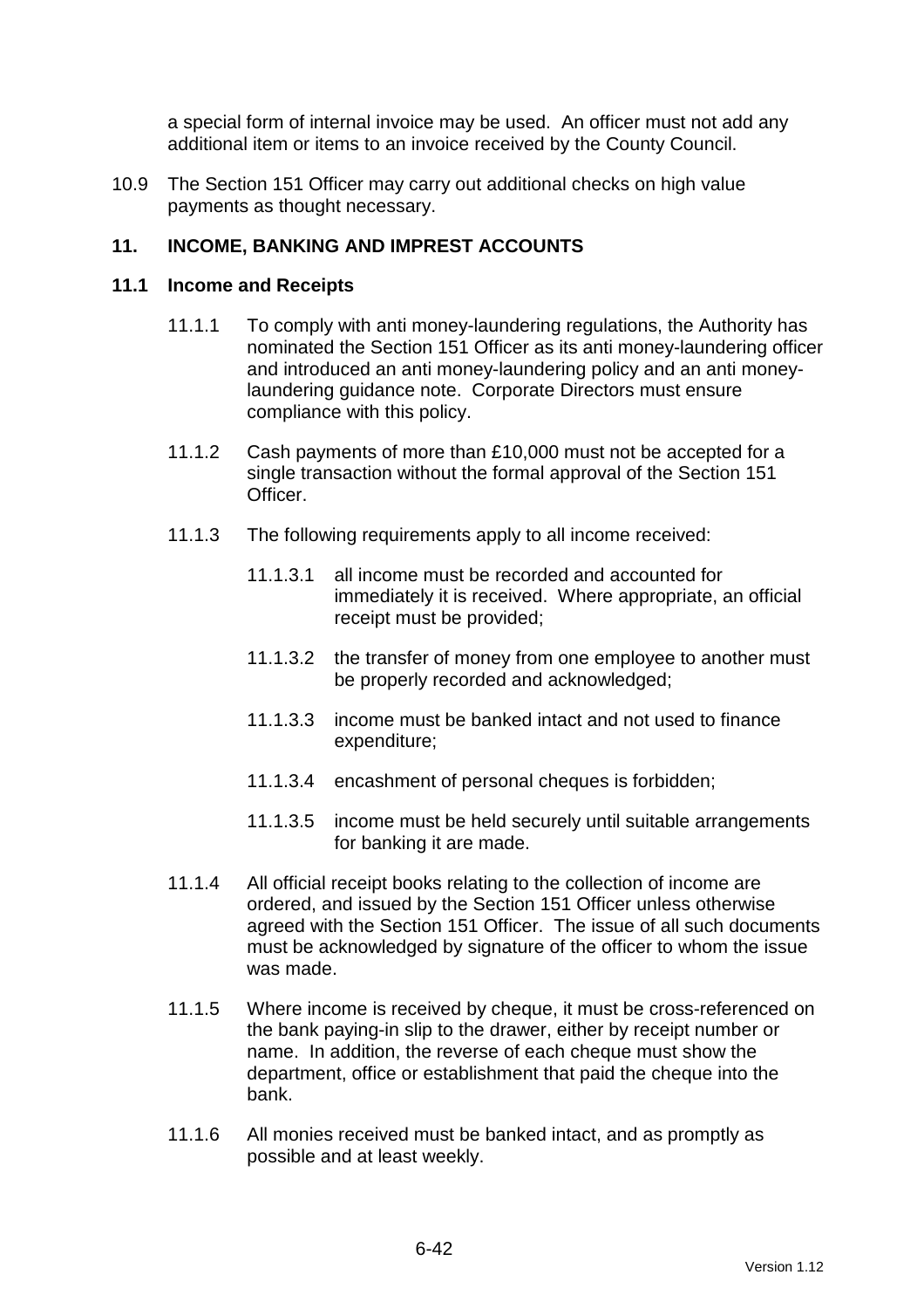a special form of internal invoice may be used. An officer must not add any additional item or items to an invoice received by the County Council.

10.9 The Section 151 Officer may carry out additional checks on high value payments as thought necessary.

## 11. INCOME, BANKING AND IMPREST ACCOUNTS

### 11.1 Income and Receipts

11.1.1 To comply with anti money-laundering regulations, the Authority has nominated the Section 151 Officer as its anti money-laundering officer and introduced an anti money-laundering policy and an anti money-laundering guidance note. Corporate Directors must ensure compliance with this policy.

11.1.2 Cash payments of more than £10,000 must not be accepted for a single transaction without the formal approval of the Section 151 Officer.

11.1.3 The following requirements apply to all income received:

11.1.3.1 all income must be recorded and accounted for immediately it is received. Where appropriate, an official receipt must be provided;

11.1.3.2 the transfer of money from one employee to another must be properly recorded and acknowledged;

11.1.3.3 income must be banked intact and not used to finance expenditure;

11.1.3.4 encashment of personal cheques is forbidden;

11.1.3.5 income must be held securely until suitable arrangements for banking it are made.

11.1.4 All official receipt books relating to the collection of income are ordered, and issued by the Section 151 Officer unless otherwise agreed with the Section 151 Officer. The issue of all such documents must be acknowledged by signature of the officer to whom the issue was made.

11.1.5 Where income is received by cheque, it must be cross-referenced on the bank paying-in slip to the drawer, either by receipt number or name. In addition, the reverse of each cheque must show the department, office or establishment that paid the cheque into the bank.

11.1.6 All monies received must be banked intact, and as promptly as possible and at least weekly.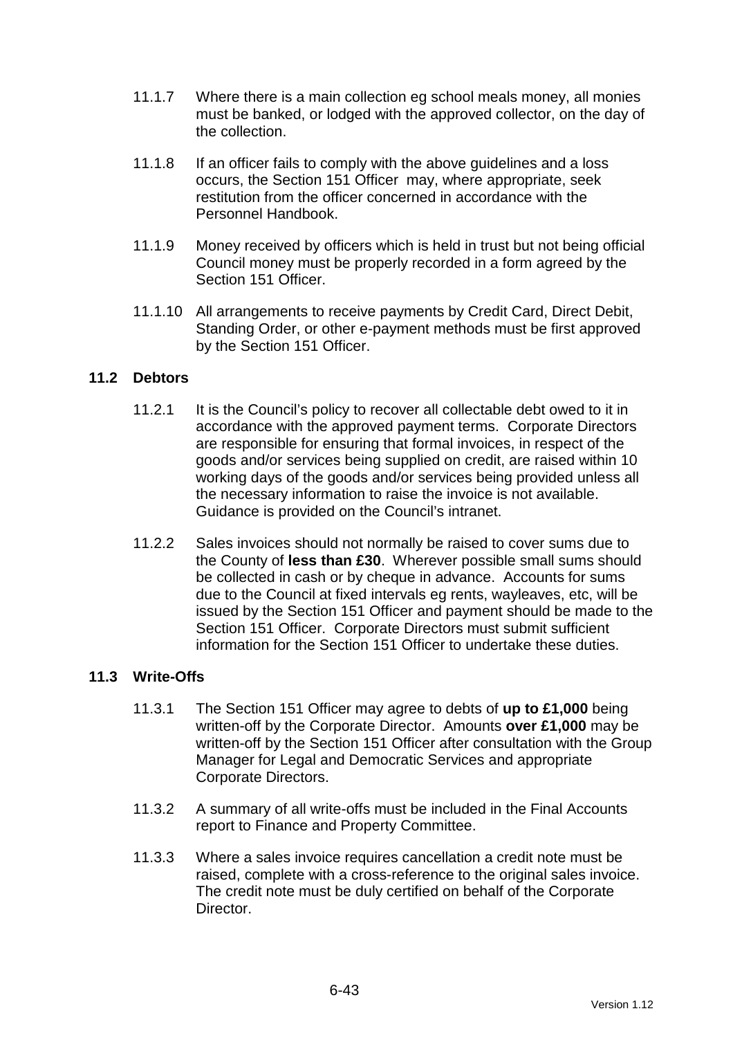11.1.7 Where there is a main collection eg school meals money, all monies must be banked, or lodged with the approved collector, on the day of the collection.

11.1.8 If an officer fails to comply with the above guidelines and a loss occurs, the Section 151 Officer may, where appropriate, seek restitution from the officer concerned in accordance with the Personnel Handbook.

11.1.9 Money received by officers which is held in trust but not being official Council money must be properly recorded in a form agreed by the Section 151 Officer.

11.1.10 All arrangements to receive payments by Credit Card, Direct Debit, Standing Order, or other e-payment methods must be first approved by the Section 151 Officer.

### 11.2 Debtors

11.2.1 It is the Council's policy to recover all collectable debt owed to it in accordance with the approved payment terms. Corporate Directors are responsible for ensuring that formal invoices, in respect of the goods and/or services being supplied on credit, are raised within 10 working days of the goods and/or services being provided unless all the necessary information to raise the invoice is not available. Guidance is provided on the Council's intranet.

11.2.2 Sales invoices should not normally be raised to cover sums due to the County of **less than £30**. Wherever possible small sums should be collected in cash or by cheque in advance. Accounts for sums due to the Council at fixed intervals eg rents, wayleaves, etc, will be issued by the Section 151 Officer and payment should be made to the Section 151 Officer. Corporate Directors must submit sufficient information for the Section 151 Officer to undertake these duties.

### 11.3 Write-Offs

11.3.1 The Section 151 Officer may agree to debts of **up to £1,000** being written-off by the Corporate Director. Amounts **over £1,000** may be written-off by the Section 151 Officer after consultation with the Group Manager for Legal and Democratic Services and appropriate Corporate Directors.

11.3.2 A summary of all write-offs must be included in the Final Accounts report to Finance and Property Committee.

11.3.3 Where a sales invoice requires cancellation a credit note must be raised, complete with a cross-reference to the original sales invoice. The credit note must be duly certified on behalf of the Corporate Director.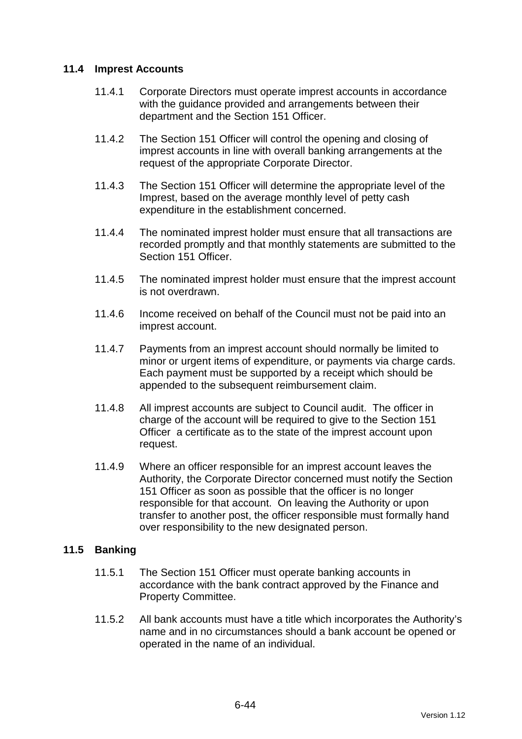### 11.4 Imprest Accounts

11.4.1 Corporate Directors must operate imprest accounts in accordance with the guidance provided and arrangements between their department and the Section 151 Officer.

11.4.2 The Section 151 Officer will control the opening and closing of imprest accounts in line with overall banking arrangements at the request of the appropriate Corporate Director.

11.4.3 The Section 151 Officer will determine the appropriate level of the Imprest, based on the average monthly level of petty cash expenditure in the establishment concerned.

11.4.4 The nominated imprest holder must ensure that all transactions are recorded promptly and that monthly statements are submitted to the Section 151 Officer.

11.4.5 The nominated imprest holder must ensure that the imprest account is not overdrawn.

11.4.6 Income received on behalf of the Council must not be paid into an imprest account.

11.4.7 Payments from an imprest account should normally be limited to minor or urgent items of expenditure, or payments via charge cards. Each payment must be supported by a receipt which should be appended to the subsequent reimbursement claim.

11.4.8 All imprest accounts are subject to Council audit. The officer in charge of the account will be required to give to the Section 151 Officer a certificate as to the state of the imprest account upon request.

11.4.9 Where an officer responsible for an imprest account leaves the Authority, the Corporate Director concerned must notify the Section 151 Officer as soon as possible that the officer is no longer responsible for that account. On leaving the Authority or upon transfer to another post, the officer responsible must formally hand over responsibility to the new designated person.

### 11.5 Banking

11.5.1 The Section 151 Officer must operate banking accounts in accordance with the bank contract approved by the Finance and Property Committee.

11.5.2 All bank accounts must have a title which incorporates the Authority's name and in no circumstances should a bank account be opened or operated in the name of an individual.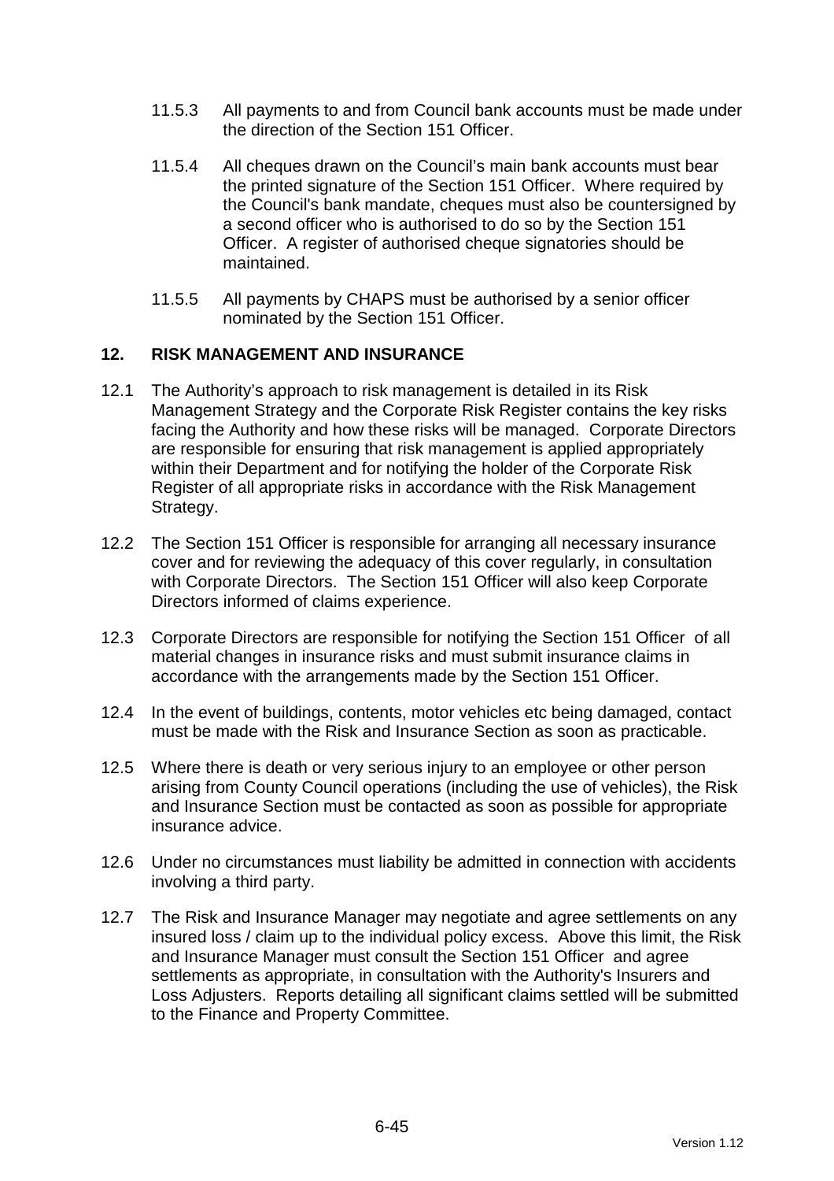11.5.3 All payments to and from Council bank accounts must be made under the direction of the Section 151 Officer.

11.5.4 All cheques drawn on the Council's main bank accounts must bear the printed signature of the Section 151 Officer. Where required by the Council's bank mandate, cheques must also be countersigned by a second officer who is authorised to do so by the Section 151 Officer. A register of authorised cheque signatories should be maintained.

11.5.5 All payments by CHAPS must be authorised by a senior officer nominated by the Section 151 Officer.

## 12. RISK MANAGEMENT AND INSURANCE

12.1 The Authority's approach to risk management is detailed in its Risk Management Strategy and the Corporate Risk Register contains the key risks facing the Authority and how these risks will be managed. Corporate Directors are responsible for ensuring that risk management is applied appropriately within their Department and for notifying the holder of the Corporate Risk Register of all appropriate risks in accordance with the Risk Management Strategy.

12.2 The Section 151 Officer is responsible for arranging all necessary insurance cover and for reviewing the adequacy of this cover regularly, in consultation with Corporate Directors. The Section 151 Officer will also keep Corporate Directors informed of claims experience.

12.3 Corporate Directors are responsible for notifying the Section 151 Officer of all material changes in insurance risks and must submit insurance claims in accordance with the arrangements made by the Section 151 Officer.

12.4 In the event of buildings, contents, motor vehicles etc being damaged, contact must be made with the Risk and Insurance Section as soon as practicable.

12.5 Where there is death or very serious injury to an employee or other person arising from County Council operations (including the use of vehicles), the Risk and Insurance Section must be contacted as soon as possible for appropriate insurance advice.

12.6 Under no circumstances must liability be admitted in connection with accidents involving a third party.

12.7 The Risk and Insurance Manager may negotiate and agree settlements on any insured loss / claim up to the individual policy excess. Above this limit, the Risk and Insurance Manager must consult the Section 151 Officer and agree settlements as appropriate, in consultation with the Authority's Insurers and Loss Adjusters. Reports detailing all significant claims settled will be submitted to the Finance and Property Committee.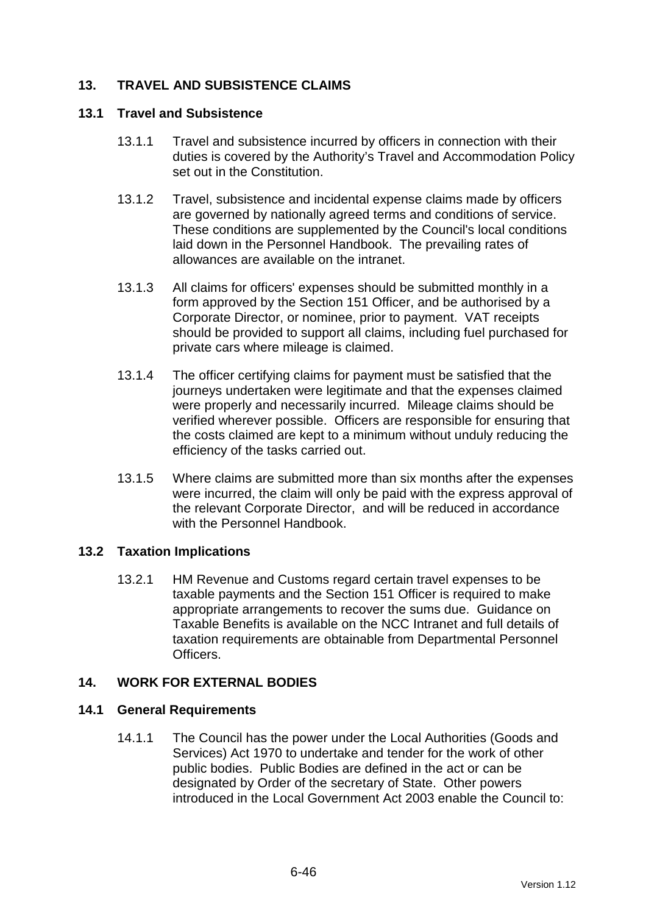## 13. TRAVEL AND SUBSISTENCE CLAIMS

### 13.1 Travel and Subsistence

13.1.1 Travel and subsistence incurred by officers in connection with their duties is covered by the Authority's Travel and Accommodation Policy set out in the Constitution.

13.1.2 Travel, subsistence and incidental expense claims made by officers are governed by nationally agreed terms and conditions of service. These conditions are supplemented by the Council's local conditions laid down in the Personnel Handbook. The prevailing rates of allowances are available on the intranet.

13.1.3 All claims for officers' expenses should be submitted monthly in a form approved by the Section 151 Officer, and be authorised by a Corporate Director, or nominee, prior to payment. VAT receipts should be provided to support all claims, including fuel purchased for private cars where mileage is claimed.

13.1.4 The officer certifying claims for payment must be satisfied that the journeys undertaken were legitimate and that the expenses claimed were properly and necessarily incurred. Mileage claims should be verified wherever possible. Officers are responsible for ensuring that the costs claimed are kept to a minimum without unduly reducing the efficiency of the tasks carried out.

13.1.5 Where claims are submitted more than six months after the expenses were incurred, the claim will only be paid with the express approval of the relevant Corporate Director, and will be reduced in accordance with the Personnel Handbook.

### 13.2 Taxation Implications

13.2.1 HM Revenue and Customs regard certain travel expenses to be taxable payments and the Section 151 Officer is required to make appropriate arrangements to recover the sums due. Guidance on Taxable Benefits is available on the NCC Intranet and full details of taxation requirements are obtainable from Departmental Personnel Officers.

## 14. WORK FOR EXTERNAL BODIES

### 14.1 General Requirements

14.1.1 The Council has the power under the Local Authorities (Goods and Services) Act 1970 to undertake and tender for the work of other public bodies. Public Bodies are defined in the act or can be designated by Order of the secretary of State. Other powers introduced in the Local Government Act 2003 enable the Council to: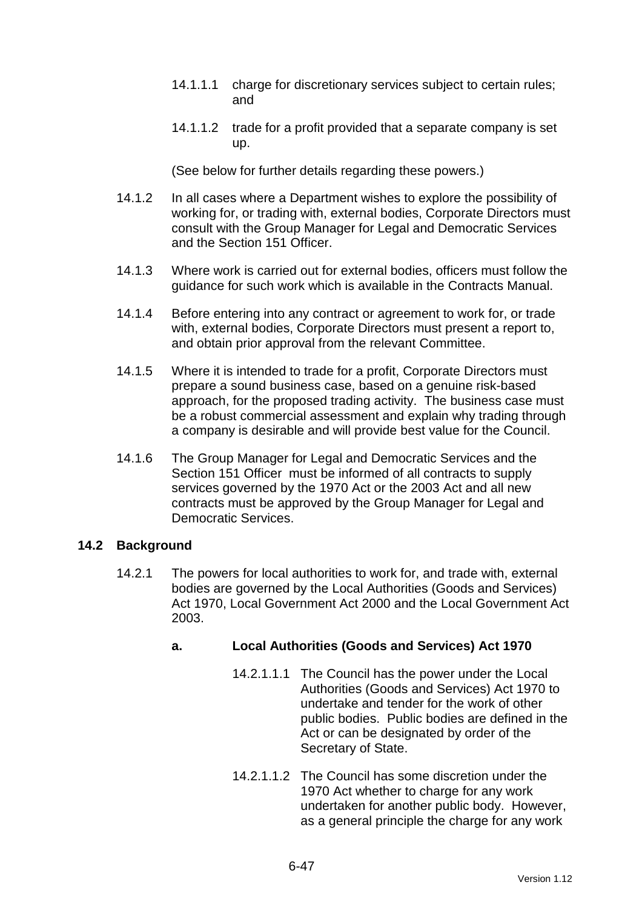14.1.1.1 charge for discretionary services subject to certain rules; and

14.1.1.2 trade for a profit provided that a separate company is set up.

(See below for further details regarding these powers.)

14.1.2 In all cases where a Department wishes to explore the possibility of working for, or trading with, external bodies, Corporate Directors must consult with the Group Manager for Legal and Democratic Services and the Section 151 Officer.

14.1.3 Where work is carried out for external bodies, officers must follow the guidance for such work which is available in the Contracts Manual.

14.1.4 Before entering into any contract or agreement to work for, or trade with, external bodies, Corporate Directors must present a report to, and obtain prior approval from the relevant Committee.

14.1.5 Where it is intended to trade for a profit, Corporate Directors must prepare a sound business case, based on a genuine risk-based approach, for the proposed trading activity. The business case must be a robust commercial assessment and explain why trading through a company is desirable and will provide best value for the Council.

14.1.6 The Group Manager for Legal and Democratic Services and the Section 151 Officer must be informed of all contracts to supply services governed by the 1970 Act or the 2003 Act and all new contracts must be approved by the Group Manager for Legal and Democratic Services.

## 14.2 Background

14.2.1 The powers for local authorities to work for, and trade with, external bodies are governed by the Local Authorities (Goods and Services) Act 1970, Local Government Act 2000 and the Local Government Act 2003.

### a. Local Authorities (Goods and Services) Act 1970

14.2.1.1.1 The Council has the power under the Local Authorities (Goods and Services) Act 1970 to undertake and tender for the work of other public bodies. Public bodies are defined in the Act or can be designated by order of the Secretary of State.

14.2.1.1.2 The Council has some discretion under the 1970 Act whether to charge for any work undertaken for another public body. However, as a general principle the charge for any work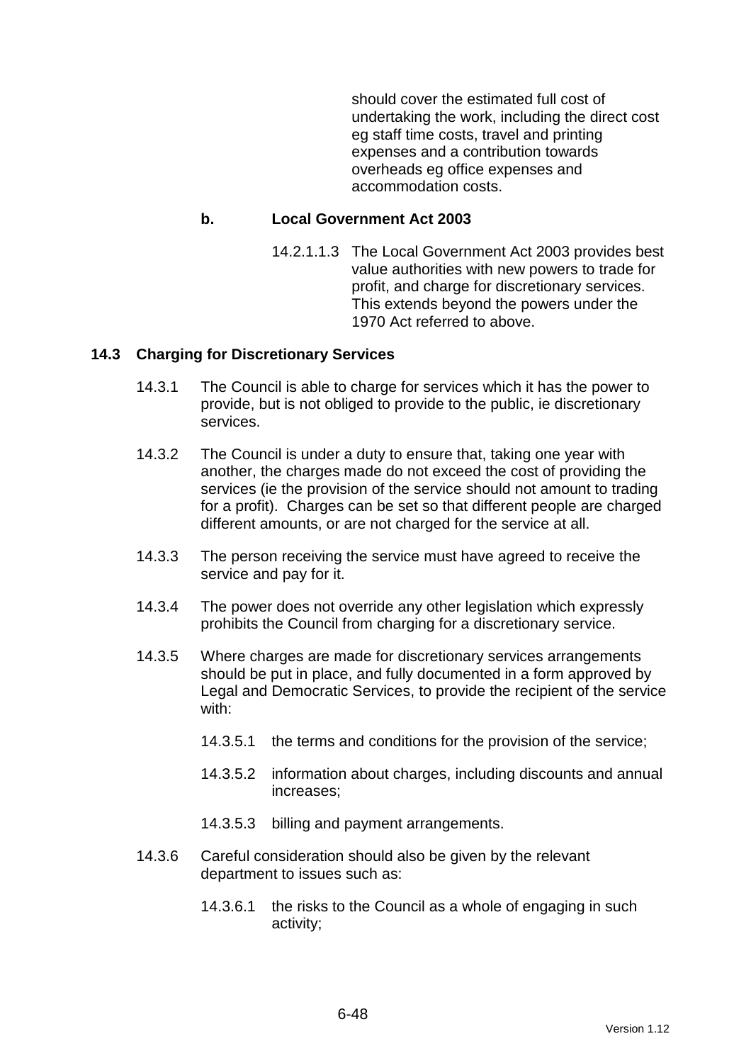should cover the estimated full cost of undertaking the work, including the direct cost eg staff time costs, travel and printing expenses and a contribution towards overheads eg office expenses and accommodation costs.

**b. Local Government Act 2003**

14.2.1.1.3 The Local Government Act 2003 provides best value authorities with new powers to trade for profit, and charge for discretionary services. This extends beyond the powers under the 1970 Act referred to above.

## 14.3 Charging for Discretionary Services

14.3.1 The Council is able to charge for services which it has the power to provide, but is not obliged to provide to the public, ie discretionary services.

14.3.2 The Council is under a duty to ensure that, taking one year with another, the charges made do not exceed the cost of providing the services (ie the provision of the service should not amount to trading for a profit). Charges can be set so that different people are charged different amounts, or are not charged for the service at all.

14.3.3 The person receiving the service must have agreed to receive the service and pay for it.

14.3.4 The power does not override any other legislation which expressly prohibits the Council from charging for a discretionary service.

14.3.5 Where charges are made for discretionary services arrangements should be put in place, and fully documented in a form approved by Legal and Democratic Services, to provide the recipient of the service with:

14.3.5.1 the terms and conditions for the provision of the service;

14.3.5.2 information about charges, including discounts and annual increases;

14.3.5.3 billing and payment arrangements.

14.3.6 Careful consideration should also be given by the relevant department to issues such as:

14.3.6.1 the risks to the Council as a whole of engaging in such activity;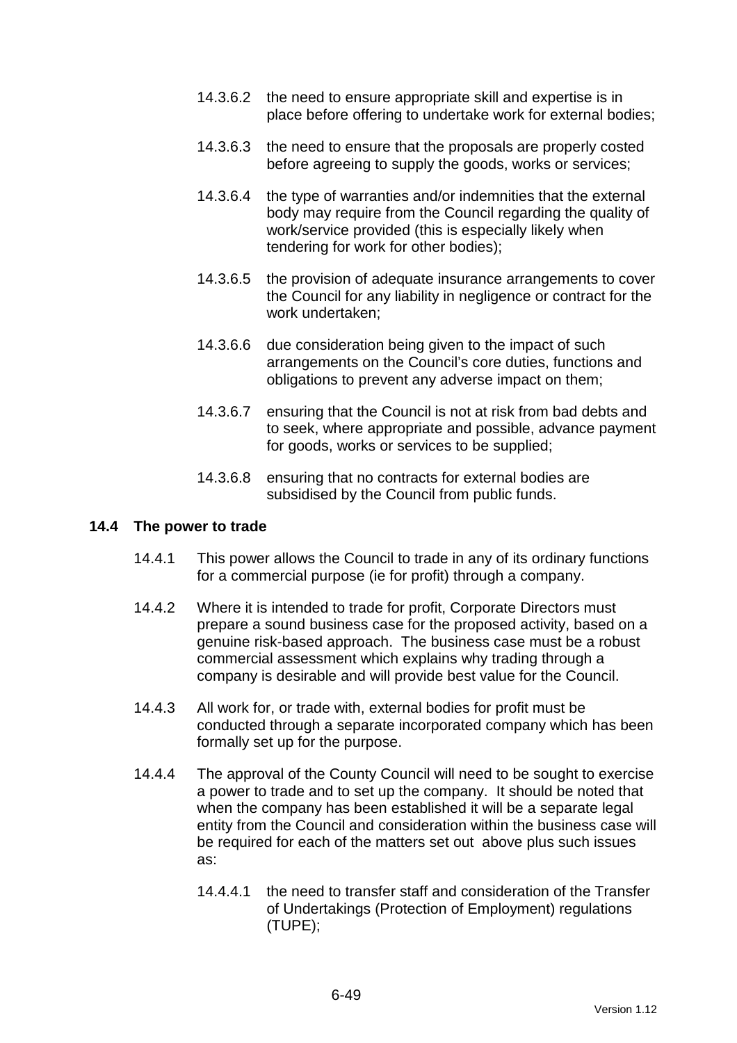14.3.6.2 the need to ensure appropriate skill and expertise is in place before offering to undertake work for external bodies;

14.3.6.3 the need to ensure that the proposals are properly costed before agreeing to supply the goods, works or services;

14.3.6.4 the type of warranties and/or indemnities that the external body may require from the Council regarding the quality of work/service provided (this is especially likely when tendering for work for other bodies);

14.3.6.5 the provision of adequate insurance arrangements to cover the Council for any liability in negligence or contract for the work undertaken;

14.3.6.6 due consideration being given to the impact of such arrangements on the Council's core duties, functions and obligations to prevent any adverse impact on them;

14.3.6.7 ensuring that the Council is not at risk from bad debts and to seek, where appropriate and possible, advance payment for goods, works or services to be supplied;

14.3.6.8 ensuring that no contracts for external bodies are subsidised by the Council from public funds.

**14.4 The power to trade**

14.4.1 This power allows the Council to trade in any of its ordinary functions for a commercial purpose (ie for profit) through a company.

14.4.2 Where it is intended to trade for profit, Corporate Directors must prepare a sound business case for the proposed activity, based on a genuine risk-based approach. The business case must be a robust commercial assessment which explains why trading through a company is desirable and will provide best value for the Council.

14.4.3 All work for, or trade with, external bodies for profit must be conducted through a separate incorporated company which has been formally set up for the purpose.

14.4.4 The approval of the County Council will need to be sought to exercise a power to trade and to set up the company. It should be noted that when the company has been established it will be a separate legal entity from the Council and consideration within the business case will be required for each of the matters set out above plus such issues as:

14.4.4.1 the need to transfer staff and consideration of the Transfer of Undertakings (Protection of Employment) regulations (TUPE);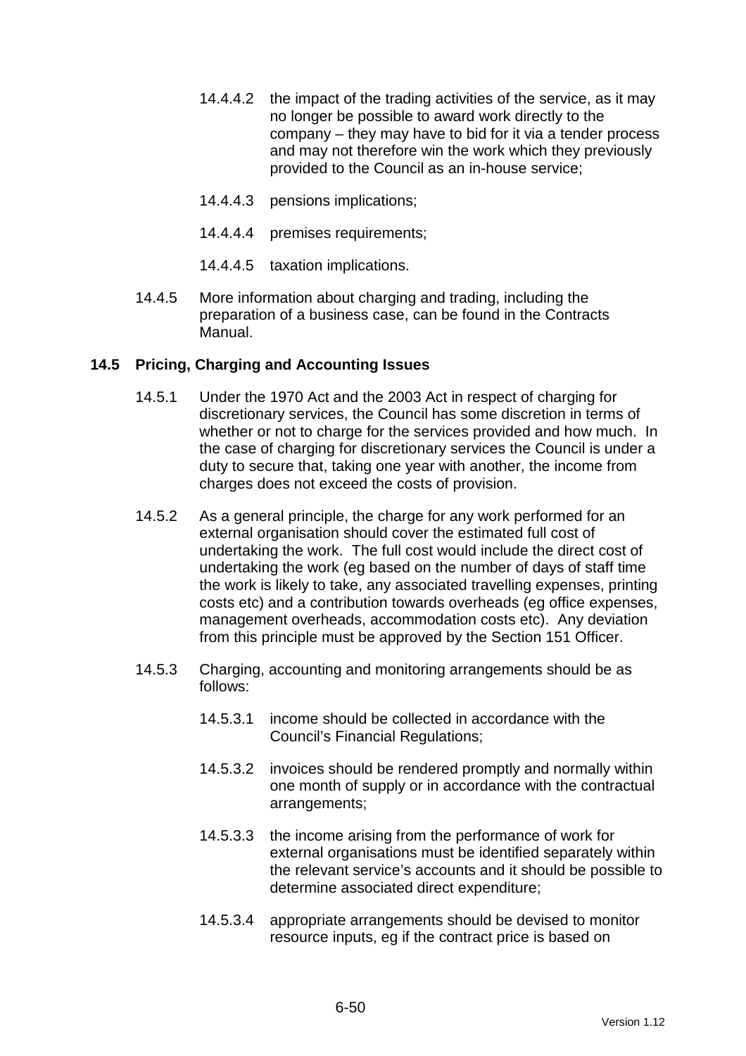14.4.4.2 the impact of the trading activities of the service, as it may no longer be possible to award work directly to the company – they may have to bid for it via a tender process and may not therefore win the work which they previously provided to the Council as an in-house service;

14.4.4.3 pensions implications;

14.4.4.4 premises requirements;

14.4.4.5 taxation implications.

14.4.5 More information about charging and trading, including the preparation of a business case, can be found in the Contracts Manual.

### 14.5 Pricing, Charging and Accounting Issues

14.5.1 Under the 1970 Act and the 2003 Act in respect of charging for discretionary services, the Council has some discretion in terms of whether or not to charge for the services provided and how much. In the case of charging for discretionary services the Council is under a duty to secure that, taking one year with another, the income from charges does not exceed the costs of provision.

14.5.2 As a general principle, the charge for any work performed for an external organisation should cover the estimated full cost of undertaking the work. The full cost would include the direct cost of undertaking the work (eg based on the number of days of staff time the work is likely to take, any associated travelling expenses, printing costs etc) and a contribution towards overheads (eg office expenses, management overheads, accommodation costs etc). Any deviation from this principle must be approved by the Section 151 Officer.

14.5.3 Charging, accounting and monitoring arrangements should be as follows:

14.5.3.1 income should be collected in accordance with the Council's Financial Regulations;

14.5.3.2 invoices should be rendered promptly and normally within one month of supply or in accordance with the contractual arrangements;

14.5.3.3 the income arising from the performance of work for external organisations must be identified separately within the relevant service's accounts and it should be possible to determine associated direct expenditure;

14.5.3.4 appropriate arrangements should be devised to monitor resource inputs, eg if the contract price is based on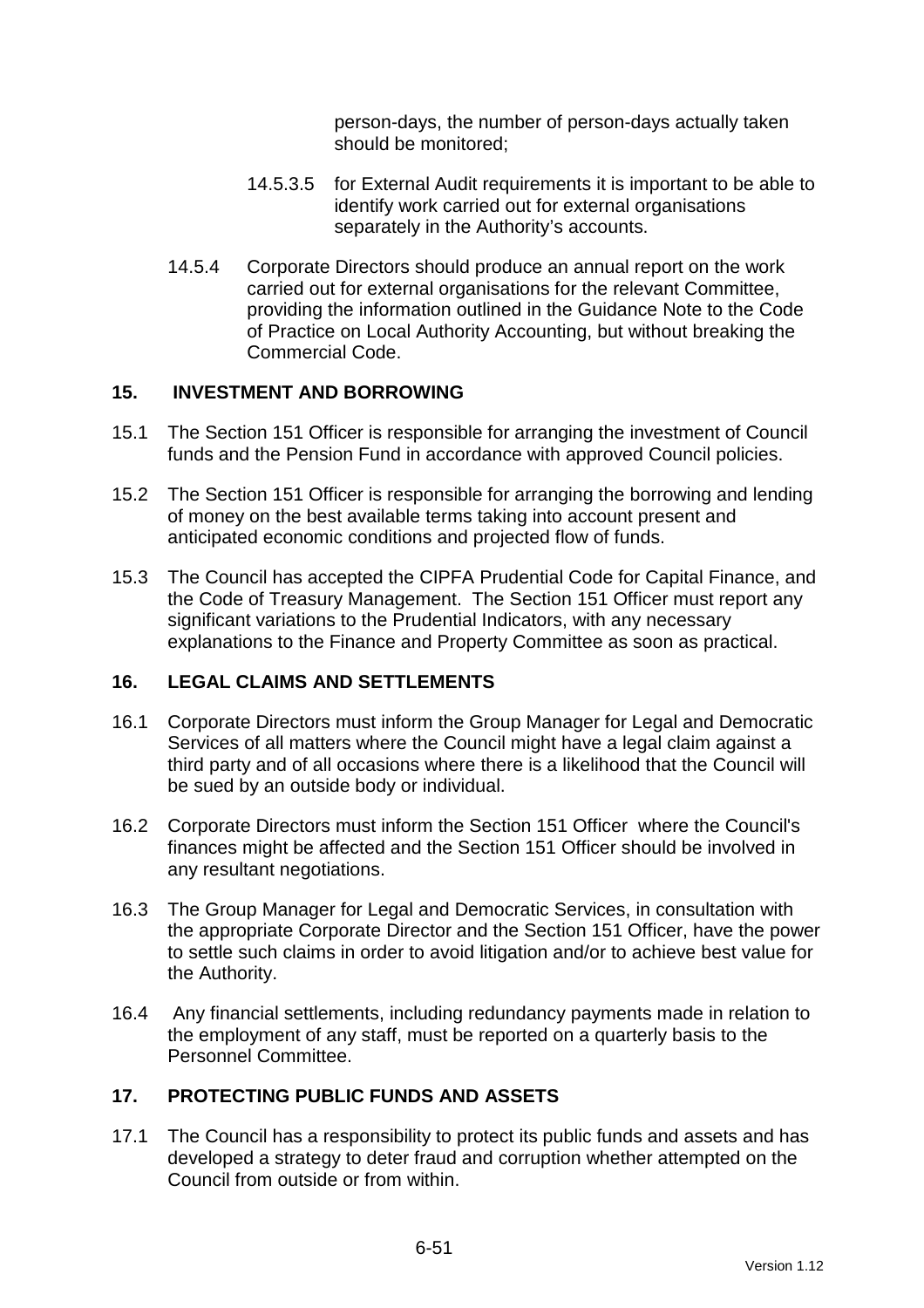person-days, the number of person-days actually taken should be monitored;

14.5.3.5 for External Audit requirements it is important to be able to identify work carried out for external organisations separately in the Authority's accounts.

14.5.4 Corporate Directors should produce an annual report on the work carried out for external organisations for the relevant Committee, providing the information outlined in the Guidance Note to the Code of Practice on Local Authority Accounting, but without breaking the Commercial Code.

## 15. INVESTMENT AND BORROWING

15.1 The Section 151 Officer is responsible for arranging the investment of Council funds and the Pension Fund in accordance with approved Council policies.

15.2 The Section 151 Officer is responsible for arranging the borrowing and lending of money on the best available terms taking into account present and anticipated economic conditions and projected flow of funds.

15.3 The Council has accepted the CIPFA Prudential Code for Capital Finance, and the Code of Treasury Management. The Section 151 Officer must report any significant variations to the Prudential Indicators, with any necessary explanations to the Finance and Property Committee as soon as practical.

## 16. LEGAL CLAIMS AND SETTLEMENTS

16.1 Corporate Directors must inform the Group Manager for Legal and Democratic Services of all matters where the Council might have a legal claim against a third party and of all occasions where there is a likelihood that the Council will be sued by an outside body or individual.

16.2 Corporate Directors must inform the Section 151 Officer where the Council's finances might be affected and the Section 151 Officer should be involved in any resultant negotiations.

16.3 The Group Manager for Legal and Democratic Services, in consultation with the appropriate Corporate Director and the Section 151 Officer, have the power to settle such claims in order to avoid litigation and/or to achieve best value for the Authority.

16.4 Any financial settlements, including redundancy payments made in relation to the employment of any staff, must be reported on a quarterly basis to the Personnel Committee.

## 17. PROTECTING PUBLIC FUNDS AND ASSETS

17.1 The Council has a responsibility to protect its public funds and assets and has developed a strategy to deter fraud and corruption whether attempted on the Council from outside or from within.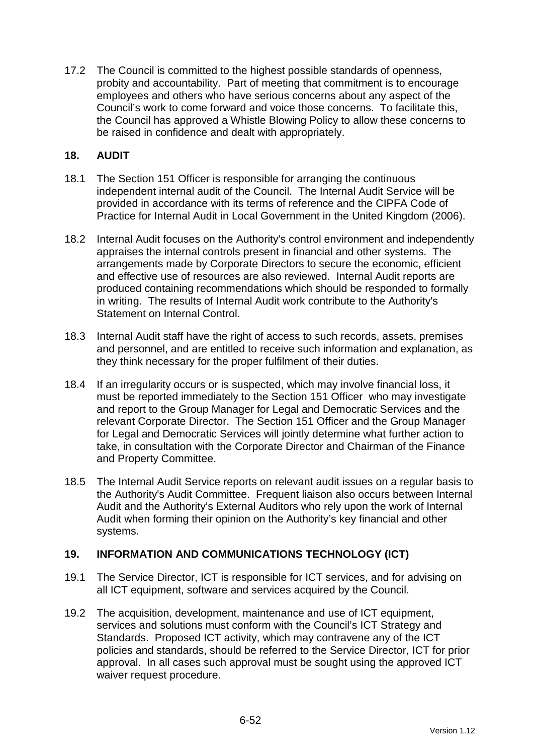17.2 The Council is committed to the highest possible standards of openness, probity and accountability. Part of meeting that commitment is to encourage employees and others who have serious concerns about any aspect of the Council's work to come forward and voice those concerns. To facilitate this, the Council has approved a Whistle Blowing Policy to allow these concerns to be raised in confidence and dealt with appropriately.

## 18. AUDIT

18.1 The Section 151 Officer is responsible for arranging the continuous independent internal audit of the Council. The Internal Audit Service will be provided in accordance with its terms of reference and the CIPFA Code of Practice for Internal Audit in Local Government in the United Kingdom (2006).

18.2 Internal Audit focuses on the Authority's control environment and independently appraises the internal controls present in financial and other systems. The arrangements made by Corporate Directors to secure the economic, efficient and effective use of resources are also reviewed. Internal Audit reports are produced containing recommendations which should be responded to formally in writing. The results of Internal Audit work contribute to the Authority's Statement on Internal Control.

18.3 Internal Audit staff have the right of access to such records, assets, premises and personnel, and are entitled to receive such information and explanation, as they think necessary for the proper fulfilment of their duties.

18.4 If an irregularity occurs or is suspected, which may involve financial loss, it must be reported immediately to the Section 151 Officer who may investigate and report to the Group Manager for Legal and Democratic Services and the relevant Corporate Director. The Section 151 Officer and the Group Manager for Legal and Democratic Services will jointly determine what further action to take, in consultation with the Corporate Director and Chairman of the Finance and Property Committee.

18.5 The Internal Audit Service reports on relevant audit issues on a regular basis to the Authority's Audit Committee. Frequent liaison also occurs between Internal Audit and the Authority's External Auditors who rely upon the work of Internal Audit when forming their opinion on the Authority's key financial and other systems.

## 19. INFORMATION AND COMMUNICATIONS TECHNOLOGY (ICT)

19.1 The Service Director, ICT is responsible for ICT services, and for advising on all ICT equipment, software and services acquired by the Council.

19.2 The acquisition, development, maintenance and use of ICT equipment, services and solutions must conform with the Council's ICT Strategy and Standards. Proposed ICT activity, which may contravene any of the ICT policies and standards, should be referred to the Service Director, ICT for prior approval. In all cases such approval must be sought using the approved ICT waiver request procedure.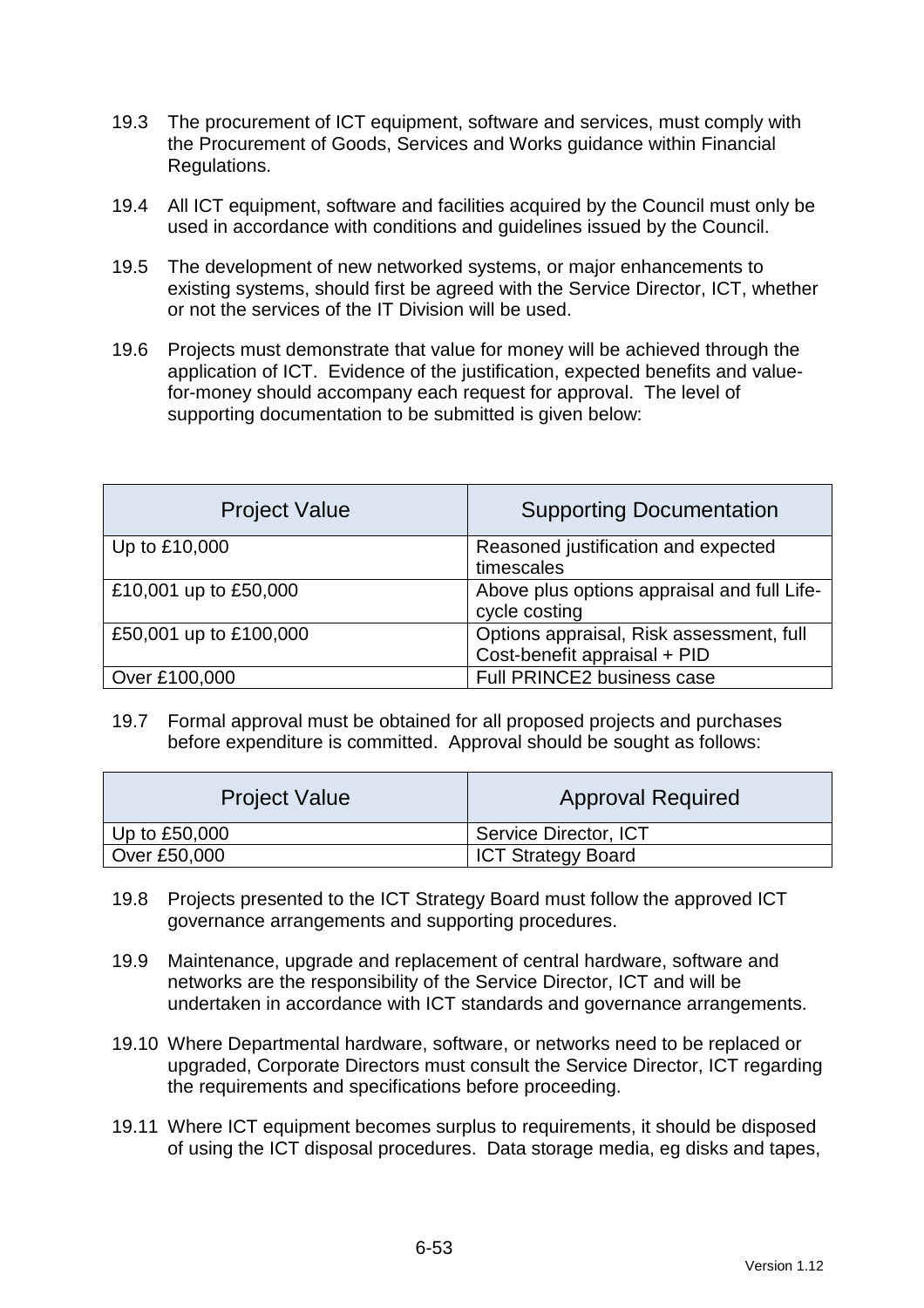19.3 The procurement of ICT equipment, software and services, must comply with the Procurement of Goods, Services and Works guidance within Financial Regulations.

19.4 All ICT equipment, software and facilities acquired by the Council must only be used in accordance with conditions and guidelines issued by the Council.

19.5 The development of new networked systems, or major enhancements to existing systems, should first be agreed with the Service Director, ICT, whether or not the services of the IT Division will be used.

19.6 Projects must demonstrate that value for money will be achieved through the application of ICT. Evidence of the justification, expected benefits and value-for-money should accompany each request for approval. The level of supporting documentation to be submitted is given below:

| Project Value | Supporting Documentation |
| --- | --- |
| Up to £10,000 | Reasoned justification and expected timescales |
| £10,001 up to £50,000 | Above plus options appraisal and full Life-cycle costing |
| £50,001 up to £100,000 | Options appraisal, Risk assessment, full Cost-benefit appraisal + PID |
| Over £100,000 | Full PRINCE2 business case |

19.7 Formal approval must be obtained for all proposed projects and purchases before expenditure is committed. Approval should be sought as follows:

| Project Value | Approval Required |
| --- | --- |
| Up to £50,000 | Service Director, ICT |
| Over £50,000 | ICT Strategy Board |

19.8 Projects presented to the ICT Strategy Board must follow the approved ICT governance arrangements and supporting procedures.

19.9 Maintenance, upgrade and replacement of central hardware, software and networks are the responsibility of the Service Director, ICT and will be undertaken in accordance with ICT standards and governance arrangements.

19.10 Where Departmental hardware, software, or networks need to be replaced or upgraded, Corporate Directors must consult the Service Director, ICT regarding the requirements and specifications before proceeding.

19.11 Where ICT equipment becomes surplus to requirements, it should be disposed of using the ICT disposal procedures. Data storage media, eg disks and tapes,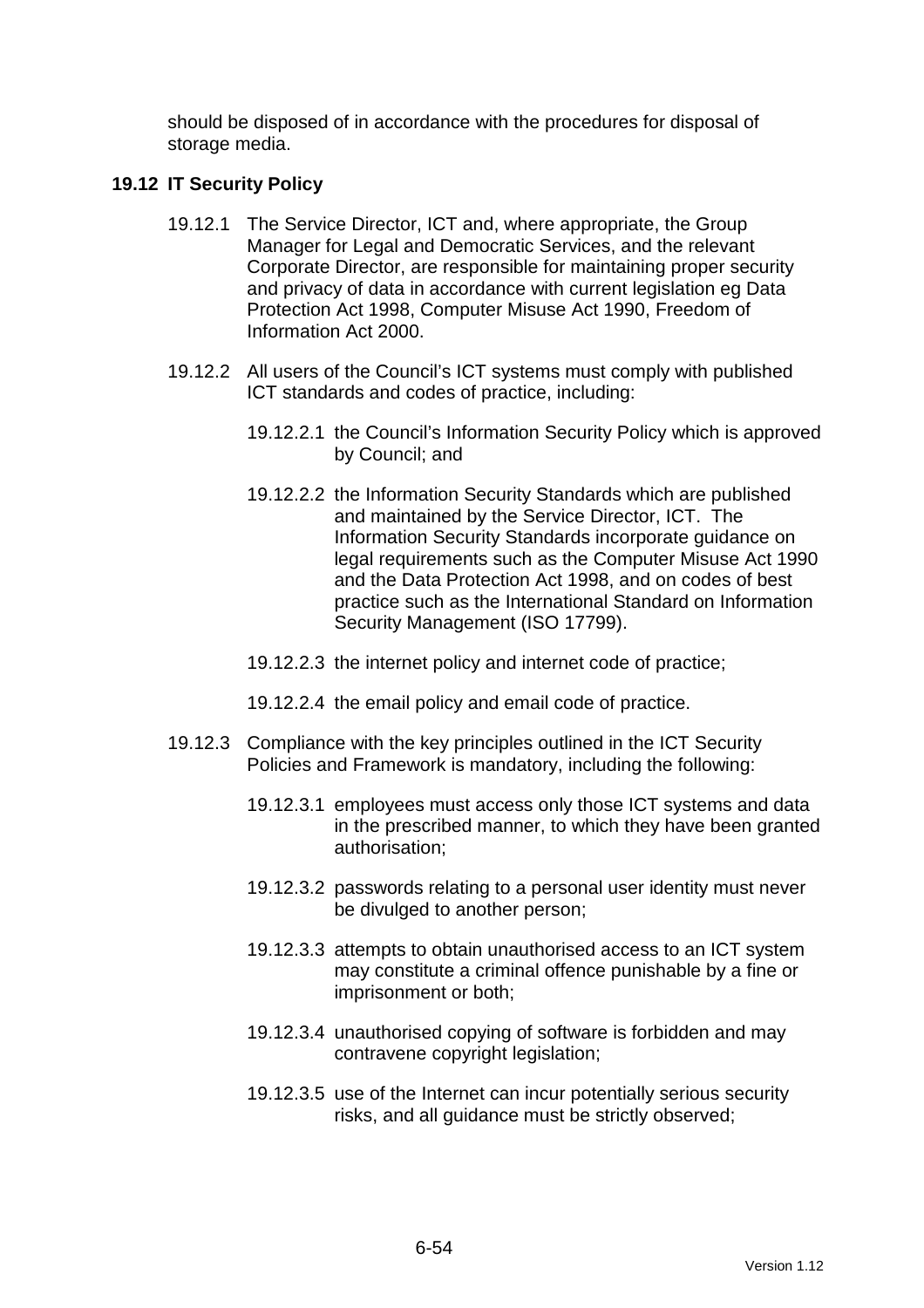should be disposed of in accordance with the procedures for disposal of storage media.

## 19.12 IT Security Policy

19.12.1 The Service Director, ICT and, where appropriate, the Group Manager for Legal and Democratic Services, and the relevant Corporate Director, are responsible for maintaining proper security and privacy of data in accordance with current legislation eg Data Protection Act 1998, Computer Misuse Act 1990, Freedom of Information Act 2000.

19.12.2 All users of the Council's ICT systems must comply with published ICT standards and codes of practice, including:

19.12.2.1 the Council's Information Security Policy which is approved by Council; and

19.12.2.2 the Information Security Standards which are published and maintained by the Service Director, ICT. The Information Security Standards incorporate guidance on legal requirements such as the Computer Misuse Act 1990 and the Data Protection Act 1998, and on codes of best practice such as the International Standard on Information Security Management (ISO 17799).

19.12.2.3 the internet policy and internet code of practice;

19.12.2.4 the email policy and email code of practice.

19.12.3 Compliance with the key principles outlined in the ICT Security Policies and Framework is mandatory, including the following:

19.12.3.1 employees must access only those ICT systems and data in the prescribed manner, to which they have been granted authorisation;

19.12.3.2 passwords relating to a personal user identity must never be divulged to another person;

19.12.3.3 attempts to obtain unauthorised access to an ICT system may constitute a criminal offence punishable by a fine or imprisonment or both;

19.12.3.4 unauthorised copying of software is forbidden and may contravene copyright legislation;

19.12.3.5 use of the Internet can incur potentially serious security risks, and all guidance must be strictly observed;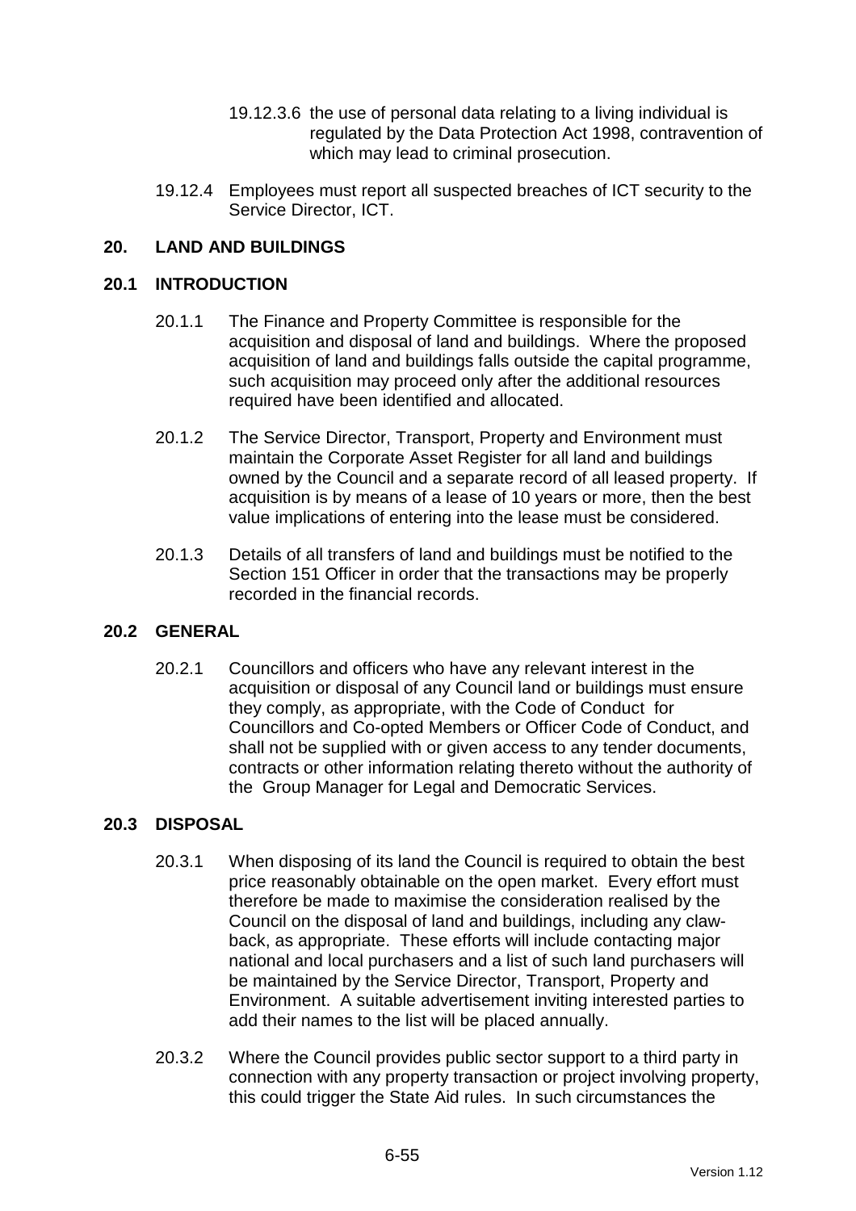19.12.3.6 the use of personal data relating to a living individual is regulated by the Data Protection Act 1998, contravention of which may lead to criminal prosecution.

19.12.4 Employees must report all suspected breaches of ICT security to the Service Director, ICT.

## 20. LAND AND BUILDINGS

### 20.1 INTRODUCTION

20.1.1 The Finance and Property Committee is responsible for the acquisition and disposal of land and buildings. Where the proposed acquisition of land and buildings falls outside the capital programme, such acquisition may proceed only after the additional resources required have been identified and allocated.

20.1.2 The Service Director, Transport, Property and Environment must maintain the Corporate Asset Register for all land and buildings owned by the Council and a separate record of all leased property. If acquisition is by means of a lease of 10 years or more, then the best value implications of entering into the lease must be considered.

20.1.3 Details of all transfers of land and buildings must be notified to the Section 151 Officer in order that the transactions may be properly recorded in the financial records.

### 20.2 GENERAL

20.2.1 Councillors and officers who have any relevant interest in the acquisition or disposal of any Council land or buildings must ensure they comply, as appropriate, with the Code of Conduct for Councillors and Co-opted Members or Officer Code of Conduct, and shall not be supplied with or given access to any tender documents, contracts or other information relating thereto without the authority of the Group Manager for Legal and Democratic Services.

### 20.3 DISPOSAL

20.3.1 When disposing of its land the Council is required to obtain the best price reasonably obtainable on the open market. Every effort must therefore be made to maximise the consideration realised by the Council on the disposal of land and buildings, including any claw-back, as appropriate. These efforts will include contacting major national and local purchasers and a list of such land purchasers will be maintained by the Service Director, Transport, Property and Environment. A suitable advertisement inviting interested parties to add their names to the list will be placed annually.

20.3.2 Where the Council provides public sector support to a third party in connection with any property transaction or project involving property, this could trigger the State Aid rules. In such circumstances the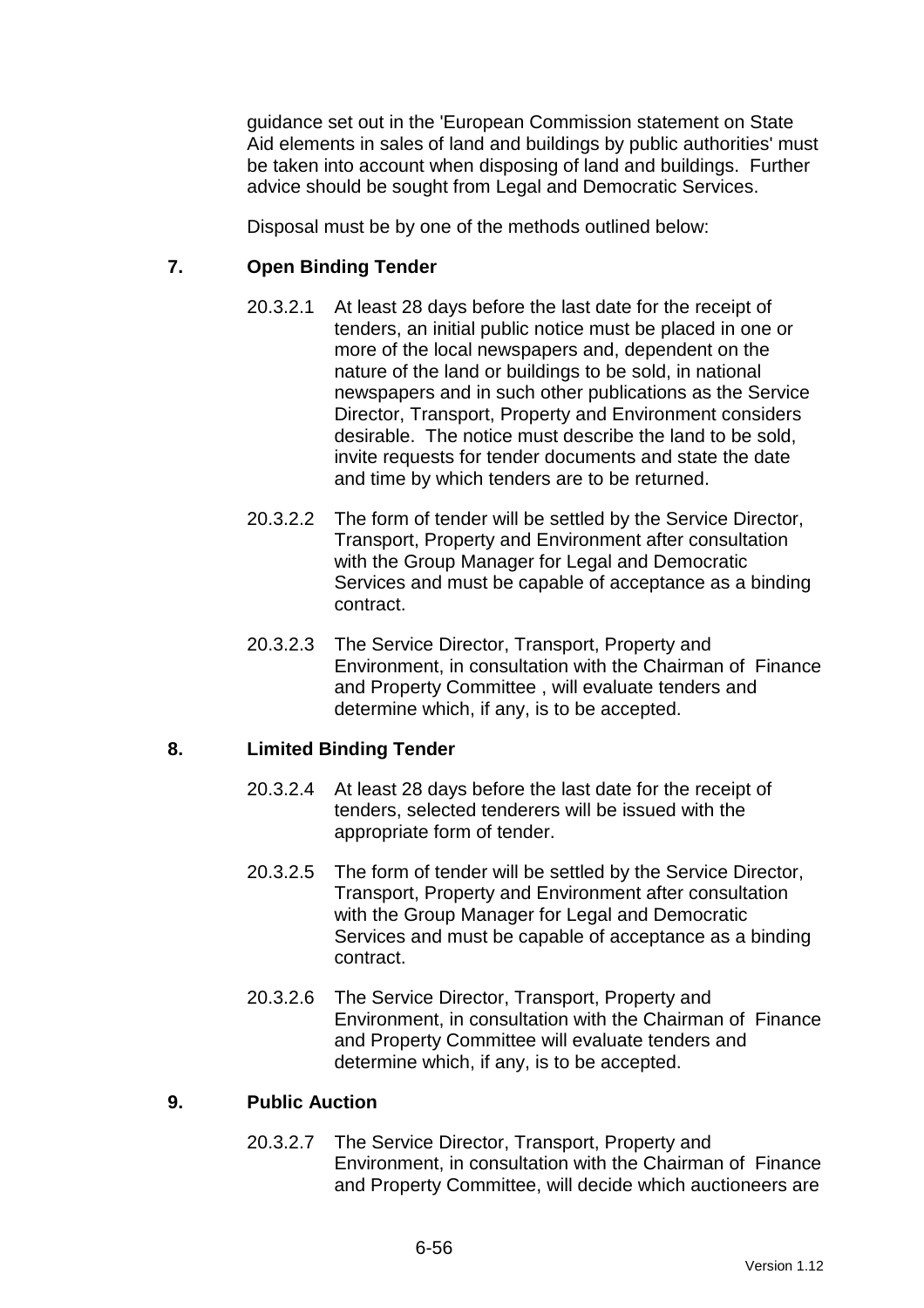guidance set out in the 'European Commission statement on State Aid elements in sales of land and buildings by public authorities' must be taken into account when disposing of land and buildings. Further advice should be sought from Legal and Democratic Services.

Disposal must be by one of the methods outlined below:

## 7. Open Binding Tender

20.3.2.1 At least 28 days before the last date for the receipt of tenders, an initial public notice must be placed in one or more of the local newspapers and, dependent on the nature of the land or buildings to be sold, in national newspapers and in such other publications as the Service Director, Transport, Property and Environment considers desirable. The notice must describe the land to be sold, invite requests for tender documents and state the date and time by which tenders are to be returned.

20.3.2.2 The form of tender will be settled by the Service Director, Transport, Property and Environment after consultation with the Group Manager for Legal and Democratic Services and must be capable of acceptance as a binding contract.

20.3.2.3 The Service Director, Transport, Property and Environment, in consultation with the Chairman of Finance and Property Committee , will evaluate tenders and determine which, if any, is to be accepted.

## 8. Limited Binding Tender

20.3.2.4 At least 28 days before the last date for the receipt of tenders, selected tenderers will be issued with the appropriate form of tender.

20.3.2.5 The form of tender will be settled by the Service Director, Transport, Property and Environment after consultation with the Group Manager for Legal and Democratic Services and must be capable of acceptance as a binding contract.

20.3.2.6 The Service Director, Transport, Property and Environment, in consultation with the Chairman of Finance and Property Committee will evaluate tenders and determine which, if any, is to be accepted.

## 9. Public Auction

20.3.2.7 The Service Director, Transport, Property and Environment, in consultation with the Chairman of Finance and Property Committee, will decide which auctioneers are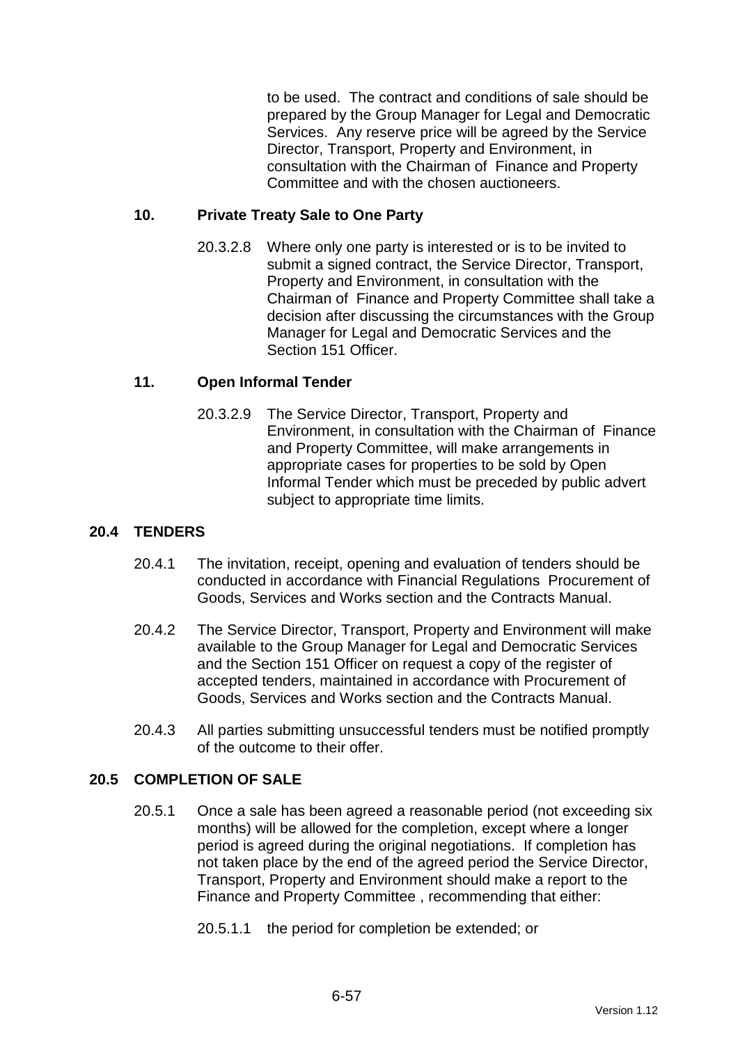to be used. The contract and conditions of sale should be prepared by the Group Manager for Legal and Democratic Services. Any reserve price will be agreed by the Service Director, Transport, Property and Environment, in consultation with the Chairman of Finance and Property Committee and with the chosen auctioneers.

### 10. Private Treaty Sale to One Party

20.3.2.8 Where only one party is interested or is to be invited to submit a signed contract, the Service Director, Transport, Property and Environment, in consultation with the Chairman of Finance and Property Committee shall take a decision after discussing the circumstances with the Group Manager for Legal and Democratic Services and the Section 151 Officer.

### 11. Open Informal Tender

20.3.2.9 The Service Director, Transport, Property and Environment, in consultation with the Chairman of Finance and Property Committee, will make arrangements in appropriate cases for properties to be sold by Open Informal Tender which must be preceded by public advert subject to appropriate time limits.

## 20.4 TENDERS

20.4.1 The invitation, receipt, opening and evaluation of tenders should be conducted in accordance with Financial Regulations Procurement of Goods, Services and Works section and the Contracts Manual.

20.4.2 The Service Director, Transport, Property and Environment will make available to the Group Manager for Legal and Democratic Services and the Section 151 Officer on request a copy of the register of accepted tenders, maintained in accordance with Procurement of Goods, Services and Works section and the Contracts Manual.

20.4.3 All parties submitting unsuccessful tenders must be notified promptly of the outcome to their offer.

## 20.5 COMPLETION OF SALE

20.5.1 Once a sale has been agreed a reasonable period (not exceeding six months) will be allowed for the completion, except where a longer period is agreed during the original negotiations. If completion has not taken place by the end of the agreed period the Service Director, Transport, Property and Environment should make a report to the Finance and Property Committee , recommending that either:

20.5.1.1 the period for completion be extended; or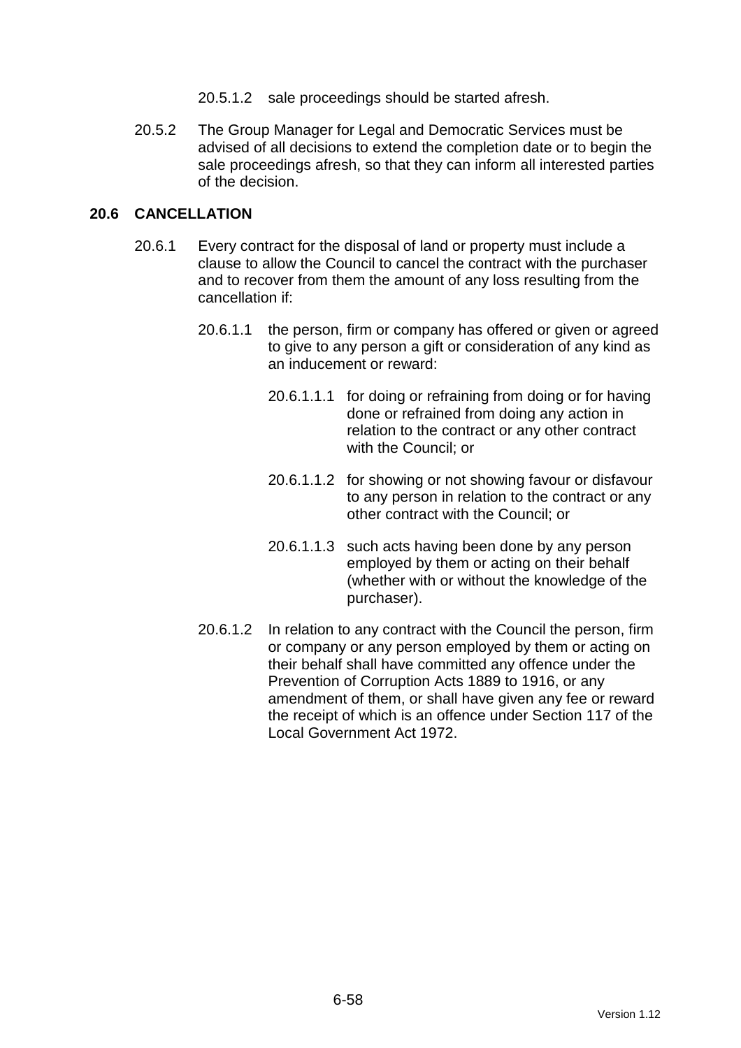20.5.1.2 sale proceedings should be started afresh.

20.5.2 The Group Manager for Legal and Democratic Services must be advised of all decisions to extend the completion date or to begin the sale proceedings afresh, so that they can inform all interested parties of the decision.

## 20.6 CANCELLATION

20.6.1 Every contract for the disposal of land or property must include a clause to allow the Council to cancel the contract with the purchaser and to recover from them the amount of any loss resulting from the cancellation if:

20.6.1.1 the person, firm or company has offered or given or agreed to give to any person a gift or consideration of any kind as an inducement or reward:

20.6.1.1.1 for doing or refraining from doing or for having done or refrained from doing any action in relation to the contract or any other contract with the Council; or

20.6.1.1.2 for showing or not showing favour or disfavour to any person in relation to the contract or any other contract with the Council; or

20.6.1.1.3 such acts having been done by any person employed by them or acting on their behalf (whether with or without the knowledge of the purchaser).

20.6.1.2 In relation to any contract with the Council the person, firm or company or any person employed by them or acting on their behalf shall have committed any offence under the Prevention of Corruption Acts 1889 to 1916, or any amendment of them, or shall have given any fee or reward the receipt of which is an offence under Section 117 of the Local Government Act 1972.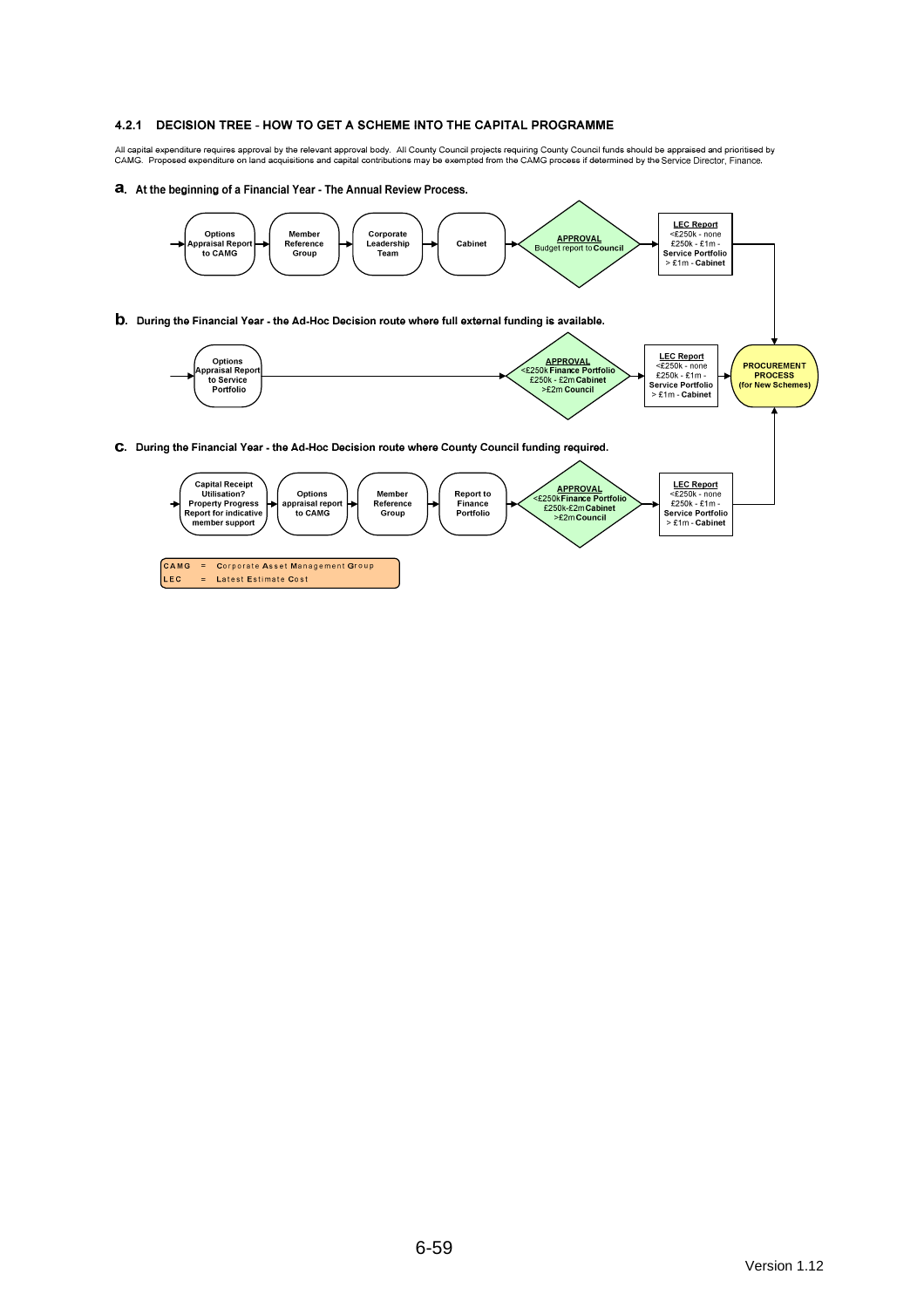### 4.2.1 DECISION TREE - HOW TO GET A SCHEME INTO THE CAPITAL PROGRAMME

All capital expenditure requires approval by the relevant approval body. All County Council projects requiring County Council funds should be appraised and prioritised by CAMG. Proposed expenditure on land acquisitions and capital contributions may be exempted from the CAMG process if determined by the Service Director, Finance.

**a. At the beginning of a Financial Year - The Annual Review Process.**

Options Appraisal Report to CAMG → Member Reference Group → Corporate Leadership Team → Cabinet → **APPROVAL** Budget report to **Council** → **LEC Report** <£250k - none; £250k - £1m - **Service Portfolio**; > £1m - **Cabinet** → **PROCUREMENT PROCESS (for New Schemes)**

**b. During the Financial Year - the Ad-Hoc Decision route where full external funding is available.**

Options Appraisal Report to Service Portfolio → **APPROVAL** <£250k **Finance Portfolio**; £250k - £2m **Cabinet**; >£2m **Council** → **LEC Report** <£250k - none; £250k - £1m - **Service Portfolio**; > £1m - **Cabinet** → **PROCUREMENT PROCESS (for New Schemes)**

**c. During the Financial Year - the Ad-Hoc Decision route where County Council funding required.**

Capital Receipt Utilisation? Property Progress Report for indicative member support → Options appraisal report to CAMG → Member Reference Group → Report to Finance Portfolio → **APPROVAL** <£250k **Finance Portfolio**; £250k-£2m **Cabinet**; >£2m **Council** → **LEC Report** <£250k - none; £250k - £1m - **Service Portfolio**; > £1m - **Cabinet** → **PROCUREMENT PROCESS (for New Schemes)**

CAMG = **C**orporate **A**sset **M**anagement **G**roup
LEC = **L**atest **E**stimate **C**ost

Version 1.12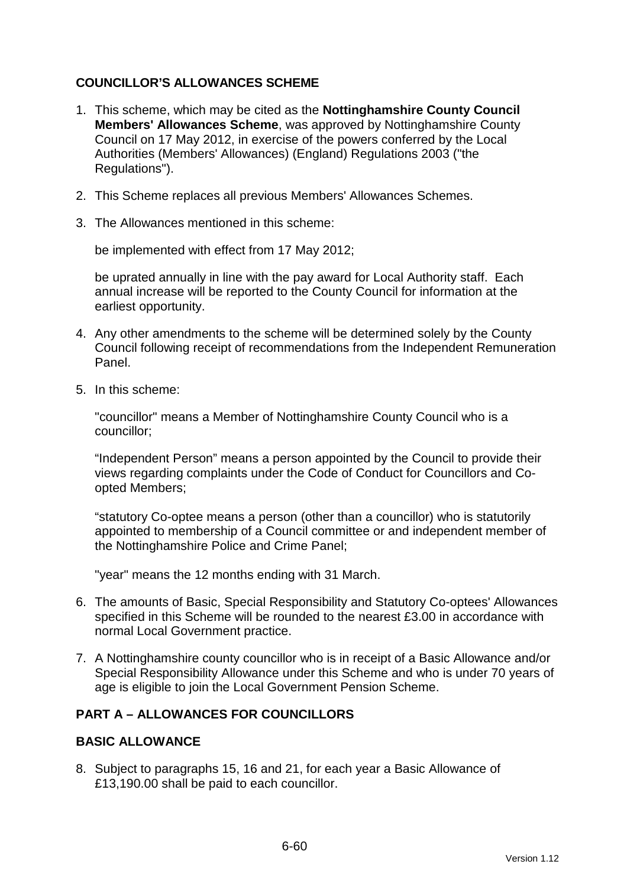## COUNCILLOR'S ALLOWANCES SCHEME

1. This scheme, which may be cited as the **Nottinghamshire County Council Members' Allowances Scheme**, was approved by Nottinghamshire County Council on 17 May 2012, in exercise of the powers conferred by the Local Authorities (Members' Allowances) (England) Regulations 2003 ("the Regulations").

2. This Scheme replaces all previous Members' Allowances Schemes.

3. The Allowances mentioned in this scheme:

   be implemented with effect from 17 May 2012;

   be uprated annually in line with the pay award for Local Authority staff. Each annual increase will be reported to the County Council for information at the earliest opportunity.

4. Any other amendments to the scheme will be determined solely by the County Council following receipt of recommendations from the Independent Remuneration Panel.

5. In this scheme:

   "councillor" means a Member of Nottinghamshire County Council who is a councillor;

   "Independent Person" means a person appointed by the Council to provide their views regarding complaints under the Code of Conduct for Councillors and Co-opted Members;

   "statutory Co-optee means a person (other than a councillor) who is statutorily appointed to membership of a Council committee or and independent member of the Nottinghamshire Police and Crime Panel;

   "year" means the 12 months ending with 31 March.

6. The amounts of Basic, Special Responsibility and Statutory Co-optees' Allowances specified in this Scheme will be rounded to the nearest £3.00 in accordance with normal Local Government practice.

7. A Nottinghamshire county councillor who is in receipt of a Basic Allowance and/or Special Responsibility Allowance under this Scheme and who is under 70 years of age is eligible to join the Local Government Pension Scheme.

## PART A – ALLOWANCES FOR COUNCILLORS

### BASIC ALLOWANCE

8. Subject to paragraphs 15, 16 and 21, for each year a Basic Allowance of £13,190.00 shall be paid to each councillor.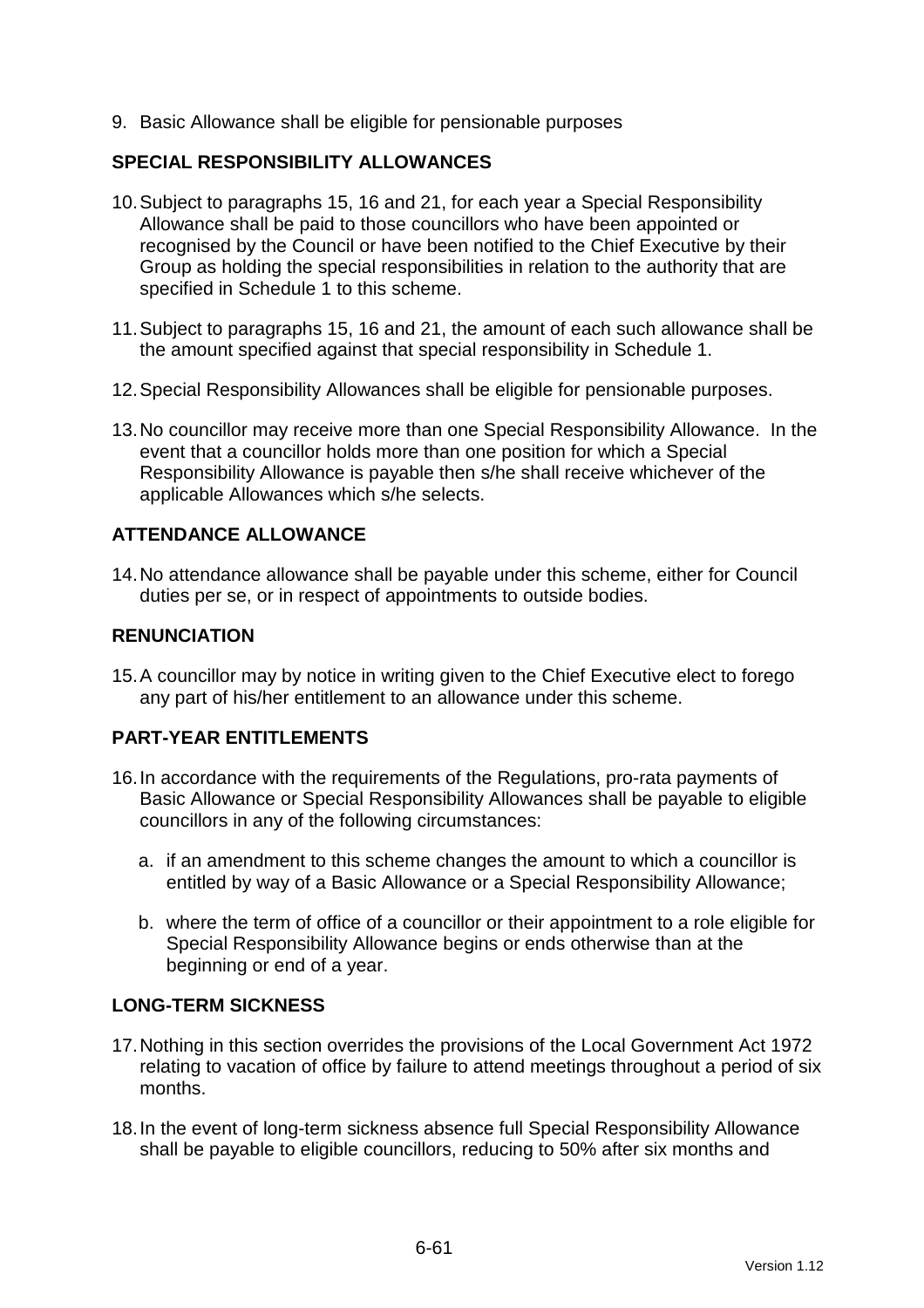9. Basic Allowance shall be eligible for pensionable purposes

## SPECIAL RESPONSIBILITY ALLOWANCES

10. Subject to paragraphs 15, 16 and 21, for each year a Special Responsibility Allowance shall be paid to those councillors who have been appointed or recognised by the Council or have been notified to the Chief Executive by their Group as holding the special responsibilities in relation to the authority that are specified in Schedule 1 to this scheme.

11. Subject to paragraphs 15, 16 and 21, the amount of each such allowance shall be the amount specified against that special responsibility in Schedule 1.

12. Special Responsibility Allowances shall be eligible for pensionable purposes.

13. No councillor may receive more than one Special Responsibility Allowance. In the event that a councillor holds more than one position for which a Special Responsibility Allowance is payable then s/he shall receive whichever of the applicable Allowances which s/he selects.

## ATTENDANCE ALLOWANCE

14. No attendance allowance shall be payable under this scheme, either for Council duties per se, or in respect of appointments to outside bodies.

## RENUNCIATION

15. A councillor may by notice in writing given to the Chief Executive elect to forego any part of his/her entitlement to an allowance under this scheme.

## PART-YEAR ENTITLEMENTS

16. In accordance with the requirements of the Regulations, pro-rata payments of Basic Allowance or Special Responsibility Allowances shall be payable to eligible councillors in any of the following circumstances:

    a. if an amendment to this scheme changes the amount to which a councillor is entitled by way of a Basic Allowance or a Special Responsibility Allowance;

    b. where the term of office of a councillor or their appointment to a role eligible for Special Responsibility Allowance begins or ends otherwise than at the beginning or end of a year.

## LONG-TERM SICKNESS

17. Nothing in this section overrides the provisions of the Local Government Act 1972 relating to vacation of office by failure to attend meetings throughout a period of six months.

18. In the event of long-term sickness absence full Special Responsibility Allowance shall be payable to eligible councillors, reducing to 50% after six months and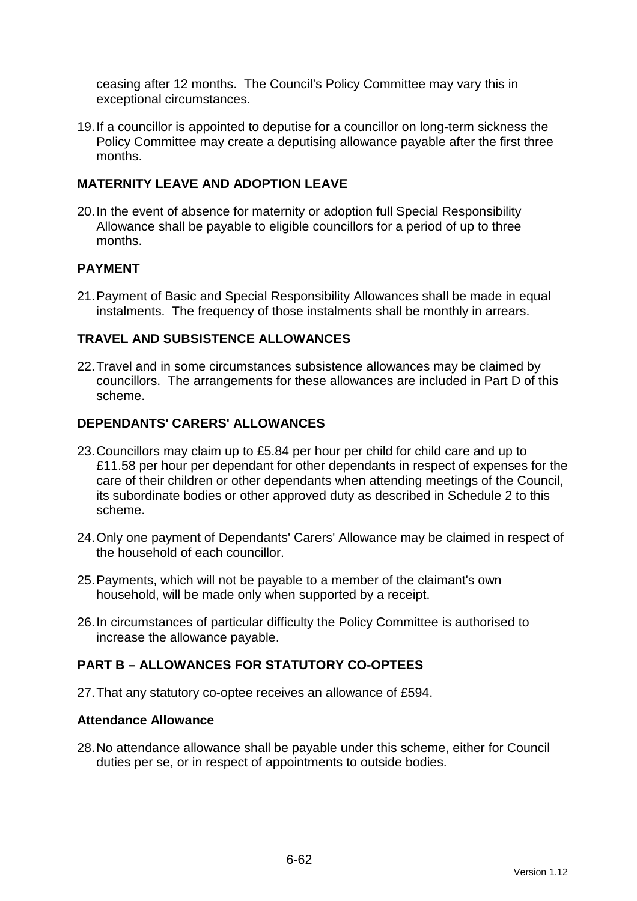ceasing after 12 months. The Council's Policy Committee may vary this in exceptional circumstances.

19. If a councillor is appointed to deputise for a councillor on long-term sickness the Policy Committee may create a deputising allowance payable after the first three months.

## MATERNITY LEAVE AND ADOPTION LEAVE

20. In the event of absence for maternity or adoption full Special Responsibility Allowance shall be payable to eligible councillors for a period of up to three months.

## PAYMENT

21. Payment of Basic and Special Responsibility Allowances shall be made in equal instalments. The frequency of those instalments shall be monthly in arrears.

## TRAVEL AND SUBSISTENCE ALLOWANCES

22. Travel and in some circumstances subsistence allowances may be claimed by councillors. The arrangements for these allowances are included in Part D of this scheme.

## DEPENDANTS' CARERS' ALLOWANCES

23. Councillors may claim up to £5.84 per hour per child for child care and up to £11.58 per hour per dependant for other dependants in respect of expenses for the care of their children or other dependants when attending meetings of the Council, its subordinate bodies or other approved duty as described in Schedule 2 to this scheme.

24. Only one payment of Dependants' Carers' Allowance may be claimed in respect of the household of each councillor.

25. Payments, which will not be payable to a member of the claimant's own household, will be made only when supported by a receipt.

26. In circumstances of particular difficulty the Policy Committee is authorised to increase the allowance payable.

## PART B – ALLOWANCES FOR STATUTORY CO-OPTEES

27. That any statutory co-optee receives an allowance of £594.

### Attendance Allowance

28. No attendance allowance shall be payable under this scheme, either for Council duties per se, or in respect of appointments to outside bodies.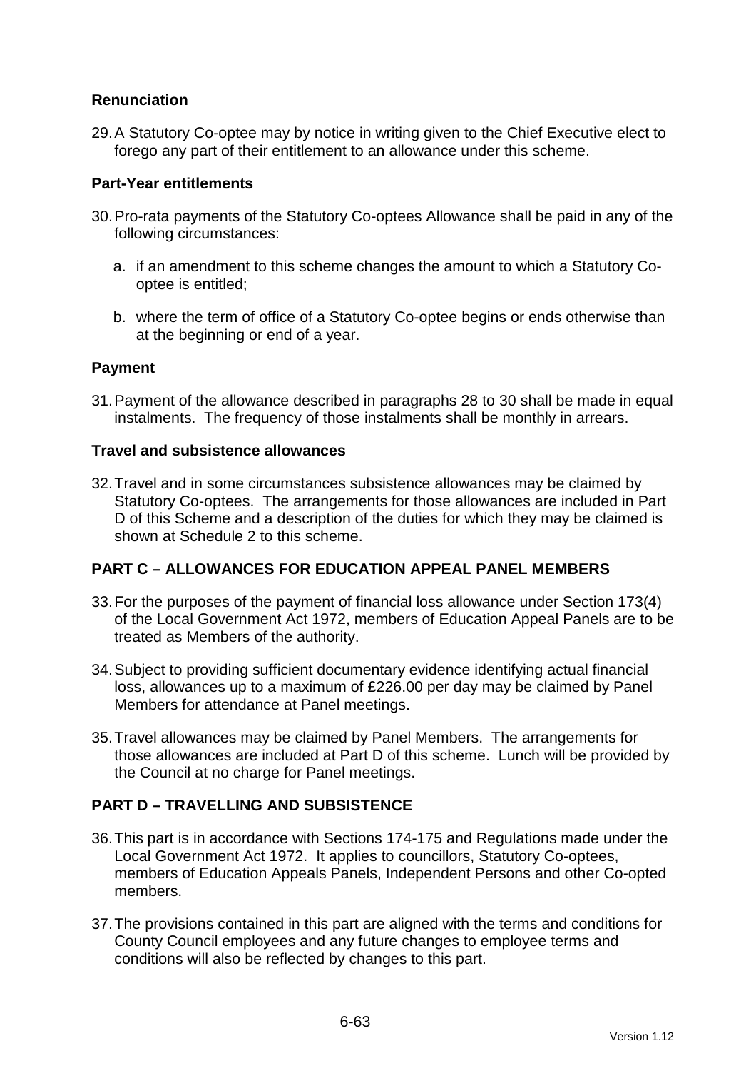**Renunciation**

29. A Statutory Co-optee may by notice in writing given to the Chief Executive elect to forego any part of their entitlement to an allowance under this scheme.

**Part-Year entitlements**

30. Pro-rata payments of the Statutory Co-optees Allowance shall be paid in any of the following circumstances:

    a. if an amendment to this scheme changes the amount to which a Statutory Co-optee is entitled;

    b. where the term of office of a Statutory Co-optee begins or ends otherwise than at the beginning or end of a year.

**Payment**

31. Payment of the allowance described in paragraphs 28 to 30 shall be made in equal instalments. The frequency of those instalments shall be monthly in arrears.

**Travel and subsistence allowances**

32. Travel and in some circumstances subsistence allowances may be claimed by Statutory Co-optees. The arrangements for those allowances are included in Part D of this Scheme and a description of the duties for which they may be claimed is shown at Schedule 2 to this scheme.

## PART C – ALLOWANCES FOR EDUCATION APPEAL PANEL MEMBERS

33. For the purposes of the payment of financial loss allowance under Section 173(4) of the Local Government Act 1972, members of Education Appeal Panels are to be treated as Members of the authority.

34. Subject to providing sufficient documentary evidence identifying actual financial loss, allowances up to a maximum of £226.00 per day may be claimed by Panel Members for attendance at Panel meetings.

35. Travel allowances may be claimed by Panel Members. The arrangements for those allowances are included at Part D of this scheme. Lunch will be provided by the Council at no charge for Panel meetings.

## PART D – TRAVELLING AND SUBSISTENCE

36. This part is in accordance with Sections 174-175 and Regulations made under the Local Government Act 1972. It applies to councillors, Statutory Co-optees, members of Education Appeals Panels, Independent Persons and other Co-opted members.

37. The provisions contained in this part are aligned with the terms and conditions for County Council employees and any future changes to employee terms and conditions will also be reflected by changes to this part.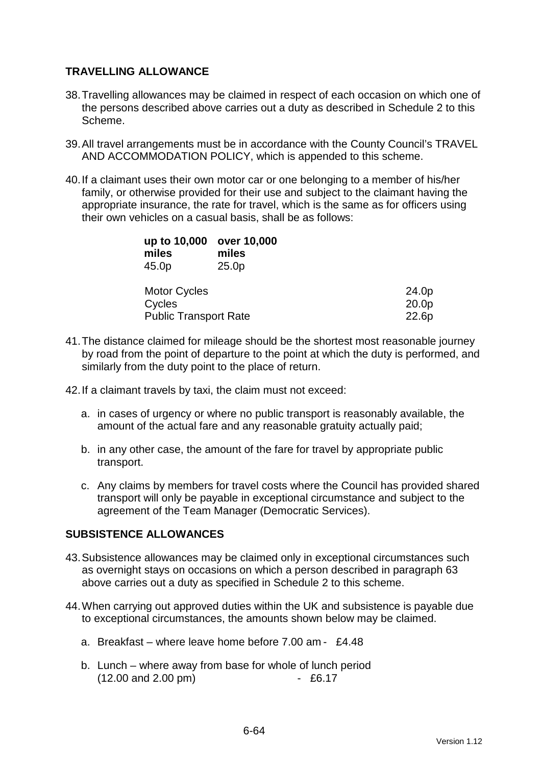## TRAVELLING ALLOWANCE

38. Travelling allowances may be claimed in respect of each occasion on which one of the persons described above carries out a duty as described in Schedule 2 to this Scheme.

39. All travel arrangements must be in accordance with the County Council's TRAVEL AND ACCOMMODATION POLICY, which is appended to this scheme.

40. If a claimant uses their own motor car or one belonging to a member of his/her family, or otherwise provided for their use and subject to the claimant having the appropriate insurance, the rate for travel, which is the same as for officers using their own vehicles on a casual basis, shall be as follows:

| up to 10,000 miles | over 10,000 miles |
|---|---|
| 45.0p | 25.0p |

| | |
|---|---|
| Motor Cycles | 24.0p |
| Cycles | 20.0p |
| Public Transport Rate | 22.6p |

41. The distance claimed for mileage should be the shortest most reasonable journey by road from the point of departure to the point at which the duty is performed, and similarly from the duty point to the place of return.

42. If a claimant travels by taxi, the claim must not exceed:

    a. in cases of urgency or where no public transport is reasonably available, the amount of the actual fare and any reasonable gratuity actually paid;

    b. in any other case, the amount of the fare for travel by appropriate public transport.

    c. Any claims by members for travel costs where the Council has provided shared transport will only be payable in exceptional circumstance and subject to the agreement of the Team Manager (Democratic Services).

## SUBSISTENCE ALLOWANCES

43. Subsistence allowances may be claimed only in exceptional circumstances such as overnight stays on occasions on which a person described in paragraph 63 above carries out a duty as specified in Schedule 2 to this scheme.

44. When carrying out approved duties within the UK and subsistence is payable due to exceptional circumstances, the amounts shown below may be claimed.

    a. Breakfast – where leave home before 7.00 am - £4.48

    b. Lunch – where away from base for whole of lunch period (12.00 and 2.00 pm) - £6.17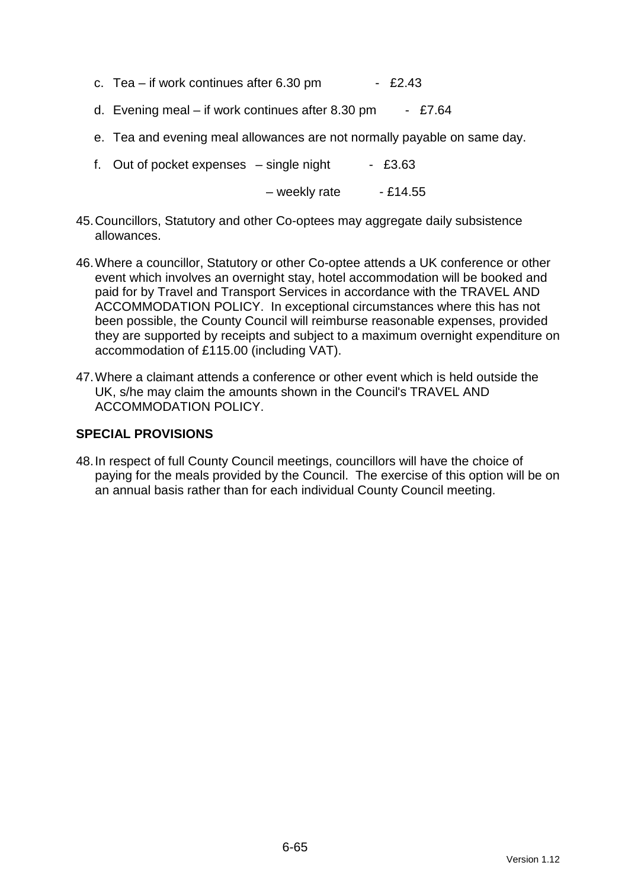c. Tea – if work continues after 6.30 pm - £2.43

d. Evening meal – if work continues after 8.30 pm - £7.64

e. Tea and evening meal allowances are not normally payable on same day.

f. Out of pocket expenses – single night - £3.63

   – weekly rate - £14.55

45. Councillors, Statutory and other Co-optees may aggregate daily subsistence allowances.

46. Where a councillor, Statutory or other Co-optee attends a UK conference or other event which involves an overnight stay, hotel accommodation will be booked and paid for by Travel and Transport Services in accordance with the TRAVEL AND ACCOMMODATION POLICY. In exceptional circumstances where this has not been possible, the County Council will reimburse reasonable expenses, provided they are supported by receipts and subject to a maximum overnight expenditure on accommodation of £115.00 (including VAT).

47. Where a claimant attends a conference or other event which is held outside the UK, s/he may claim the amounts shown in the Council's TRAVEL AND ACCOMMODATION POLICY.

## SPECIAL PROVISIONS

48. In respect of full County Council meetings, councillors will have the choice of paying for the meals provided by the Council. The exercise of this option will be on an annual basis rather than for each individual County Council meeting.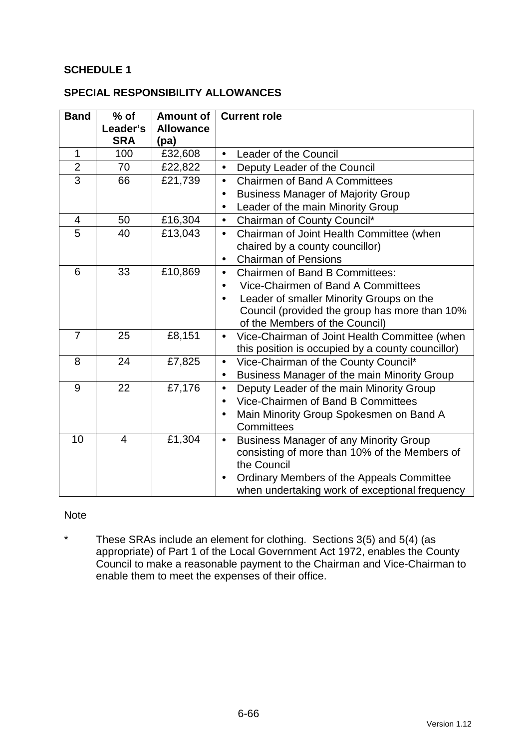**SCHEDULE 1**

**SPECIAL RESPONSIBILITY ALLOWANCES**

| Band | % of Leader's SRA | Amount of Allowance (pa) | Current role |
|---|---|---|---|
| 1 | 100 | £32,608 | • Leader of the Council |
| 2 | 70 | £22,822 | • Deputy Leader of the Council |
| 3 | 66 | £21,739 | • Chairmen of Band A Committees<br>• Business Manager of Majority Group<br>• Leader of the main Minority Group |
| 4 | 50 | £16,304 | • Chairman of County Council* |
| 5 | 40 | £13,043 | • Chairman of Joint Health Committee (when chaired by a county councillor)<br>• Chairman of Pensions |
| 6 | 33 | £10,869 | • Chairmen of Band B Committees:<br>• Vice-Chairmen of Band A Committees<br>• Leader of smaller Minority Groups on the Council (provided the group has more than 10% of the Members of the Council) |
| 7 | 25 | £8,151 | • Vice-Chairman of Joint Health Committee (when this position is occupied by a county councillor) |
| 8 | 24 | £7,825 | • Vice-Chairman of the County Council*<br>• Business Manager of the main Minority Group |
| 9 | 22 | £7,176 | • Deputy Leader of the main Minority Group<br>• Vice-Chairmen of Band B Committees<br>• Main Minority Group Spokesmen on Band A Committees |
| 10 | 4 | £1,304 | • Business Manager of any Minority Group consisting of more than 10% of the Members of the Council<br>• Ordinary Members of the Appeals Committee when undertaking work of exceptional frequency |

Note

\* These SRAs include an element for clothing. Sections 3(5) and 5(4) (as appropriate) of Part 1 of the Local Government Act 1972, enables the County Council to make a reasonable payment to the Chairman and Vice-Chairman to enable them to meet the expenses of their office.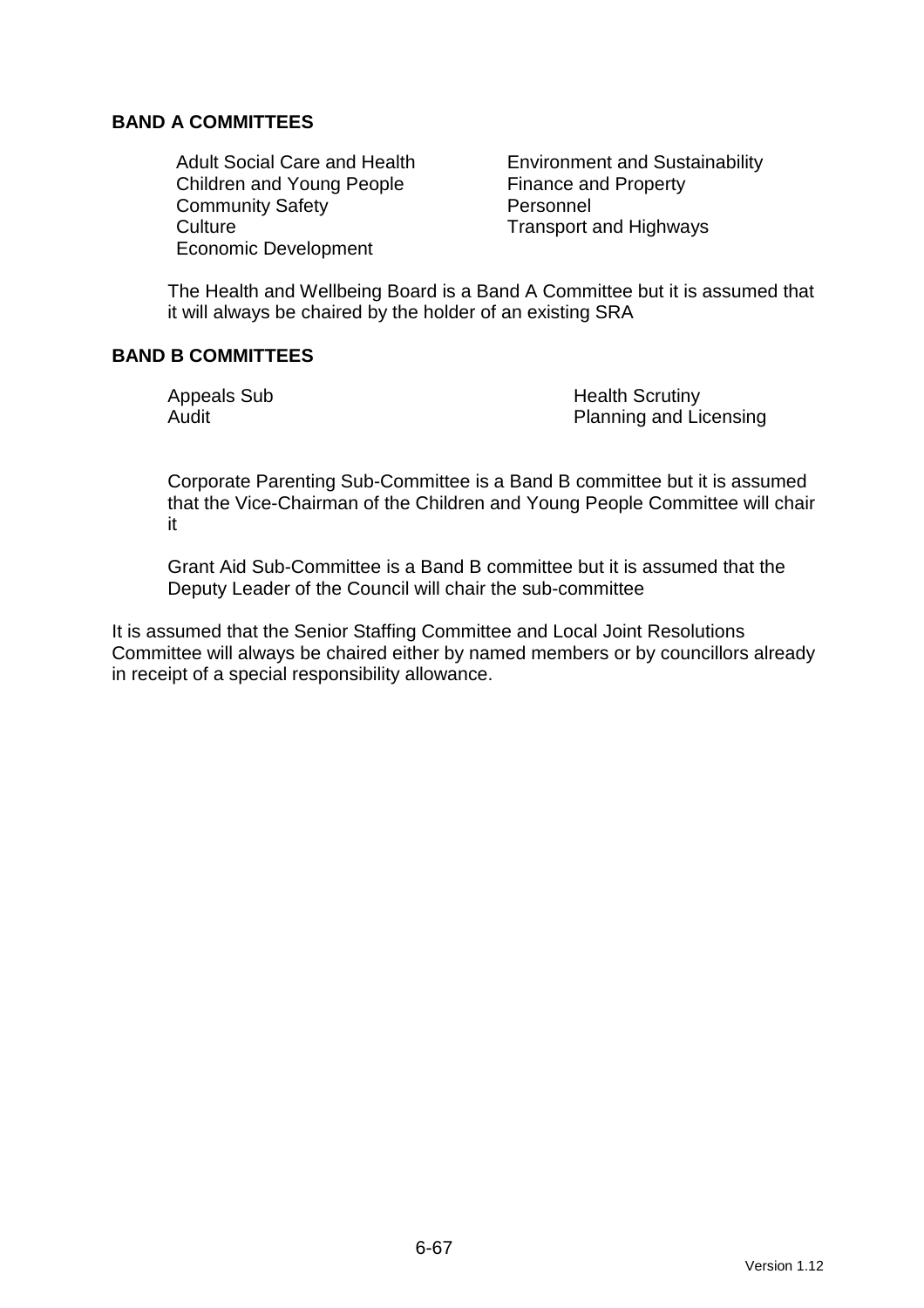**BAND A COMMITTEES**

- Adult Social Care and Health
- Children and Young People
- Community Safety
- Culture
- Economic Development
- Environment and Sustainability
- Finance and Property
- Personnel
- Transport and Highways

The Health and Wellbeing Board is a Band A Committee but it is assumed that it will always be chaired by the holder of an existing SRA

**BAND B COMMITTEES**

- Appeals Sub
- Audit
- Health Scrutiny
- Planning and Licensing

Corporate Parenting Sub-Committee is a Band B committee but it is assumed that the Vice-Chairman of the Children and Young People Committee will chair it

Grant Aid Sub-Committee is a Band B committee but it is assumed that the Deputy Leader of the Council will chair the sub-committee

It is assumed that the Senior Staffing Committee and Local Joint Resolutions Committee will always be chaired either by named members or by councillors already in receipt of a special responsibility allowance.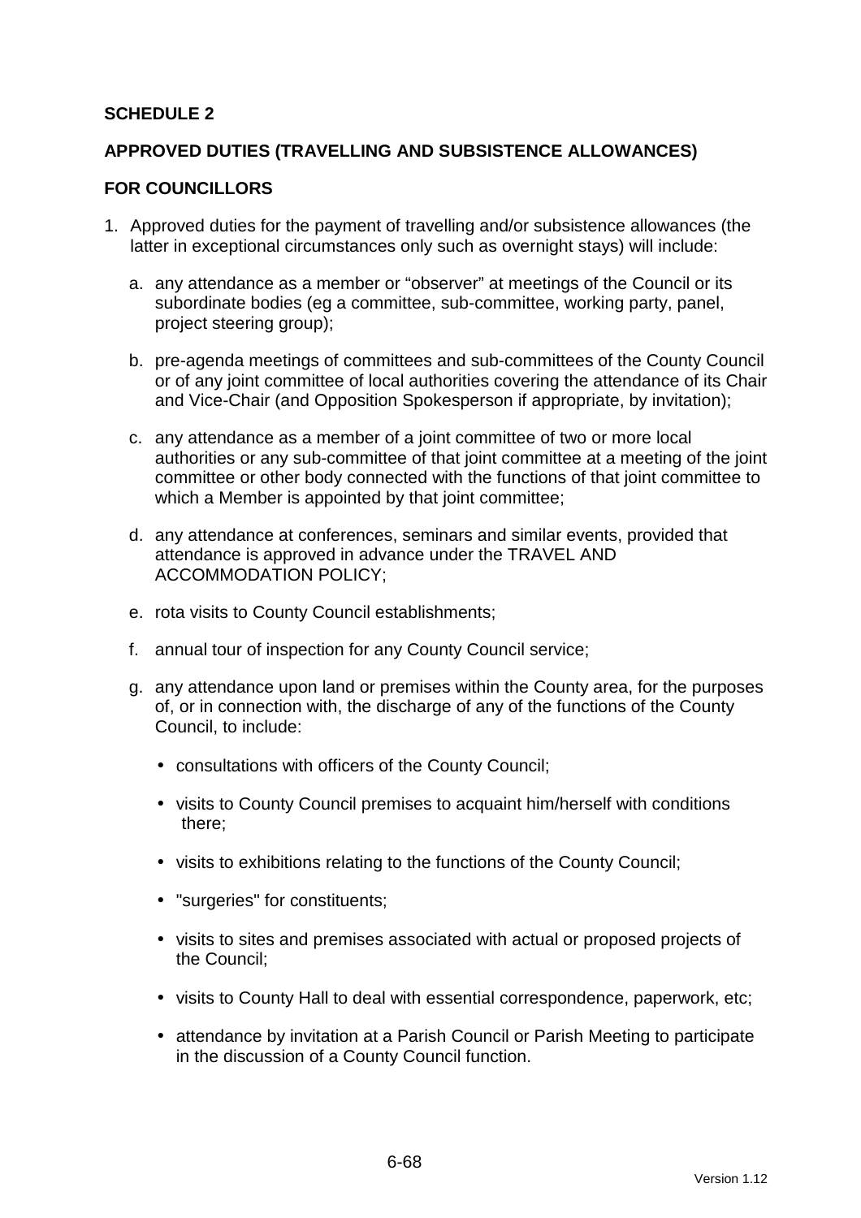**SCHEDULE 2**

**APPROVED DUTIES (TRAVELLING AND SUBSISTENCE ALLOWANCES)**

**FOR COUNCILLORS**

1. Approved duties for the payment of travelling and/or subsistence allowances (the latter in exceptional circumstances only such as overnight stays) will include:

   a. any attendance as a member or "observer" at meetings of the Council or its subordinate bodies (eg a committee, sub-committee, working party, panel, project steering group);

   b. pre-agenda meetings of committees and sub-committees of the County Council or of any joint committee of local authorities covering the attendance of its Chair and Vice-Chair (and Opposition Spokesperson if appropriate, by invitation);

   c. any attendance as a member of a joint committee of two or more local authorities or any sub-committee of that joint committee at a meeting of the joint committee or other body connected with the functions of that joint committee to which a Member is appointed by that joint committee;

   d. any attendance at conferences, seminars and similar events, provided that attendance is approved in advance under the TRAVEL AND ACCOMMODATION POLICY;

   e. rota visits to County Council establishments;

   f. annual tour of inspection for any County Council service;

   g. any attendance upon land or premises within the County area, for the purposes of, or in connection with, the discharge of any of the functions of the County Council, to include:

      - consultations with officers of the County Council;
      - visits to County Council premises to acquaint him/herself with conditions there;
      - visits to exhibitions relating to the functions of the County Council;
      - "surgeries" for constituents;
      - visits to sites and premises associated with actual or proposed projects of the Council;
      - visits to County Hall to deal with essential correspondence, paperwork, etc;
      - attendance by invitation at a Parish Council or Parish Meeting to participate in the discussion of a County Council function.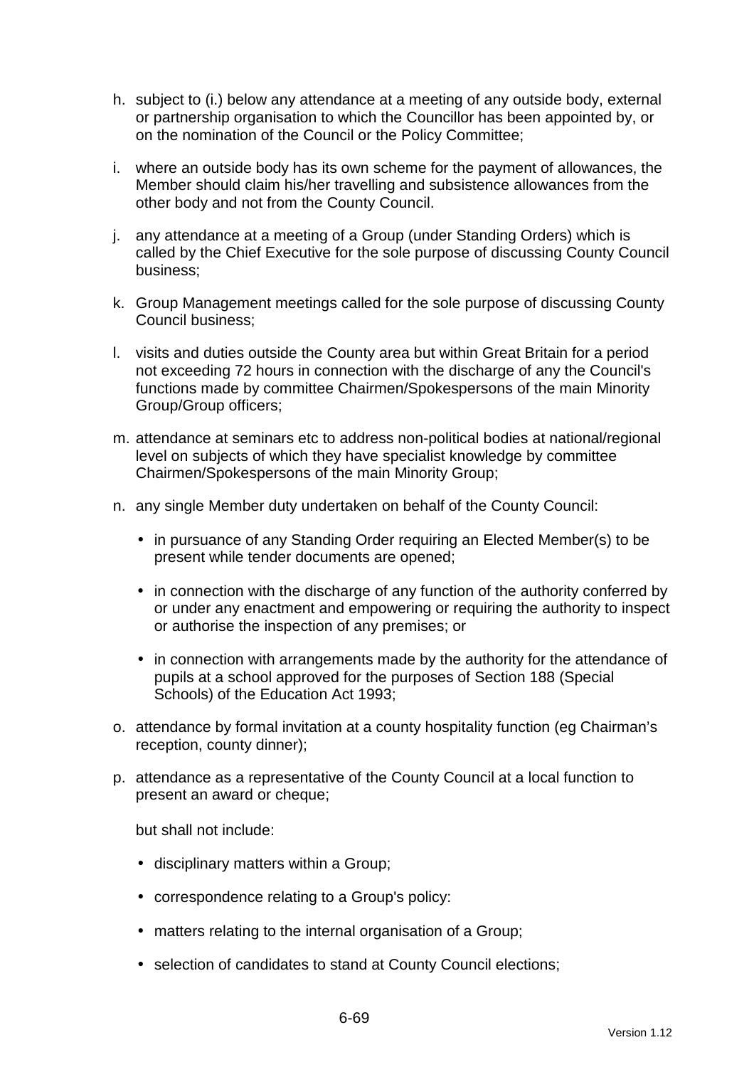h. subject to (i.) below any attendance at a meeting of any outside body, external or partnership organisation to which the Councillor has been appointed by, or on the nomination of the Council or the Policy Committee;

i. where an outside body has its own scheme for the payment of allowances, the Member should claim his/her travelling and subsistence allowances from the other body and not from the County Council.

j. any attendance at a meeting of a Group (under Standing Orders) which is called by the Chief Executive for the sole purpose of discussing County Council business;

k. Group Management meetings called for the sole purpose of discussing County Council business;

l. visits and duties outside the County area but within Great Britain for a period not exceeding 72 hours in connection with the discharge of any the Council's functions made by committee Chairmen/Spokespersons of the main Minority Group/Group officers;

m. attendance at seminars etc to address non-political bodies at national/regional level on subjects of which they have specialist knowledge by committee Chairmen/Spokespersons of the main Minority Group;

n. any single Member duty undertaken on behalf of the County Council:

   - in pursuance of any Standing Order requiring an Elected Member(s) to be present while tender documents are opened;
   - in connection with the discharge of any function of the authority conferred by or under any enactment and empowering or requiring the authority to inspect or authorise the inspection of any premises; or
   - in connection with arrangements made by the authority for the attendance of pupils at a school approved for the purposes of Section 188 (Special Schools) of the Education Act 1993;

o. attendance by formal invitation at a county hospitality function (eg Chairman's reception, county dinner);

p. attendance as a representative of the County Council at a local function to present an award or cheque;

   but shall not include:

   - disciplinary matters within a Group;
   - correspondence relating to a Group's policy:
   - matters relating to the internal organisation of a Group;
   - selection of candidates to stand at County Council elections;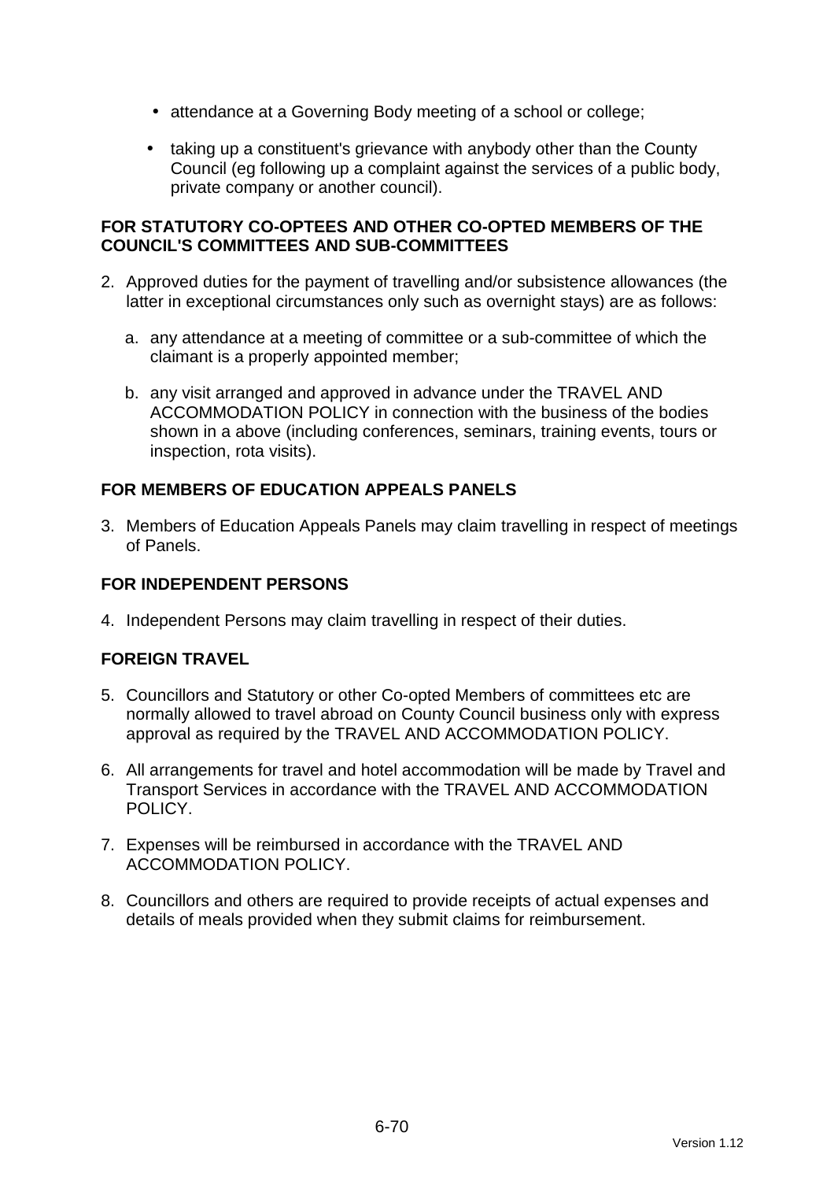- attendance at a Governing Body meeting of a school or college;
- taking up a constituent's grievance with anybody other than the County Council (eg following up a complaint against the services of a public body, private company or another council).

**FOR STATUTORY CO-OPTEES AND OTHER CO-OPTED MEMBERS OF THE COUNCIL'S COMMITTEES AND SUB-COMMITTEES**

2. Approved duties for the payment of travelling and/or subsistence allowances (the latter in exceptional circumstances only such as overnight stays) are as follows:

   a. any attendance at a meeting of committee or a sub-committee of which the claimant is a properly appointed member;

   b. any visit arranged and approved in advance under the TRAVEL AND ACCOMMODATION POLICY in connection with the business of the bodies shown in a above (including conferences, seminars, training events, tours or inspection, rota visits).

**FOR MEMBERS OF EDUCATION APPEALS PANELS**

3. Members of Education Appeals Panels may claim travelling in respect of meetings of Panels.

**FOR INDEPENDENT PERSONS**

4. Independent Persons may claim travelling in respect of their duties.

**FOREIGN TRAVEL**

5. Councillors and Statutory or other Co-opted Members of committees etc are normally allowed to travel abroad on County Council business only with express approval as required by the TRAVEL AND ACCOMMODATION POLICY.

6. All arrangements for travel and hotel accommodation will be made by Travel and Transport Services in accordance with the TRAVEL AND ACCOMMODATION POLICY.

7. Expenses will be reimbursed in accordance with the TRAVEL AND ACCOMMODATION POLICY.

8. Councillors and others are required to provide receipts of actual expenses and details of meals provided when they submit claims for reimbursement.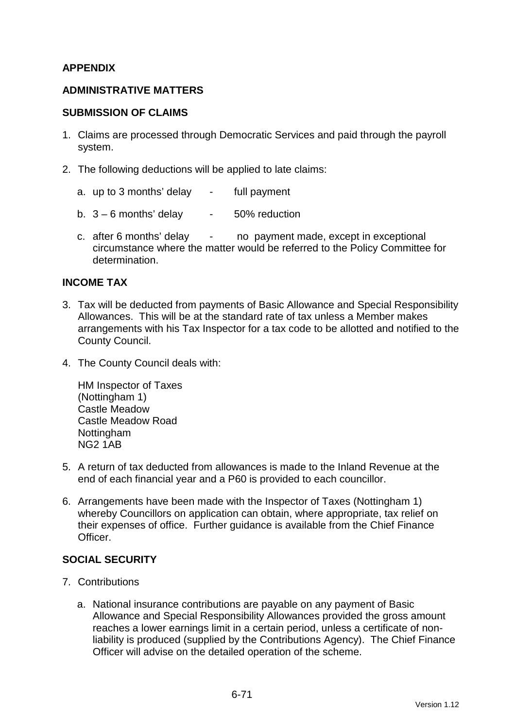**APPENDIX**

**ADMINISTRATIVE MATTERS**

**SUBMISSION OF CLAIMS**

1. Claims are processed through Democratic Services and paid through the payroll system.

2. The following deductions will be applied to late claims:

   a. up to 3 months' delay - full payment

   b. 3 – 6 months' delay - 50% reduction

   c. after 6 months' delay - no payment made, except in exceptional circumstance where the matter would be referred to the Policy Committee for determination.

**INCOME TAX**

3. Tax will be deducted from payments of Basic Allowance and Special Responsibility Allowances. This will be at the standard rate of tax unless a Member makes arrangements with his Tax Inspector for a tax code to be allotted and notified to the County Council.

4. The County Council deals with:

   HM Inspector of Taxes
   (Nottingham 1)
   Castle Meadow
   Castle Meadow Road
   Nottingham
   NG2 1AB

5. A return of tax deducted from allowances is made to the Inland Revenue at the end of each financial year and a P60 is provided to each councillor.

6. Arrangements have been made with the Inspector of Taxes (Nottingham 1) whereby Councillors on application can obtain, where appropriate, tax relief on their expenses of office. Further guidance is available from the Chief Finance Officer.

**SOCIAL SECURITY**

7. Contributions

   a. National insurance contributions are payable on any payment of Basic Allowance and Special Responsibility Allowances provided the gross amount reaches a lower earnings limit in a certain period, unless a certificate of non-liability is produced (supplied by the Contributions Agency). The Chief Finance Officer will advise on the detailed operation of the scheme.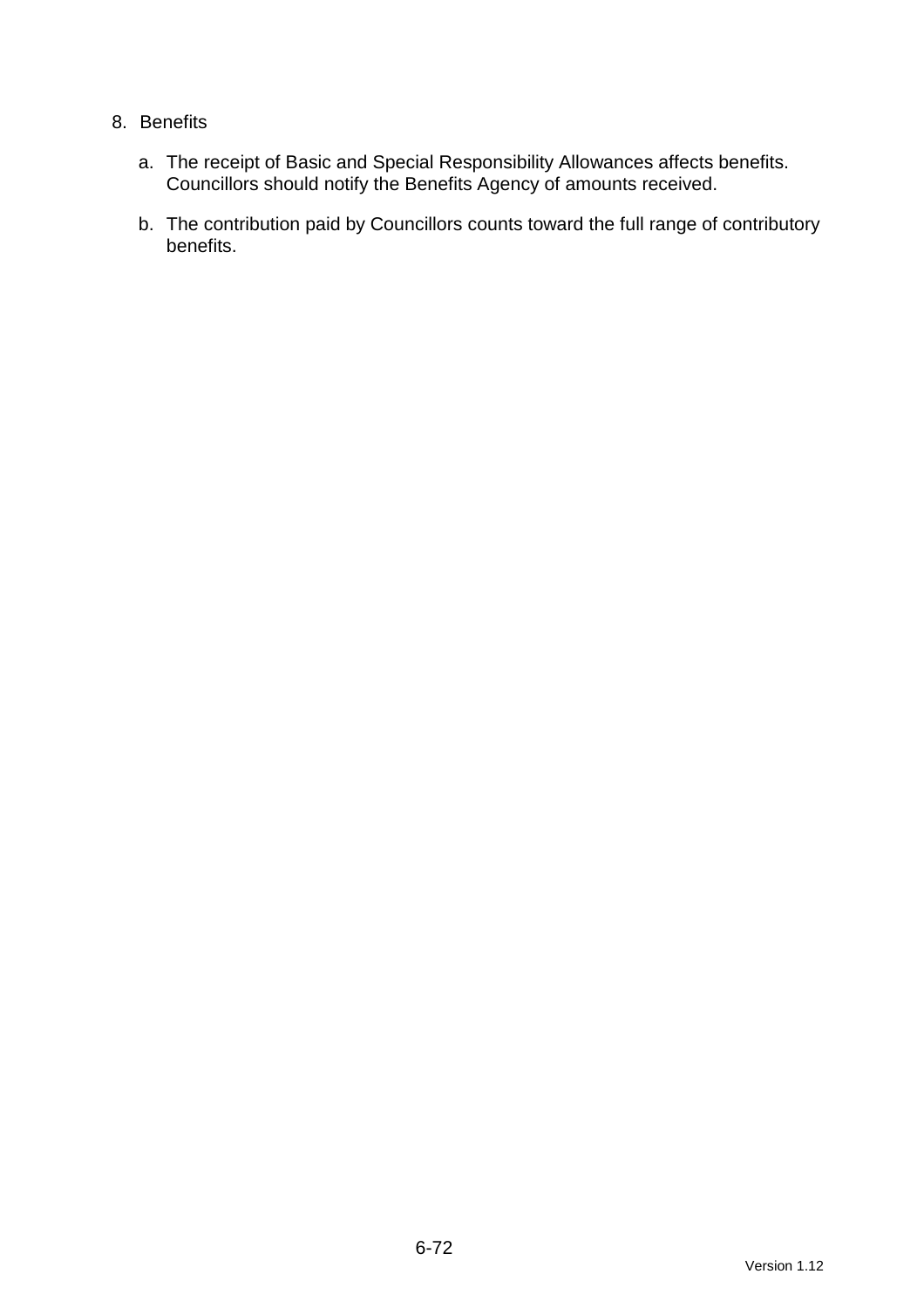8. Benefits

   a. The receipt of Basic and Special Responsibility Allowances affects benefits. Councillors should notify the Benefits Agency of amounts received.

   b. The contribution paid by Councillors counts toward the full range of contributory benefits.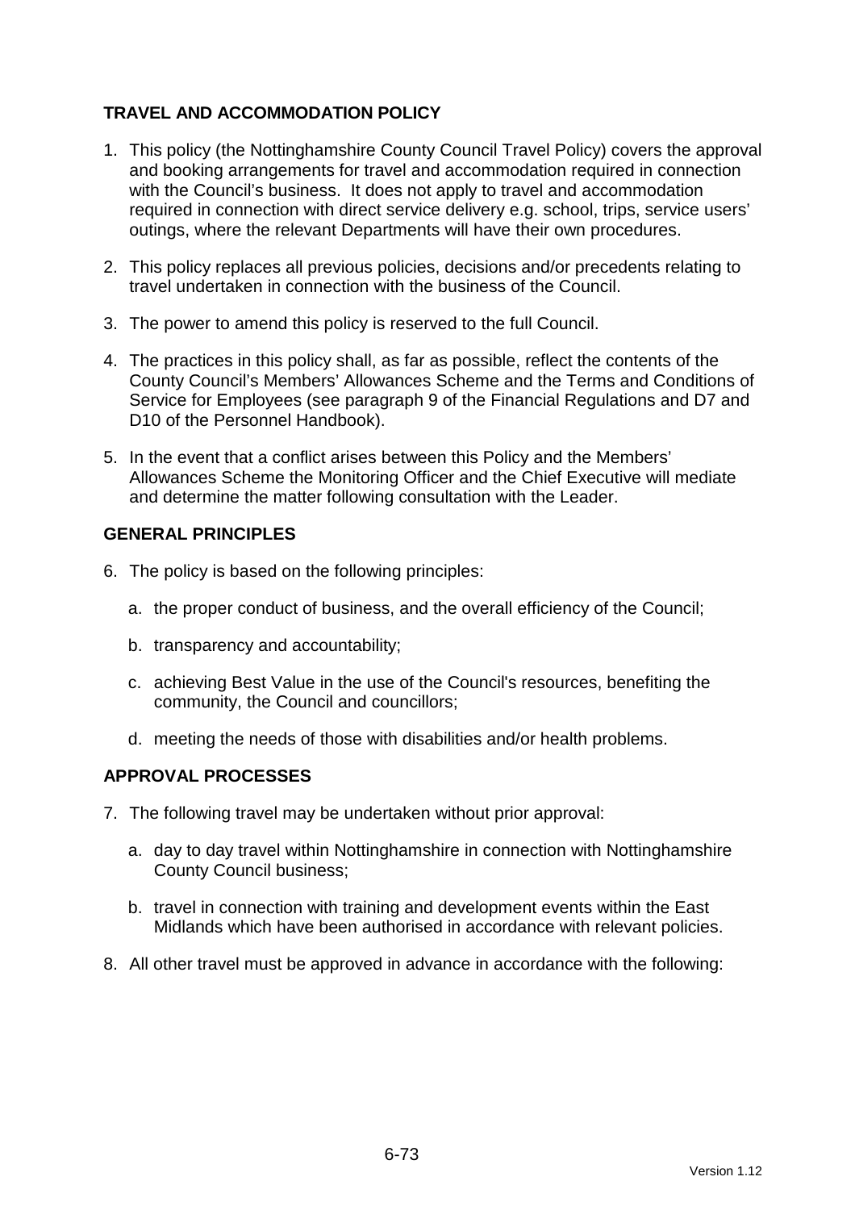## TRAVEL AND ACCOMMODATION POLICY

1. This policy (the Nottinghamshire County Council Travel Policy) covers the approval and booking arrangements for travel and accommodation required in connection with the Council's business. It does not apply to travel and accommodation required in connection with direct service delivery e.g. school, trips, service users' outings, where the relevant Departments will have their own procedures.

2. This policy replaces all previous policies, decisions and/or precedents relating to travel undertaken in connection with the business of the Council.

3. The power to amend this policy is reserved to the full Council.

4. The practices in this policy shall, as far as possible, reflect the contents of the County Council's Members' Allowances Scheme and the Terms and Conditions of Service for Employees (see paragraph 9 of the Financial Regulations and D7 and D10 of the Personnel Handbook).

5. In the event that a conflict arises between this Policy and the Members' Allowances Scheme the Monitoring Officer and the Chief Executive will mediate and determine the matter following consultation with the Leader.

## GENERAL PRINCIPLES

6. The policy is based on the following principles:

   a. the proper conduct of business, and the overall efficiency of the Council;

   b. transparency and accountability;

   c. achieving Best Value in the use of the Council's resources, benefiting the community, the Council and councillors;

   d. meeting the needs of those with disabilities and/or health problems.

## APPROVAL PROCESSES

7. The following travel may be undertaken without prior approval:

   a. day to day travel within Nottinghamshire in connection with Nottinghamshire County Council business;

   b. travel in connection with training and development events within the East Midlands which have been authorised in accordance with relevant policies.

8. All other travel must be approved in advance in accordance with the following: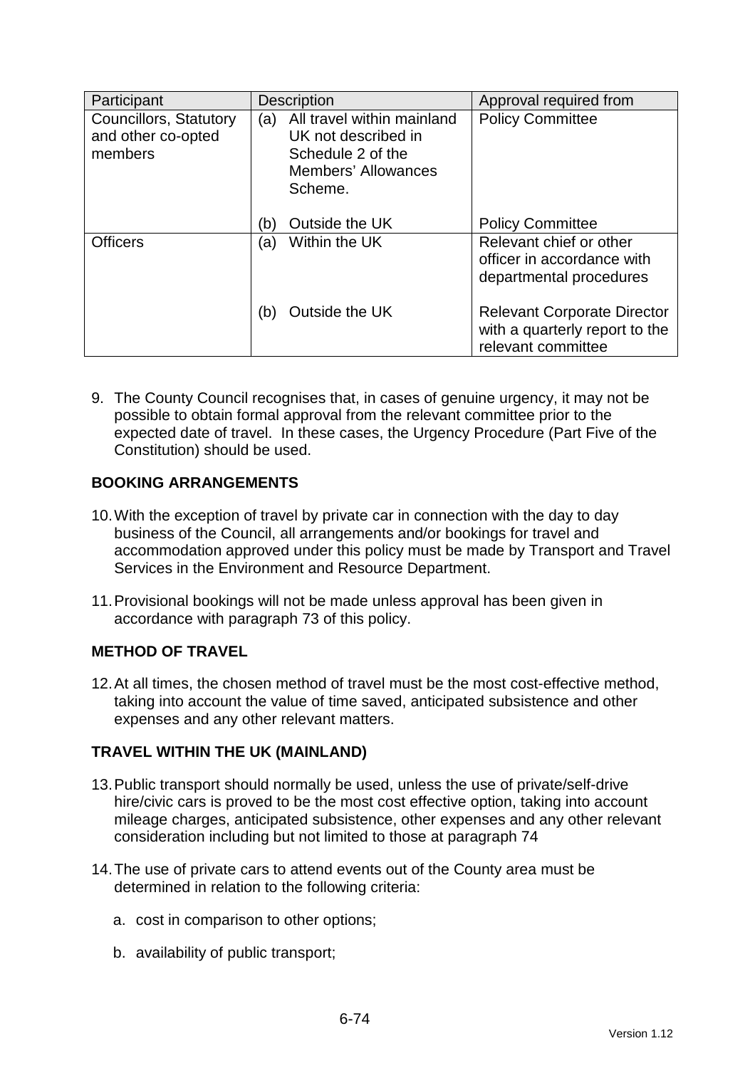| Participant | Description | Approval required from |
|---|---|---|
| Councillors, Statutory and other co-opted members | (a) All travel within mainland UK not described in Schedule 2 of the Members' Allowances Scheme. | Policy Committee |
| | (b) Outside the UK | Policy Committee |
| Officers | (a) Within the UK | Relevant chief or other officer in accordance with departmental procedures |
| | (b) Outside the UK | Relevant Corporate Director with a quarterly report to the relevant committee |

9. The County Council recognises that, in cases of genuine urgency, it may not be possible to obtain formal approval from the relevant committee prior to the expected date of travel. In these cases, the Urgency Procedure (Part Five of the Constitution) should be used.

**BOOKING ARRANGEMENTS**

10. With the exception of travel by private car in connection with the day to day business of the Council, all arrangements and/or bookings for travel and accommodation approved under this policy must be made by Transport and Travel Services in the Environment and Resource Department.

11. Provisional bookings will not be made unless approval has been given in accordance with paragraph 73 of this policy.

**METHOD OF TRAVEL**

12. At all times, the chosen method of travel must be the most cost-effective method, taking into account the value of time saved, anticipated subsistence and other expenses and any other relevant matters.

**TRAVEL WITHIN THE UK (MAINLAND)**

13. Public transport should normally be used, unless the use of private/self-drive hire/civic cars is proved to be the most cost effective option, taking into account mileage charges, anticipated subsistence, other expenses and any other relevant consideration including but not limited to those at paragraph 74

14. The use of private cars to attend events out of the County area must be determined in relation to the following criteria:

    a. cost in comparison to other options;

    b. availability of public transport;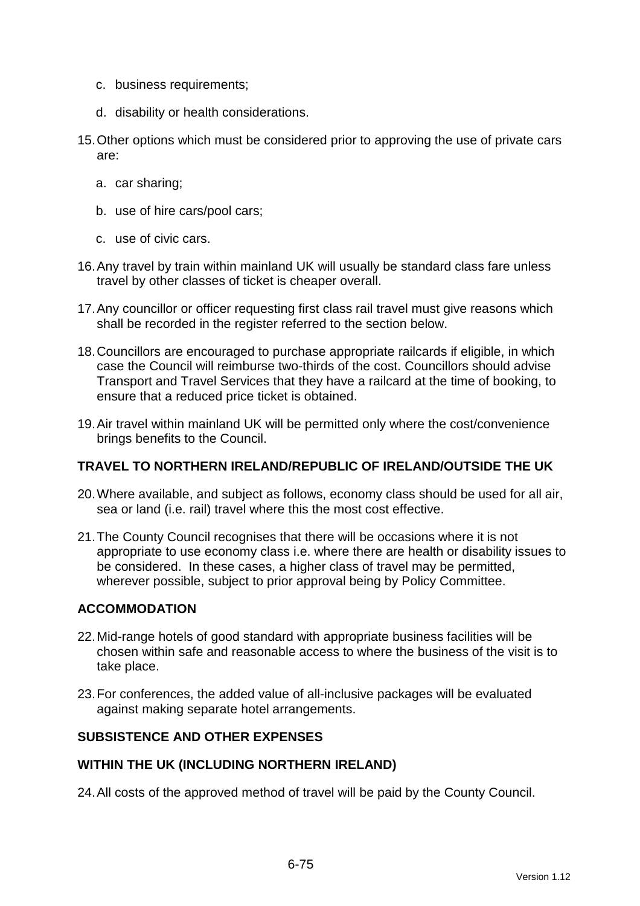c. business requirements;

d. disability or health considerations.

15. Other options which must be considered prior to approving the use of private cars are:

    a. car sharing;

    b. use of hire cars/pool cars;

    c. use of civic cars.

16. Any travel by train within mainland UK will usually be standard class fare unless travel by other classes of ticket is cheaper overall.

17. Any councillor or officer requesting first class rail travel must give reasons which shall be recorded in the register referred to the section below.

18. Councillors are encouraged to purchase appropriate railcards if eligible, in which case the Council will reimburse two-thirds of the cost. Councillors should advise Transport and Travel Services that they have a railcard at the time of booking, to ensure that a reduced price ticket is obtained.

19. Air travel within mainland UK will be permitted only where the cost/convenience brings benefits to the Council.

**TRAVEL TO NORTHERN IRELAND/REPUBLIC OF IRELAND/OUTSIDE THE UK**

20. Where available, and subject as follows, economy class should be used for all air, sea or land (i.e. rail) travel where this the most cost effective.

21. The County Council recognises that there will be occasions where it is not appropriate to use economy class i.e. where there are health or disability issues to be considered. In these cases, a higher class of travel may be permitted, wherever possible, subject to prior approval being by Policy Committee.

**ACCOMMODATION**

22. Mid-range hotels of good standard with appropriate business facilities will be chosen within safe and reasonable access to where the business of the visit is to take place.

23. For conferences, the added value of all-inclusive packages will be evaluated against making separate hotel arrangements.

**SUBSISTENCE AND OTHER EXPENSES**

**WITHIN THE UK (INCLUDING NORTHERN IRELAND)**

24. All costs of the approved method of travel will be paid by the County Council.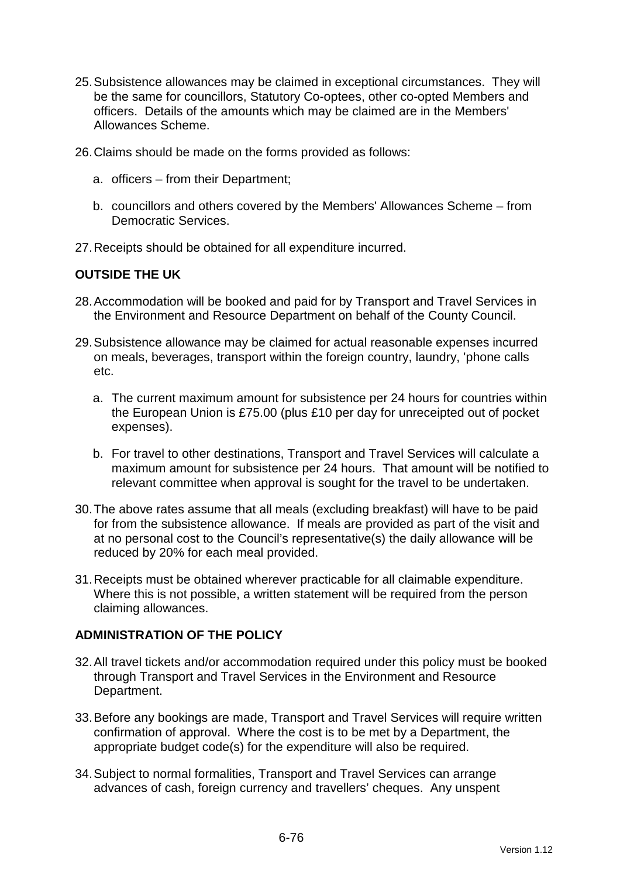25. Subsistence allowances may be claimed in exceptional circumstances. They will be the same for councillors, Statutory Co-optees, other co-opted Members and officers. Details of the amounts which may be claimed are in the Members' Allowances Scheme.

26. Claims should be made on the forms provided as follows:

    a. officers – from their Department;

    b. councillors and others covered by the Members' Allowances Scheme – from Democratic Services.

27. Receipts should be obtained for all expenditure incurred.

**OUTSIDE THE UK**

28. Accommodation will be booked and paid for by Transport and Travel Services in the Environment and Resource Department on behalf of the County Council.

29. Subsistence allowance may be claimed for actual reasonable expenses incurred on meals, beverages, transport within the foreign country, laundry, 'phone calls etc.

    a. The current maximum amount for subsistence per 24 hours for countries within the European Union is £75.00 (plus £10 per day for unreceipted out of pocket expenses).

    b. For travel to other destinations, Transport and Travel Services will calculate a maximum amount for subsistence per 24 hours. That amount will be notified to relevant committee when approval is sought for the travel to be undertaken.

30. The above rates assume that all meals (excluding breakfast) will have to be paid for from the subsistence allowance. If meals are provided as part of the visit and at no personal cost to the Council's representative(s) the daily allowance will be reduced by 20% for each meal provided.

31. Receipts must be obtained wherever practicable for all claimable expenditure. Where this is not possible, a written statement will be required from the person claiming allowances.

**ADMINISTRATION OF THE POLICY**

32. All travel tickets and/or accommodation required under this policy must be booked through Transport and Travel Services in the Environment and Resource Department.

33. Before any bookings are made, Transport and Travel Services will require written confirmation of approval. Where the cost is to be met by a Department, the appropriate budget code(s) for the expenditure will also be required.

34. Subject to normal formalities, Transport and Travel Services can arrange advances of cash, foreign currency and travellers' cheques. Any unspent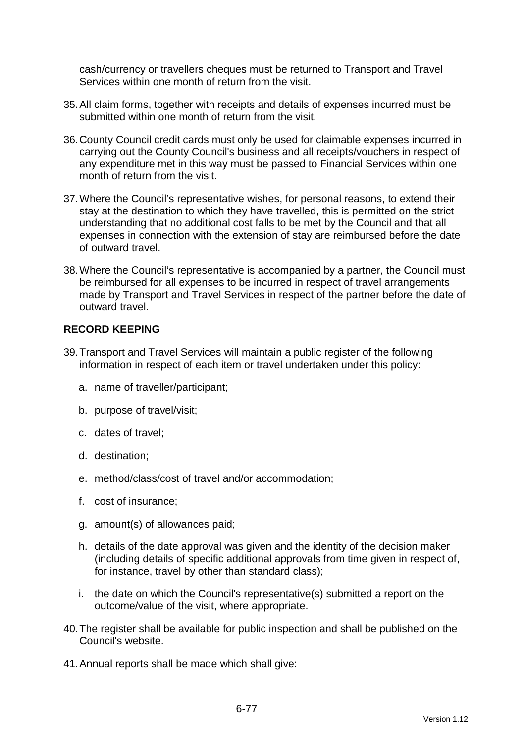cash/currency or travellers cheques must be returned to Transport and Travel Services within one month of return from the visit.

35. All claim forms, together with receipts and details of expenses incurred must be submitted within one month of return from the visit.

36. County Council credit cards must only be used for claimable expenses incurred in carrying out the County Council's business and all receipts/vouchers in respect of any expenditure met in this way must be passed to Financial Services within one month of return from the visit.

37. Where the Council's representative wishes, for personal reasons, to extend their stay at the destination to which they have travelled, this is permitted on the strict understanding that no additional cost falls to be met by the Council and that all expenses in connection with the extension of stay are reimbursed before the date of outward travel.

38. Where the Council's representative is accompanied by a partner, the Council must be reimbursed for all expenses to be incurred in respect of travel arrangements made by Transport and Travel Services in respect of the partner before the date of outward travel.

**RECORD KEEPING**

39. Transport and Travel Services will maintain a public register of the following information in respect of each item or travel undertaken under this policy:

    a. name of traveller/participant;

    b. purpose of travel/visit;

    c. dates of travel;

    d. destination;

    e. method/class/cost of travel and/or accommodation;

    f. cost of insurance;

    g. amount(s) of allowances paid;

    h. details of the date approval was given and the identity of the decision maker (including details of specific additional approvals from time given in respect of, for instance, travel by other than standard class);

    i. the date on which the Council's representative(s) submitted a report on the outcome/value of the visit, where appropriate.

40. The register shall be available for public inspection and shall be published on the Council's website.

41. Annual reports shall be made which shall give: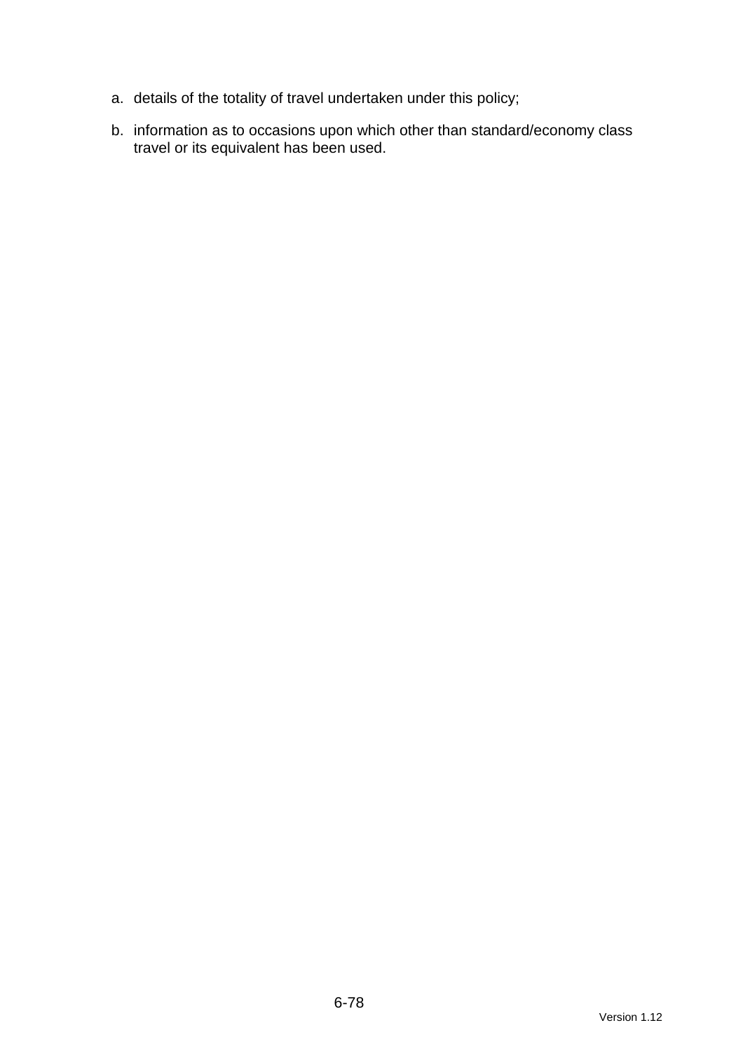a. details of the totality of travel undertaken under this policy;

b. information as to occasions upon which other than standard/economy class travel or its equivalent has been used.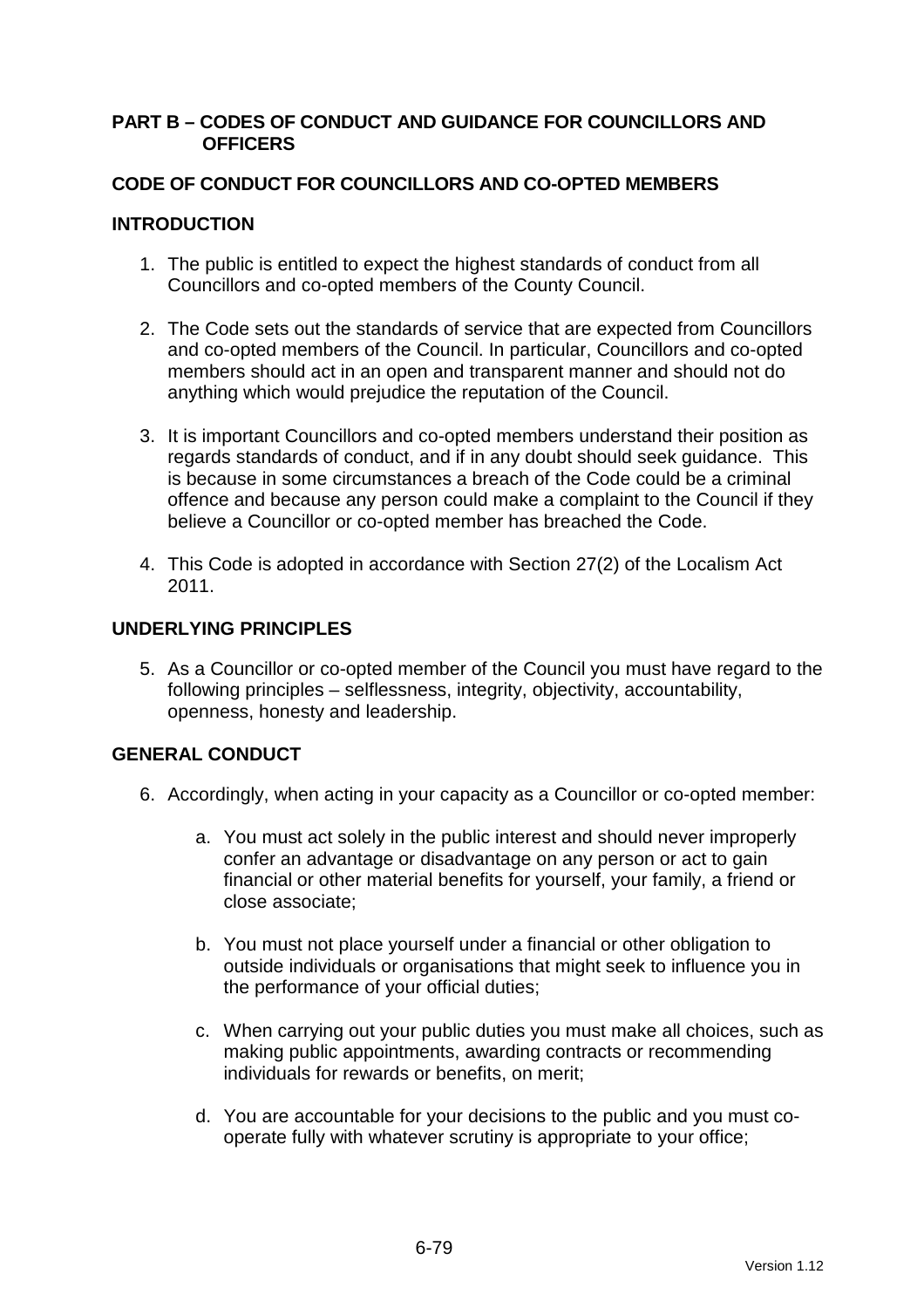## PART B – CODES OF CONDUCT AND GUIDANCE FOR COUNCILLORS AND OFFICERS

### CODE OF CONDUCT FOR COUNCILLORS AND CO-OPTED MEMBERS

### INTRODUCTION

1. The public is entitled to expect the highest standards of conduct from all Councillors and co-opted members of the County Council.

2. The Code sets out the standards of service that are expected from Councillors and co-opted members of the Council. In particular, Councillors and co-opted members should act in an open and transparent manner and should not do anything which would prejudice the reputation of the Council.

3. It is important Councillors and co-opted members understand their position as regards standards of conduct, and if in any doubt should seek guidance. This is because in some circumstances a breach of the Code could be a criminal offence and because any person could make a complaint to the Council if they believe a Councillor or co-opted member has breached the Code.

4. This Code is adopted in accordance with Section 27(2) of the Localism Act 2011.

### UNDERLYING PRINCIPLES

5. As a Councillor or co-opted member of the Council you must have regard to the following principles – selflessness, integrity, objectivity, accountability, openness, honesty and leadership.

### GENERAL CONDUCT

6. Accordingly, when acting in your capacity as a Councillor or co-opted member:

   a. You must act solely in the public interest and should never improperly confer an advantage or disadvantage on any person or act to gain financial or other material benefits for yourself, your family, a friend or close associate;

   b. You must not place yourself under a financial or other obligation to outside individuals or organisations that might seek to influence you in the performance of your official duties;

   c. When carrying out your public duties you must make all choices, such as making public appointments, awarding contracts or recommending individuals for rewards or benefits, on merit;

   d. You are accountable for your decisions to the public and you must co-operate fully with whatever scrutiny is appropriate to your office;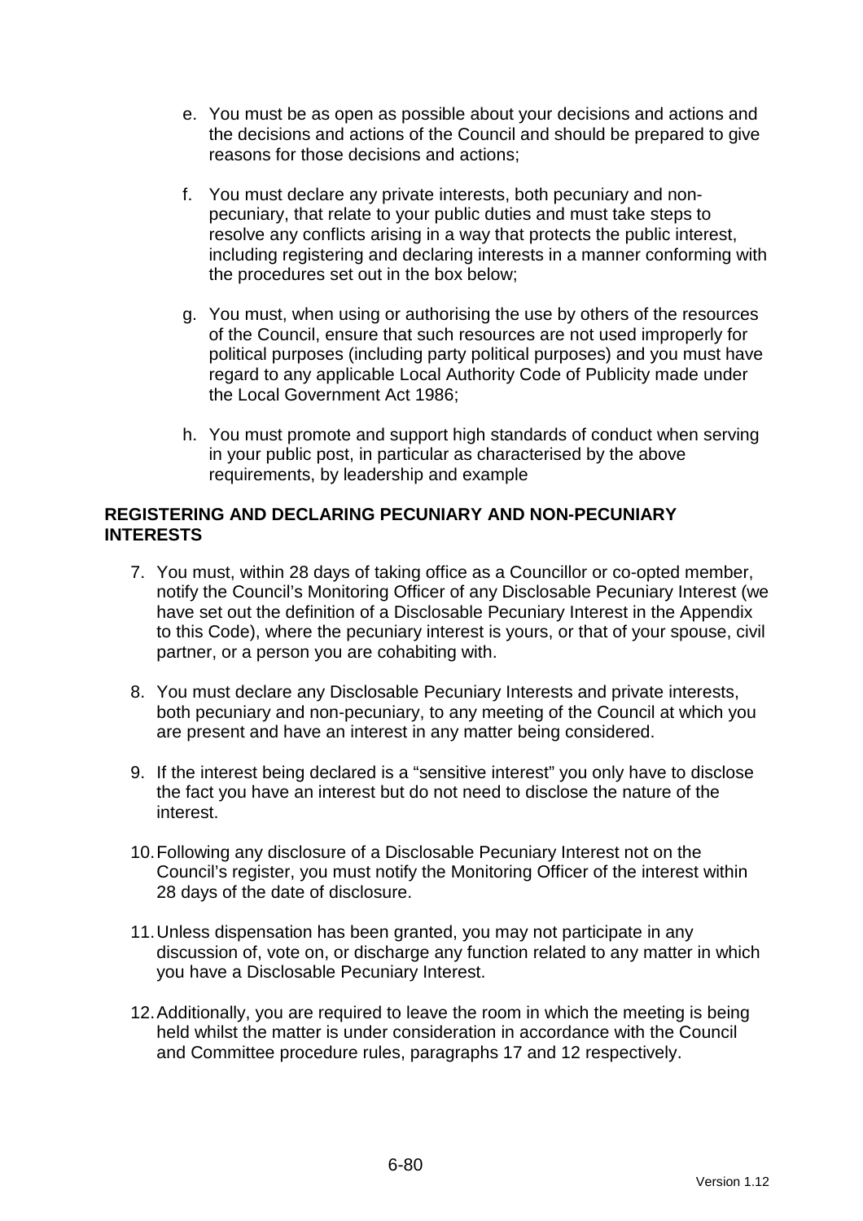e. You must be as open as possible about your decisions and actions and the decisions and actions of the Council and should be prepared to give reasons for those decisions and actions;

f. You must declare any private interests, both pecuniary and non-pecuniary, that relate to your public duties and must take steps to resolve any conflicts arising in a way that protects the public interest, including registering and declaring interests in a manner conforming with the procedures set out in the box below;

g. You must, when using or authorising the use by others of the resources of the Council, ensure that such resources are not used improperly for political purposes (including party political purposes) and you must have regard to any applicable Local Authority Code of Publicity made under the Local Government Act 1986;

h. You must promote and support high standards of conduct when serving in your public post, in particular as characterised by the above requirements, by leadership and example

**REGISTERING AND DECLARING PECUNIARY AND NON-PECUNIARY INTERESTS**

7. You must, within 28 days of taking office as a Councillor or co-opted member, notify the Council's Monitoring Officer of any Disclosable Pecuniary Interest (we have set out the definition of a Disclosable Pecuniary Interest in the Appendix to this Code), where the pecuniary interest is yours, or that of your spouse, civil partner, or a person you are cohabiting with.

8. You must declare any Disclosable Pecuniary Interests and private interests, both pecuniary and non-pecuniary, to any meeting of the Council at which you are present and have an interest in any matter being considered.

9. If the interest being declared is a "sensitive interest" you only have to disclose the fact you have an interest but do not need to disclose the nature of the interest.

10. Following any disclosure of a Disclosable Pecuniary Interest not on the Council's register, you must notify the Monitoring Officer of the interest within 28 days of the date of disclosure.

11. Unless dispensation has been granted, you may not participate in any discussion of, vote on, or discharge any function related to any matter in which you have a Disclosable Pecuniary Interest.

12. Additionally, you are required to leave the room in which the meeting is being held whilst the matter is under consideration in accordance with the Council and Committee procedure rules, paragraphs 17 and 12 respectively.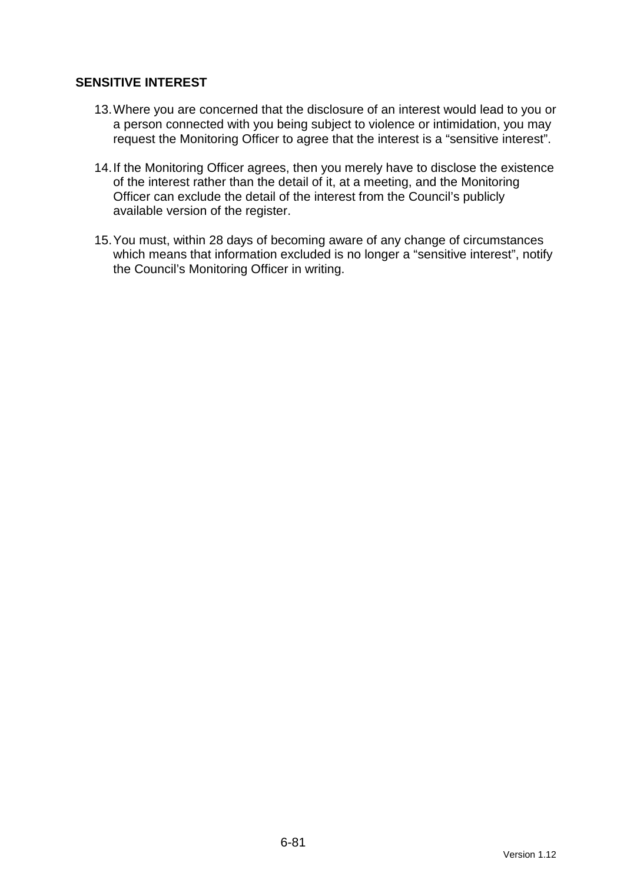## SENSITIVE INTEREST

13. Where you are concerned that the disclosure of an interest would lead to you or a person connected with you being subject to violence or intimidation, you may request the Monitoring Officer to agree that the interest is a “sensitive interest”.

14. If the Monitoring Officer agrees, then you merely have to disclose the existence of the interest rather than the detail of it, at a meeting, and the Monitoring Officer can exclude the detail of the interest from the Council’s publicly available version of the register.

15. You must, within 28 days of becoming aware of any change of circumstances which means that information excluded is no longer a “sensitive interest”, notify the Council’s Monitoring Officer in writing.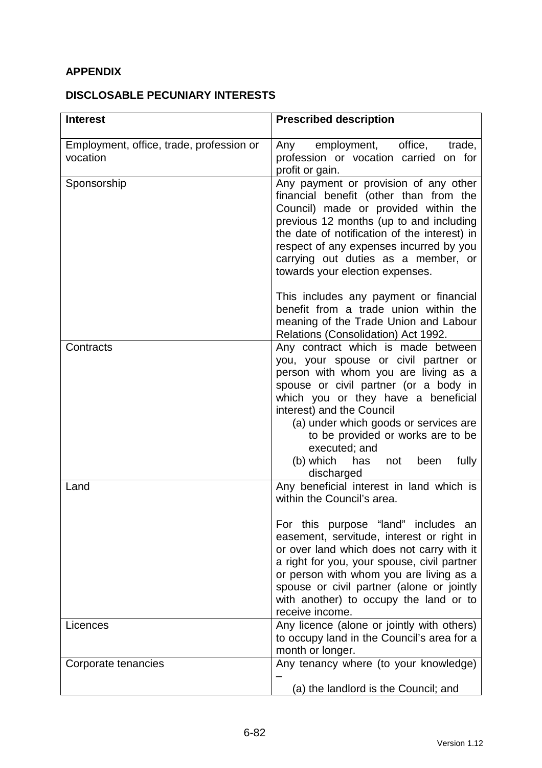**APPENDIX**

**DISCLOSABLE PECUNIARY INTERESTS**

| Interest | Prescribed description |
|---|---|
| Employment, office, trade, profession or vocation | Any employment, office, trade, profession or vocation carried on for profit or gain. |
| Sponsorship | Any payment or provision of any other financial benefit (other than from the Council) made or provided within the previous 12 months (up to and including the date of notification of the interest) in respect of any expenses incurred by you carrying out duties as a member, or towards your election expenses.<br><br>This includes any payment or financial benefit from a trade union within the meaning of the Trade Union and Labour Relations (Consolidation) Act 1992. |
| Contracts | Any contract which is made between you, your spouse or civil partner or person with whom you are living as a spouse or civil partner (or a body in which you or they have a beneficial interest) and the Council<br>(a) under which goods or services are to be provided or works are to be executed; and<br>(b) which has not been fully discharged |
| Land | Any beneficial interest in land which is within the Council's area.<br><br>For this purpose "land" includes an easement, servitude, interest or right in or over land which does not carry with it a right for you, your spouse, civil partner or person with whom you are living as a spouse or civil partner (alone or jointly with another) to occupy the land or to receive income. |
| Licences | Any licence (alone or jointly with others) to occupy land in the Council's area for a month or longer. |
| Corporate tenancies | Any tenancy where (to your knowledge) –<br>(a) the landlord is the Council; and |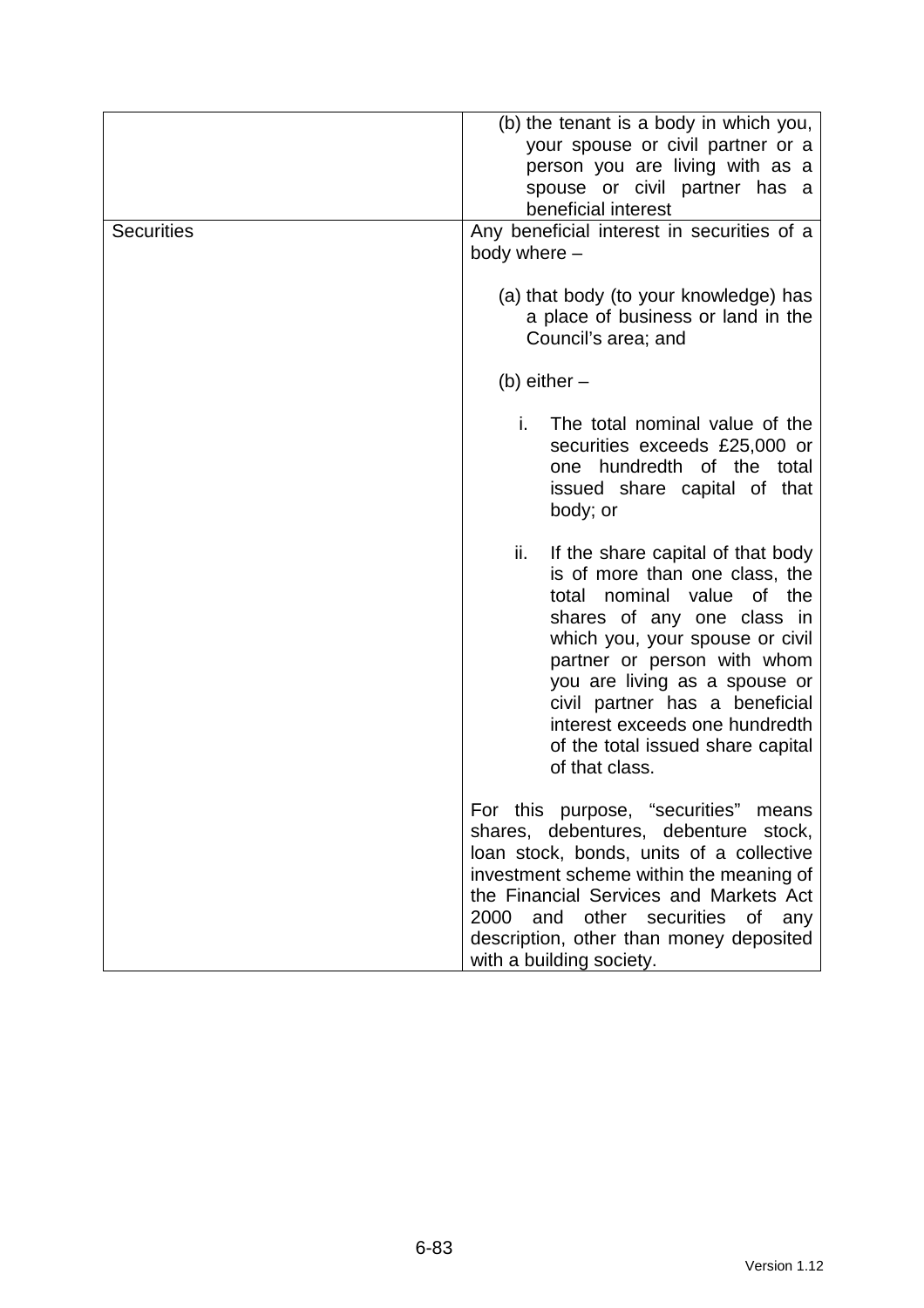| | |
|---|---|
| | (b) the tenant is a body in which you, your spouse or civil partner or a person you are living with as a spouse or civil partner has a beneficial interest |
| Securities | Any beneficial interest in securities of a body where –<br><br>(a) that body (to your knowledge) has a place of business or land in the Council's area; and<br><br>(b) either –<br><br>i. The total nominal value of the securities exceeds £25,000 or one hundredth of the total issued share capital of that body; or<br><br>ii. If the share capital of that body is of more than one class, the total nominal value of the shares of any one class in which you, your spouse or civil partner or person with whom you are living as a spouse or civil partner has a beneficial interest exceeds one hundredth of the total issued share capital of that class.<br><br>For this purpose, "securities" means shares, debentures, debenture stock, loan stock, bonds, units of a collective investment scheme within the meaning of the Financial Services and Markets Act 2000 and other securities of any description, other than money deposited with a building society. |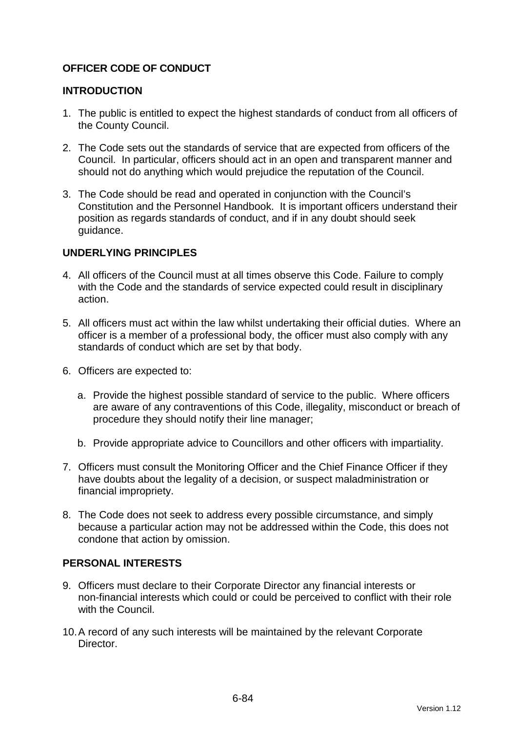## OFFICER CODE OF CONDUCT

### INTRODUCTION

1. The public is entitled to expect the highest standards of conduct from all officers of the County Council.

2. The Code sets out the standards of service that are expected from officers of the Council. In particular, officers should act in an open and transparent manner and should not do anything which would prejudice the reputation of the Council.

3. The Code should be read and operated in conjunction with the Council's Constitution and the Personnel Handbook. It is important officers understand their position as regards standards of conduct, and if in any doubt should seek guidance.

### UNDERLYING PRINCIPLES

4. All officers of the Council must at all times observe this Code. Failure to comply with the Code and the standards of service expected could result in disciplinary action.

5. All officers must act within the law whilst undertaking their official duties. Where an officer is a member of a professional body, the officer must also comply with any standards of conduct which are set by that body.

6. Officers are expected to:

   a. Provide the highest possible standard of service to the public. Where officers are aware of any contraventions of this Code, illegality, misconduct or breach of procedure they should notify their line manager;

   b. Provide appropriate advice to Councillors and other officers with impartiality.

7. Officers must consult the Monitoring Officer and the Chief Finance Officer if they have doubts about the legality of a decision, or suspect maladministration or financial impropriety.

8. The Code does not seek to address every possible circumstance, and simply because a particular action may not be addressed within the Code, this does not condone that action by omission.

### PERSONAL INTERESTS

9. Officers must declare to their Corporate Director any financial interests or non-financial interests which could or could be perceived to conflict with their role with the Council.

10. A record of any such interests will be maintained by the relevant Corporate Director.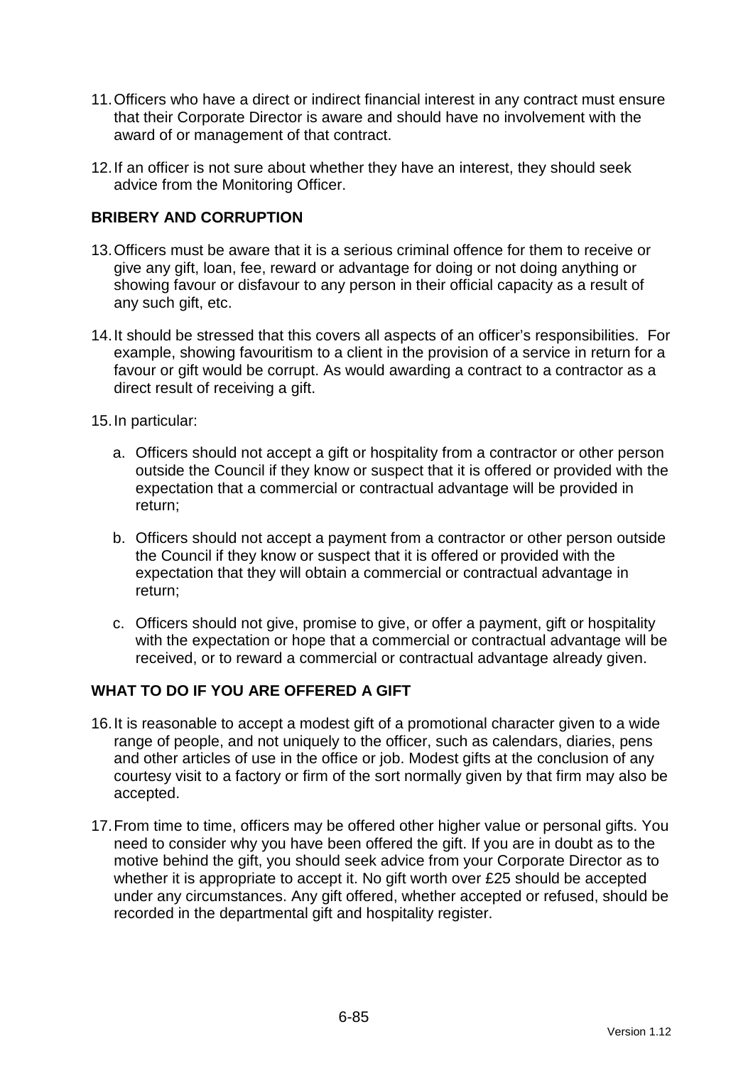11. Officers who have a direct or indirect financial interest in any contract must ensure that their Corporate Director is aware and should have no involvement with the award of or management of that contract.

12. If an officer is not sure about whether they have an interest, they should seek advice from the Monitoring Officer.

**BRIBERY AND CORRUPTION**

13. Officers must be aware that it is a serious criminal offence for them to receive or give any gift, loan, fee, reward or advantage for doing or not doing anything or showing favour or disfavour to any person in their official capacity as a result of any such gift, etc.

14. It should be stressed that this covers all aspects of an officer's responsibilities. For example, showing favouritism to a client in the provision of a service in return for a favour or gift would be corrupt. As would awarding a contract to a contractor as a direct result of receiving a gift.

15. In particular:

    a. Officers should not accept a gift or hospitality from a contractor or other person outside the Council if they know or suspect that it is offered or provided with the expectation that a commercial or contractual advantage will be provided in return;

    b. Officers should not accept a payment from a contractor or other person outside the Council if they know or suspect that it is offered or provided with the expectation that they will obtain a commercial or contractual advantage in return;

    c. Officers should not give, promise to give, or offer a payment, gift or hospitality with the expectation or hope that a commercial or contractual advantage will be received, or to reward a commercial or contractual advantage already given.

**WHAT TO DO IF YOU ARE OFFERED A GIFT**

16. It is reasonable to accept a modest gift of a promotional character given to a wide range of people, and not uniquely to the officer, such as calendars, diaries, pens and other articles of use in the office or job. Modest gifts at the conclusion of any courtesy visit to a factory or firm of the sort normally given by that firm may also be accepted.

17. From time to time, officers may be offered other higher value or personal gifts. You need to consider why you have been offered the gift. If you are in doubt as to the motive behind the gift, you should seek advice from your Corporate Director as to whether it is appropriate to accept it. No gift worth over £25 should be accepted under any circumstances. Any gift offered, whether accepted or refused, should be recorded in the departmental gift and hospitality register.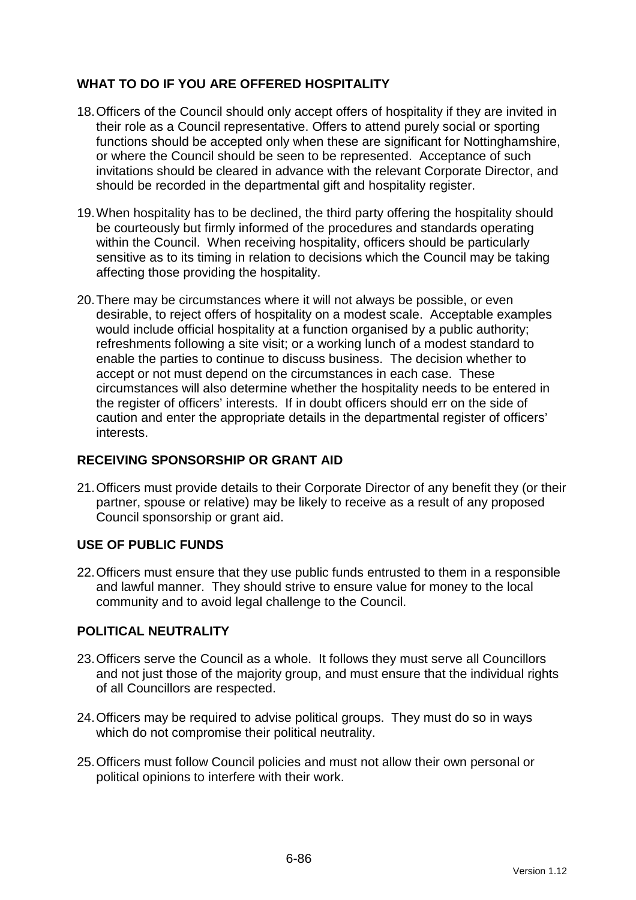## WHAT TO DO IF YOU ARE OFFERED HOSPITALITY

18. Officers of the Council should only accept offers of hospitality if they are invited in their role as a Council representative. Offers to attend purely social or sporting functions should be accepted only when these are significant for Nottinghamshire, or where the Council should be seen to be represented. Acceptance of such invitations should be cleared in advance with the relevant Corporate Director, and should be recorded in the departmental gift and hospitality register.

19. When hospitality has to be declined, the third party offering the hospitality should be courteously but firmly informed of the procedures and standards operating within the Council. When receiving hospitality, officers should be particularly sensitive as to its timing in relation to decisions which the Council may be taking affecting those providing the hospitality.

20. There may be circumstances where it will not always be possible, or even desirable, to reject offers of hospitality on a modest scale. Acceptable examples would include official hospitality at a function organised by a public authority; refreshments following a site visit; or a working lunch of a modest standard to enable the parties to continue to discuss business. The decision whether to accept or not must depend on the circumstances in each case. These circumstances will also determine whether the hospitality needs to be entered in the register of officers' interests. If in doubt officers should err on the side of caution and enter the appropriate details in the departmental register of officers' interests.

## RECEIVING SPONSORSHIP OR GRANT AID

21. Officers must provide details to their Corporate Director of any benefit they (or their partner, spouse or relative) may be likely to receive as a result of any proposed Council sponsorship or grant aid.

## USE OF PUBLIC FUNDS

22. Officers must ensure that they use public funds entrusted to them in a responsible and lawful manner. They should strive to ensure value for money to the local community and to avoid legal challenge to the Council.

## POLITICAL NEUTRALITY

23. Officers serve the Council as a whole. It follows they must serve all Councillors and not just those of the majority group, and must ensure that the individual rights of all Councillors are respected.

24. Officers may be required to advise political groups. They must do so in ways which do not compromise their political neutrality.

25. Officers must follow Council policies and must not allow their own personal or political opinions to interfere with their work.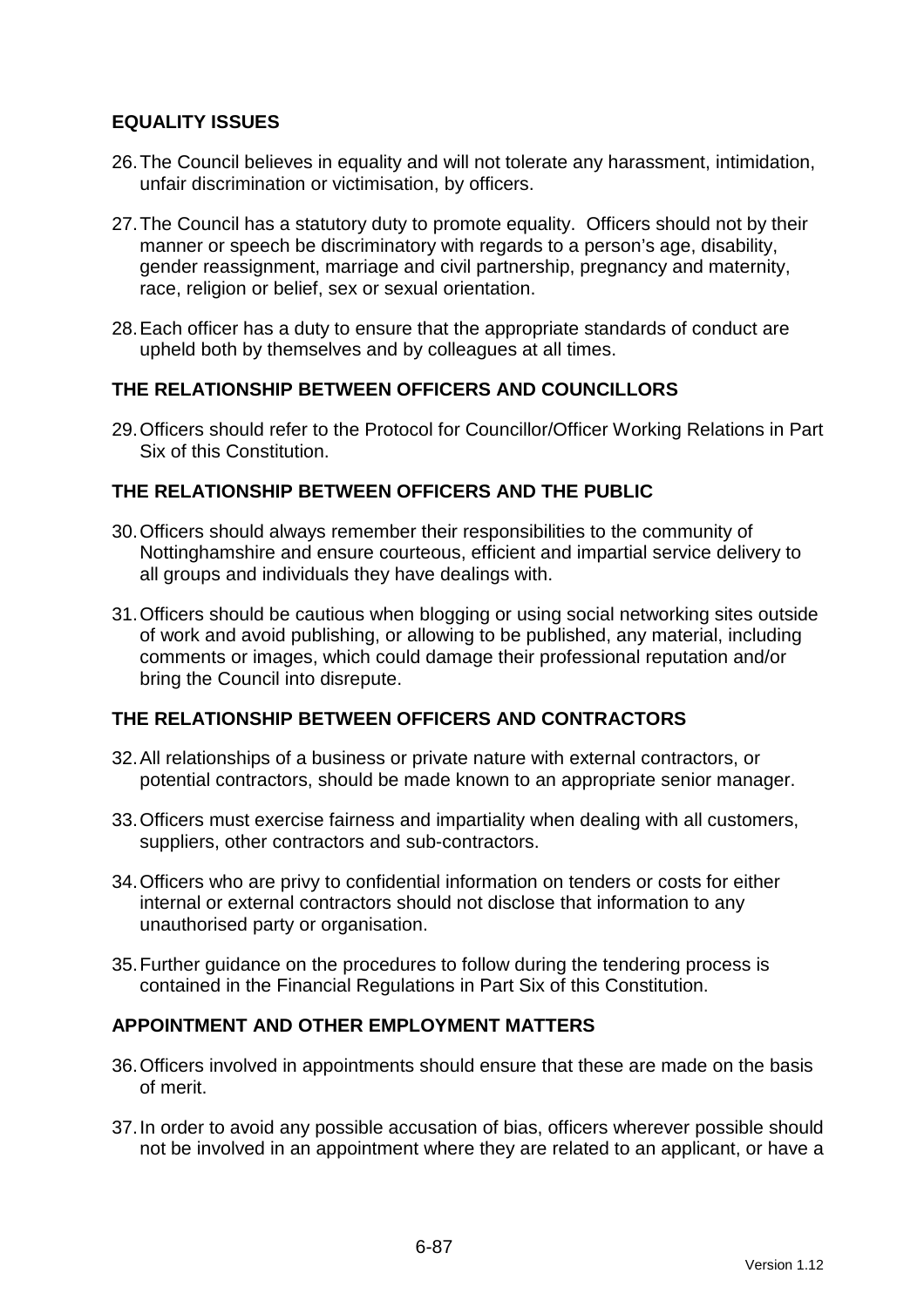## EQUALITY ISSUES

26. The Council believes in equality and will not tolerate any harassment, intimidation, unfair discrimination or victimisation, by officers.

27. The Council has a statutory duty to promote equality. Officers should not by their manner or speech be discriminatory with regards to a person's age, disability, gender reassignment, marriage and civil partnership, pregnancy and maternity, race, religion or belief, sex or sexual orientation.

28. Each officer has a duty to ensure that the appropriate standards of conduct are upheld both by themselves and by colleagues at all times.

## THE RELATIONSHIP BETWEEN OFFICERS AND COUNCILLORS

29. Officers should refer to the Protocol for Councillor/Officer Working Relations in Part Six of this Constitution.

## THE RELATIONSHIP BETWEEN OFFICERS AND THE PUBLIC

30. Officers should always remember their responsibilities to the community of Nottinghamshire and ensure courteous, efficient and impartial service delivery to all groups and individuals they have dealings with.

31. Officers should be cautious when blogging or using social networking sites outside of work and avoid publishing, or allowing to be published, any material, including comments or images, which could damage their professional reputation and/or bring the Council into disrepute.

## THE RELATIONSHIP BETWEEN OFFICERS AND CONTRACTORS

32. All relationships of a business or private nature with external contractors, or potential contractors, should be made known to an appropriate senior manager.

33. Officers must exercise fairness and impartiality when dealing with all customers, suppliers, other contractors and sub-contractors.

34. Officers who are privy to confidential information on tenders or costs for either internal or external contractors should not disclose that information to any unauthorised party or organisation.

35. Further guidance on the procedures to follow during the tendering process is contained in the Financial Regulations in Part Six of this Constitution.

## APPOINTMENT AND OTHER EMPLOYMENT MATTERS

36. Officers involved in appointments should ensure that these are made on the basis of merit.

37. In order to avoid any possible accusation of bias, officers wherever possible should not be involved in an appointment where they are related to an applicant, or have a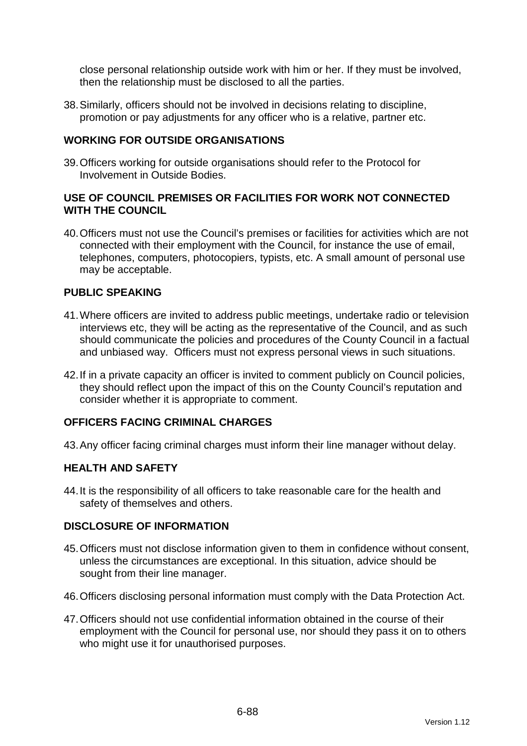close personal relationship outside work with him or her. If they must be involved, then the relationship must be disclosed to all the parties.

38. Similarly, officers should not be involved in decisions relating to discipline, promotion or pay adjustments for any officer who is a relative, partner etc.

## WORKING FOR OUTSIDE ORGANISATIONS

39. Officers working for outside organisations should refer to the Protocol for Involvement in Outside Bodies.

## USE OF COUNCIL PREMISES OR FACILITIES FOR WORK NOT CONNECTED WITH THE COUNCIL

40. Officers must not use the Council's premises or facilities for activities which are not connected with their employment with the Council, for instance the use of email, telephones, computers, photocopiers, typists, etc. A small amount of personal use may be acceptable.

## PUBLIC SPEAKING

41. Where officers are invited to address public meetings, undertake radio or television interviews etc, they will be acting as the representative of the Council, and as such should communicate the policies and procedures of the County Council in a factual and unbiased way. Officers must not express personal views in such situations.

42. If in a private capacity an officer is invited to comment publicly on Council policies, they should reflect upon the impact of this on the County Council's reputation and consider whether it is appropriate to comment.

## OFFICERS FACING CRIMINAL CHARGES

43. Any officer facing criminal charges must inform their line manager without delay.

## HEALTH AND SAFETY

44. It is the responsibility of all officers to take reasonable care for the health and safety of themselves and others.

## DISCLOSURE OF INFORMATION

45. Officers must not disclose information given to them in confidence without consent, unless the circumstances are exceptional. In this situation, advice should be sought from their line manager.

46. Officers disclosing personal information must comply with the Data Protection Act.

47. Officers should not use confidential information obtained in the course of their employment with the Council for personal use, nor should they pass it on to others who might use it for unauthorised purposes.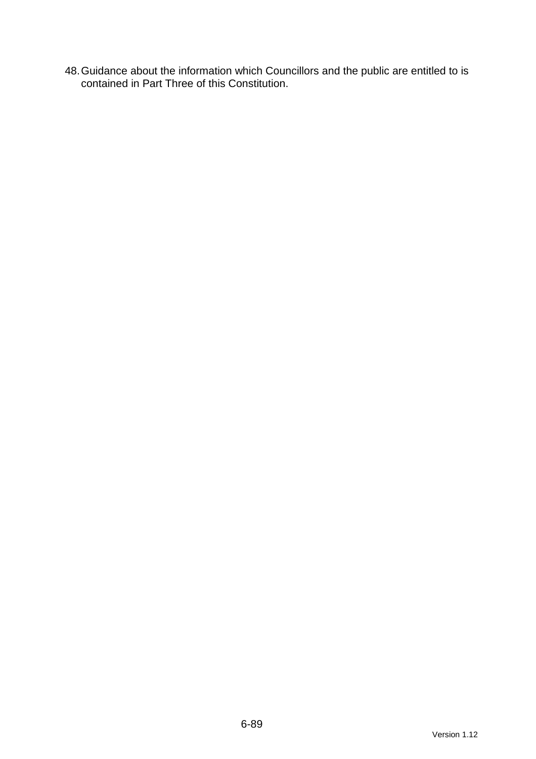48. Guidance about the information which Councillors and the public are entitled to is contained in Part Three of this Constitution.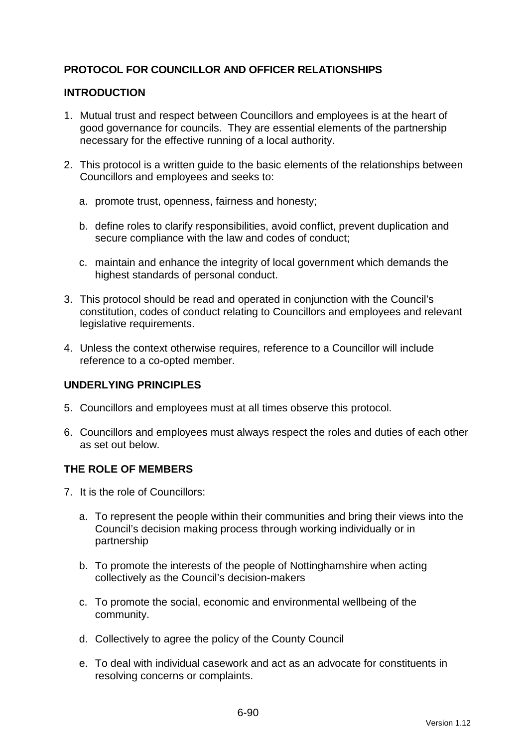## PROTOCOL FOR COUNCILLOR AND OFFICER RELATIONSHIPS

### INTRODUCTION

1. Mutual trust and respect between Councillors and employees is at the heart of good governance for councils. They are essential elements of the partnership necessary for the effective running of a local authority.

2. This protocol is a written guide to the basic elements of the relationships between Councillors and employees and seeks to:

   a. promote trust, openness, fairness and honesty;

   b. define roles to clarify responsibilities, avoid conflict, prevent duplication and secure compliance with the law and codes of conduct;

   c. maintain and enhance the integrity of local government which demands the highest standards of personal conduct.

3. This protocol should be read and operated in conjunction with the Council's constitution, codes of conduct relating to Councillors and employees and relevant legislative requirements.

4. Unless the context otherwise requires, reference to a Councillor will include reference to a co-opted member.

### UNDERLYING PRINCIPLES

5. Councillors and employees must at all times observe this protocol.

6. Councillors and employees must always respect the roles and duties of each other as set out below.

### THE ROLE OF MEMBERS

7. It is the role of Councillors:

   a. To represent the people within their communities and bring their views into the Council's decision making process through working individually or in partnership

   b. To promote the interests of the people of Nottinghamshire when acting collectively as the Council's decision-makers

   c. To promote the social, economic and environmental wellbeing of the community.

   d. Collectively to agree the policy of the County Council

   e. To deal with individual casework and act as an advocate for constituents in resolving concerns or complaints.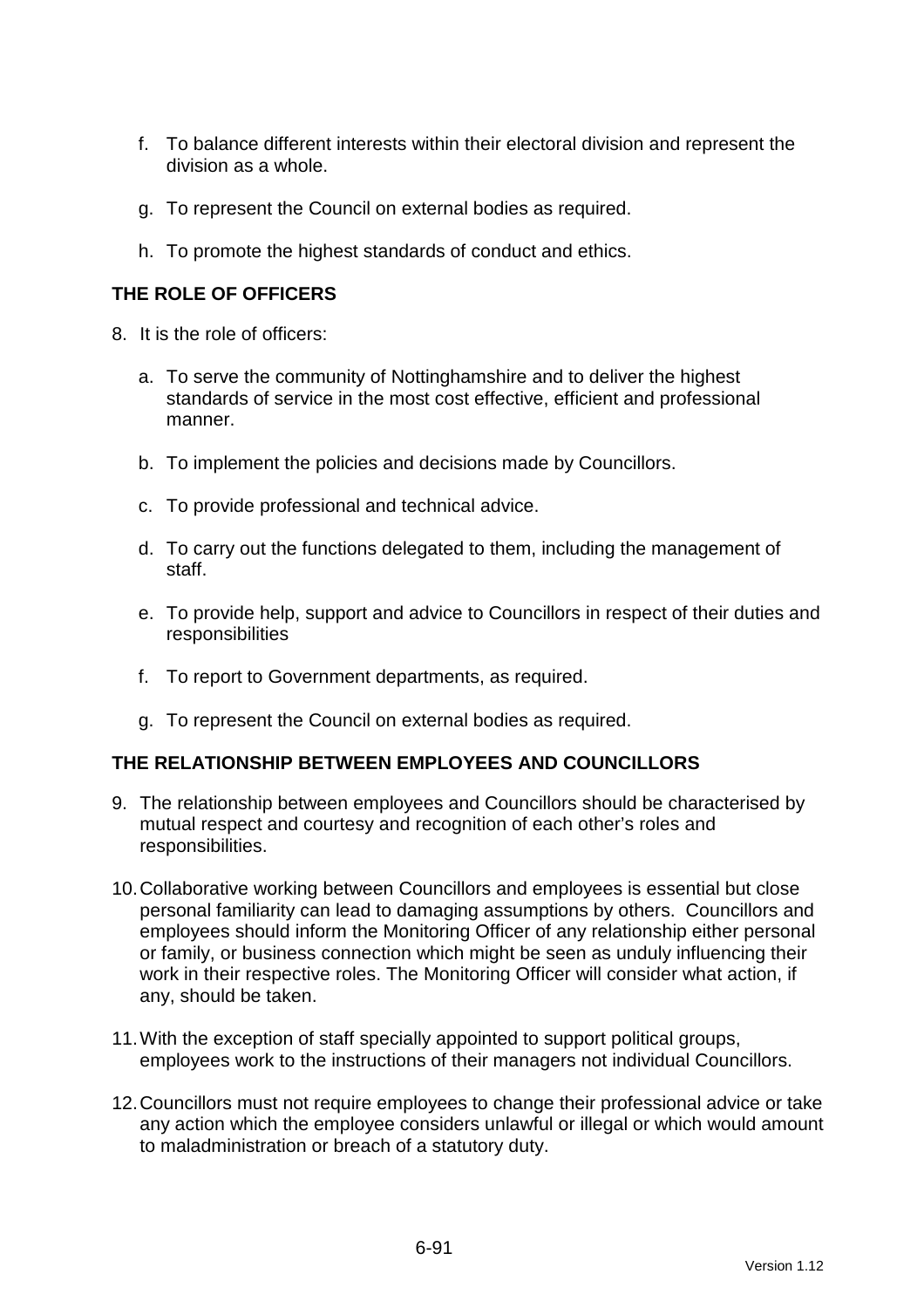f. To balance different interests within their electoral division and represent the division as a whole.

g. To represent the Council on external bodies as required.

h. To promote the highest standards of conduct and ethics.

## THE ROLE OF OFFICERS

8. It is the role of officers:

   a. To serve the community of Nottinghamshire and to deliver the highest standards of service in the most cost effective, efficient and professional manner.

   b. To implement the policies and decisions made by Councillors.

   c. To provide professional and technical advice.

   d. To carry out the functions delegated to them, including the management of staff.

   e. To provide help, support and advice to Councillors in respect of their duties and responsibilities

   f. To report to Government departments, as required.

   g. To represent the Council on external bodies as required.

## THE RELATIONSHIP BETWEEN EMPLOYEES AND COUNCILLORS

9. The relationship between employees and Councillors should be characterised by mutual respect and courtesy and recognition of each other's roles and responsibilities.

10. Collaborative working between Councillors and employees is essential but close personal familiarity can lead to damaging assumptions by others. Councillors and employees should inform the Monitoring Officer of any relationship either personal or family, or business connection which might be seen as unduly influencing their work in their respective roles. The Monitoring Officer will consider what action, if any, should be taken.

11. With the exception of staff specially appointed to support political groups, employees work to the instructions of their managers not individual Councillors.

12. Councillors must not require employees to change their professional advice or take any action which the employee considers unlawful or illegal or which would amount to maladministration or breach of a statutory duty.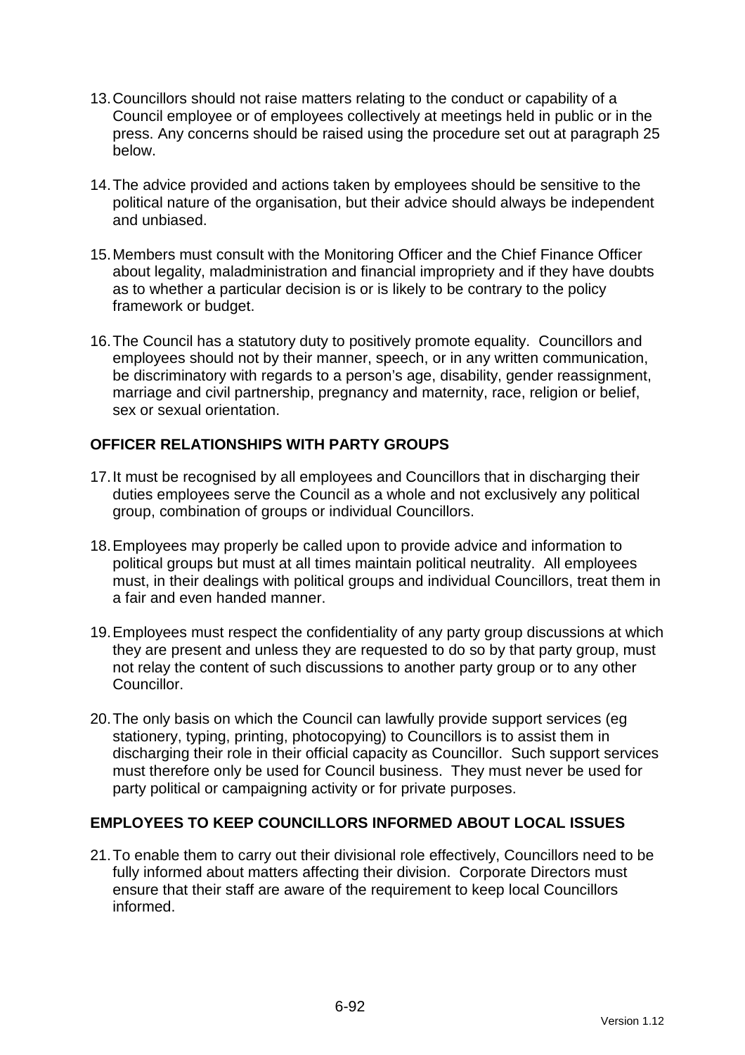13. Councillors should not raise matters relating to the conduct or capability of a Council employee or of employees collectively at meetings held in public or in the press. Any concerns should be raised using the procedure set out at paragraph 25 below.

14. The advice provided and actions taken by employees should be sensitive to the political nature of the organisation, but their advice should always be independent and unbiased.

15. Members must consult with the Monitoring Officer and the Chief Finance Officer about legality, maladministration and financial impropriety and if they have doubts as to whether a particular decision is or is likely to be contrary to the policy framework or budget.

16. The Council has a statutory duty to positively promote equality. Councillors and employees should not by their manner, speech, or in any written communication, be discriminatory with regards to a person's age, disability, gender reassignment, marriage and civil partnership, pregnancy and maternity, race, religion or belief, sex or sexual orientation.

## OFFICER RELATIONSHIPS WITH PARTY GROUPS

17. It must be recognised by all employees and Councillors that in discharging their duties employees serve the Council as a whole and not exclusively any political group, combination of groups or individual Councillors.

18. Employees may properly be called upon to provide advice and information to political groups but must at all times maintain political neutrality. All employees must, in their dealings with political groups and individual Councillors, treat them in a fair and even handed manner.

19. Employees must respect the confidentiality of any party group discussions at which they are present and unless they are requested to do so by that party group, must not relay the content of such discussions to another party group or to any other Councillor.

20. The only basis on which the Council can lawfully provide support services (eg stationery, typing, printing, photocopying) to Councillors is to assist them in discharging their role in their official capacity as Councillor. Such support services must therefore only be used for Council business. They must never be used for party political or campaigning activity or for private purposes.

## EMPLOYEES TO KEEP COUNCILLORS INFORMED ABOUT LOCAL ISSUES

21. To enable them to carry out their divisional role effectively, Councillors need to be fully informed about matters affecting their division. Corporate Directors must ensure that their staff are aware of the requirement to keep local Councillors informed.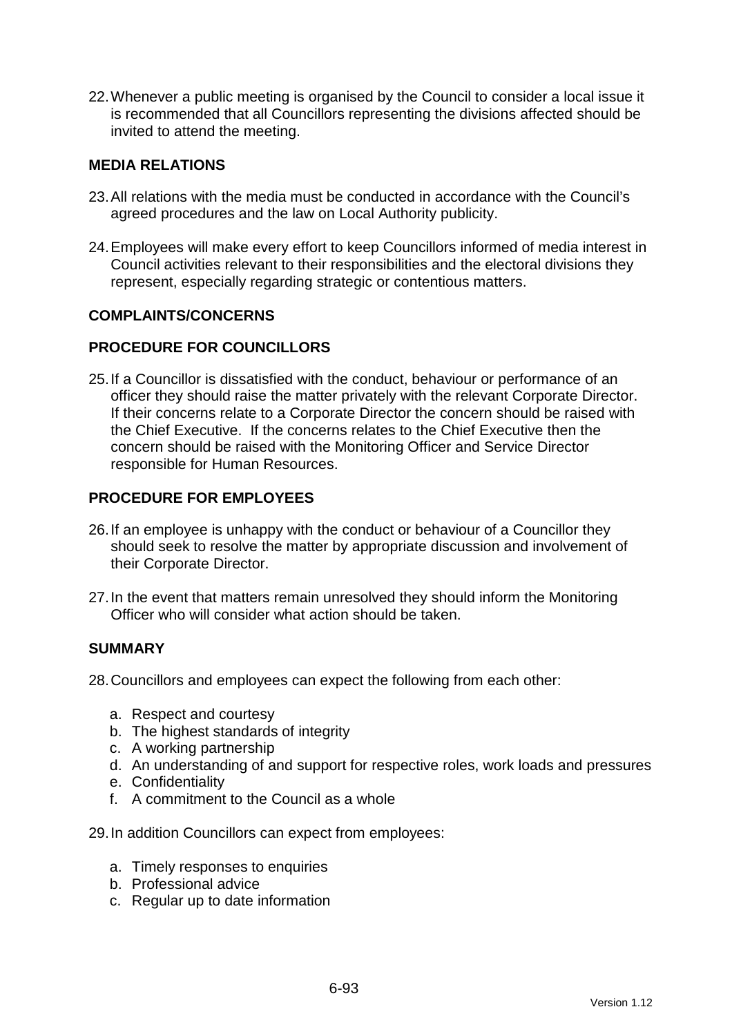22. Whenever a public meeting is organised by the Council to consider a local issue it is recommended that all Councillors representing the divisions affected should be invited to attend the meeting.

## MEDIA RELATIONS

23. All relations with the media must be conducted in accordance with the Council's agreed procedures and the law on Local Authority publicity.

24. Employees will make every effort to keep Councillors informed of media interest in Council activities relevant to their responsibilities and the electoral divisions they represent, especially regarding strategic or contentious matters.

## COMPLAINTS/CONCERNS

## PROCEDURE FOR COUNCILLORS

25. If a Councillor is dissatisfied with the conduct, behaviour or performance of an officer they should raise the matter privately with the relevant Corporate Director. If their concerns relate to a Corporate Director the concern should be raised with the Chief Executive. If the concerns relates to the Chief Executive then the concern should be raised with the Monitoring Officer and Service Director responsible for Human Resources.

## PROCEDURE FOR EMPLOYEES

26. If an employee is unhappy with the conduct or behaviour of a Councillor they should seek to resolve the matter by appropriate discussion and involvement of their Corporate Director.

27. In the event that matters remain unresolved they should inform the Monitoring Officer who will consider what action should be taken.

## SUMMARY

28. Councillors and employees can expect the following from each other:

    a. Respect and courtesy
    b. The highest standards of integrity
    c. A working partnership
    d. An understanding of and support for respective roles, work loads and pressures
    e. Confidentiality
    f. A commitment to the Council as a whole

29. In addition Councillors can expect from employees:

    a. Timely responses to enquiries
    b. Professional advice
    c. Regular up to date information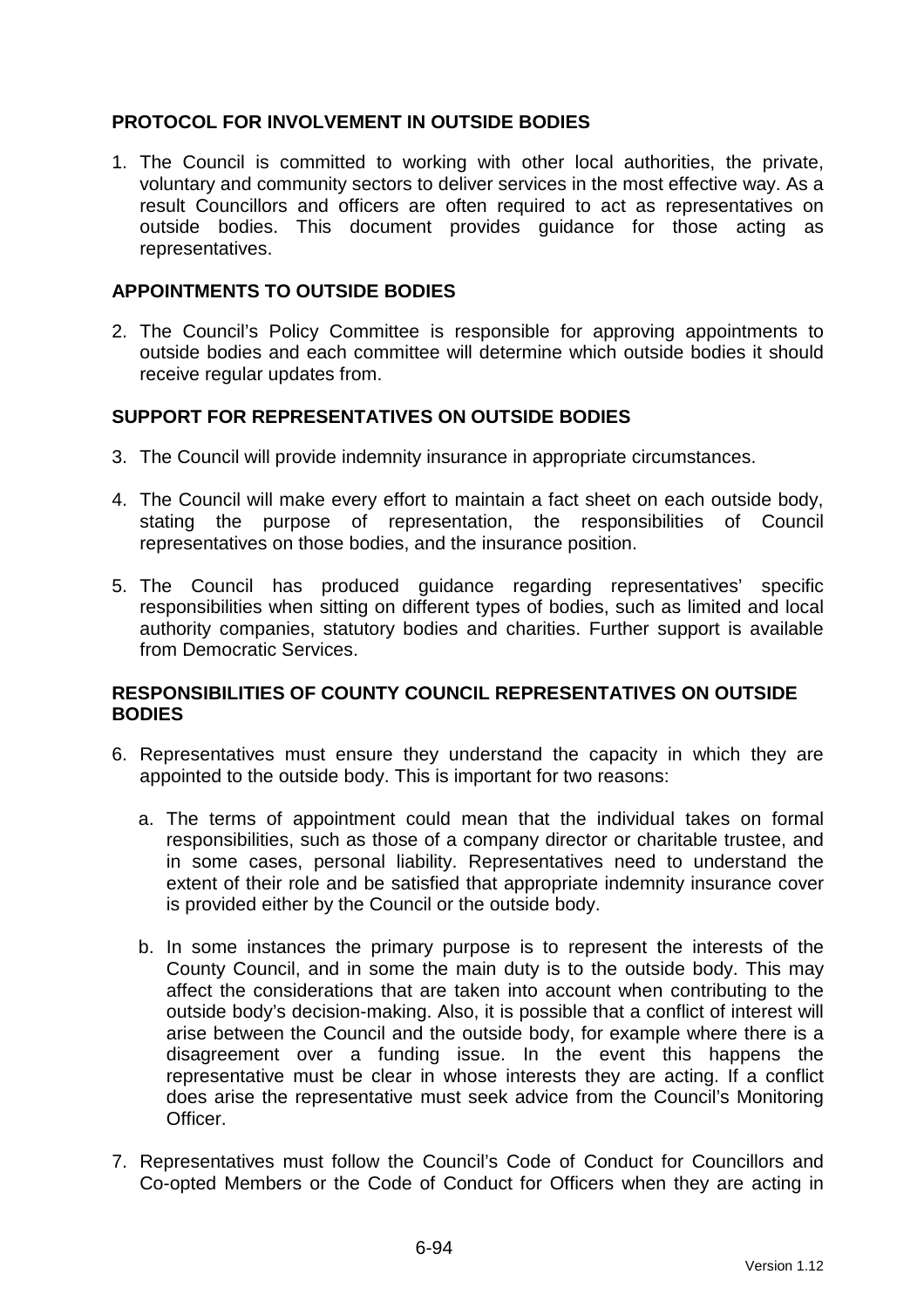## PROTOCOL FOR INVOLVEMENT IN OUTSIDE BODIES

1. The Council is committed to working with other local authorities, the private, voluntary and community sectors to deliver services in the most effective way. As a result Councillors and officers are often required to act as representatives on outside bodies. This document provides guidance for those acting as representatives.

## APPOINTMENTS TO OUTSIDE BODIES

2. The Council's Policy Committee is responsible for approving appointments to outside bodies and each committee will determine which outside bodies it should receive regular updates from.

## SUPPORT FOR REPRESENTATIVES ON OUTSIDE BODIES

3. The Council will provide indemnity insurance in appropriate circumstances.

4. The Council will make every effort to maintain a fact sheet on each outside body, stating the purpose of representation, the responsibilities of Council representatives on those bodies, and the insurance position.

5. The Council has produced guidance regarding representatives' specific responsibilities when sitting on different types of bodies, such as limited and local authority companies, statutory bodies and charities. Further support is available from Democratic Services.

## RESPONSIBILITIES OF COUNTY COUNCIL REPRESENTATIVES ON OUTSIDE BODIES

6. Representatives must ensure they understand the capacity in which they are appointed to the outside body. This is important for two reasons:

   a. The terms of appointment could mean that the individual takes on formal responsibilities, such as those of a company director or charitable trustee, and in some cases, personal liability. Representatives need to understand the extent of their role and be satisfied that appropriate indemnity insurance cover is provided either by the Council or the outside body.

   b. In some instances the primary purpose is to represent the interests of the County Council, and in some the main duty is to the outside body. This may affect the considerations that are taken into account when contributing to the outside body's decision-making. Also, it is possible that a conflict of interest will arise between the Council and the outside body, for example where there is a disagreement over a funding issue. In the event this happens the representative must be clear in whose interests they are acting. If a conflict does arise the representative must seek advice from the Council's Monitoring Officer.

7. Representatives must follow the Council's Code of Conduct for Councillors and Co-opted Members or the Code of Conduct for Officers when they are acting in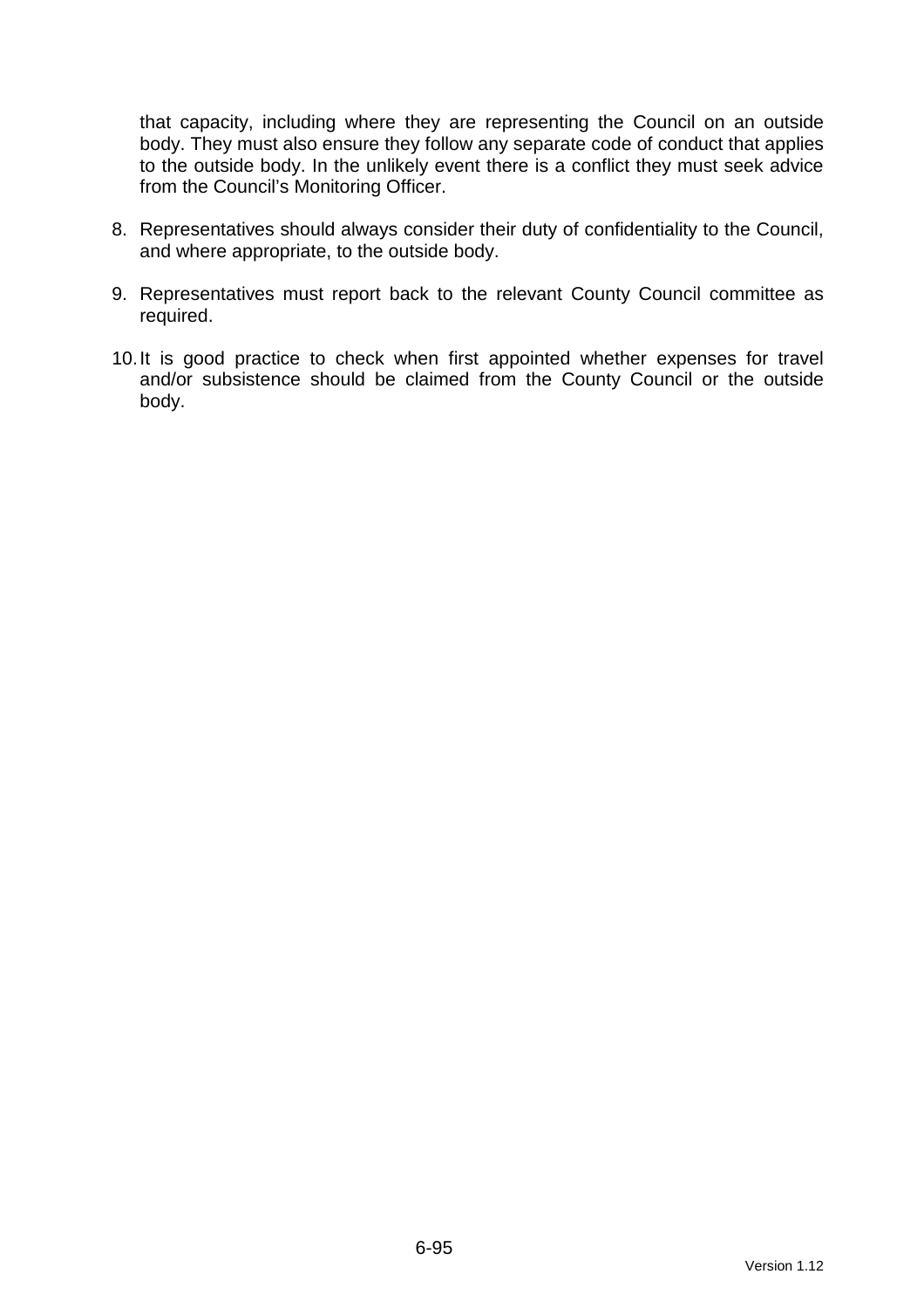that capacity, including where they are representing the Council on an outside body. They must also ensure they follow any separate code of conduct that applies to the outside body. In the unlikely event there is a conflict they must seek advice from the Council's Monitoring Officer.

8. Representatives should always consider their duty of confidentiality to the Council, and where appropriate, to the outside body.

9. Representatives must report back to the relevant County Council committee as required.

10. It is good practice to check when first appointed whether expenses for travel and/or subsistence should be claimed from the County Council or the outside body.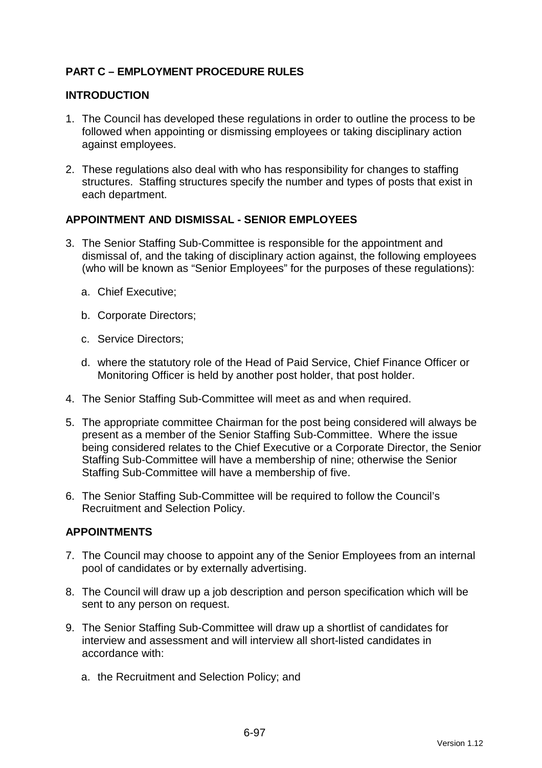## PART C – EMPLOYMENT PROCEDURE RULES

### INTRODUCTION

1. The Council has developed these regulations in order to outline the process to be followed when appointing or dismissing employees or taking disciplinary action against employees.

2. These regulations also deal with who has responsibility for changes to staffing structures. Staffing structures specify the number and types of posts that exist in each department.

### APPOINTMENT AND DISMISSAL - SENIOR EMPLOYEES

3. The Senior Staffing Sub-Committee is responsible for the appointment and dismissal of, and the taking of disciplinary action against, the following employees (who will be known as "Senior Employees" for the purposes of these regulations):

   a. Chief Executive;

   b. Corporate Directors;

   c. Service Directors;

   d. where the statutory role of the Head of Paid Service, Chief Finance Officer or Monitoring Officer is held by another post holder, that post holder.

4. The Senior Staffing Sub-Committee will meet as and when required.

5. The appropriate committee Chairman for the post being considered will always be present as a member of the Senior Staffing Sub-Committee. Where the issue being considered relates to the Chief Executive or a Corporate Director, the Senior Staffing Sub-Committee will have a membership of nine; otherwise the Senior Staffing Sub-Committee will have a membership of five.

6. The Senior Staffing Sub-Committee will be required to follow the Council's Recruitment and Selection Policy.

### APPOINTMENTS

7. The Council may choose to appoint any of the Senior Employees from an internal pool of candidates or by externally advertising.

8. The Council will draw up a job description and person specification which will be sent to any person on request.

9. The Senior Staffing Sub-Committee will draw up a shortlist of candidates for interview and assessment and will interview all short-listed candidates in accordance with:

   a. the Recruitment and Selection Policy; and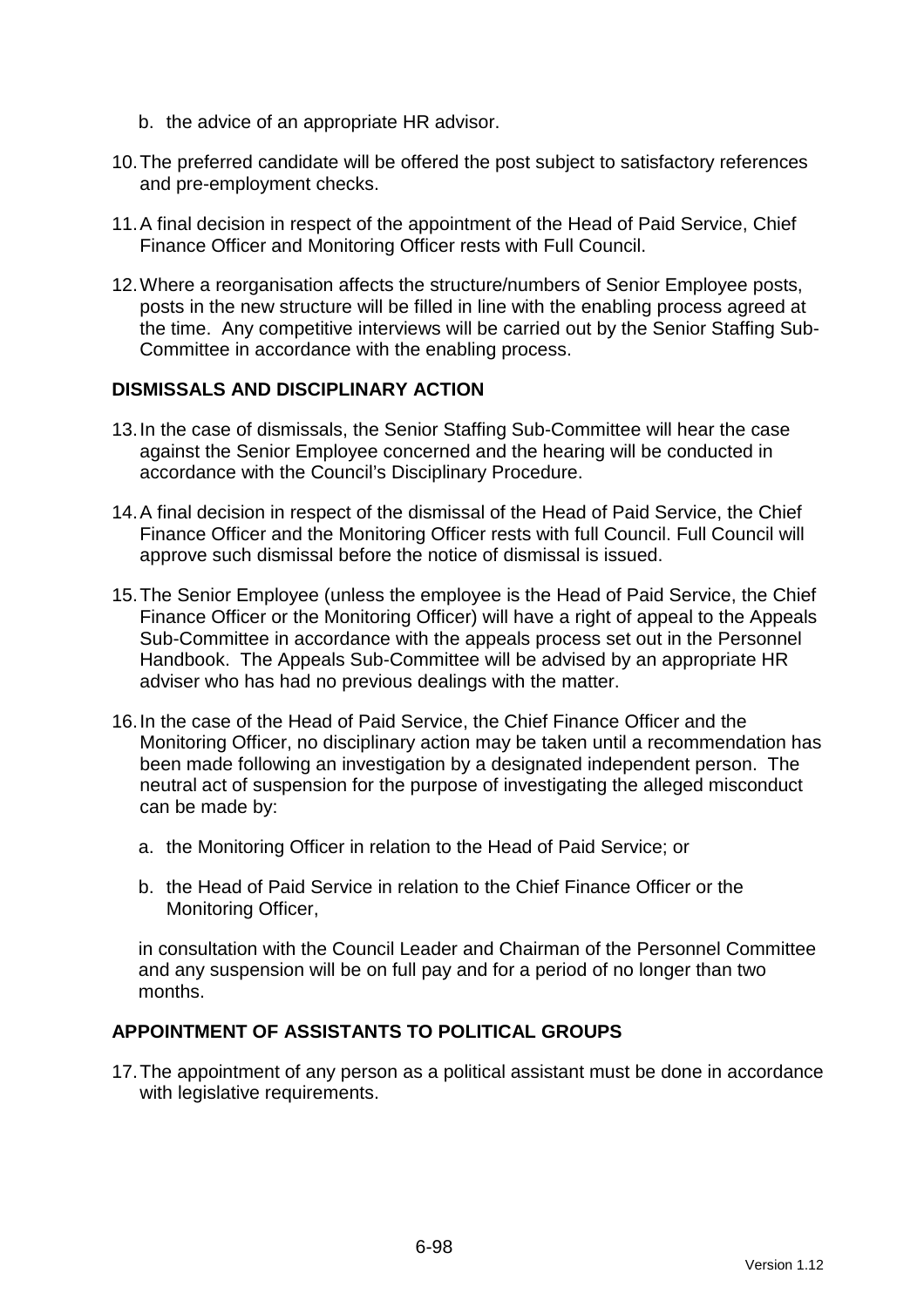b. the advice of an appropriate HR advisor.

10. The preferred candidate will be offered the post subject to satisfactory references and pre-employment checks.

11. A final decision in respect of the appointment of the Head of Paid Service, Chief Finance Officer and Monitoring Officer rests with Full Council.

12. Where a reorganisation affects the structure/numbers of Senior Employee posts, posts in the new structure will be filled in line with the enabling process agreed at the time. Any competitive interviews will be carried out by the Senior Staffing Sub-Committee in accordance with the enabling process.

**DISMISSALS AND DISCIPLINARY ACTION**

13. In the case of dismissals, the Senior Staffing Sub-Committee will hear the case against the Senior Employee concerned and the hearing will be conducted in accordance with the Council's Disciplinary Procedure.

14. A final decision in respect of the dismissal of the Head of Paid Service, the Chief Finance Officer and the Monitoring Officer rests with full Council. Full Council will approve such dismissal before the notice of dismissal is issued.

15. The Senior Employee (unless the employee is the Head of Paid Service, the Chief Finance Officer or the Monitoring Officer) will have a right of appeal to the Appeals Sub-Committee in accordance with the appeals process set out in the Personnel Handbook. The Appeals Sub-Committee will be advised by an appropriate HR adviser who has had no previous dealings with the matter.

16. In the case of the Head of Paid Service, the Chief Finance Officer and the Monitoring Officer, no disciplinary action may be taken until a recommendation has been made following an investigation by a designated independent person. The neutral act of suspension for the purpose of investigating the alleged misconduct can be made by:

    a. the Monitoring Officer in relation to the Head of Paid Service; or

    b. the Head of Paid Service in relation to the Chief Finance Officer or the Monitoring Officer,

    in consultation with the Council Leader and Chairman of the Personnel Committee and any suspension will be on full pay and for a period of no longer than two months.

**APPOINTMENT OF ASSISTANTS TO POLITICAL GROUPS**

17. The appointment of any person as a political assistant must be done in accordance with legislative requirements.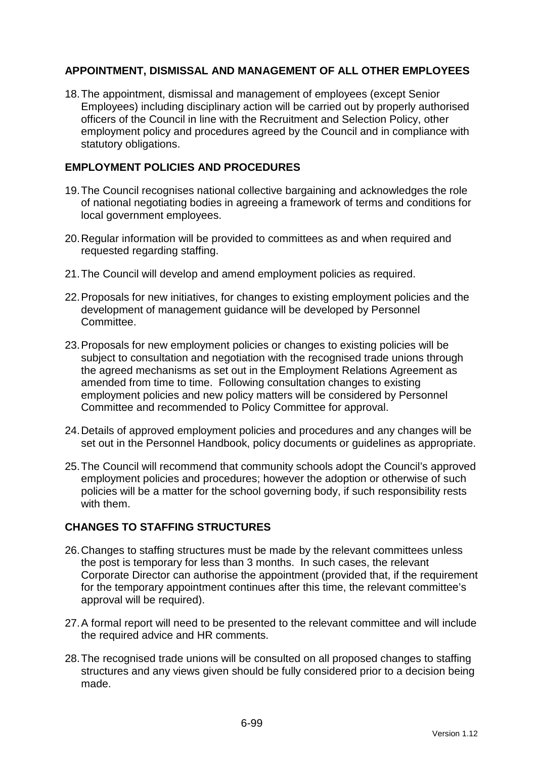## APPOINTMENT, DISMISSAL AND MANAGEMENT OF ALL OTHER EMPLOYEES

18. The appointment, dismissal and management of employees (except Senior Employees) including disciplinary action will be carried out by properly authorised officers of the Council in line with the Recruitment and Selection Policy, other employment policy and procedures agreed by the Council and in compliance with statutory obligations.

## EMPLOYMENT POLICIES AND PROCEDURES

19. The Council recognises national collective bargaining and acknowledges the role of national negotiating bodies in agreeing a framework of terms and conditions for local government employees.

20. Regular information will be provided to committees as and when required and requested regarding staffing.

21. The Council will develop and amend employment policies as required.

22. Proposals for new initiatives, for changes to existing employment policies and the development of management guidance will be developed by Personnel Committee.

23. Proposals for new employment policies or changes to existing policies will be subject to consultation and negotiation with the recognised trade unions through the agreed mechanisms as set out in the Employment Relations Agreement as amended from time to time. Following consultation changes to existing employment policies and new policy matters will be considered by Personnel Committee and recommended to Policy Committee for approval.

24. Details of approved employment policies and procedures and any changes will be set out in the Personnel Handbook, policy documents or guidelines as appropriate.

25. The Council will recommend that community schools adopt the Council's approved employment policies and procedures; however the adoption or otherwise of such policies will be a matter for the school governing body, if such responsibility rests with them.

## CHANGES TO STAFFING STRUCTURES

26. Changes to staffing structures must be made by the relevant committees unless the post is temporary for less than 3 months. In such cases, the relevant Corporate Director can authorise the appointment (provided that, if the requirement for the temporary appointment continues after this time, the relevant committee's approval will be required).

27. A formal report will need to be presented to the relevant committee and will include the required advice and HR comments.

28. The recognised trade unions will be consulted on all proposed changes to staffing structures and any views given should be fully considered prior to a decision being made.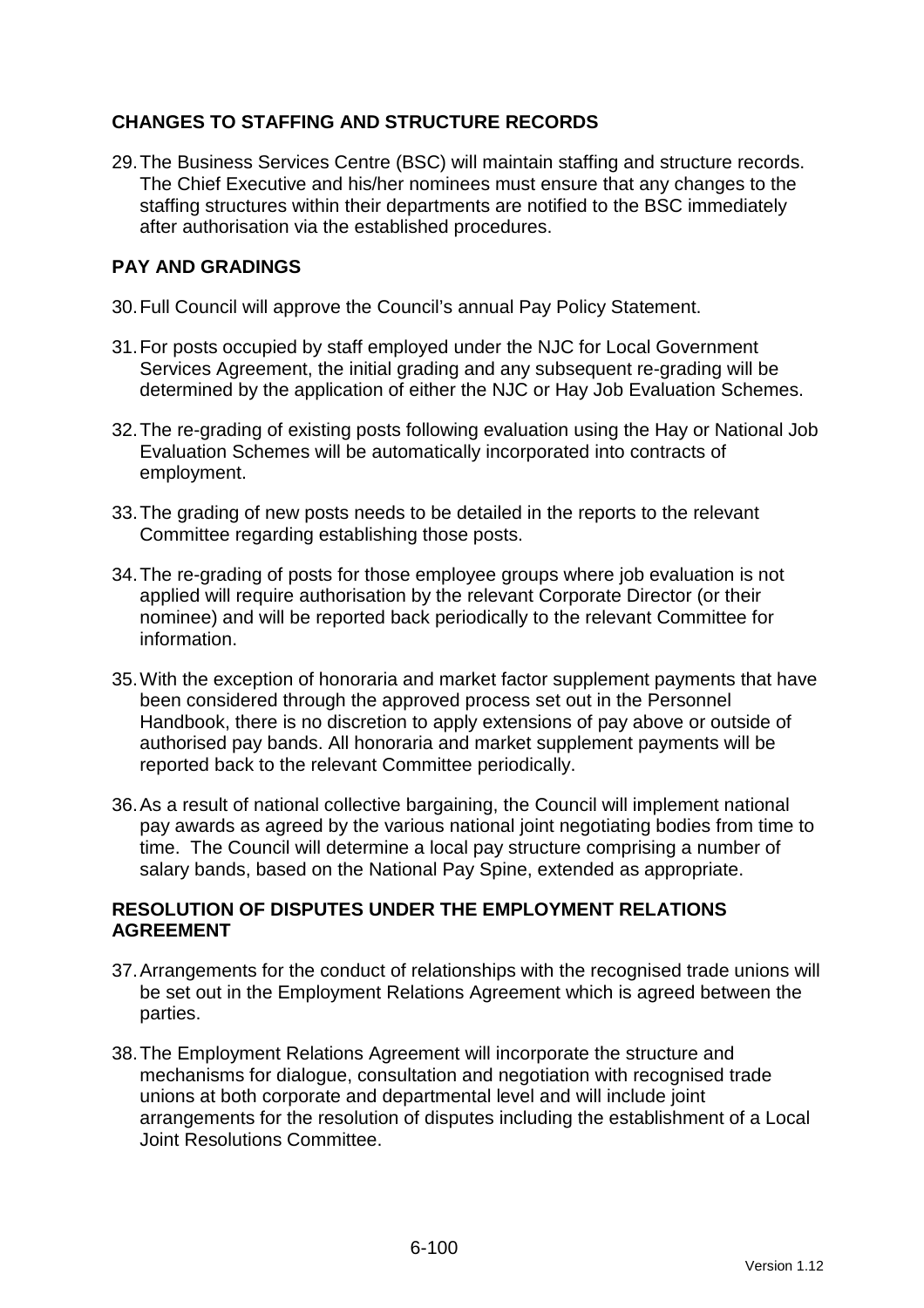## CHANGES TO STAFFING AND STRUCTURE RECORDS

29. The Business Services Centre (BSC) will maintain staffing and structure records. The Chief Executive and his/her nominees must ensure that any changes to the staffing structures within their departments are notified to the BSC immediately after authorisation via the established procedures.

## PAY AND GRADINGS

30. Full Council will approve the Council's annual Pay Policy Statement.

31. For posts occupied by staff employed under the NJC for Local Government Services Agreement, the initial grading and any subsequent re-grading will be determined by the application of either the NJC or Hay Job Evaluation Schemes.

32. The re-grading of existing posts following evaluation using the Hay or National Job Evaluation Schemes will be automatically incorporated into contracts of employment.

33. The grading of new posts needs to be detailed in the reports to the relevant Committee regarding establishing those posts.

34. The re-grading of posts for those employee groups where job evaluation is not applied will require authorisation by the relevant Corporate Director (or their nominee) and will be reported back periodically to the relevant Committee for information.

35. With the exception of honoraria and market factor supplement payments that have been considered through the approved process set out in the Personnel Handbook, there is no discretion to apply extensions of pay above or outside of authorised pay bands. All honoraria and market supplement payments will be reported back to the relevant Committee periodically.

36. As a result of national collective bargaining, the Council will implement national pay awards as agreed by the various national joint negotiating bodies from time to time. The Council will determine a local pay structure comprising a number of salary bands, based on the National Pay Spine, extended as appropriate.

## RESOLUTION OF DISPUTES UNDER THE EMPLOYMENT RELATIONS AGREEMENT

37. Arrangements for the conduct of relationships with the recognised trade unions will be set out in the Employment Relations Agreement which is agreed between the parties.

38. The Employment Relations Agreement will incorporate the structure and mechanisms for dialogue, consultation and negotiation with recognised trade unions at both corporate and departmental level and will include joint arrangements for the resolution of disputes including the establishment of a Local Joint Resolutions Committee.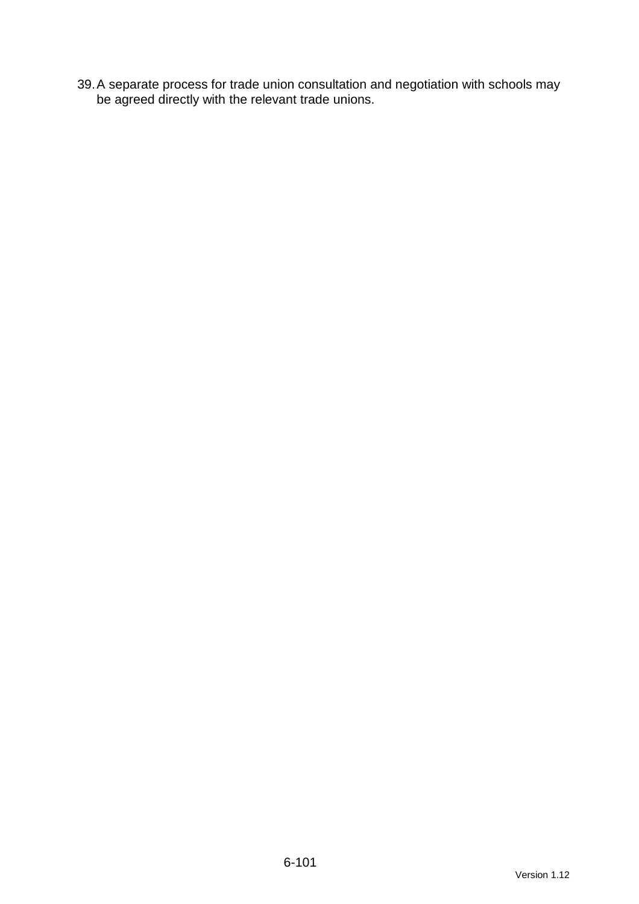39. A separate process for trade union consultation and negotiation with schools may be agreed directly with the relevant trade unions.